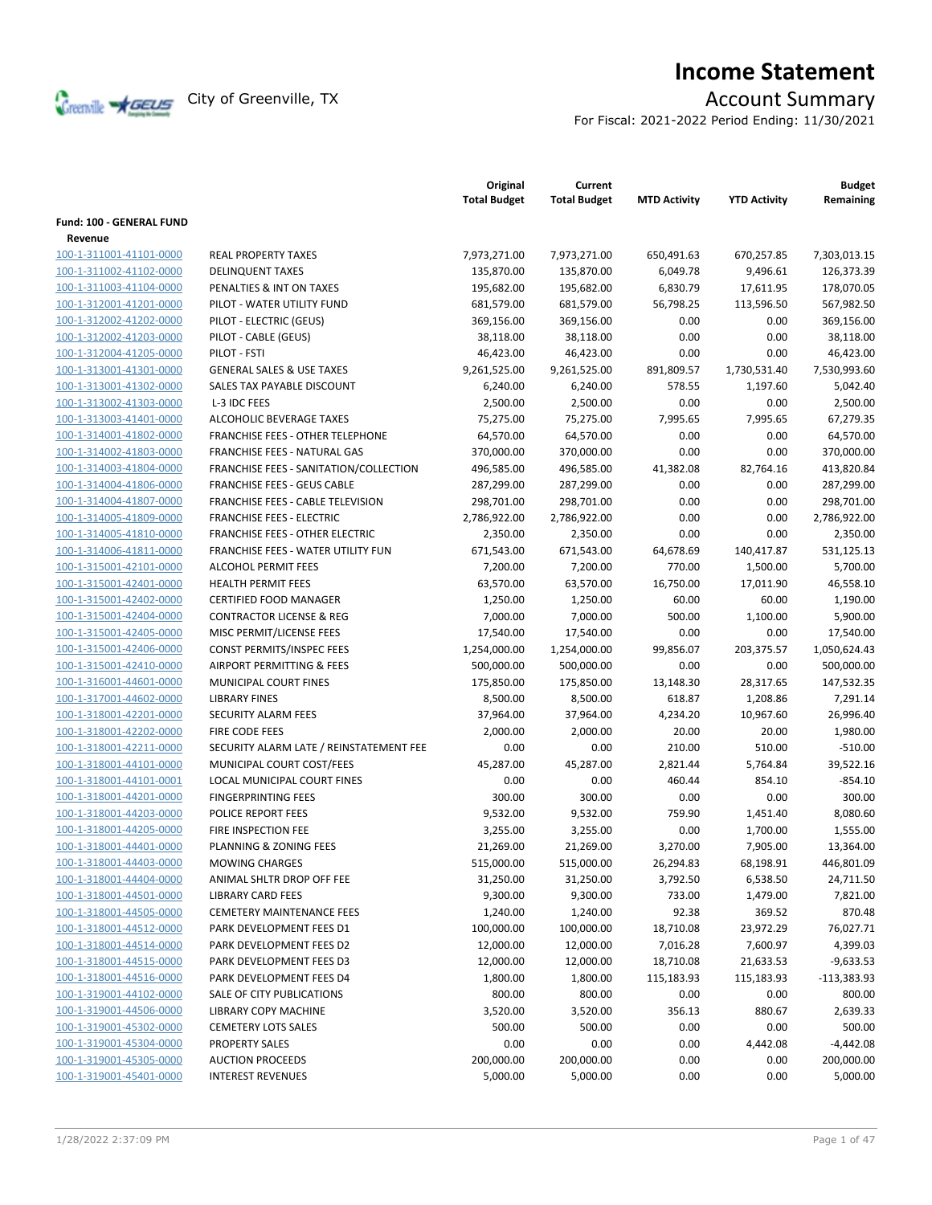# Income Statement

City of Greenville, TX

## Account Summary

For Fiscal: 2021-2022 Period Ending: 11/30/2021

| | | Original Total Budget | Current Total Budget | MTD Activity | YTD Activity | Budget Remaining |
|---|---|---|---|---|---|---|
| **Fund: 100 - GENERAL FUND** | | | | | | |
| **Revenue** | | | | | | |
| 100-1-311001-41101-0000 | REAL PROPERTY TAXES | 7,973,271.00 | 7,973,271.00 | 650,491.63 | 670,257.85 | 7,303,013.15 |
| 100-1-311002-41102-0000 | DELINQUENT TAXES | 135,870.00 | 135,870.00 | 6,049.78 | 9,496.61 | 126,373.39 |
| 100-1-311003-41104-0000 | PENALTIES & INT ON TAXES | 195,682.00 | 195,682.00 | 6,830.79 | 17,611.95 | 178,070.05 |
| 100-1-312001-41201-0000 | PILOT - WATER UTILITY FUND | 681,579.00 | 681,579.00 | 56,798.25 | 113,596.50 | 567,982.50 |
| 100-1-312002-41202-0000 | PILOT - ELECTRIC (GEUS) | 369,156.00 | 369,156.00 | 0.00 | 0.00 | 369,156.00 |
| 100-1-312002-41203-0000 | PILOT - CABLE (GEUS) | 38,118.00 | 38,118.00 | 0.00 | 0.00 | 38,118.00 |
| 100-1-312004-41205-0000 | PILOT - FSTI | 46,423.00 | 46,423.00 | 0.00 | 0.00 | 46,423.00 |
| 100-1-313001-41301-0000 | GENERAL SALES & USE TAXES | 9,261,525.00 | 9,261,525.00 | 891,809.57 | 1,730,531.40 | 7,530,993.60 |
| 100-1-313001-41302-0000 | SALES TAX PAYABLE DISCOUNT | 6,240.00 | 6,240.00 | 578.55 | 1,197.60 | 5,042.40 |
| 100-1-313002-41303-0000 | L-3 IDC FEES | 2,500.00 | 2,500.00 | 0.00 | 0.00 | 2,500.00 |
| 100-1-313003-41401-0000 | ALCOHOLIC BEVERAGE TAXES | 75,275.00 | 75,275.00 | 7,995.65 | 7,995.65 | 67,279.35 |
| 100-1-314001-41802-0000 | FRANCHISE FEES - OTHER TELEPHONE | 64,570.00 | 64,570.00 | 0.00 | 0.00 | 64,570.00 |
| 100-1-314002-41803-0000 | FRANCHISE FEES - NATURAL GAS | 370,000.00 | 370,000.00 | 0.00 | 0.00 | 370,000.00 |
| 100-1-314003-41804-0000 | FRANCHISE FEES - SANITATION/COLLECTION | 496,585.00 | 496,585.00 | 41,382.08 | 82,764.16 | 413,820.84 |
| 100-1-314004-41806-0000 | FRANCHISE FEES - GEUS CABLE | 287,299.00 | 287,299.00 | 0.00 | 0.00 | 287,299.00 |
| 100-1-314004-41807-0000 | FRANCHISE FEES - CABLE TELEVISION | 298,701.00 | 298,701.00 | 0.00 | 0.00 | 298,701.00 |
| 100-1-314005-41809-0000 | FRANCHISE FEES - ELECTRIC | 2,786,922.00 | 2,786,922.00 | 0.00 | 0.00 | 2,786,922.00 |
| 100-1-314005-41810-0000 | FRANCHISE FEES - OTHER ELECTRIC | 2,350.00 | 2,350.00 | 0.00 | 0.00 | 2,350.00 |
| 100-1-314006-41811-0000 | FRANCHISE FEES - WATER UTILITY FUN | 671,543.00 | 671,543.00 | 64,678.69 | 140,417.87 | 531,125.13 |
| 100-1-315001-42101-0000 | ALCOHOL PERMIT FEES | 7,200.00 | 7,200.00 | 770.00 | 1,500.00 | 5,700.00 |
| 100-1-315001-42401-0000 | HEALTH PERMIT FEES | 63,570.00 | 63,570.00 | 16,750.00 | 17,011.90 | 46,558.10 |
| 100-1-315001-42402-0000 | CERTIFIED FOOD MANAGER | 1,250.00 | 1,250.00 | 60.00 | 60.00 | 1,190.00 |
| 100-1-315001-42404-0000 | CONTRACTOR LICENSE & REG | 7,000.00 | 7,000.00 | 500.00 | 1,100.00 | 5,900.00 |
| 100-1-315001-42405-0000 | MISC PERMIT/LICENSE FEES | 17,540.00 | 17,540.00 | 0.00 | 0.00 | 17,540.00 |
| 100-1-315001-42406-0000 | CONST PERMITS/INSPEC FEES | 1,254,000.00 | 1,254,000.00 | 99,856.07 | 203,375.57 | 1,050,624.43 |
| 100-1-315001-42410-0000 | AIRPORT PERMITTING & FEES | 500,000.00 | 500,000.00 | 0.00 | 0.00 | 500,000.00 |
| 100-1-316001-44601-0000 | MUNICIPAL COURT FINES | 175,850.00 | 175,850.00 | 13,148.30 | 28,317.65 | 147,532.35 |
| 100-1-317001-44602-0000 | LIBRARY FINES | 8,500.00 | 8,500.00 | 618.87 | 1,208.86 | 7,291.14 |
| 100-1-318001-42201-0000 | SECURITY ALARM FEES | 37,964.00 | 37,964.00 | 4,234.20 | 10,967.60 | 26,996.40 |
| 100-1-318001-42202-0000 | FIRE CODE FEES | 2,000.00 | 2,000.00 | 20.00 | 20.00 | 1,980.00 |
| 100-1-318001-42211-0000 | SECURITY ALARM LATE / REINSTATEMENT FEE | 0.00 | 0.00 | 210.00 | 510.00 | -510.00 |
| 100-1-318001-44101-0000 | MUNICIPAL COURT COST/FEES | 45,287.00 | 45,287.00 | 2,821.44 | 5,764.84 | 39,522.16 |
| 100-1-318001-44101-0001 | LOCAL MUNICIPAL COURT FINES | 0.00 | 0.00 | 460.44 | 854.10 | -854.10 |
| 100-1-318001-44201-0000 | FINGERPRINTING FEES | 300.00 | 300.00 | 0.00 | 0.00 | 300.00 |
| 100-1-318001-44203-0000 | POLICE REPORT FEES | 9,532.00 | 9,532.00 | 759.90 | 1,451.40 | 8,080.60 |
| 100-1-318001-44205-0000 | FIRE INSPECTION FEE | 3,255.00 | 3,255.00 | 0.00 | 1,700.00 | 1,555.00 |
| 100-1-318001-44401-0000 | PLANNING & ZONING FEES | 21,269.00 | 21,269.00 | 3,270.00 | 7,905.00 | 13,364.00 |
| 100-1-318001-44403-0000 | MOWING CHARGES | 515,000.00 | 515,000.00 | 26,294.83 | 68,198.91 | 446,801.09 |
| 100-1-318001-44404-0000 | ANIMAL SHLTR DROP OFF FEE | 31,250.00 | 31,250.00 | 3,792.50 | 6,538.50 | 24,711.50 |
| 100-1-318001-44501-0000 | LIBRARY CARD FEES | 9,300.00 | 9,300.00 | 733.00 | 1,479.00 | 7,821.00 |
| 100-1-318001-44505-0000 | CEMETERY MAINTENANCE FEES | 1,240.00 | 1,240.00 | 92.38 | 369.52 | 870.48 |
| 100-1-318001-44512-0000 | PARK DEVELOPMENT FEES D1 | 100,000.00 | 100,000.00 | 18,710.08 | 23,972.29 | 76,027.71 |
| 100-1-318001-44514-0000 | PARK DEVELOPMENT FEES D2 | 12,000.00 | 12,000.00 | 7,016.28 | 7,600.97 | 4,399.03 |
| 100-1-318001-44515-0000 | PARK DEVELOPMENT FEES D3 | 12,000.00 | 12,000.00 | 18,710.08 | 21,633.53 | -9,633.53 |
| 100-1-318001-44516-0000 | PARK DEVELOPMENT FEES D4 | 1,800.00 | 1,800.00 | 115,183.93 | 115,183.93 | -113,383.93 |
| 100-1-319001-44102-0000 | SALE OF CITY PUBLICATIONS | 800.00 | 800.00 | 0.00 | 0.00 | 800.00 |
| 100-1-319001-44506-0000 | LIBRARY COPY MACHINE | 3,520.00 | 3,520.00 | 356.13 | 880.67 | 2,639.33 |
| 100-1-319001-45302-0000 | CEMETERY LOTS SALES | 500.00 | 500.00 | 0.00 | 0.00 | 500.00 |
| 100-1-319001-45304-0000 | PROPERTY SALES | 0.00 | 0.00 | 0.00 | 4,442.08 | -4,442.08 |
| 100-1-319001-45305-0000 | AUCTION PROCEEDS | 200,000.00 | 200,000.00 | 0.00 | 0.00 | 200,000.00 |
| 100-1-319001-45401-0000 | INTEREST REVENUES | 5,000.00 | 5,000.00 | 0.00 | 0.00 | 5,000.00 |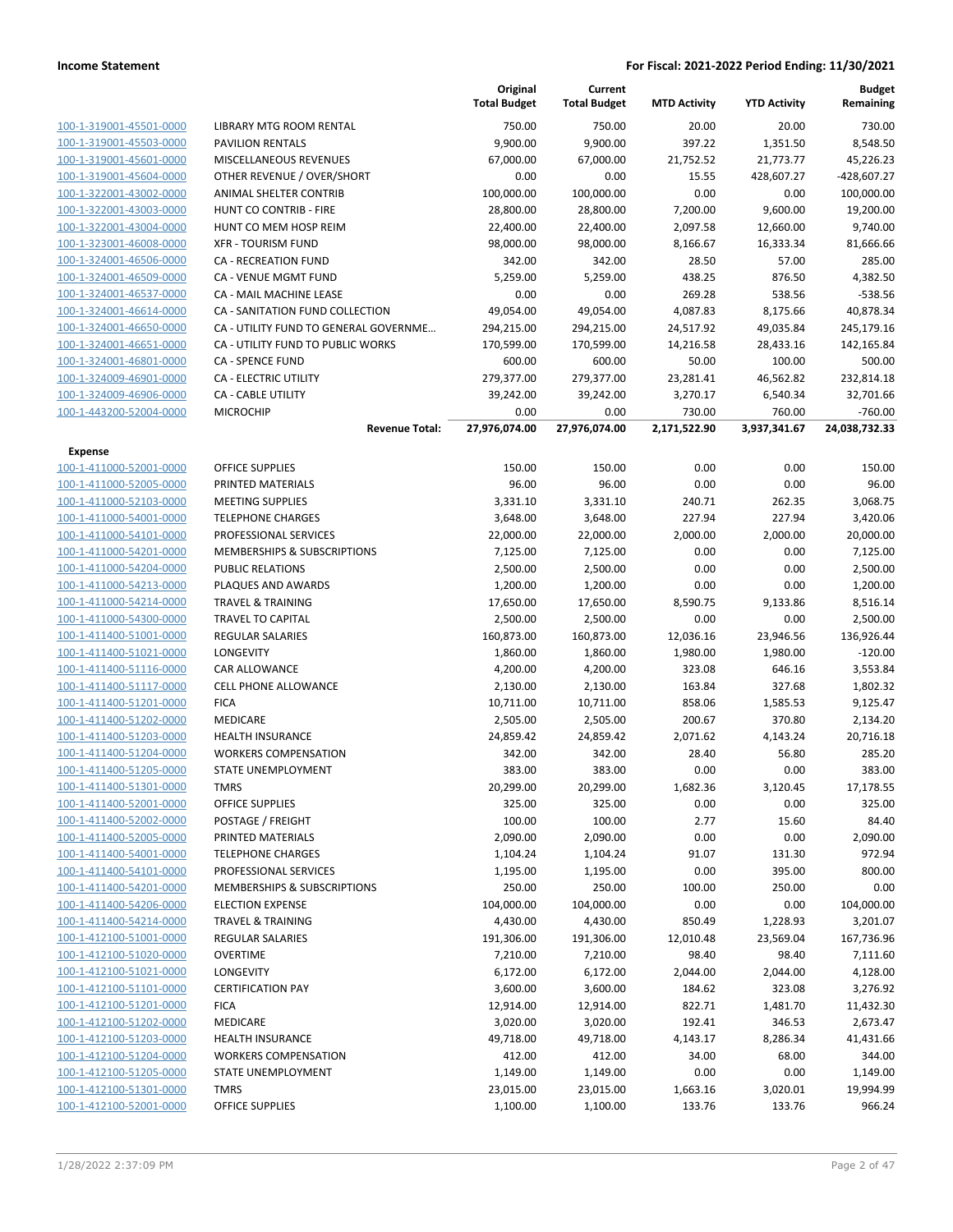**Income Statement** — For Fiscal: 2021-2022 Period Ending: 11/30/2021

| | | Original Total Budget | Current Total Budget | MTD Activity | YTD Activity | Budget Remaining |
|---|---|---|---|---|---|---|
| 100-1-319001-45501-0000 | LIBRARY MTG ROOM RENTAL | 750.00 | 750.00 | 20.00 | 20.00 | 730.00 |
| 100-1-319001-45503-0000 | PAVILION RENTALS | 9,900.00 | 9,900.00 | 397.22 | 1,351.50 | 8,548.50 |
| 100-1-319001-45601-0000 | MISCELLANEOUS REVENUES | 67,000.00 | 67,000.00 | 21,752.52 | 21,773.77 | 45,226.23 |
| 100-1-319001-45604-0000 | OTHER REVENUE / OVER/SHORT | 0.00 | 0.00 | 15.55 | 428,607.27 | -428,607.27 |
| 100-1-322001-43002-0000 | ANIMAL SHELTER CONTRIB | 100,000.00 | 100,000.00 | 0.00 | 0.00 | 100,000.00 |
| 100-1-322001-43003-0000 | HUNT CO CONTRIB - FIRE | 28,800.00 | 28,800.00 | 7,200.00 | 9,600.00 | 19,200.00 |
| 100-1-322001-43004-0000 | HUNT CO MEM HOSP REIM | 22,400.00 | 22,400.00 | 2,097.58 | 12,660.00 | 9,740.00 |
| 100-1-323001-46008-0000 | XFR - TOURISM FUND | 98,000.00 | 98,000.00 | 8,166.67 | 16,333.34 | 81,666.66 |
| 100-1-324001-46506-0000 | CA - RECREATION FUND | 342.00 | 342.00 | 28.50 | 57.00 | 285.00 |
| 100-1-324001-46509-0000 | CA - VENUE MGMT FUND | 5,259.00 | 5,259.00 | 438.25 | 876.50 | 4,382.50 |
| 100-1-324001-46537-0000 | CA - MAIL MACHINE LEASE | 0.00 | 0.00 | 269.28 | 538.56 | -538.56 |
| 100-1-324001-46614-0000 | CA - SANITATION FUND COLLECTION | 49,054.00 | 49,054.00 | 4,087.83 | 8,175.66 | 40,878.34 |
| 100-1-324001-46650-0000 | CA - UTILITY FUND TO GENERAL GOVERNME… | 294,215.00 | 294,215.00 | 24,517.92 | 49,035.84 | 245,179.16 |
| 100-1-324001-46651-0000 | CA - UTILITY FUND TO PUBLIC WORKS | 170,599.00 | 170,599.00 | 14,216.58 | 28,433.16 | 142,165.84 |
| 100-1-324001-46801-0000 | CA - SPENCE FUND | 600.00 | 600.00 | 50.00 | 100.00 | 500.00 |
| 100-1-324009-46901-0000 | CA - ELECTRIC UTILITY | 279,377.00 | 279,377.00 | 23,281.41 | 46,562.82 | 232,814.18 |
| 100-1-324009-46906-0000 | CA - CABLE UTILITY | 39,242.00 | 39,242.00 | 3,270.17 | 6,540.34 | 32,701.66 |
| 100-1-443200-52004-0000 | MICROCHIP | 0.00 | 0.00 | 730.00 | 760.00 | -760.00 |
| | **Revenue Total:** | **27,976,074.00** | **27,976,074.00** | **2,171,522.90** | **3,937,341.67** | **24,038,732.33** |
| **Expense** | | | | | | |
| 100-1-411000-52001-0000 | OFFICE SUPPLIES | 150.00 | 150.00 | 0.00 | 0.00 | 150.00 |
| 100-1-411000-52005-0000 | PRINTED MATERIALS | 96.00 | 96.00 | 0.00 | 0.00 | 96.00 |
| 100-1-411000-52103-0000 | MEETING SUPPLIES | 3,331.10 | 3,331.10 | 240.71 | 262.35 | 3,068.75 |
| 100-1-411000-54001-0000 | TELEPHONE CHARGES | 3,648.00 | 3,648.00 | 227.94 | 227.94 | 3,420.06 |
| 100-1-411000-54101-0000 | PROFESSIONAL SERVICES | 22,000.00 | 22,000.00 | 2,000.00 | 2,000.00 | 20,000.00 |
| 100-1-411000-54201-0000 | MEMBERSHIPS & SUBSCRIPTIONS | 7,125.00 | 7,125.00 | 0.00 | 0.00 | 7,125.00 |
| 100-1-411000-54204-0000 | PUBLIC RELATIONS | 2,500.00 | 2,500.00 | 0.00 | 0.00 | 2,500.00 |
| 100-1-411000-54213-0000 | PLAQUES AND AWARDS | 1,200.00 | 1,200.00 | 0.00 | 0.00 | 1,200.00 |
| 100-1-411000-54214-0000 | TRAVEL & TRAINING | 17,650.00 | 17,650.00 | 8,590.75 | 9,133.86 | 8,516.14 |
| 100-1-411000-54300-0000 | TRAVEL TO CAPITAL | 2,500.00 | 2,500.00 | 0.00 | 0.00 | 2,500.00 |
| 100-1-411400-51001-0000 | REGULAR SALARIES | 160,873.00 | 160,873.00 | 12,036.16 | 23,946.56 | 136,926.44 |
| 100-1-411400-51021-0000 | LONGEVITY | 1,860.00 | 1,860.00 | 1,980.00 | 1,980.00 | -120.00 |
| 100-1-411400-51116-0000 | CAR ALLOWANCE | 4,200.00 | 4,200.00 | 323.08 | 646.16 | 3,553.84 |
| 100-1-411400-51117-0000 | CELL PHONE ALLOWANCE | 2,130.00 | 2,130.00 | 163.84 | 327.68 | 1,802.32 |
| 100-1-411400-51201-0000 | FICA | 10,711.00 | 10,711.00 | 858.06 | 1,585.53 | 9,125.47 |
| 100-1-411400-51202-0000 | MEDICARE | 2,505.00 | 2,505.00 | 200.67 | 370.80 | 2,134.20 |
| 100-1-411400-51203-0000 | HEALTH INSURANCE | 24,859.42 | 24,859.42 | 2,071.62 | 4,143.24 | 20,716.18 |
| 100-1-411400-51204-0000 | WORKERS COMPENSATION | 342.00 | 342.00 | 28.40 | 56.80 | 285.20 |
| 100-1-411400-51205-0000 | STATE UNEMPLOYMENT | 383.00 | 383.00 | 0.00 | 0.00 | 383.00 |
| 100-1-411400-51301-0000 | TMRS | 20,299.00 | 20,299.00 | 1,682.36 | 3,120.45 | 17,178.55 |
| 100-1-411400-52001-0000 | OFFICE SUPPLIES | 325.00 | 325.00 | 0.00 | 0.00 | 325.00 |
| 100-1-411400-52002-0000 | POSTAGE / FREIGHT | 100.00 | 100.00 | 2.77 | 15.60 | 84.40 |
| 100-1-411400-52005-0000 | PRINTED MATERIALS | 2,090.00 | 2,090.00 | 0.00 | 0.00 | 2,090.00 |
| 100-1-411400-54001-0000 | TELEPHONE CHARGES | 1,104.24 | 1,104.24 | 91.07 | 131.30 | 972.94 |
| 100-1-411400-54101-0000 | PROFESSIONAL SERVICES | 1,195.00 | 1,195.00 | 0.00 | 395.00 | 800.00 |
| 100-1-411400-54201-0000 | MEMBERSHIPS & SUBSCRIPTIONS | 250.00 | 250.00 | 100.00 | 250.00 | 0.00 |
| 100-1-411400-54206-0000 | ELECTION EXPENSE | 104,000.00 | 104,000.00 | 0.00 | 0.00 | 104,000.00 |
| 100-1-411400-54214-0000 | TRAVEL & TRAINING | 4,430.00 | 4,430.00 | 850.49 | 1,228.93 | 3,201.07 |
| 100-1-412100-51001-0000 | REGULAR SALARIES | 191,306.00 | 191,306.00 | 12,010.48 | 23,569.04 | 167,736.96 |
| 100-1-412100-51020-0000 | OVERTIME | 7,210.00 | 7,210.00 | 98.40 | 98.40 | 7,111.60 |
| 100-1-412100-51021-0000 | LONGEVITY | 6,172.00 | 6,172.00 | 2,044.00 | 2,044.00 | 4,128.00 |
| 100-1-412100-51101-0000 | CERTIFICATION PAY | 3,600.00 | 3,600.00 | 184.62 | 323.08 | 3,276.92 |
| 100-1-412100-51201-0000 | FICA | 12,914.00 | 12,914.00 | 822.71 | 1,481.70 | 11,432.30 |
| 100-1-412100-51202-0000 | MEDICARE | 3,020.00 | 3,020.00 | 192.41 | 346.53 | 2,673.47 |
| 100-1-412100-51203-0000 | HEALTH INSURANCE | 49,718.00 | 49,718.00 | 4,143.17 | 8,286.34 | 41,431.66 |
| 100-1-412100-51204-0000 | WORKERS COMPENSATION | 412.00 | 412.00 | 34.00 | 68.00 | 344.00 |
| 100-1-412100-51205-0000 | STATE UNEMPLOYMENT | 1,149.00 | 1,149.00 | 0.00 | 0.00 | 1,149.00 |
| 100-1-412100-51301-0000 | TMRS | 23,015.00 | 23,015.00 | 1,663.16 | 3,020.01 | 19,994.99 |
| 100-1-412100-52001-0000 | OFFICE SUPPLIES | 1,100.00 | 1,100.00 | 133.76 | 133.76 | 966.24 |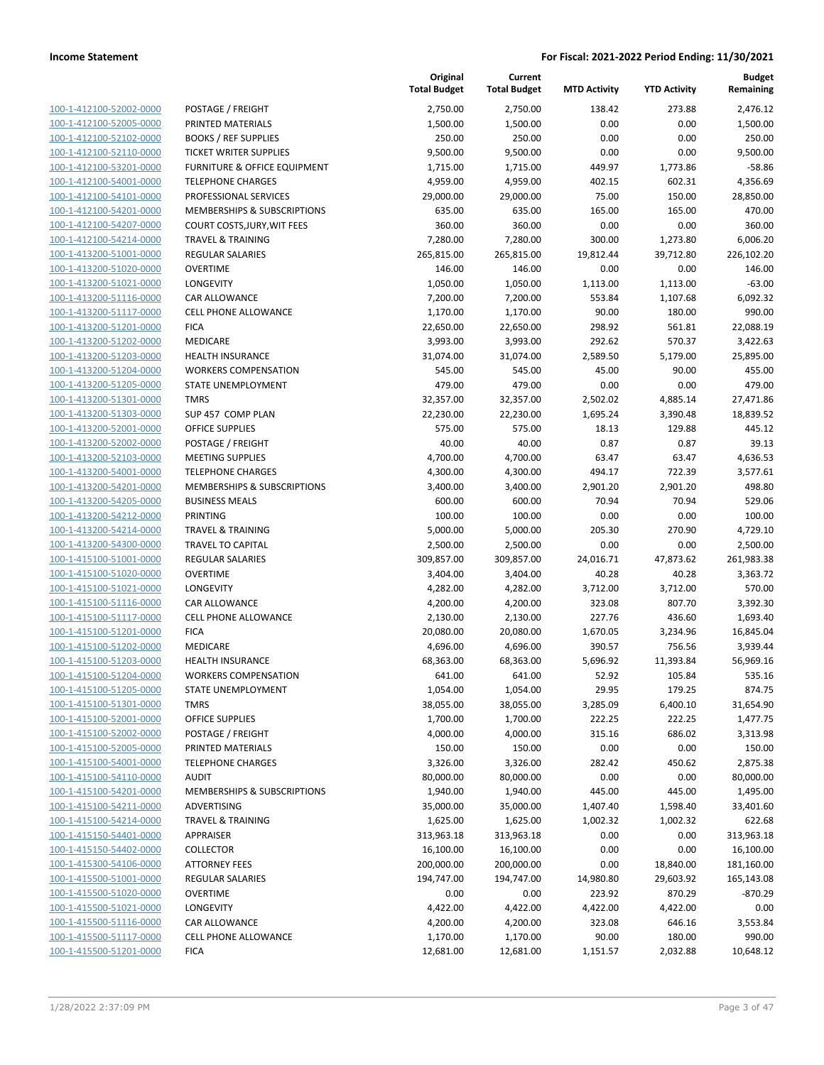| | | Original Total Budget | Current Total Budget | MTD Activity | YTD Activity | Budget Remaining |
|---|---|---|---|---|---|---|
| 100-1-412100-52002-0000 | POSTAGE / FREIGHT | 2,750.00 | 2,750.00 | 138.42 | 273.88 | 2,476.12 |
| 100-1-412100-52005-0000 | PRINTED MATERIALS | 1,500.00 | 1,500.00 | 0.00 | 0.00 | 1,500.00 |
| 100-1-412100-52102-0000 | BOOKS / REF SUPPLIES | 250.00 | 250.00 | 0.00 | 0.00 | 250.00 |
| 100-1-412100-52110-0000 | TICKET WRITER SUPPLIES | 9,500.00 | 9,500.00 | 0.00 | 0.00 | 9,500.00 |
| 100-1-412100-53201-0000 | FURNITURE & OFFICE EQUIPMENT | 1,715.00 | 1,715.00 | 449.97 | 1,773.86 | -58.86 |
| 100-1-412100-54001-0000 | TELEPHONE CHARGES | 4,959.00 | 4,959.00 | 402.15 | 602.31 | 4,356.69 |
| 100-1-412100-54101-0000 | PROFESSIONAL SERVICES | 29,000.00 | 29,000.00 | 75.00 | 150.00 | 28,850.00 |
| 100-1-412100-54201-0000 | MEMBERSHIPS & SUBSCRIPTIONS | 635.00 | 635.00 | 165.00 | 165.00 | 470.00 |
| 100-1-412100-54207-0000 | COURT COSTS,JURY,WIT FEES | 360.00 | 360.00 | 0.00 | 0.00 | 360.00 |
| 100-1-412100-54214-0000 | TRAVEL & TRAINING | 7,280.00 | 7,280.00 | 300.00 | 1,273.80 | 6,006.20 |
| 100-1-413200-51001-0000 | REGULAR SALARIES | 265,815.00 | 265,815.00 | 19,812.44 | 39,712.80 | 226,102.20 |
| 100-1-413200-51020-0000 | OVERTIME | 146.00 | 146.00 | 0.00 | 0.00 | 146.00 |
| 100-1-413200-51021-0000 | LONGEVITY | 1,050.00 | 1,050.00 | 1,113.00 | 1,113.00 | -63.00 |
| 100-1-413200-51116-0000 | CAR ALLOWANCE | 7,200.00 | 7,200.00 | 553.84 | 1,107.68 | 6,092.32 |
| 100-1-413200-51117-0000 | CELL PHONE ALLOWANCE | 1,170.00 | 1,170.00 | 90.00 | 180.00 | 990.00 |
| 100-1-413200-51201-0000 | FICA | 22,650.00 | 22,650.00 | 298.92 | 561.81 | 22,088.19 |
| 100-1-413200-51202-0000 | MEDICARE | 3,993.00 | 3,993.00 | 292.62 | 570.37 | 3,422.63 |
| 100-1-413200-51203-0000 | HEALTH INSURANCE | 31,074.00 | 31,074.00 | 2,589.50 | 5,179.00 | 25,895.00 |
| 100-1-413200-51204-0000 | WORKERS COMPENSATION | 545.00 | 545.00 | 45.00 | 90.00 | 455.00 |
| 100-1-413200-51205-0000 | STATE UNEMPLOYMENT | 479.00 | 479.00 | 0.00 | 0.00 | 479.00 |
| 100-1-413200-51301-0000 | TMRS | 32,357.00 | 32,357.00 | 2,502.02 | 4,885.14 | 27,471.86 |
| 100-1-413200-51303-0000 | SUP 457 COMP PLAN | 22,230.00 | 22,230.00 | 1,695.24 | 3,390.48 | 18,839.52 |
| 100-1-413200-52001-0000 | OFFICE SUPPLIES | 575.00 | 575.00 | 18.13 | 129.88 | 445.12 |
| 100-1-413200-52002-0000 | POSTAGE / FREIGHT | 40.00 | 40.00 | 0.87 | 0.87 | 39.13 |
| 100-1-413200-52103-0000 | MEETING SUPPLIES | 4,700.00 | 4,700.00 | 63.47 | 63.47 | 4,636.53 |
| 100-1-413200-54001-0000 | TELEPHONE CHARGES | 4,300.00 | 4,300.00 | 494.17 | 722.39 | 3,577.61 |
| 100-1-413200-54201-0000 | MEMBERSHIPS & SUBSCRIPTIONS | 3,400.00 | 3,400.00 | 2,901.20 | 2,901.20 | 498.80 |
| 100-1-413200-54205-0000 | BUSINESS MEALS | 600.00 | 600.00 | 70.94 | 70.94 | 529.06 |
| 100-1-413200-54212-0000 | PRINTING | 100.00 | 100.00 | 0.00 | 0.00 | 100.00 |
| 100-1-413200-54214-0000 | TRAVEL & TRAINING | 5,000.00 | 5,000.00 | 205.30 | 270.90 | 4,729.10 |
| 100-1-413200-54300-0000 | TRAVEL TO CAPITAL | 2,500.00 | 2,500.00 | 0.00 | 0.00 | 2,500.00 |
| 100-1-415100-51001-0000 | REGULAR SALARIES | 309,857.00 | 309,857.00 | 24,016.71 | 47,873.62 | 261,983.38 |
| 100-1-415100-51020-0000 | OVERTIME | 3,404.00 | 3,404.00 | 40.28 | 40.28 | 3,363.72 |
| 100-1-415100-51021-0000 | LONGEVITY | 4,282.00 | 4,282.00 | 3,712.00 | 3,712.00 | 570.00 |
| 100-1-415100-51116-0000 | CAR ALLOWANCE | 4,200.00 | 4,200.00 | 323.08 | 807.70 | 3,392.30 |
| 100-1-415100-51117-0000 | CELL PHONE ALLOWANCE | 2,130.00 | 2,130.00 | 227.76 | 436.60 | 1,693.40 |
| 100-1-415100-51201-0000 | FICA | 20,080.00 | 20,080.00 | 1,670.05 | 3,234.96 | 16,845.04 |
| 100-1-415100-51202-0000 | MEDICARE | 4,696.00 | 4,696.00 | 390.57 | 756.56 | 3,939.44 |
| 100-1-415100-51203-0000 | HEALTH INSURANCE | 68,363.00 | 68,363.00 | 5,696.92 | 11,393.84 | 56,969.16 |
| 100-1-415100-51204-0000 | WORKERS COMPENSATION | 641.00 | 641.00 | 52.92 | 105.84 | 535.16 |
| 100-1-415100-51205-0000 | STATE UNEMPLOYMENT | 1,054.00 | 1,054.00 | 29.95 | 179.25 | 874.75 |
| 100-1-415100-51301-0000 | TMRS | 38,055.00 | 38,055.00 | 3,285.09 | 6,400.10 | 31,654.90 |
| 100-1-415100-52001-0000 | OFFICE SUPPLIES | 1,700.00 | 1,700.00 | 222.25 | 222.25 | 1,477.75 |
| 100-1-415100-52002-0000 | POSTAGE / FREIGHT | 4,000.00 | 4,000.00 | 315.16 | 686.02 | 3,313.98 |
| 100-1-415100-52005-0000 | PRINTED MATERIALS | 150.00 | 150.00 | 0.00 | 0.00 | 150.00 |
| 100-1-415100-54001-0000 | TELEPHONE CHARGES | 3,326.00 | 3,326.00 | 282.42 | 450.62 | 2,875.38 |
| 100-1-415100-54110-0000 | AUDIT | 80,000.00 | 80,000.00 | 0.00 | 0.00 | 80,000.00 |
| 100-1-415100-54201-0000 | MEMBERSHIPS & SUBSCRIPTIONS | 1,940.00 | 1,940.00 | 445.00 | 445.00 | 1,495.00 |
| 100-1-415100-54211-0000 | ADVERTISING | 35,000.00 | 35,000.00 | 1,407.40 | 1,598.40 | 33,401.60 |
| 100-1-415100-54214-0000 | TRAVEL & TRAINING | 1,625.00 | 1,625.00 | 1,002.32 | 1,002.32 | 622.68 |
| 100-1-415150-54401-0000 | APPRAISER | 313,963.18 | 313,963.18 | 0.00 | 0.00 | 313,963.18 |
| 100-1-415150-54402-0000 | COLLECTOR | 16,100.00 | 16,100.00 | 0.00 | 0.00 | 16,100.00 |
| 100-1-415300-54106-0000 | ATTORNEY FEES | 200,000.00 | 200,000.00 | 0.00 | 18,840.00 | 181,160.00 |
| 100-1-415500-51001-0000 | REGULAR SALARIES | 194,747.00 | 194,747.00 | 14,980.80 | 29,603.92 | 165,143.08 |
| 100-1-415500-51020-0000 | OVERTIME | 0.00 | 0.00 | 223.92 | 870.29 | -870.29 |
| 100-1-415500-51021-0000 | LONGEVITY | 4,422.00 | 4,422.00 | 4,422.00 | 4,422.00 | 0.00 |
| 100-1-415500-51116-0000 | CAR ALLOWANCE | 4,200.00 | 4,200.00 | 323.08 | 646.16 | 3,553.84 |
| 100-1-415500-51117-0000 | CELL PHONE ALLOWANCE | 1,170.00 | 1,170.00 | 90.00 | 180.00 | 990.00 |
| 100-1-415500-51201-0000 | FICA | 12,681.00 | 12,681.00 | 1,151.57 | 2,032.88 | 10,648.12 |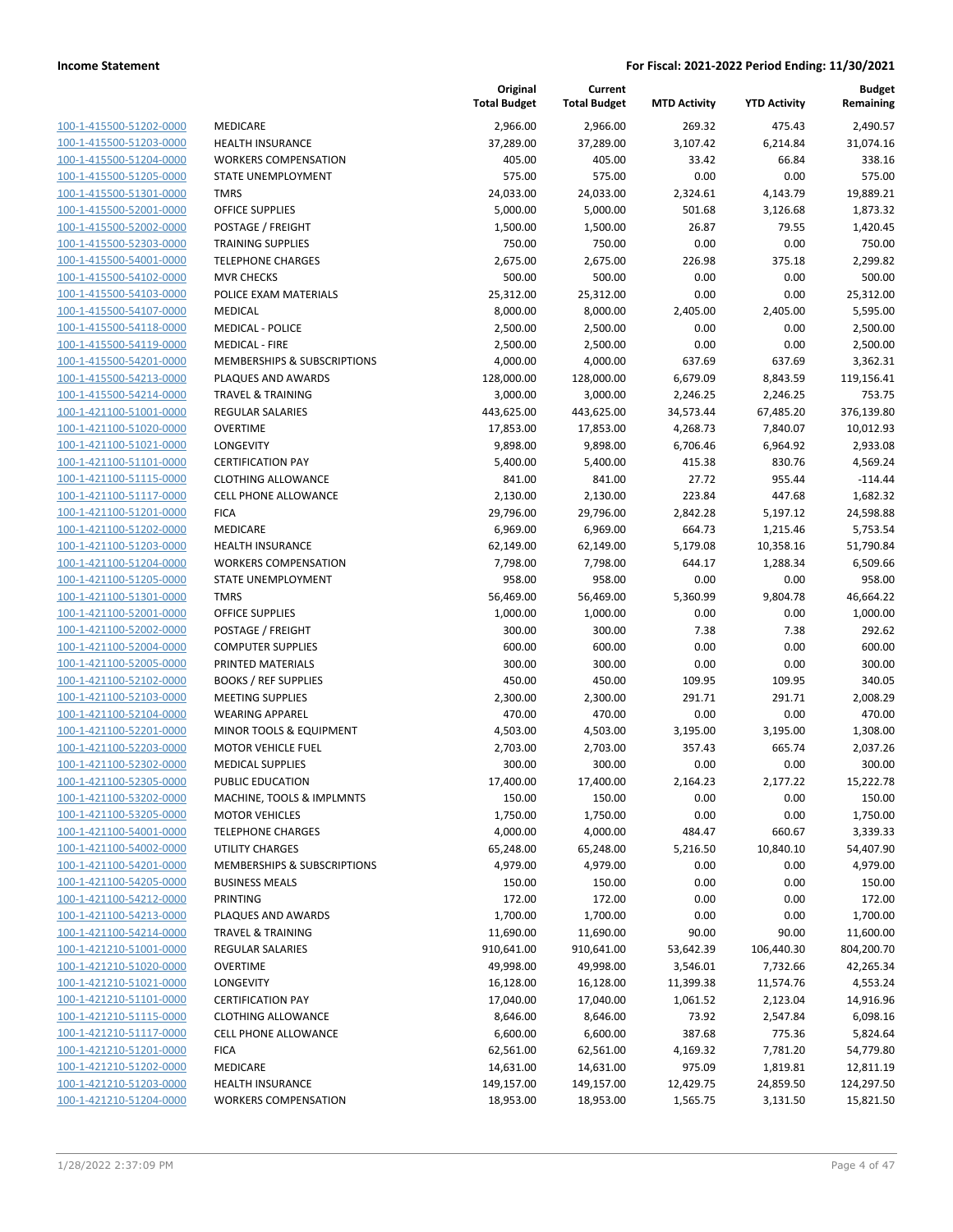| | | Original Total Budget | Current Total Budget | MTD Activity | YTD Activity | Budget Remaining |
|---|---|---|---|---|---|---|
| 100-1-415500-51202-0000 | MEDICARE | 2,966.00 | 2,966.00 | 269.32 | 475.43 | 2,490.57 |
| 100-1-415500-51203-0000 | HEALTH INSURANCE | 37,289.00 | 37,289.00 | 3,107.42 | 6,214.84 | 31,074.16 |
| 100-1-415500-51204-0000 | WORKERS COMPENSATION | 405.00 | 405.00 | 33.42 | 66.84 | 338.16 |
| 100-1-415500-51205-0000 | STATE UNEMPLOYMENT | 575.00 | 575.00 | 0.00 | 0.00 | 575.00 |
| 100-1-415500-51301-0000 | TMRS | 24,033.00 | 24,033.00 | 2,324.61 | 4,143.79 | 19,889.21 |
| 100-1-415500-52001-0000 | OFFICE SUPPLIES | 5,000.00 | 5,000.00 | 501.68 | 3,126.68 | 1,873.32 |
| 100-1-415500-52002-0000 | POSTAGE / FREIGHT | 1,500.00 | 1,500.00 | 26.87 | 79.55 | 1,420.45 |
| 100-1-415500-52303-0000 | TRAINING SUPPLIES | 750.00 | 750.00 | 0.00 | 0.00 | 750.00 |
| 100-1-415500-54001-0000 | TELEPHONE CHARGES | 2,675.00 | 2,675.00 | 226.98 | 375.18 | 2,299.82 |
| 100-1-415500-54102-0000 | MVR CHECKS | 500.00 | 500.00 | 0.00 | 0.00 | 500.00 |
| 100-1-415500-54103-0000 | POLICE EXAM MATERIALS | 25,312.00 | 25,312.00 | 0.00 | 0.00 | 25,312.00 |
| 100-1-415500-54107-0000 | MEDICAL | 8,000.00 | 8,000.00 | 2,405.00 | 2,405.00 | 5,595.00 |
| 100-1-415500-54118-0000 | MEDICAL - POLICE | 2,500.00 | 2,500.00 | 0.00 | 0.00 | 2,500.00 |
| 100-1-415500-54119-0000 | MEDICAL - FIRE | 2,500.00 | 2,500.00 | 0.00 | 0.00 | 2,500.00 |
| 100-1-415500-54201-0000 | MEMBERSHIPS & SUBSCRIPTIONS | 4,000.00 | 4,000.00 | 637.69 | 637.69 | 3,362.31 |
| 100-1-415500-54213-0000 | PLAQUES AND AWARDS | 128,000.00 | 128,000.00 | 6,679.09 | 8,843.59 | 119,156.41 |
| 100-1-415500-54214-0000 | TRAVEL & TRAINING | 3,000.00 | 3,000.00 | 2,246.25 | 2,246.25 | 753.75 |
| 100-1-421100-51001-0000 | REGULAR SALARIES | 443,625.00 | 443,625.00 | 34,573.44 | 67,485.20 | 376,139.80 |
| 100-1-421100-51020-0000 | OVERTIME | 17,853.00 | 17,853.00 | 4,268.73 | 7,840.07 | 10,012.93 |
| 100-1-421100-51021-0000 | LONGEVITY | 9,898.00 | 9,898.00 | 6,706.46 | 6,964.92 | 2,933.08 |
| 100-1-421100-51101-0000 | CERTIFICATION PAY | 5,400.00 | 5,400.00 | 415.38 | 830.76 | 4,569.24 |
| 100-1-421100-51115-0000 | CLOTHING ALLOWANCE | 841.00 | 841.00 | 27.72 | 955.44 | -114.44 |
| 100-1-421100-51117-0000 | CELL PHONE ALLOWANCE | 2,130.00 | 2,130.00 | 223.84 | 447.68 | 1,682.32 |
| 100-1-421100-51201-0000 | FICA | 29,796.00 | 29,796.00 | 2,842.28 | 5,197.12 | 24,598.88 |
| 100-1-421100-51202-0000 | MEDICARE | 6,969.00 | 6,969.00 | 664.73 | 1,215.46 | 5,753.54 |
| 100-1-421100-51203-0000 | HEALTH INSURANCE | 62,149.00 | 62,149.00 | 5,179.08 | 10,358.16 | 51,790.84 |
| 100-1-421100-51204-0000 | WORKERS COMPENSATION | 7,798.00 | 7,798.00 | 644.17 | 1,288.34 | 6,509.66 |
| 100-1-421100-51205-0000 | STATE UNEMPLOYMENT | 958.00 | 958.00 | 0.00 | 0.00 | 958.00 |
| 100-1-421100-51301-0000 | TMRS | 56,469.00 | 56,469.00 | 5,360.99 | 9,804.78 | 46,664.22 |
| 100-1-421100-52001-0000 | OFFICE SUPPLIES | 1,000.00 | 1,000.00 | 0.00 | 0.00 | 1,000.00 |
| 100-1-421100-52002-0000 | POSTAGE / FREIGHT | 300.00 | 300.00 | 7.38 | 7.38 | 292.62 |
| 100-1-421100-52004-0000 | COMPUTER SUPPLIES | 600.00 | 600.00 | 0.00 | 0.00 | 600.00 |
| 100-1-421100-52005-0000 | PRINTED MATERIALS | 300.00 | 300.00 | 0.00 | 0.00 | 300.00 |
| 100-1-421100-52102-0000 | BOOKS / REF SUPPLIES | 450.00 | 450.00 | 109.95 | 109.95 | 340.05 |
| 100-1-421100-52103-0000 | MEETING SUPPLIES | 2,300.00 | 2,300.00 | 291.71 | 291.71 | 2,008.29 |
| 100-1-421100-52104-0000 | WEARING APPAREL | 470.00 | 470.00 | 0.00 | 0.00 | 470.00 |
| 100-1-421100-52201-0000 | MINOR TOOLS & EQUIPMENT | 4,503.00 | 4,503.00 | 3,195.00 | 3,195.00 | 1,308.00 |
| 100-1-421100-52203-0000 | MOTOR VEHICLE FUEL | 2,703.00 | 2,703.00 | 357.43 | 665.74 | 2,037.26 |
| 100-1-421100-52302-0000 | MEDICAL SUPPLIES | 300.00 | 300.00 | 0.00 | 0.00 | 300.00 |
| 100-1-421100-52305-0000 | PUBLIC EDUCATION | 17,400.00 | 17,400.00 | 2,164.23 | 2,177.22 | 15,222.78 |
| 100-1-421100-53202-0000 | MACHINE, TOOLS & IMPLMNTS | 150.00 | 150.00 | 0.00 | 0.00 | 150.00 |
| 100-1-421100-53205-0000 | MOTOR VEHICLES | 1,750.00 | 1,750.00 | 0.00 | 0.00 | 1,750.00 |
| 100-1-421100-54001-0000 | TELEPHONE CHARGES | 4,000.00 | 4,000.00 | 484.47 | 660.67 | 3,339.33 |
| 100-1-421100-54002-0000 | UTILITY CHARGES | 65,248.00 | 65,248.00 | 5,216.50 | 10,840.10 | 54,407.90 |
| 100-1-421100-54201-0000 | MEMBERSHIPS & SUBSCRIPTIONS | 4,979.00 | 4,979.00 | 0.00 | 0.00 | 4,979.00 |
| 100-1-421100-54205-0000 | BUSINESS MEALS | 150.00 | 150.00 | 0.00 | 0.00 | 150.00 |
| 100-1-421100-54212-0000 | PRINTING | 172.00 | 172.00 | 0.00 | 0.00 | 172.00 |
| 100-1-421100-54213-0000 | PLAQUES AND AWARDS | 1,700.00 | 1,700.00 | 0.00 | 0.00 | 1,700.00 |
| 100-1-421100-54214-0000 | TRAVEL & TRAINING | 11,690.00 | 11,690.00 | 90.00 | 90.00 | 11,600.00 |
| 100-1-421210-51001-0000 | REGULAR SALARIES | 910,641.00 | 910,641.00 | 53,642.39 | 106,440.30 | 804,200.70 |
| 100-1-421210-51020-0000 | OVERTIME | 49,998.00 | 49,998.00 | 3,546.01 | 7,732.66 | 42,265.34 |
| 100-1-421210-51021-0000 | LONGEVITY | 16,128.00 | 16,128.00 | 11,399.38 | 11,574.76 | 4,553.24 |
| 100-1-421210-51101-0000 | CERTIFICATION PAY | 17,040.00 | 17,040.00 | 1,061.52 | 2,123.04 | 14,916.96 |
| 100-1-421210-51115-0000 | CLOTHING ALLOWANCE | 8,646.00 | 8,646.00 | 73.92 | 2,547.84 | 6,098.16 |
| 100-1-421210-51117-0000 | CELL PHONE ALLOWANCE | 6,600.00 | 6,600.00 | 387.68 | 775.36 | 5,824.64 |
| 100-1-421210-51201-0000 | FICA | 62,561.00 | 62,561.00 | 4,169.32 | 7,781.20 | 54,779.80 |
| 100-1-421210-51202-0000 | MEDICARE | 14,631.00 | 14,631.00 | 975.09 | 1,819.81 | 12,811.19 |
| 100-1-421210-51203-0000 | HEALTH INSURANCE | 149,157.00 | 149,157.00 | 12,429.75 | 24,859.50 | 124,297.50 |
| 100-1-421210-51204-0000 | WORKERS COMPENSATION | 18,953.00 | 18,953.00 | 1,565.75 | 3,131.50 | 15,821.50 |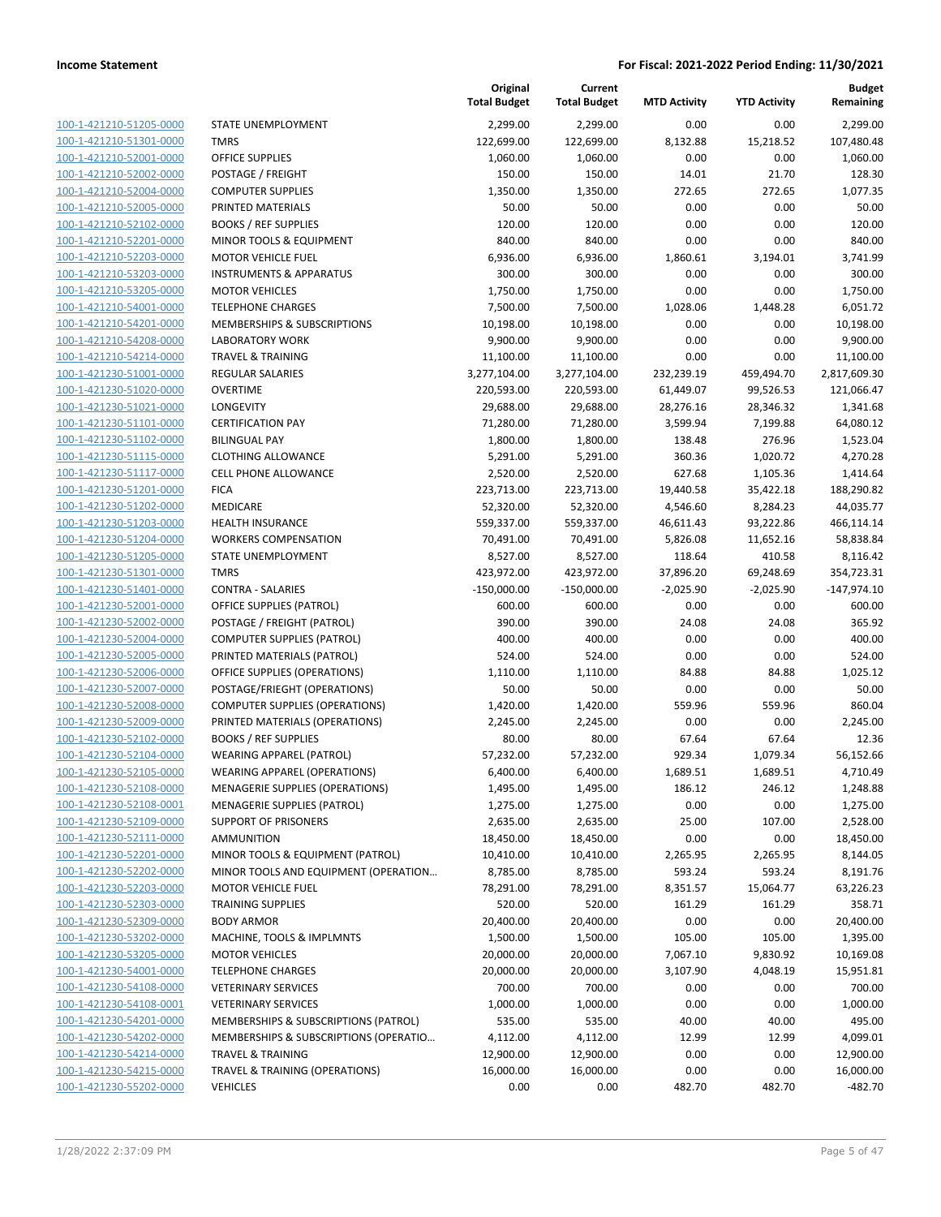| | | Original Total Budget | Current Total Budget | MTD Activity | YTD Activity | Budget Remaining |
|---|---|---|---|---|---|---|
| 100-1-421210-51205-0000 | STATE UNEMPLOYMENT | 2,299.00 | 2,299.00 | 0.00 | 0.00 | 2,299.00 |
| 100-1-421210-51301-0000 | TMRS | 122,699.00 | 122,699.00 | 8,132.88 | 15,218.52 | 107,480.48 |
| 100-1-421210-52001-0000 | OFFICE SUPPLIES | 1,060.00 | 1,060.00 | 0.00 | 0.00 | 1,060.00 |
| 100-1-421210-52002-0000 | POSTAGE / FREIGHT | 150.00 | 150.00 | 14.01 | 21.70 | 128.30 |
| 100-1-421210-52004-0000 | COMPUTER SUPPLIES | 1,350.00 | 1,350.00 | 272.65 | 272.65 | 1,077.35 |
| 100-1-421210-52005-0000 | PRINTED MATERIALS | 50.00 | 50.00 | 0.00 | 0.00 | 50.00 |
| 100-1-421210-52102-0000 | BOOKS / REF SUPPLIES | 120.00 | 120.00 | 0.00 | 0.00 | 120.00 |
| 100-1-421210-52201-0000 | MINOR TOOLS & EQUIPMENT | 840.00 | 840.00 | 0.00 | 0.00 | 840.00 |
| 100-1-421210-52203-0000 | MOTOR VEHICLE FUEL | 6,936.00 | 6,936.00 | 1,860.61 | 3,194.01 | 3,741.99 |
| 100-1-421210-53203-0000 | INSTRUMENTS & APPARATUS | 300.00 | 300.00 | 0.00 | 0.00 | 300.00 |
| 100-1-421210-53205-0000 | MOTOR VEHICLES | 1,750.00 | 1,750.00 | 0.00 | 0.00 | 1,750.00 |
| 100-1-421210-54001-0000 | TELEPHONE CHARGES | 7,500.00 | 7,500.00 | 1,028.06 | 1,448.28 | 6,051.72 |
| 100-1-421210-54201-0000 | MEMBERSHIPS & SUBSCRIPTIONS | 10,198.00 | 10,198.00 | 0.00 | 0.00 | 10,198.00 |
| 100-1-421210-54208-0000 | LABORATORY WORK | 9,900.00 | 9,900.00 | 0.00 | 0.00 | 9,900.00 |
| 100-1-421210-54214-0000 | TRAVEL & TRAINING | 11,100.00 | 11,100.00 | 0.00 | 0.00 | 11,100.00 |
| 100-1-421230-51001-0000 | REGULAR SALARIES | 3,277,104.00 | 3,277,104.00 | 232,239.19 | 459,494.70 | 2,817,609.30 |
| 100-1-421230-51020-0000 | OVERTIME | 220,593.00 | 220,593.00 | 61,449.07 | 99,526.53 | 121,066.47 |
| 100-1-421230-51021-0000 | LONGEVITY | 29,688.00 | 29,688.00 | 28,276.16 | 28,346.32 | 1,341.68 |
| 100-1-421230-51101-0000 | CERTIFICATION PAY | 71,280.00 | 71,280.00 | 3,599.94 | 7,199.88 | 64,080.12 |
| 100-1-421230-51102-0000 | BILINGUAL PAY | 1,800.00 | 1,800.00 | 138.48 | 276.96 | 1,523.04 |
| 100-1-421230-51115-0000 | CLOTHING ALLOWANCE | 5,291.00 | 5,291.00 | 360.36 | 1,020.72 | 4,270.28 |
| 100-1-421230-51117-0000 | CELL PHONE ALLOWANCE | 2,520.00 | 2,520.00 | 627.68 | 1,105.36 | 1,414.64 |
| 100-1-421230-51201-0000 | FICA | 223,713.00 | 223,713.00 | 19,440.58 | 35,422.18 | 188,290.82 |
| 100-1-421230-51202-0000 | MEDICARE | 52,320.00 | 52,320.00 | 4,546.60 | 8,284.23 | 44,035.77 |
| 100-1-421230-51203-0000 | HEALTH INSURANCE | 559,337.00 | 559,337.00 | 46,611.43 | 93,222.86 | 466,114.14 |
| 100-1-421230-51204-0000 | WORKERS COMPENSATION | 70,491.00 | 70,491.00 | 5,826.08 | 11,652.16 | 58,838.84 |
| 100-1-421230-51205-0000 | STATE UNEMPLOYMENT | 8,527.00 | 8,527.00 | 118.64 | 410.58 | 8,116.42 |
| 100-1-421230-51301-0000 | TMRS | 423,972.00 | 423,972.00 | 37,896.20 | 69,248.69 | 354,723.31 |
| 100-1-421230-51401-0000 | CONTRA - SALARIES | -150,000.00 | -150,000.00 | -2,025.90 | -2,025.90 | -147,974.10 |
| 100-1-421230-52001-0000 | OFFICE SUPPLIES (PATROL) | 600.00 | 600.00 | 0.00 | 0.00 | 600.00 |
| 100-1-421230-52002-0000 | POSTAGE / FREIGHT (PATROL) | 390.00 | 390.00 | 24.08 | 24.08 | 365.92 |
| 100-1-421230-52004-0000 | COMPUTER SUPPLIES (PATROL) | 400.00 | 400.00 | 0.00 | 0.00 | 400.00 |
| 100-1-421230-52005-0000 | PRINTED MATERIALS (PATROL) | 524.00 | 524.00 | 0.00 | 0.00 | 524.00 |
| 100-1-421230-52006-0000 | OFFICE SUPPLIES (OPERATIONS) | 1,110.00 | 1,110.00 | 84.88 | 84.88 | 1,025.12 |
| 100-1-421230-52007-0000 | POSTAGE/FRIEGHT (OPERATIONS) | 50.00 | 50.00 | 0.00 | 0.00 | 50.00 |
| 100-1-421230-52008-0000 | COMPUTER SUPPLIES (OPERATIONS) | 1,420.00 | 1,420.00 | 559.96 | 559.96 | 860.04 |
| 100-1-421230-52009-0000 | PRINTED MATERIALS (OPERATIONS) | 2,245.00 | 2,245.00 | 0.00 | 0.00 | 2,245.00 |
| 100-1-421230-52102-0000 | BOOKS / REF SUPPLIES | 80.00 | 80.00 | 67.64 | 67.64 | 12.36 |
| 100-1-421230-52104-0000 | WEARING APPAREL (PATROL) | 57,232.00 | 57,232.00 | 929.34 | 1,079.34 | 56,152.66 |
| 100-1-421230-52105-0000 | WEARING APPAREL (OPERATIONS) | 6,400.00 | 6,400.00 | 1,689.51 | 1,689.51 | 4,710.49 |
| 100-1-421230-52108-0000 | MENAGERIE SUPPLIES (OPERATIONS) | 1,495.00 | 1,495.00 | 186.12 | 246.12 | 1,248.88 |
| 100-1-421230-52108-0001 | MENAGERIE SUPPLIES (PATROL) | 1,275.00 | 1,275.00 | 0.00 | 0.00 | 1,275.00 |
| 100-1-421230-52109-0000 | SUPPORT OF PRISONERS | 2,635.00 | 2,635.00 | 25.00 | 107.00 | 2,528.00 |
| 100-1-421230-52111-0000 | AMMUNITION | 18,450.00 | 18,450.00 | 0.00 | 0.00 | 18,450.00 |
| 100-1-421230-52201-0000 | MINOR TOOLS & EQUIPMENT (PATROL) | 10,410.00 | 10,410.00 | 2,265.95 | 2,265.95 | 8,144.05 |
| 100-1-421230-52202-0000 | MINOR TOOLS AND EQUIPMENT (OPERATION... | 8,785.00 | 8,785.00 | 593.24 | 593.24 | 8,191.76 |
| 100-1-421230-52203-0000 | MOTOR VEHICLE FUEL | 78,291.00 | 78,291.00 | 8,351.57 | 15,064.77 | 63,226.23 |
| 100-1-421230-52303-0000 | TRAINING SUPPLIES | 520.00 | 520.00 | 161.29 | 161.29 | 358.71 |
| 100-1-421230-52309-0000 | BODY ARMOR | 20,400.00 | 20,400.00 | 0.00 | 0.00 | 20,400.00 |
| 100-1-421230-53202-0000 | MACHINE, TOOLS & IMPLMNTS | 1,500.00 | 1,500.00 | 105.00 | 105.00 | 1,395.00 |
| 100-1-421230-53205-0000 | MOTOR VEHICLES | 20,000.00 | 20,000.00 | 7,067.10 | 9,830.92 | 10,169.08 |
| 100-1-421230-54001-0000 | TELEPHONE CHARGES | 20,000.00 | 20,000.00 | 3,107.90 | 4,048.19 | 15,951.81 |
| 100-1-421230-54108-0000 | VETERINARY SERVICES | 700.00 | 700.00 | 0.00 | 0.00 | 700.00 |
| 100-1-421230-54108-0001 | VETERINARY SERVICES | 1,000.00 | 1,000.00 | 0.00 | 0.00 | 1,000.00 |
| 100-1-421230-54201-0000 | MEMBERSHIPS & SUBSCRIPTIONS (PATROL) | 535.00 | 535.00 | 40.00 | 40.00 | 495.00 |
| 100-1-421230-54202-0000 | MEMBERSHIPS & SUBSCRIPTIONS (OPERATIO... | 4,112.00 | 4,112.00 | 12.99 | 12.99 | 4,099.01 |
| 100-1-421230-54214-0000 | TRAVEL & TRAINING | 12,900.00 | 12,900.00 | 0.00 | 0.00 | 12,900.00 |
| 100-1-421230-54215-0000 | TRAVEL & TRAINING (OPERATIONS) | 16,000.00 | 16,000.00 | 0.00 | 0.00 | 16,000.00 |
| 100-1-421230-55202-0000 | VEHICLES | 0.00 | 0.00 | 482.70 | 482.70 | -482.70 |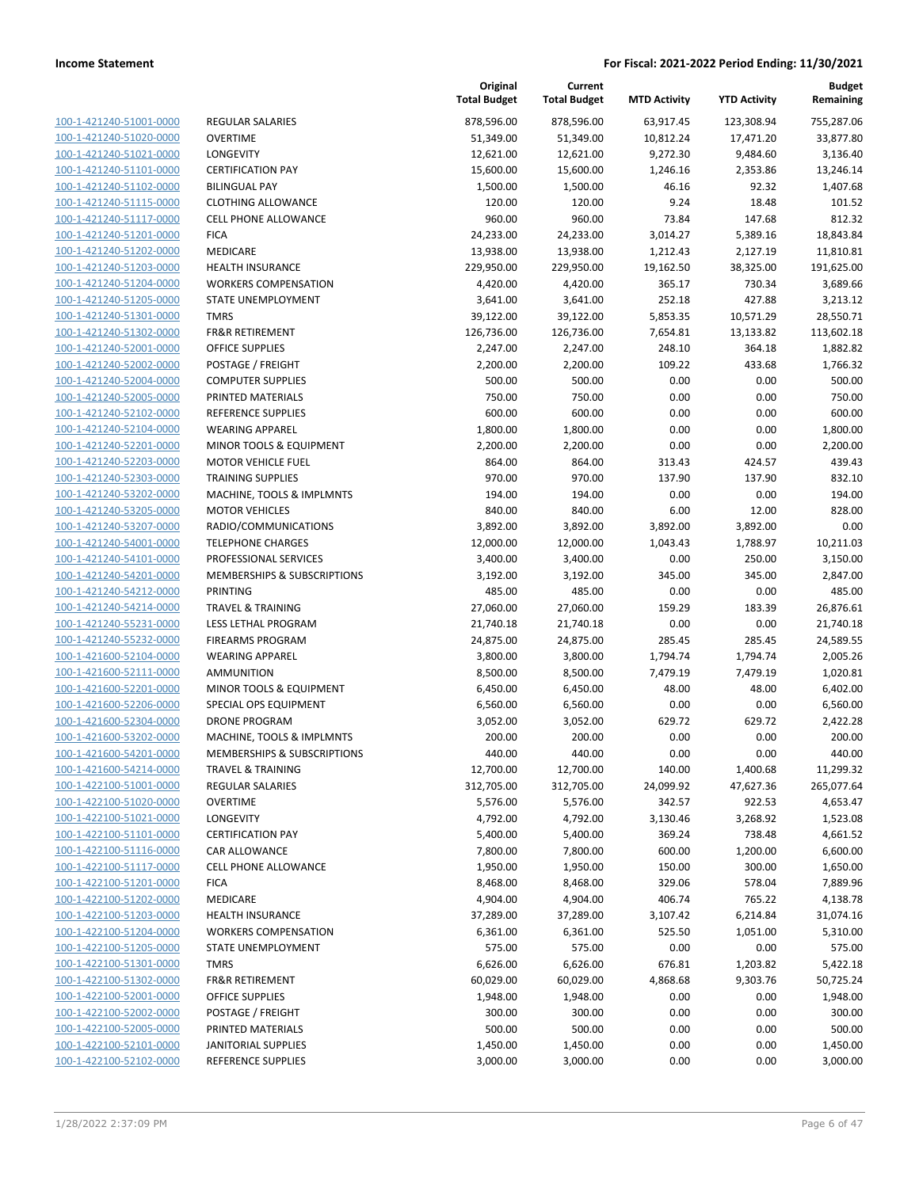| | | Original Total Budget | Current Total Budget | MTD Activity | YTD Activity | Budget Remaining |
|---|---|---|---|---|---|---|
| 100-1-421240-51001-0000 | REGULAR SALARIES | 878,596.00 | 878,596.00 | 63,917.45 | 123,308.94 | 755,287.06 |
| 100-1-421240-51020-0000 | OVERTIME | 51,349.00 | 51,349.00 | 10,812.24 | 17,471.20 | 33,877.80 |
| 100-1-421240-51021-0000 | LONGEVITY | 12,621.00 | 12,621.00 | 9,272.30 | 9,484.60 | 3,136.40 |
| 100-1-421240-51101-0000 | CERTIFICATION PAY | 15,600.00 | 15,600.00 | 1,246.16 | 2,353.86 | 13,246.14 |
| 100-1-421240-51102-0000 | BILINGUAL PAY | 1,500.00 | 1,500.00 | 46.16 | 92.32 | 1,407.68 |
| 100-1-421240-51115-0000 | CLOTHING ALLOWANCE | 120.00 | 120.00 | 9.24 | 18.48 | 101.52 |
| 100-1-421240-51117-0000 | CELL PHONE ALLOWANCE | 960.00 | 960.00 | 73.84 | 147.68 | 812.32 |
| 100-1-421240-51201-0000 | FICA | 24,233.00 | 24,233.00 | 3,014.27 | 5,389.16 | 18,843.84 |
| 100-1-421240-51202-0000 | MEDICARE | 13,938.00 | 13,938.00 | 1,212.43 | 2,127.19 | 11,810.81 |
| 100-1-421240-51203-0000 | HEALTH INSURANCE | 229,950.00 | 229,950.00 | 19,162.50 | 38,325.00 | 191,625.00 |
| 100-1-421240-51204-0000 | WORKERS COMPENSATION | 4,420.00 | 4,420.00 | 365.17 | 730.34 | 3,689.66 |
| 100-1-421240-51205-0000 | STATE UNEMPLOYMENT | 3,641.00 | 3,641.00 | 252.18 | 427.88 | 3,213.12 |
| 100-1-421240-51301-0000 | TMRS | 39,122.00 | 39,122.00 | 5,853.35 | 10,571.29 | 28,550.71 |
| 100-1-421240-51302-0000 | FR&R RETIREMENT | 126,736.00 | 126,736.00 | 7,654.81 | 13,133.82 | 113,602.18 |
| 100-1-421240-52001-0000 | OFFICE SUPPLIES | 2,247.00 | 2,247.00 | 248.10 | 364.18 | 1,882.82 |
| 100-1-421240-52002-0000 | POSTAGE / FREIGHT | 2,200.00 | 2,200.00 | 109.22 | 433.68 | 1,766.32 |
| 100-1-421240-52004-0000 | COMPUTER SUPPLIES | 500.00 | 500.00 | 0.00 | 0.00 | 500.00 |
| 100-1-421240-52005-0000 | PRINTED MATERIALS | 750.00 | 750.00 | 0.00 | 0.00 | 750.00 |
| 100-1-421240-52102-0000 | REFERENCE SUPPLIES | 600.00 | 600.00 | 0.00 | 0.00 | 600.00 |
| 100-1-421240-52104-0000 | WEARING APPAREL | 1,800.00 | 1,800.00 | 0.00 | 0.00 | 1,800.00 |
| 100-1-421240-52201-0000 | MINOR TOOLS & EQUIPMENT | 2,200.00 | 2,200.00 | 0.00 | 0.00 | 2,200.00 |
| 100-1-421240-52203-0000 | MOTOR VEHICLE FUEL | 864.00 | 864.00 | 313.43 | 424.57 | 439.43 |
| 100-1-421240-52303-0000 | TRAINING SUPPLIES | 970.00 | 970.00 | 137.90 | 137.90 | 832.10 |
| 100-1-421240-53202-0000 | MACHINE, TOOLS & IMPLMNTS | 194.00 | 194.00 | 0.00 | 0.00 | 194.00 |
| 100-1-421240-53205-0000 | MOTOR VEHICLES | 840.00 | 840.00 | 6.00 | 12.00 | 828.00 |
| 100-1-421240-53207-0000 | RADIO/COMMUNICATIONS | 3,892.00 | 3,892.00 | 3,892.00 | 3,892.00 | 0.00 |
| 100-1-421240-54001-0000 | TELEPHONE CHARGES | 12,000.00 | 12,000.00 | 1,043.43 | 1,788.97 | 10,211.03 |
| 100-1-421240-54101-0000 | PROFESSIONAL SERVICES | 3,400.00 | 3,400.00 | 0.00 | 250.00 | 3,150.00 |
| 100-1-421240-54201-0000 | MEMBERSHIPS & SUBSCRIPTIONS | 3,192.00 | 3,192.00 | 345.00 | 345.00 | 2,847.00 |
| 100-1-421240-54212-0000 | PRINTING | 485.00 | 485.00 | 0.00 | 0.00 | 485.00 |
| 100-1-421240-54214-0000 | TRAVEL & TRAINING | 27,060.00 | 27,060.00 | 159.29 | 183.39 | 26,876.61 |
| 100-1-421240-55231-0000 | LESS LETHAL PROGRAM | 21,740.18 | 21,740.18 | 0.00 | 0.00 | 21,740.18 |
| 100-1-421240-55232-0000 | FIREARMS PROGRAM | 24,875.00 | 24,875.00 | 285.45 | 285.45 | 24,589.55 |
| 100-1-421600-52104-0000 | WEARING APPAREL | 3,800.00 | 3,800.00 | 1,794.74 | 1,794.74 | 2,005.26 |
| 100-1-421600-52111-0000 | AMMUNITION | 8,500.00 | 8,500.00 | 7,479.19 | 7,479.19 | 1,020.81 |
| 100-1-421600-52201-0000 | MINOR TOOLS & EQUIPMENT | 6,450.00 | 6,450.00 | 48.00 | 48.00 | 6,402.00 |
| 100-1-421600-52206-0000 | SPECIAL OPS EQUIPMENT | 6,560.00 | 6,560.00 | 0.00 | 0.00 | 6,560.00 |
| 100-1-421600-52304-0000 | DRONE PROGRAM | 3,052.00 | 3,052.00 | 629.72 | 629.72 | 2,422.28 |
| 100-1-421600-53202-0000 | MACHINE, TOOLS & IMPLMNTS | 200.00 | 200.00 | 0.00 | 0.00 | 200.00 |
| 100-1-421600-54201-0000 | MEMBERSHIPS & SUBSCRIPTIONS | 440.00 | 440.00 | 0.00 | 0.00 | 440.00 |
| 100-1-421600-54214-0000 | TRAVEL & TRAINING | 12,700.00 | 12,700.00 | 140.00 | 1,400.68 | 11,299.32 |
| 100-1-422100-51001-0000 | REGULAR SALARIES | 312,705.00 | 312,705.00 | 24,099.92 | 47,627.36 | 265,077.64 |
| 100-1-422100-51020-0000 | OVERTIME | 5,576.00 | 5,576.00 | 342.57 | 922.53 | 4,653.47 |
| 100-1-422100-51021-0000 | LONGEVITY | 4,792.00 | 4,792.00 | 3,130.46 | 3,268.92 | 1,523.08 |
| 100-1-422100-51101-0000 | CERTIFICATION PAY | 5,400.00 | 5,400.00 | 369.24 | 738.48 | 4,661.52 |
| 100-1-422100-51116-0000 | CAR ALLOWANCE | 7,800.00 | 7,800.00 | 600.00 | 1,200.00 | 6,600.00 |
| 100-1-422100-51117-0000 | CELL PHONE ALLOWANCE | 1,950.00 | 1,950.00 | 150.00 | 300.00 | 1,650.00 |
| 100-1-422100-51201-0000 | FICA | 8,468.00 | 8,468.00 | 329.06 | 578.04 | 7,889.96 |
| 100-1-422100-51202-0000 | MEDICARE | 4,904.00 | 4,904.00 | 406.74 | 765.22 | 4,138.78 |
| 100-1-422100-51203-0000 | HEALTH INSURANCE | 37,289.00 | 37,289.00 | 3,107.42 | 6,214.84 | 31,074.16 |
| 100-1-422100-51204-0000 | WORKERS COMPENSATION | 6,361.00 | 6,361.00 | 525.50 | 1,051.00 | 5,310.00 |
| 100-1-422100-51205-0000 | STATE UNEMPLOYMENT | 575.00 | 575.00 | 0.00 | 0.00 | 575.00 |
| 100-1-422100-51301-0000 | TMRS | 6,626.00 | 6,626.00 | 676.81 | 1,203.82 | 5,422.18 |
| 100-1-422100-51302-0000 | FR&R RETIREMENT | 60,029.00 | 60,029.00 | 4,868.68 | 9,303.76 | 50,725.24 |
| 100-1-422100-52001-0000 | OFFICE SUPPLIES | 1,948.00 | 1,948.00 | 0.00 | 0.00 | 1,948.00 |
| 100-1-422100-52002-0000 | POSTAGE / FREIGHT | 300.00 | 300.00 | 0.00 | 0.00 | 300.00 |
| 100-1-422100-52005-0000 | PRINTED MATERIALS | 500.00 | 500.00 | 0.00 | 0.00 | 500.00 |
| 100-1-422100-52101-0000 | JANITORIAL SUPPLIES | 1,450.00 | 1,450.00 | 0.00 | 0.00 | 1,450.00 |
| 100-1-422100-52102-0000 | REFERENCE SUPPLIES | 3,000.00 | 3,000.00 | 0.00 | 0.00 | 3,000.00 |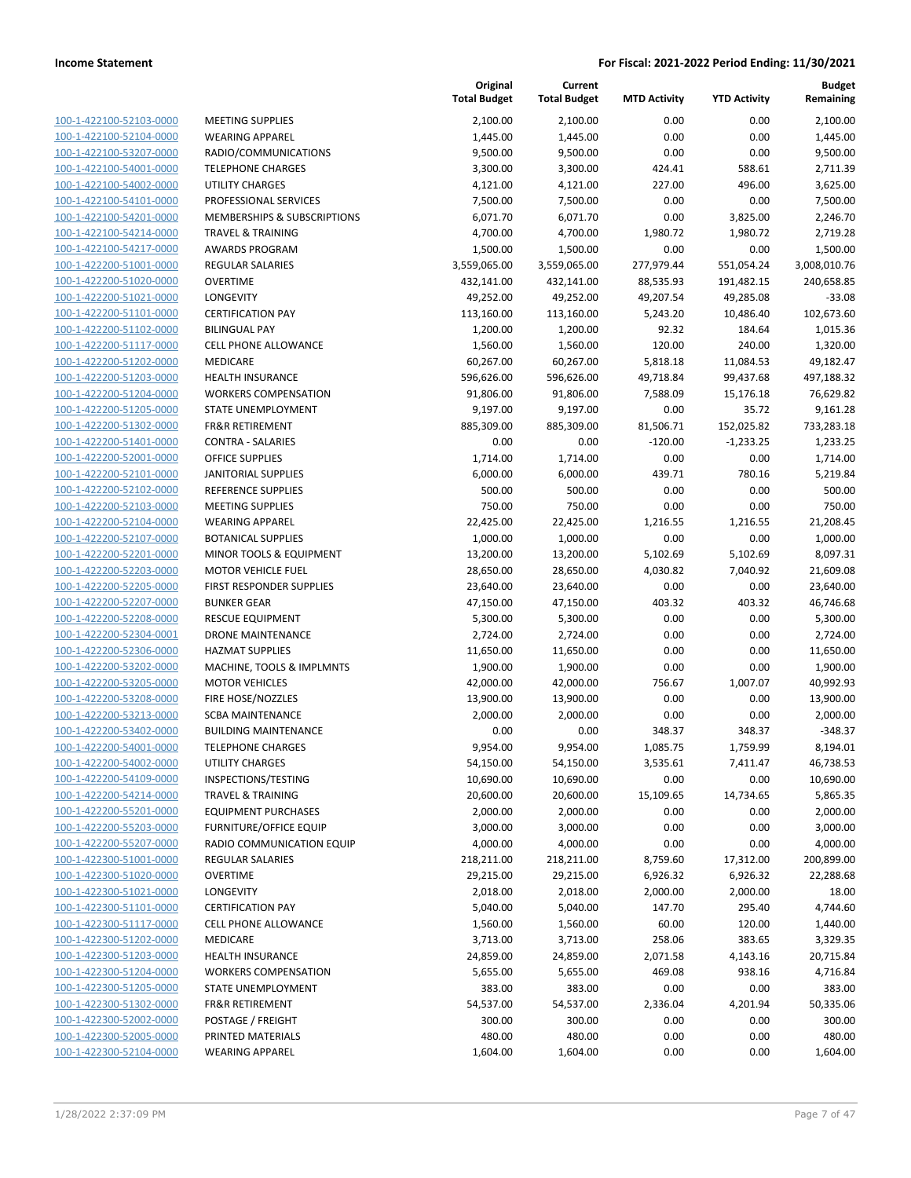| | | Original Total Budget | Current Total Budget | MTD Activity | YTD Activity | Budget Remaining |
|---|---|---|---|---|---|---|
| 100-1-422100-52103-0000 | MEETING SUPPLIES | 2,100.00 | 2,100.00 | 0.00 | 0.00 | 2,100.00 |
| 100-1-422100-52104-0000 | WEARING APPAREL | 1,445.00 | 1,445.00 | 0.00 | 0.00 | 1,445.00 |
| 100-1-422100-53207-0000 | RADIO/COMMUNICATIONS | 9,500.00 | 9,500.00 | 0.00 | 0.00 | 9,500.00 |
| 100-1-422100-54001-0000 | TELEPHONE CHARGES | 3,300.00 | 3,300.00 | 424.41 | 588.61 | 2,711.39 |
| 100-1-422100-54002-0000 | UTILITY CHARGES | 4,121.00 | 4,121.00 | 227.00 | 496.00 | 3,625.00 |
| 100-1-422100-54101-0000 | PROFESSIONAL SERVICES | 7,500.00 | 7,500.00 | 0.00 | 0.00 | 7,500.00 |
| 100-1-422100-54201-0000 | MEMBERSHIPS & SUBSCRIPTIONS | 6,071.70 | 6,071.70 | 0.00 | 3,825.00 | 2,246.70 |
| 100-1-422100-54214-0000 | TRAVEL & TRAINING | 4,700.00 | 4,700.00 | 1,980.72 | 1,980.72 | 2,719.28 |
| 100-1-422100-54217-0000 | AWARDS PROGRAM | 1,500.00 | 1,500.00 | 0.00 | 0.00 | 1,500.00 |
| 100-1-422200-51001-0000 | REGULAR SALARIES | 3,559,065.00 | 3,559,065.00 | 277,979.44 | 551,054.24 | 3,008,010.76 |
| 100-1-422200-51020-0000 | OVERTIME | 432,141.00 | 432,141.00 | 88,535.93 | 191,482.15 | 240,658.85 |
| 100-1-422200-51021-0000 | LONGEVITY | 49,252.00 | 49,252.00 | 49,207.54 | 49,285.08 | -33.08 |
| 100-1-422200-51101-0000 | CERTIFICATION PAY | 113,160.00 | 113,160.00 | 5,243.20 | 10,486.40 | 102,673.60 |
| 100-1-422200-51102-0000 | BILINGUAL PAY | 1,200.00 | 1,200.00 | 92.32 | 184.64 | 1,015.36 |
| 100-1-422200-51117-0000 | CELL PHONE ALLOWANCE | 1,560.00 | 1,560.00 | 120.00 | 240.00 | 1,320.00 |
| 100-1-422200-51202-0000 | MEDICARE | 60,267.00 | 60,267.00 | 5,818.18 | 11,084.53 | 49,182.47 |
| 100-1-422200-51203-0000 | HEALTH INSURANCE | 596,626.00 | 596,626.00 | 49,718.84 | 99,437.68 | 497,188.32 |
| 100-1-422200-51204-0000 | WORKERS COMPENSATION | 91,806.00 | 91,806.00 | 7,588.09 | 15,176.18 | 76,629.82 |
| 100-1-422200-51205-0000 | STATE UNEMPLOYMENT | 9,197.00 | 9,197.00 | 0.00 | 35.72 | 9,161.28 |
| 100-1-422200-51302-0000 | FR&R RETIREMENT | 885,309.00 | 885,309.00 | 81,506.71 | 152,025.82 | 733,283.18 |
| 100-1-422200-51401-0000 | CONTRA - SALARIES | 0.00 | 0.00 | -120.00 | -1,233.25 | 1,233.25 |
| 100-1-422200-52001-0000 | OFFICE SUPPLIES | 1,714.00 | 1,714.00 | 0.00 | 0.00 | 1,714.00 |
| 100-1-422200-52101-0000 | JANITORIAL SUPPLIES | 6,000.00 | 6,000.00 | 439.71 | 780.16 | 5,219.84 |
| 100-1-422200-52102-0000 | REFERENCE SUPPLIES | 500.00 | 500.00 | 0.00 | 0.00 | 500.00 |
| 100-1-422200-52103-0000 | MEETING SUPPLIES | 750.00 | 750.00 | 0.00 | 0.00 | 750.00 |
| 100-1-422200-52104-0000 | WEARING APPAREL | 22,425.00 | 22,425.00 | 1,216.55 | 1,216.55 | 21,208.45 |
| 100-1-422200-52107-0000 | BOTANICAL SUPPLIES | 1,000.00 | 1,000.00 | 0.00 | 0.00 | 1,000.00 |
| 100-1-422200-52201-0000 | MINOR TOOLS & EQUIPMENT | 13,200.00 | 13,200.00 | 5,102.69 | 5,102.69 | 8,097.31 |
| 100-1-422200-52203-0000 | MOTOR VEHICLE FUEL | 28,650.00 | 28,650.00 | 4,030.82 | 7,040.92 | 21,609.08 |
| 100-1-422200-52205-0000 | FIRST RESPONDER SUPPLIES | 23,640.00 | 23,640.00 | 0.00 | 0.00 | 23,640.00 |
| 100-1-422200-52207-0000 | BUNKER GEAR | 47,150.00 | 47,150.00 | 403.32 | 403.32 | 46,746.68 |
| 100-1-422200-52208-0000 | RESCUE EQUIPMENT | 5,300.00 | 5,300.00 | 0.00 | 0.00 | 5,300.00 |
| 100-1-422200-52304-0001 | DRONE MAINTENANCE | 2,724.00 | 2,724.00 | 0.00 | 0.00 | 2,724.00 |
| 100-1-422200-52306-0000 | HAZMAT SUPPLIES | 11,650.00 | 11,650.00 | 0.00 | 0.00 | 11,650.00 |
| 100-1-422200-53202-0000 | MACHINE, TOOLS & IMPLMNTS | 1,900.00 | 1,900.00 | 0.00 | 0.00 | 1,900.00 |
| 100-1-422200-53205-0000 | MOTOR VEHICLES | 42,000.00 | 42,000.00 | 756.67 | 1,007.07 | 40,992.93 |
| 100-1-422200-53208-0000 | FIRE HOSE/NOZZLES | 13,900.00 | 13,900.00 | 0.00 | 0.00 | 13,900.00 |
| 100-1-422200-53213-0000 | SCBA MAINTENANCE | 2,000.00 | 2,000.00 | 0.00 | 0.00 | 2,000.00 |
| 100-1-422200-53402-0000 | BUILDING MAINTENANCE | 0.00 | 0.00 | 348.37 | 348.37 | -348.37 |
| 100-1-422200-54001-0000 | TELEPHONE CHARGES | 9,954.00 | 9,954.00 | 1,085.75 | 1,759.99 | 8,194.01 |
| 100-1-422200-54002-0000 | UTILITY CHARGES | 54,150.00 | 54,150.00 | 3,535.61 | 7,411.47 | 46,738.53 |
| 100-1-422200-54109-0000 | INSPECTIONS/TESTING | 10,690.00 | 10,690.00 | 0.00 | 0.00 | 10,690.00 |
| 100-1-422200-54214-0000 | TRAVEL & TRAINING | 20,600.00 | 20,600.00 | 15,109.65 | 14,734.65 | 5,865.35 |
| 100-1-422200-55201-0000 | EQUIPMENT PURCHASES | 2,000.00 | 2,000.00 | 0.00 | 0.00 | 2,000.00 |
| 100-1-422200-55203-0000 | FURNITURE/OFFICE EQUIP | 3,000.00 | 3,000.00 | 0.00 | 0.00 | 3,000.00 |
| 100-1-422200-55207-0000 | RADIO COMMUNICATION EQUIP | 4,000.00 | 4,000.00 | 0.00 | 0.00 | 4,000.00 |
| 100-1-422300-51001-0000 | REGULAR SALARIES | 218,211.00 | 218,211.00 | 8,759.60 | 17,312.00 | 200,899.00 |
| 100-1-422300-51020-0000 | OVERTIME | 29,215.00 | 29,215.00 | 6,926.32 | 6,926.32 | 22,288.68 |
| 100-1-422300-51021-0000 | LONGEVITY | 2,018.00 | 2,018.00 | 2,000.00 | 2,000.00 | 18.00 |
| 100-1-422300-51101-0000 | CERTIFICATION PAY | 5,040.00 | 5,040.00 | 147.70 | 295.40 | 4,744.60 |
| 100-1-422300-51117-0000 | CELL PHONE ALLOWANCE | 1,560.00 | 1,560.00 | 60.00 | 120.00 | 1,440.00 |
| 100-1-422300-51202-0000 | MEDICARE | 3,713.00 | 3,713.00 | 258.06 | 383.65 | 3,329.35 |
| 100-1-422300-51203-0000 | HEALTH INSURANCE | 24,859.00 | 24,859.00 | 2,071.58 | 4,143.16 | 20,715.84 |
| 100-1-422300-51204-0000 | WORKERS COMPENSATION | 5,655.00 | 5,655.00 | 469.08 | 938.16 | 4,716.84 |
| 100-1-422300-51205-0000 | STATE UNEMPLOYMENT | 383.00 | 383.00 | 0.00 | 0.00 | 383.00 |
| 100-1-422300-51302-0000 | FR&R RETIREMENT | 54,537.00 | 54,537.00 | 2,336.04 | 4,201.94 | 50,335.06 |
| 100-1-422300-52002-0000 | POSTAGE / FREIGHT | 300.00 | 300.00 | 0.00 | 0.00 | 300.00 |
| 100-1-422300-52005-0000 | PRINTED MATERIALS | 480.00 | 480.00 | 0.00 | 0.00 | 480.00 |
| 100-1-422300-52104-0000 | WEARING APPAREL | 1,604.00 | 1,604.00 | 0.00 | 0.00 | 1,604.00 |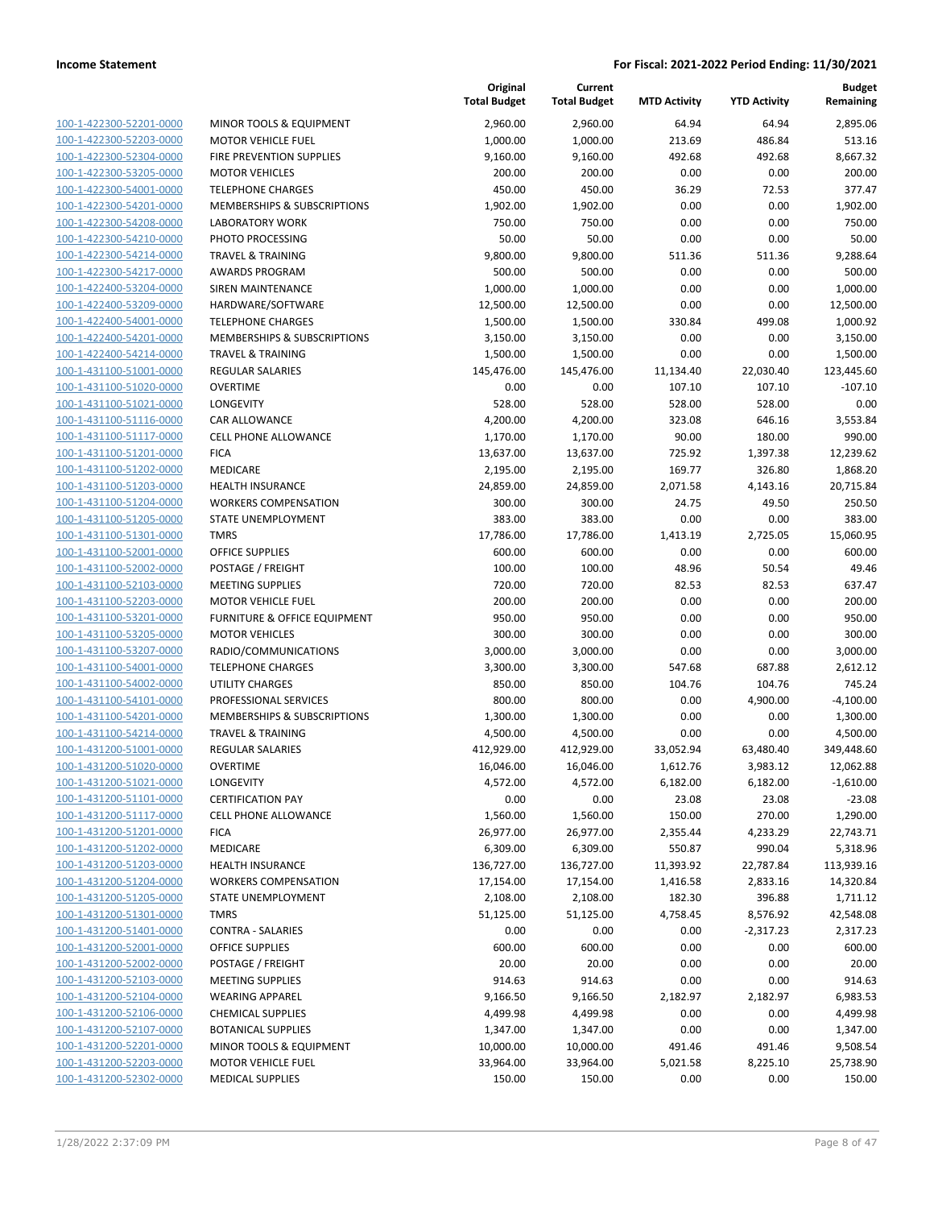| | | Original Total Budget | Current Total Budget | MTD Activity | YTD Activity | Budget Remaining |
|---|---|---|---|---|---|---|
| 100-1-422300-52201-0000 | MINOR TOOLS & EQUIPMENT | 2,960.00 | 2,960.00 | 64.94 | 64.94 | 2,895.06 |
| 100-1-422300-52203-0000 | MOTOR VEHICLE FUEL | 1,000.00 | 1,000.00 | 213.69 | 486.84 | 513.16 |
| 100-1-422300-52304-0000 | FIRE PREVENTION SUPPLIES | 9,160.00 | 9,160.00 | 492.68 | 492.68 | 8,667.32 |
| 100-1-422300-53205-0000 | MOTOR VEHICLES | 200.00 | 200.00 | 0.00 | 0.00 | 200.00 |
| 100-1-422300-54001-0000 | TELEPHONE CHARGES | 450.00 | 450.00 | 36.29 | 72.53 | 377.47 |
| 100-1-422300-54201-0000 | MEMBERSHIPS & SUBSCRIPTIONS | 1,902.00 | 1,902.00 | 0.00 | 0.00 | 1,902.00 |
| 100-1-422300-54208-0000 | LABORATORY WORK | 750.00 | 750.00 | 0.00 | 0.00 | 750.00 |
| 100-1-422300-54210-0000 | PHOTO PROCESSING | 50.00 | 50.00 | 0.00 | 0.00 | 50.00 |
| 100-1-422300-54214-0000 | TRAVEL & TRAINING | 9,800.00 | 9,800.00 | 511.36 | 511.36 | 9,288.64 |
| 100-1-422300-54217-0000 | AWARDS PROGRAM | 500.00 | 500.00 | 0.00 | 0.00 | 500.00 |
| 100-1-422400-53204-0000 | SIREN MAINTENANCE | 1,000.00 | 1,000.00 | 0.00 | 0.00 | 1,000.00 |
| 100-1-422400-53209-0000 | HARDWARE/SOFTWARE | 12,500.00 | 12,500.00 | 0.00 | 0.00 | 12,500.00 |
| 100-1-422400-54001-0000 | TELEPHONE CHARGES | 1,500.00 | 1,500.00 | 330.84 | 499.08 | 1,000.92 |
| 100-1-422400-54201-0000 | MEMBERSHIPS & SUBSCRIPTIONS | 3,150.00 | 3,150.00 | 0.00 | 0.00 | 3,150.00 |
| 100-1-422400-54214-0000 | TRAVEL & TRAINING | 1,500.00 | 1,500.00 | 0.00 | 0.00 | 1,500.00 |
| 100-1-431100-51001-0000 | REGULAR SALARIES | 145,476.00 | 145,476.00 | 11,134.40 | 22,030.40 | 123,445.60 |
| 100-1-431100-51020-0000 | OVERTIME | 0.00 | 0.00 | 107.10 | 107.10 | -107.10 |
| 100-1-431100-51021-0000 | LONGEVITY | 528.00 | 528.00 | 528.00 | 528.00 | 0.00 |
| 100-1-431100-51116-0000 | CAR ALLOWANCE | 4,200.00 | 4,200.00 | 323.08 | 646.16 | 3,553.84 |
| 100-1-431100-51117-0000 | CELL PHONE ALLOWANCE | 1,170.00 | 1,170.00 | 90.00 | 180.00 | 990.00 |
| 100-1-431100-51201-0000 | FICA | 13,637.00 | 13,637.00 | 725.92 | 1,397.38 | 12,239.62 |
| 100-1-431100-51202-0000 | MEDICARE | 2,195.00 | 2,195.00 | 169.77 | 326.80 | 1,868.20 |
| 100-1-431100-51203-0000 | HEALTH INSURANCE | 24,859.00 | 24,859.00 | 2,071.58 | 4,143.16 | 20,715.84 |
| 100-1-431100-51204-0000 | WORKERS COMPENSATION | 300.00 | 300.00 | 24.75 | 49.50 | 250.50 |
| 100-1-431100-51205-0000 | STATE UNEMPLOYMENT | 383.00 | 383.00 | 0.00 | 0.00 | 383.00 |
| 100-1-431100-51301-0000 | TMRS | 17,786.00 | 17,786.00 | 1,413.19 | 2,725.05 | 15,060.95 |
| 100-1-431100-52001-0000 | OFFICE SUPPLIES | 600.00 | 600.00 | 0.00 | 0.00 | 600.00 |
| 100-1-431100-52002-0000 | POSTAGE / FREIGHT | 100.00 | 100.00 | 48.96 | 50.54 | 49.46 |
| 100-1-431100-52103-0000 | MEETING SUPPLIES | 720.00 | 720.00 | 82.53 | 82.53 | 637.47 |
| 100-1-431100-52203-0000 | MOTOR VEHICLE FUEL | 200.00 | 200.00 | 0.00 | 0.00 | 200.00 |
| 100-1-431100-53201-0000 | FURNITURE & OFFICE EQUIPMENT | 950.00 | 950.00 | 0.00 | 0.00 | 950.00 |
| 100-1-431100-53205-0000 | MOTOR VEHICLES | 300.00 | 300.00 | 0.00 | 0.00 | 300.00 |
| 100-1-431100-53207-0000 | RADIO/COMMUNICATIONS | 3,000.00 | 3,000.00 | 0.00 | 0.00 | 3,000.00 |
| 100-1-431100-54001-0000 | TELEPHONE CHARGES | 3,300.00 | 3,300.00 | 547.68 | 687.88 | 2,612.12 |
| 100-1-431100-54002-0000 | UTILITY CHARGES | 850.00 | 850.00 | 104.76 | 104.76 | 745.24 |
| 100-1-431100-54101-0000 | PROFESSIONAL SERVICES | 800.00 | 800.00 | 0.00 | 4,900.00 | -4,100.00 |
| 100-1-431100-54201-0000 | MEMBERSHIPS & SUBSCRIPTIONS | 1,300.00 | 1,300.00 | 0.00 | 0.00 | 1,300.00 |
| 100-1-431100-54214-0000 | TRAVEL & TRAINING | 4,500.00 | 4,500.00 | 0.00 | 0.00 | 4,500.00 |
| 100-1-431200-51001-0000 | REGULAR SALARIES | 412,929.00 | 412,929.00 | 33,052.94 | 63,480.40 | 349,448.60 |
| 100-1-431200-51020-0000 | OVERTIME | 16,046.00 | 16,046.00 | 1,612.76 | 3,983.12 | 12,062.88 |
| 100-1-431200-51021-0000 | LONGEVITY | 4,572.00 | 4,572.00 | 6,182.00 | 6,182.00 | -1,610.00 |
| 100-1-431200-51101-0000 | CERTIFICATION PAY | 0.00 | 0.00 | 23.08 | 23.08 | -23.08 |
| 100-1-431200-51117-0000 | CELL PHONE ALLOWANCE | 1,560.00 | 1,560.00 | 150.00 | 270.00 | 1,290.00 |
| 100-1-431200-51201-0000 | FICA | 26,977.00 | 26,977.00 | 2,355.44 | 4,233.29 | 22,743.71 |
| 100-1-431200-51202-0000 | MEDICARE | 6,309.00 | 6,309.00 | 550.87 | 990.04 | 5,318.96 |
| 100-1-431200-51203-0000 | HEALTH INSURANCE | 136,727.00 | 136,727.00 | 11,393.92 | 22,787.84 | 113,939.16 |
| 100-1-431200-51204-0000 | WORKERS COMPENSATION | 17,154.00 | 17,154.00 | 1,416.58 | 2,833.16 | 14,320.84 |
| 100-1-431200-51205-0000 | STATE UNEMPLOYMENT | 2,108.00 | 2,108.00 | 182.30 | 396.88 | 1,711.12 |
| 100-1-431200-51301-0000 | TMRS | 51,125.00 | 51,125.00 | 4,758.45 | 8,576.92 | 42,548.08 |
| 100-1-431200-51401-0000 | CONTRA - SALARIES | 0.00 | 0.00 | 0.00 | -2,317.23 | 2,317.23 |
| 100-1-431200-52001-0000 | OFFICE SUPPLIES | 600.00 | 600.00 | 0.00 | 0.00 | 600.00 |
| 100-1-431200-52002-0000 | POSTAGE / FREIGHT | 20.00 | 20.00 | 0.00 | 0.00 | 20.00 |
| 100-1-431200-52103-0000 | MEETING SUPPLIES | 914.63 | 914.63 | 0.00 | 0.00 | 914.63 |
| 100-1-431200-52104-0000 | WEARING APPAREL | 9,166.50 | 9,166.50 | 2,182.97 | 2,182.97 | 6,983.53 |
| 100-1-431200-52106-0000 | CHEMICAL SUPPLIES | 4,499.98 | 4,499.98 | 0.00 | 0.00 | 4,499.98 |
| 100-1-431200-52107-0000 | BOTANICAL SUPPLIES | 1,347.00 | 1,347.00 | 0.00 | 0.00 | 1,347.00 |
| 100-1-431200-52201-0000 | MINOR TOOLS & EQUIPMENT | 10,000.00 | 10,000.00 | 491.46 | 491.46 | 9,508.54 |
| 100-1-431200-52203-0000 | MOTOR VEHICLE FUEL | 33,964.00 | 33,964.00 | 5,021.58 | 8,225.10 | 25,738.90 |
| 100-1-431200-52302-0000 | MEDICAL SUPPLIES | 150.00 | 150.00 | 0.00 | 0.00 | 150.00 |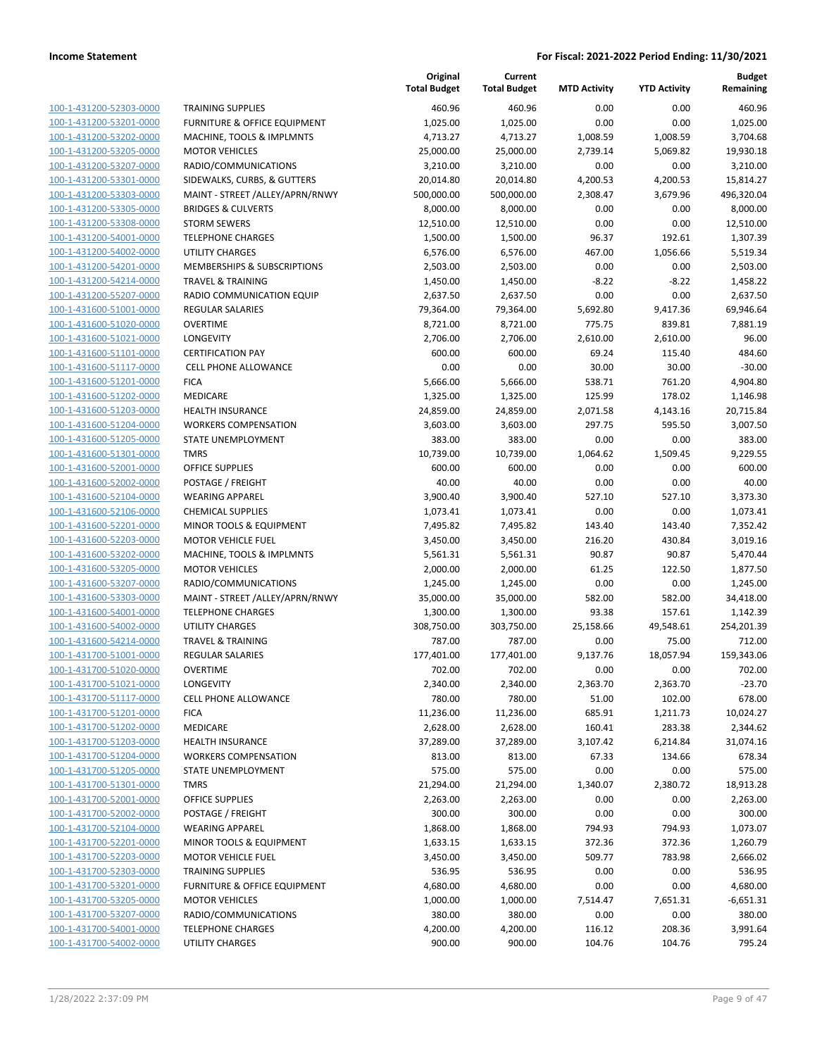| | | Original Total Budget | Current Total Budget | MTD Activity | YTD Activity | Budget Remaining |
|---|---|---|---|---|---|---|
| 100-1-431200-52303-0000 | TRAINING SUPPLIES | 460.96 | 460.96 | 0.00 | 0.00 | 460.96 |
| 100-1-431200-53201-0000 | FURNITURE & OFFICE EQUIPMENT | 1,025.00 | 1,025.00 | 0.00 | 0.00 | 1,025.00 |
| 100-1-431200-53202-0000 | MACHINE, TOOLS & IMPLMNTS | 4,713.27 | 4,713.27 | 1,008.59 | 1,008.59 | 3,704.68 |
| 100-1-431200-53205-0000 | MOTOR VEHICLES | 25,000.00 | 25,000.00 | 2,739.14 | 5,069.82 | 19,930.18 |
| 100-1-431200-53207-0000 | RADIO/COMMUNICATIONS | 3,210.00 | 3,210.00 | 0.00 | 0.00 | 3,210.00 |
| 100-1-431200-53301-0000 | SIDEWALKS, CURBS, & GUTTERS | 20,014.80 | 20,014.80 | 4,200.53 | 4,200.53 | 15,814.27 |
| 100-1-431200-53303-0000 | MAINT - STREET /ALLEY/APRN/RNWY | 500,000.00 | 500,000.00 | 2,308.47 | 3,679.96 | 496,320.04 |
| 100-1-431200-53305-0000 | BRIDGES & CULVERTS | 8,000.00 | 8,000.00 | 0.00 | 0.00 | 8,000.00 |
| 100-1-431200-53308-0000 | STORM SEWERS | 12,510.00 | 12,510.00 | 0.00 | 0.00 | 12,510.00 |
| 100-1-431200-54001-0000 | TELEPHONE CHARGES | 1,500.00 | 1,500.00 | 96.37 | 192.61 | 1,307.39 |
| 100-1-431200-54002-0000 | UTILITY CHARGES | 6,576.00 | 6,576.00 | 467.00 | 1,056.66 | 5,519.34 |
| 100-1-431200-54201-0000 | MEMBERSHIPS & SUBSCRIPTIONS | 2,503.00 | 2,503.00 | 0.00 | 0.00 | 2,503.00 |
| 100-1-431200-54214-0000 | TRAVEL & TRAINING | 1,450.00 | 1,450.00 | -8.22 | -8.22 | 1,458.22 |
| 100-1-431200-55207-0000 | RADIO COMMUNICATION EQUIP | 2,637.50 | 2,637.50 | 0.00 | 0.00 | 2,637.50 |
| 100-1-431600-51001-0000 | REGULAR SALARIES | 79,364.00 | 79,364.00 | 5,692.80 | 9,417.36 | 69,946.64 |
| 100-1-431600-51020-0000 | OVERTIME | 8,721.00 | 8,721.00 | 775.75 | 839.81 | 7,881.19 |
| 100-1-431600-51021-0000 | LONGEVITY | 2,706.00 | 2,706.00 | 2,610.00 | 2,610.00 | 96.00 |
| 100-1-431600-51101-0000 | CERTIFICATION PAY | 600.00 | 600.00 | 69.24 | 115.40 | 484.60 |
| 100-1-431600-51117-0000 | CELL PHONE ALLOWANCE | 0.00 | 0.00 | 30.00 | 30.00 | -30.00 |
| 100-1-431600-51201-0000 | FICA | 5,666.00 | 5,666.00 | 538.71 | 761.20 | 4,904.80 |
| 100-1-431600-51202-0000 | MEDICARE | 1,325.00 | 1,325.00 | 125.99 | 178.02 | 1,146.98 |
| 100-1-431600-51203-0000 | HEALTH INSURANCE | 24,859.00 | 24,859.00 | 2,071.58 | 4,143.16 | 20,715.84 |
| 100-1-431600-51204-0000 | WORKERS COMPENSATION | 3,603.00 | 3,603.00 | 297.75 | 595.50 | 3,007.50 |
| 100-1-431600-51205-0000 | STATE UNEMPLOYMENT | 383.00 | 383.00 | 0.00 | 0.00 | 383.00 |
| 100-1-431600-51301-0000 | TMRS | 10,739.00 | 10,739.00 | 1,064.62 | 1,509.45 | 9,229.55 |
| 100-1-431600-52001-0000 | OFFICE SUPPLIES | 600.00 | 600.00 | 0.00 | 0.00 | 600.00 |
| 100-1-431600-52002-0000 | POSTAGE / FREIGHT | 40.00 | 40.00 | 0.00 | 0.00 | 40.00 |
| 100-1-431600-52104-0000 | WEARING APPAREL | 3,900.40 | 3,900.40 | 527.10 | 527.10 | 3,373.30 |
| 100-1-431600-52106-0000 | CHEMICAL SUPPLIES | 1,073.41 | 1,073.41 | 0.00 | 0.00 | 1,073.41 |
| 100-1-431600-52201-0000 | MINOR TOOLS & EQUIPMENT | 7,495.82 | 7,495.82 | 143.40 | 143.40 | 7,352.42 |
| 100-1-431600-52203-0000 | MOTOR VEHICLE FUEL | 3,450.00 | 3,450.00 | 216.20 | 430.84 | 3,019.16 |
| 100-1-431600-53202-0000 | MACHINE, TOOLS & IMPLMNTS | 5,561.31 | 5,561.31 | 90.87 | 90.87 | 5,470.44 |
| 100-1-431600-53205-0000 | MOTOR VEHICLES | 2,000.00 | 2,000.00 | 61.25 | 122.50 | 1,877.50 |
| 100-1-431600-53207-0000 | RADIO/COMMUNICATIONS | 1,245.00 | 1,245.00 | 0.00 | 0.00 | 1,245.00 |
| 100-1-431600-53303-0000 | MAINT - STREET /ALLEY/APRN/RNWY | 35,000.00 | 35,000.00 | 582.00 | 582.00 | 34,418.00 |
| 100-1-431600-54001-0000 | TELEPHONE CHARGES | 1,300.00 | 1,300.00 | 93.38 | 157.61 | 1,142.39 |
| 100-1-431600-54002-0000 | UTILITY CHARGES | 308,750.00 | 303,750.00 | 25,158.66 | 49,548.61 | 254,201.39 |
| 100-1-431600-54214-0000 | TRAVEL & TRAINING | 787.00 | 787.00 | 0.00 | 75.00 | 712.00 |
| 100-1-431700-51001-0000 | REGULAR SALARIES | 177,401.00 | 177,401.00 | 9,137.76 | 18,057.94 | 159,343.06 |
| 100-1-431700-51020-0000 | OVERTIME | 702.00 | 702.00 | 0.00 | 0.00 | 702.00 |
| 100-1-431700-51021-0000 | LONGEVITY | 2,340.00 | 2,340.00 | 2,363.70 | 2,363.70 | -23.70 |
| 100-1-431700-51117-0000 | CELL PHONE ALLOWANCE | 780.00 | 780.00 | 51.00 | 102.00 | 678.00 |
| 100-1-431700-51201-0000 | FICA | 11,236.00 | 11,236.00 | 685.91 | 1,211.73 | 10,024.27 |
| 100-1-431700-51202-0000 | MEDICARE | 2,628.00 | 2,628.00 | 160.41 | 283.38 | 2,344.62 |
| 100-1-431700-51203-0000 | HEALTH INSURANCE | 37,289.00 | 37,289.00 | 3,107.42 | 6,214.84 | 31,074.16 |
| 100-1-431700-51204-0000 | WORKERS COMPENSATION | 813.00 | 813.00 | 67.33 | 134.66 | 678.34 |
| 100-1-431700-51205-0000 | STATE UNEMPLOYMENT | 575.00 | 575.00 | 0.00 | 0.00 | 575.00 |
| 100-1-431700-51301-0000 | TMRS | 21,294.00 | 21,294.00 | 1,340.07 | 2,380.72 | 18,913.28 |
| 100-1-431700-52001-0000 | OFFICE SUPPLIES | 2,263.00 | 2,263.00 | 0.00 | 0.00 | 2,263.00 |
| 100-1-431700-52002-0000 | POSTAGE / FREIGHT | 300.00 | 300.00 | 0.00 | 0.00 | 300.00 |
| 100-1-431700-52104-0000 | WEARING APPAREL | 1,868.00 | 1,868.00 | 794.93 | 794.93 | 1,073.07 |
| 100-1-431700-52201-0000 | MINOR TOOLS & EQUIPMENT | 1,633.15 | 1,633.15 | 372.36 | 372.36 | 1,260.79 |
| 100-1-431700-52203-0000 | MOTOR VEHICLE FUEL | 3,450.00 | 3,450.00 | 509.77 | 783.98 | 2,666.02 |
| 100-1-431700-52303-0000 | TRAINING SUPPLIES | 536.95 | 536.95 | 0.00 | 0.00 | 536.95 |
| 100-1-431700-53201-0000 | FURNITURE & OFFICE EQUIPMENT | 4,680.00 | 4,680.00 | 0.00 | 0.00 | 4,680.00 |
| 100-1-431700-53205-0000 | MOTOR VEHICLES | 1,000.00 | 1,000.00 | 7,514.47 | 7,651.31 | -6,651.31 |
| 100-1-431700-53207-0000 | RADIO/COMMUNICATIONS | 380.00 | 380.00 | 0.00 | 0.00 | 380.00 |
| 100-1-431700-54001-0000 | TELEPHONE CHARGES | 4,200.00 | 4,200.00 | 116.12 | 208.36 | 3,991.64 |
| 100-1-431700-54002-0000 | UTILITY CHARGES | 900.00 | 900.00 | 104.76 | 104.76 | 795.24 |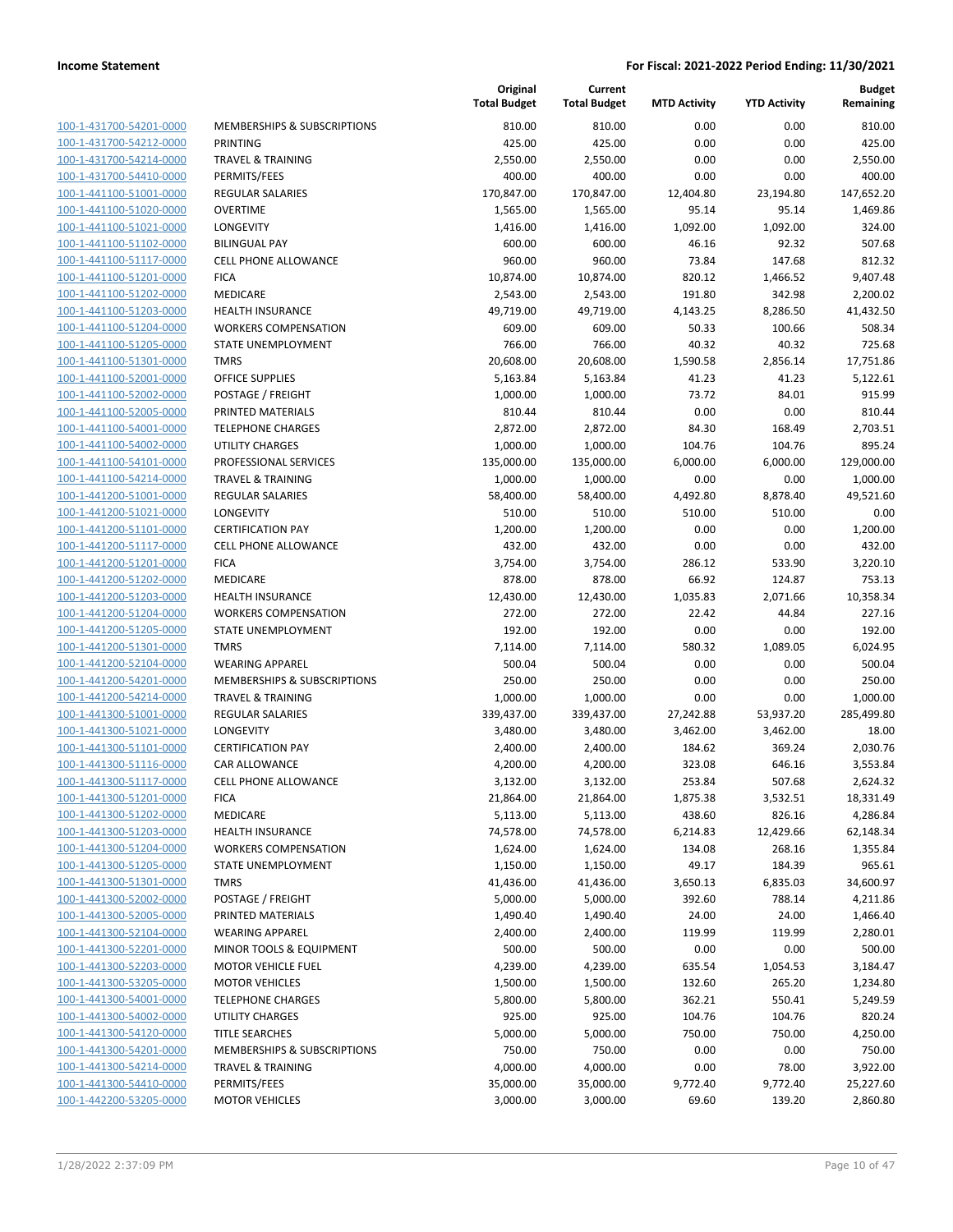**Income Statement** | **For Fiscal: 2021-2022 Period Ending: 11/30/2021**

| | | Original Total Budget | Current Total Budget | MTD Activity | YTD Activity | Budget Remaining |
|---|---|---|---|---|---|---|
| 100-1-431700-54201-0000 | MEMBERSHIPS & SUBSCRIPTIONS | 810.00 | 810.00 | 0.00 | 0.00 | 810.00 |
| 100-1-431700-54212-0000 | PRINTING | 425.00 | 425.00 | 0.00 | 0.00 | 425.00 |
| 100-1-431700-54214-0000 | TRAVEL & TRAINING | 2,550.00 | 2,550.00 | 0.00 | 0.00 | 2,550.00 |
| 100-1-431700-54410-0000 | PERMITS/FEES | 400.00 | 400.00 | 0.00 | 0.00 | 400.00 |
| 100-1-441100-51001-0000 | REGULAR SALARIES | 170,847.00 | 170,847.00 | 12,404.80 | 23,194.80 | 147,652.20 |
| 100-1-441100-51020-0000 | OVERTIME | 1,565.00 | 1,565.00 | 95.14 | 95.14 | 1,469.86 |
| 100-1-441100-51021-0000 | LONGEVITY | 1,416.00 | 1,416.00 | 1,092.00 | 1,092.00 | 324.00 |
| 100-1-441100-51102-0000 | BILINGUAL PAY | 600.00 | 600.00 | 46.16 | 92.32 | 507.68 |
| 100-1-441100-51117-0000 | CELL PHONE ALLOWANCE | 960.00 | 960.00 | 73.84 | 147.68 | 812.32 |
| 100-1-441100-51201-0000 | FICA | 10,874.00 | 10,874.00 | 820.12 | 1,466.52 | 9,407.48 |
| 100-1-441100-51202-0000 | MEDICARE | 2,543.00 | 2,543.00 | 191.80 | 342.98 | 2,200.02 |
| 100-1-441100-51203-0000 | HEALTH INSURANCE | 49,719.00 | 49,719.00 | 4,143.25 | 8,286.50 | 41,432.50 |
| 100-1-441100-51204-0000 | WORKERS COMPENSATION | 609.00 | 609.00 | 50.33 | 100.66 | 508.34 |
| 100-1-441100-51205-0000 | STATE UNEMPLOYMENT | 766.00 | 766.00 | 40.32 | 40.32 | 725.68 |
| 100-1-441100-51301-0000 | TMRS | 20,608.00 | 20,608.00 | 1,590.58 | 2,856.14 | 17,751.86 |
| 100-1-441100-52001-0000 | OFFICE SUPPLIES | 5,163.84 | 5,163.84 | 41.23 | 41.23 | 5,122.61 |
| 100-1-441100-52002-0000 | POSTAGE / FREIGHT | 1,000.00 | 1,000.00 | 73.72 | 84.01 | 915.99 |
| 100-1-441100-52005-0000 | PRINTED MATERIALS | 810.44 | 810.44 | 0.00 | 0.00 | 810.44 |
| 100-1-441100-54001-0000 | TELEPHONE CHARGES | 2,872.00 | 2,872.00 | 84.30 | 168.49 | 2,703.51 |
| 100-1-441100-54002-0000 | UTILITY CHARGES | 1,000.00 | 1,000.00 | 104.76 | 104.76 | 895.24 |
| 100-1-441100-54101-0000 | PROFESSIONAL SERVICES | 135,000.00 | 135,000.00 | 6,000.00 | 6,000.00 | 129,000.00 |
| 100-1-441100-54214-0000 | TRAVEL & TRAINING | 1,000.00 | 1,000.00 | 0.00 | 0.00 | 1,000.00 |
| 100-1-441200-51001-0000 | REGULAR SALARIES | 58,400.00 | 58,400.00 | 4,492.80 | 8,878.40 | 49,521.60 |
| 100-1-441200-51021-0000 | LONGEVITY | 510.00 | 510.00 | 510.00 | 510.00 | 0.00 |
| 100-1-441200-51101-0000 | CERTIFICATION PAY | 1,200.00 | 1,200.00 | 0.00 | 0.00 | 1,200.00 |
| 100-1-441200-51117-0000 | CELL PHONE ALLOWANCE | 432.00 | 432.00 | 0.00 | 0.00 | 432.00 |
| 100-1-441200-51201-0000 | FICA | 3,754.00 | 3,754.00 | 286.12 | 533.90 | 3,220.10 |
| 100-1-441200-51202-0000 | MEDICARE | 878.00 | 878.00 | 66.92 | 124.87 | 753.13 |
| 100-1-441200-51203-0000 | HEALTH INSURANCE | 12,430.00 | 12,430.00 | 1,035.83 | 2,071.66 | 10,358.34 |
| 100-1-441200-51204-0000 | WORKERS COMPENSATION | 272.00 | 272.00 | 22.42 | 44.84 | 227.16 |
| 100-1-441200-51205-0000 | STATE UNEMPLOYMENT | 192.00 | 192.00 | 0.00 | 0.00 | 192.00 |
| 100-1-441200-51301-0000 | TMRS | 7,114.00 | 7,114.00 | 580.32 | 1,089.05 | 6,024.95 |
| 100-1-441200-52104-0000 | WEARING APPAREL | 500.04 | 500.04 | 0.00 | 0.00 | 500.04 |
| 100-1-441200-54201-0000 | MEMBERSHIPS & SUBSCRIPTIONS | 250.00 | 250.00 | 0.00 | 0.00 | 250.00 |
| 100-1-441200-54214-0000 | TRAVEL & TRAINING | 1,000.00 | 1,000.00 | 0.00 | 0.00 | 1,000.00 |
| 100-1-441300-51001-0000 | REGULAR SALARIES | 339,437.00 | 339,437.00 | 27,242.88 | 53,937.20 | 285,499.80 |
| 100-1-441300-51021-0000 | LONGEVITY | 3,480.00 | 3,480.00 | 3,462.00 | 3,462.00 | 18.00 |
| 100-1-441300-51101-0000 | CERTIFICATION PAY | 2,400.00 | 2,400.00 | 184.62 | 369.24 | 2,030.76 |
| 100-1-441300-51116-0000 | CAR ALLOWANCE | 4,200.00 | 4,200.00 | 323.08 | 646.16 | 3,553.84 |
| 100-1-441300-51117-0000 | CELL PHONE ALLOWANCE | 3,132.00 | 3,132.00 | 253.84 | 507.68 | 2,624.32 |
| 100-1-441300-51201-0000 | FICA | 21,864.00 | 21,864.00 | 1,875.38 | 3,532.51 | 18,331.49 |
| 100-1-441300-51202-0000 | MEDICARE | 5,113.00 | 5,113.00 | 438.60 | 826.16 | 4,286.84 |
| 100-1-441300-51203-0000 | HEALTH INSURANCE | 74,578.00 | 74,578.00 | 6,214.83 | 12,429.66 | 62,148.34 |
| 100-1-441300-51204-0000 | WORKERS COMPENSATION | 1,624.00 | 1,624.00 | 134.08 | 268.16 | 1,355.84 |
| 100-1-441300-51205-0000 | STATE UNEMPLOYMENT | 1,150.00 | 1,150.00 | 49.17 | 184.39 | 965.61 |
| 100-1-441300-51301-0000 | TMRS | 41,436.00 | 41,436.00 | 3,650.13 | 6,835.03 | 34,600.97 |
| 100-1-441300-52002-0000 | POSTAGE / FREIGHT | 5,000.00 | 5,000.00 | 392.60 | 788.14 | 4,211.86 |
| 100-1-441300-52005-0000 | PRINTED MATERIALS | 1,490.40 | 1,490.40 | 24.00 | 24.00 | 1,466.40 |
| 100-1-441300-52104-0000 | WEARING APPAREL | 2,400.00 | 2,400.00 | 119.99 | 119.99 | 2,280.01 |
| 100-1-441300-52201-0000 | MINOR TOOLS & EQUIPMENT | 500.00 | 500.00 | 0.00 | 0.00 | 500.00 |
| 100-1-441300-52203-0000 | MOTOR VEHICLE FUEL | 4,239.00 | 4,239.00 | 635.54 | 1,054.53 | 3,184.47 |
| 100-1-441300-53205-0000 | MOTOR VEHICLES | 1,500.00 | 1,500.00 | 132.60 | 265.20 | 1,234.80 |
| 100-1-441300-54001-0000 | TELEPHONE CHARGES | 5,800.00 | 5,800.00 | 362.21 | 550.41 | 5,249.59 |
| 100-1-441300-54002-0000 | UTILITY CHARGES | 925.00 | 925.00 | 104.76 | 104.76 | 820.24 |
| 100-1-441300-54120-0000 | TITLE SEARCHES | 5,000.00 | 5,000.00 | 750.00 | 750.00 | 4,250.00 |
| 100-1-441300-54201-0000 | MEMBERSHIPS & SUBSCRIPTIONS | 750.00 | 750.00 | 0.00 | 0.00 | 750.00 |
| 100-1-441300-54214-0000 | TRAVEL & TRAINING | 4,000.00 | 4,000.00 | 0.00 | 78.00 | 3,922.00 |
| 100-1-441300-54410-0000 | PERMITS/FEES | 35,000.00 | 35,000.00 | 9,772.40 | 9,772.40 | 25,227.60 |
| 100-1-442200-53205-0000 | MOTOR VEHICLES | 3,000.00 | 3,000.00 | 69.60 | 139.20 | 2,860.80 |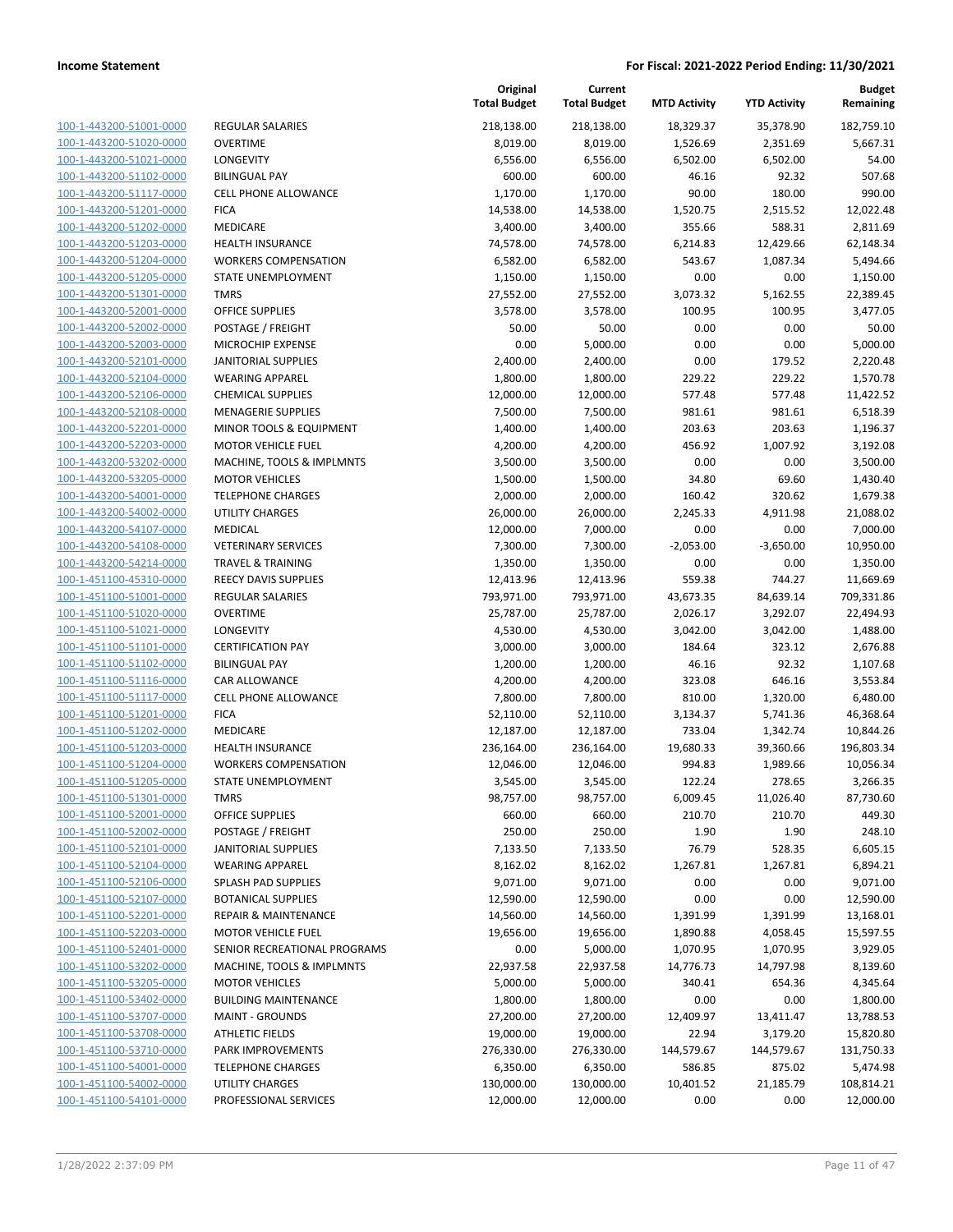| | | Original Total Budget | Current Total Budget | MTD Activity | YTD Activity | Budget Remaining |
|---|---|---|---|---|---|---|
| 100-1-443200-51001-0000 | REGULAR SALARIES | 218,138.00 | 218,138.00 | 18,329.37 | 35,378.90 | 182,759.10 |
| 100-1-443200-51020-0000 | OVERTIME | 8,019.00 | 8,019.00 | 1,526.69 | 2,351.69 | 5,667.31 |
| 100-1-443200-51021-0000 | LONGEVITY | 6,556.00 | 6,556.00 | 6,502.00 | 6,502.00 | 54.00 |
| 100-1-443200-51102-0000 | BILINGUAL PAY | 600.00 | 600.00 | 46.16 | 92.32 | 507.68 |
| 100-1-443200-51117-0000 | CELL PHONE ALLOWANCE | 1,170.00 | 1,170.00 | 90.00 | 180.00 | 990.00 |
| 100-1-443200-51201-0000 | FICA | 14,538.00 | 14,538.00 | 1,520.75 | 2,515.52 | 12,022.48 |
| 100-1-443200-51202-0000 | MEDICARE | 3,400.00 | 3,400.00 | 355.66 | 588.31 | 2,811.69 |
| 100-1-443200-51203-0000 | HEALTH INSURANCE | 74,578.00 | 74,578.00 | 6,214.83 | 12,429.66 | 62,148.34 |
| 100-1-443200-51204-0000 | WORKERS COMPENSATION | 6,582.00 | 6,582.00 | 543.67 | 1,087.34 | 5,494.66 |
| 100-1-443200-51205-0000 | STATE UNEMPLOYMENT | 1,150.00 | 1,150.00 | 0.00 | 0.00 | 1,150.00 |
| 100-1-443200-51301-0000 | TMRS | 27,552.00 | 27,552.00 | 3,073.32 | 5,162.55 | 22,389.45 |
| 100-1-443200-52001-0000 | OFFICE SUPPLIES | 3,578.00 | 3,578.00 | 100.95 | 100.95 | 3,477.05 |
| 100-1-443200-52002-0000 | POSTAGE / FREIGHT | 50.00 | 50.00 | 0.00 | 0.00 | 50.00 |
| 100-1-443200-52003-0000 | MICROCHIP EXPENSE | 0.00 | 5,000.00 | 0.00 | 0.00 | 5,000.00 |
| 100-1-443200-52101-0000 | JANITORIAL SUPPLIES | 2,400.00 | 2,400.00 | 0.00 | 179.52 | 2,220.48 |
| 100-1-443200-52104-0000 | WEARING APPAREL | 1,800.00 | 1,800.00 | 229.22 | 229.22 | 1,570.78 |
| 100-1-443200-52106-0000 | CHEMICAL SUPPLIES | 12,000.00 | 12,000.00 | 577.48 | 577.48 | 11,422.52 |
| 100-1-443200-52108-0000 | MENAGERIE SUPPLIES | 7,500.00 | 7,500.00 | 981.61 | 981.61 | 6,518.39 |
| 100-1-443200-52201-0000 | MINOR TOOLS & EQUIPMENT | 1,400.00 | 1,400.00 | 203.63 | 203.63 | 1,196.37 |
| 100-1-443200-52203-0000 | MOTOR VEHICLE FUEL | 4,200.00 | 4,200.00 | 456.92 | 1,007.92 | 3,192.08 |
| 100-1-443200-53202-0000 | MACHINE, TOOLS & IMPLMNTS | 3,500.00 | 3,500.00 | 0.00 | 0.00 | 3,500.00 |
| 100-1-443200-53205-0000 | MOTOR VEHICLES | 1,500.00 | 1,500.00 | 34.80 | 69.60 | 1,430.40 |
| 100-1-443200-54001-0000 | TELEPHONE CHARGES | 2,000.00 | 2,000.00 | 160.42 | 320.62 | 1,679.38 |
| 100-1-443200-54002-0000 | UTILITY CHARGES | 26,000.00 | 26,000.00 | 2,245.33 | 4,911.98 | 21,088.02 |
| 100-1-443200-54107-0000 | MEDICAL | 12,000.00 | 7,000.00 | 0.00 | 0.00 | 7,000.00 |
| 100-1-443200-54108-0000 | VETERINARY SERVICES | 7,300.00 | 7,300.00 | -2,053.00 | -3,650.00 | 10,950.00 |
| 100-1-443200-54214-0000 | TRAVEL & TRAINING | 1,350.00 | 1,350.00 | 0.00 | 0.00 | 1,350.00 |
| 100-1-451100-45310-0000 | REECY DAVIS SUPPLIES | 12,413.96 | 12,413.96 | 559.38 | 744.27 | 11,669.69 |
| 100-1-451100-51001-0000 | REGULAR SALARIES | 793,971.00 | 793,971.00 | 43,673.35 | 84,639.14 | 709,331.86 |
| 100-1-451100-51020-0000 | OVERTIME | 25,787.00 | 25,787.00 | 2,026.17 | 3,292.07 | 22,494.93 |
| 100-1-451100-51021-0000 | LONGEVITY | 4,530.00 | 4,530.00 | 3,042.00 | 3,042.00 | 1,488.00 |
| 100-1-451100-51101-0000 | CERTIFICATION PAY | 3,000.00 | 3,000.00 | 184.64 | 323.12 | 2,676.88 |
| 100-1-451100-51102-0000 | BILINGUAL PAY | 1,200.00 | 1,200.00 | 46.16 | 92.32 | 1,107.68 |
| 100-1-451100-51116-0000 | CAR ALLOWANCE | 4,200.00 | 4,200.00 | 323.08 | 646.16 | 3,553.84 |
| 100-1-451100-51117-0000 | CELL PHONE ALLOWANCE | 7,800.00 | 7,800.00 | 810.00 | 1,320.00 | 6,480.00 |
| 100-1-451100-51201-0000 | FICA | 52,110.00 | 52,110.00 | 3,134.37 | 5,741.36 | 46,368.64 |
| 100-1-451100-51202-0000 | MEDICARE | 12,187.00 | 12,187.00 | 733.04 | 1,342.74 | 10,844.26 |
| 100-1-451100-51203-0000 | HEALTH INSURANCE | 236,164.00 | 236,164.00 | 19,680.33 | 39,360.66 | 196,803.34 |
| 100-1-451100-51204-0000 | WORKERS COMPENSATION | 12,046.00 | 12,046.00 | 994.83 | 1,989.66 | 10,056.34 |
| 100-1-451100-51205-0000 | STATE UNEMPLOYMENT | 3,545.00 | 3,545.00 | 122.24 | 278.65 | 3,266.35 |
| 100-1-451100-51301-0000 | TMRS | 98,757.00 | 98,757.00 | 6,009.45 | 11,026.40 | 87,730.60 |
| 100-1-451100-52001-0000 | OFFICE SUPPLIES | 660.00 | 660.00 | 210.70 | 210.70 | 449.30 |
| 100-1-451100-52002-0000 | POSTAGE / FREIGHT | 250.00 | 250.00 | 1.90 | 1.90 | 248.10 |
| 100-1-451100-52101-0000 | JANITORIAL SUPPLIES | 7,133.50 | 7,133.50 | 76.79 | 528.35 | 6,605.15 |
| 100-1-451100-52104-0000 | WEARING APPAREL | 8,162.02 | 8,162.02 | 1,267.81 | 1,267.81 | 6,894.21 |
| 100-1-451100-52106-0000 | SPLASH PAD SUPPLIES | 9,071.00 | 9,071.00 | 0.00 | 0.00 | 9,071.00 |
| 100-1-451100-52107-0000 | BOTANICAL SUPPLIES | 12,590.00 | 12,590.00 | 0.00 | 0.00 | 12,590.00 |
| 100-1-451100-52201-0000 | REPAIR & MAINTENANCE | 14,560.00 | 14,560.00 | 1,391.99 | 1,391.99 | 13,168.01 |
| 100-1-451100-52203-0000 | MOTOR VEHICLE FUEL | 19,656.00 | 19,656.00 | 1,890.88 | 4,058.45 | 15,597.55 |
| 100-1-451100-52401-0000 | SENIOR RECREATIONAL PROGRAMS | 0.00 | 5,000.00 | 1,070.95 | 1,070.95 | 3,929.05 |
| 100-1-451100-53202-0000 | MACHINE, TOOLS & IMPLMNTS | 22,937.58 | 22,937.58 | 14,776.73 | 14,797.98 | 8,139.60 |
| 100-1-451100-53205-0000 | MOTOR VEHICLES | 5,000.00 | 5,000.00 | 340.41 | 654.36 | 4,345.64 |
| 100-1-451100-53402-0000 | BUILDING MAINTENANCE | 1,800.00 | 1,800.00 | 0.00 | 0.00 | 1,800.00 |
| 100-1-451100-53707-0000 | MAINT - GROUNDS | 27,200.00 | 27,200.00 | 12,409.97 | 13,411.47 | 13,788.53 |
| 100-1-451100-53708-0000 | ATHLETIC FIELDS | 19,000.00 | 19,000.00 | 22.94 | 3,179.20 | 15,820.80 |
| 100-1-451100-53710-0000 | PARK IMPROVEMENTS | 276,330.00 | 276,330.00 | 144,579.67 | 144,579.67 | 131,750.33 |
| 100-1-451100-54001-0000 | TELEPHONE CHARGES | 6,350.00 | 6,350.00 | 586.85 | 875.02 | 5,474.98 |
| 100-1-451100-54002-0000 | UTILITY CHARGES | 130,000.00 | 130,000.00 | 10,401.52 | 21,185.79 | 108,814.21 |
| 100-1-451100-54101-0000 | PROFESSIONAL SERVICES | 12,000.00 | 12,000.00 | 0.00 | 0.00 | 12,000.00 |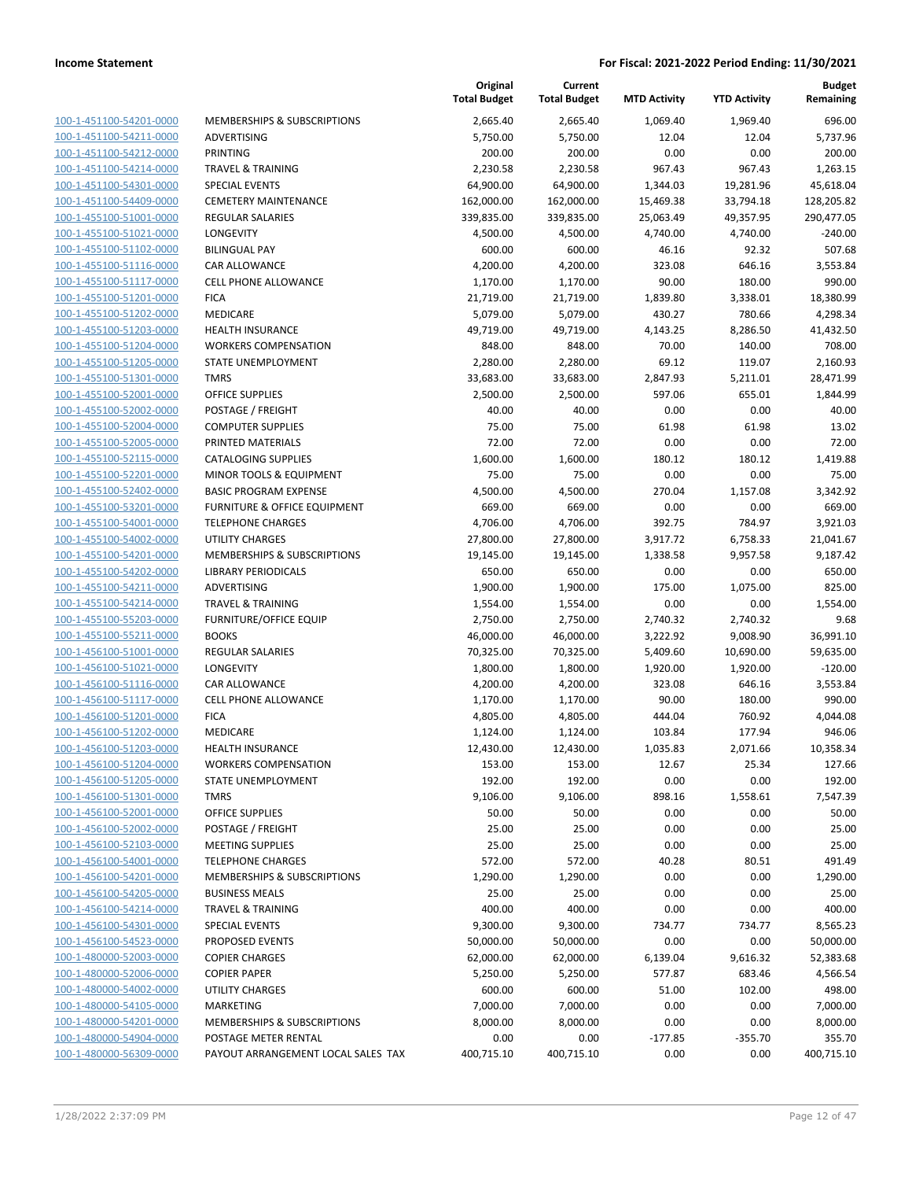| | | Original Total Budget | Current Total Budget | MTD Activity | YTD Activity | Budget Remaining |
|---|---|---|---|---|---|---|
| 100-1-451100-54201-0000 | MEMBERSHIPS & SUBSCRIPTIONS | 2,665.40 | 2,665.40 | 1,069.40 | 1,969.40 | 696.00 |
| 100-1-451100-54211-0000 | ADVERTISING | 5,750.00 | 5,750.00 | 12.04 | 12.04 | 5,737.96 |
| 100-1-451100-54212-0000 | PRINTING | 200.00 | 200.00 | 0.00 | 0.00 | 200.00 |
| 100-1-451100-54214-0000 | TRAVEL & TRAINING | 2,230.58 | 2,230.58 | 967.43 | 967.43 | 1,263.15 |
| 100-1-451100-54301-0000 | SPECIAL EVENTS | 64,900.00 | 64,900.00 | 1,344.03 | 19,281.96 | 45,618.04 |
| 100-1-451100-54409-0000 | CEMETERY MAINTENANCE | 162,000.00 | 162,000.00 | 15,469.38 | 33,794.18 | 128,205.82 |
| 100-1-455100-51001-0000 | REGULAR SALARIES | 339,835.00 | 339,835.00 | 25,063.49 | 49,357.95 | 290,477.05 |
| 100-1-455100-51021-0000 | LONGEVITY | 4,500.00 | 4,500.00 | 4,740.00 | 4,740.00 | -240.00 |
| 100-1-455100-51102-0000 | BILINGUAL PAY | 600.00 | 600.00 | 46.16 | 92.32 | 507.68 |
| 100-1-455100-51116-0000 | CAR ALLOWANCE | 4,200.00 | 4,200.00 | 323.08 | 646.16 | 3,553.84 |
| 100-1-455100-51117-0000 | CELL PHONE ALLOWANCE | 1,170.00 | 1,170.00 | 90.00 | 180.00 | 990.00 |
| 100-1-455100-51201-0000 | FICA | 21,719.00 | 21,719.00 | 1,839.80 | 3,338.01 | 18,380.99 |
| 100-1-455100-51202-0000 | MEDICARE | 5,079.00 | 5,079.00 | 430.27 | 780.66 | 4,298.34 |
| 100-1-455100-51203-0000 | HEALTH INSURANCE | 49,719.00 | 49,719.00 | 4,143.25 | 8,286.50 | 41,432.50 |
| 100-1-455100-51204-0000 | WORKERS COMPENSATION | 848.00 | 848.00 | 70.00 | 140.00 | 708.00 |
| 100-1-455100-51205-0000 | STATE UNEMPLOYMENT | 2,280.00 | 2,280.00 | 69.12 | 119.07 | 2,160.93 |
| 100-1-455100-51301-0000 | TMRS | 33,683.00 | 33,683.00 | 2,847.93 | 5,211.01 | 28,471.99 |
| 100-1-455100-52001-0000 | OFFICE SUPPLIES | 2,500.00 | 2,500.00 | 597.06 | 655.01 | 1,844.99 |
| 100-1-455100-52002-0000 | POSTAGE / FREIGHT | 40.00 | 40.00 | 0.00 | 0.00 | 40.00 |
| 100-1-455100-52004-0000 | COMPUTER SUPPLIES | 75.00 | 75.00 | 61.98 | 61.98 | 13.02 |
| 100-1-455100-52005-0000 | PRINTED MATERIALS | 72.00 | 72.00 | 0.00 | 0.00 | 72.00 |
| 100-1-455100-52115-0000 | CATALOGING SUPPLIES | 1,600.00 | 1,600.00 | 180.12 | 180.12 | 1,419.88 |
| 100-1-455100-52201-0000 | MINOR TOOLS & EQUIPMENT | 75.00 | 75.00 | 0.00 | 0.00 | 75.00 |
| 100-1-455100-52402-0000 | BASIC PROGRAM EXPENSE | 4,500.00 | 4,500.00 | 270.04 | 1,157.08 | 3,342.92 |
| 100-1-455100-53201-0000 | FURNITURE & OFFICE EQUIPMENT | 669.00 | 669.00 | 0.00 | 0.00 | 669.00 |
| 100-1-455100-54001-0000 | TELEPHONE CHARGES | 4,706.00 | 4,706.00 | 392.75 | 784.97 | 3,921.03 |
| 100-1-455100-54002-0000 | UTILITY CHARGES | 27,800.00 | 27,800.00 | 3,917.72 | 6,758.33 | 21,041.67 |
| 100-1-455100-54201-0000 | MEMBERSHIPS & SUBSCRIPTIONS | 19,145.00 | 19,145.00 | 1,338.58 | 9,957.58 | 9,187.42 |
| 100-1-455100-54202-0000 | LIBRARY PERIODICALS | 650.00 | 650.00 | 0.00 | 0.00 | 650.00 |
| 100-1-455100-54211-0000 | ADVERTISING | 1,900.00 | 1,900.00 | 175.00 | 1,075.00 | 825.00 |
| 100-1-455100-54214-0000 | TRAVEL & TRAINING | 1,554.00 | 1,554.00 | 0.00 | 0.00 | 1,554.00 |
| 100-1-455100-55203-0000 | FURNITURE/OFFICE EQUIP | 2,750.00 | 2,750.00 | 2,740.32 | 2,740.32 | 9.68 |
| 100-1-455100-55211-0000 | BOOKS | 46,000.00 | 46,000.00 | 3,222.92 | 9,008.90 | 36,991.10 |
| 100-1-456100-51001-0000 | REGULAR SALARIES | 70,325.00 | 70,325.00 | 5,409.60 | 10,690.00 | 59,635.00 |
| 100-1-456100-51021-0000 | LONGEVITY | 1,800.00 | 1,800.00 | 1,920.00 | 1,920.00 | -120.00 |
| 100-1-456100-51116-0000 | CAR ALLOWANCE | 4,200.00 | 4,200.00 | 323.08 | 646.16 | 3,553.84 |
| 100-1-456100-51117-0000 | CELL PHONE ALLOWANCE | 1,170.00 | 1,170.00 | 90.00 | 180.00 | 990.00 |
| 100-1-456100-51201-0000 | FICA | 4,805.00 | 4,805.00 | 444.04 | 760.92 | 4,044.08 |
| 100-1-456100-51202-0000 | MEDICARE | 1,124.00 | 1,124.00 | 103.84 | 177.94 | 946.06 |
| 100-1-456100-51203-0000 | HEALTH INSURANCE | 12,430.00 | 12,430.00 | 1,035.83 | 2,071.66 | 10,358.34 |
| 100-1-456100-51204-0000 | WORKERS COMPENSATION | 153.00 | 153.00 | 12.67 | 25.34 | 127.66 |
| 100-1-456100-51205-0000 | STATE UNEMPLOYMENT | 192.00 | 192.00 | 0.00 | 0.00 | 192.00 |
| 100-1-456100-51301-0000 | TMRS | 9,106.00 | 9,106.00 | 898.16 | 1,558.61 | 7,547.39 |
| 100-1-456100-52001-0000 | OFFICE SUPPLIES | 50.00 | 50.00 | 0.00 | 0.00 | 50.00 |
| 100-1-456100-52002-0000 | POSTAGE / FREIGHT | 25.00 | 25.00 | 0.00 | 0.00 | 25.00 |
| 100-1-456100-52103-0000 | MEETING SUPPLIES | 25.00 | 25.00 | 0.00 | 0.00 | 25.00 |
| 100-1-456100-54001-0000 | TELEPHONE CHARGES | 572.00 | 572.00 | 40.28 | 80.51 | 491.49 |
| 100-1-456100-54201-0000 | MEMBERSHIPS & SUBSCRIPTIONS | 1,290.00 | 1,290.00 | 0.00 | 0.00 | 1,290.00 |
| 100-1-456100-54205-0000 | BUSINESS MEALS | 25.00 | 25.00 | 0.00 | 0.00 | 25.00 |
| 100-1-456100-54214-0000 | TRAVEL & TRAINING | 400.00 | 400.00 | 0.00 | 0.00 | 400.00 |
| 100-1-456100-54301-0000 | SPECIAL EVENTS | 9,300.00 | 9,300.00 | 734.77 | 734.77 | 8,565.23 |
| 100-1-456100-54523-0000 | PROPOSED EVENTS | 50,000.00 | 50,000.00 | 0.00 | 0.00 | 50,000.00 |
| 100-1-480000-52003-0000 | COPIER CHARGES | 62,000.00 | 62,000.00 | 6,139.04 | 9,616.32 | 52,383.68 |
| 100-1-480000-52006-0000 | COPIER PAPER | 5,250.00 | 5,250.00 | 577.87 | 683.46 | 4,566.54 |
| 100-1-480000-54002-0000 | UTILITY CHARGES | 600.00 | 600.00 | 51.00 | 102.00 | 498.00 |
| 100-1-480000-54105-0000 | MARKETING | 7,000.00 | 7,000.00 | 0.00 | 0.00 | 7,000.00 |
| 100-1-480000-54201-0000 | MEMBERSHIPS & SUBSCRIPTIONS | 8,000.00 | 8,000.00 | 0.00 | 0.00 | 8,000.00 |
| 100-1-480000-54904-0000 | POSTAGE METER RENTAL | 0.00 | 0.00 | -177.85 | -355.70 | 355.70 |
| 100-1-480000-56309-0000 | PAYOUT ARRANGEMENT LOCAL SALES TAX | 400,715.10 | 400,715.10 | 0.00 | 0.00 | 400,715.10 |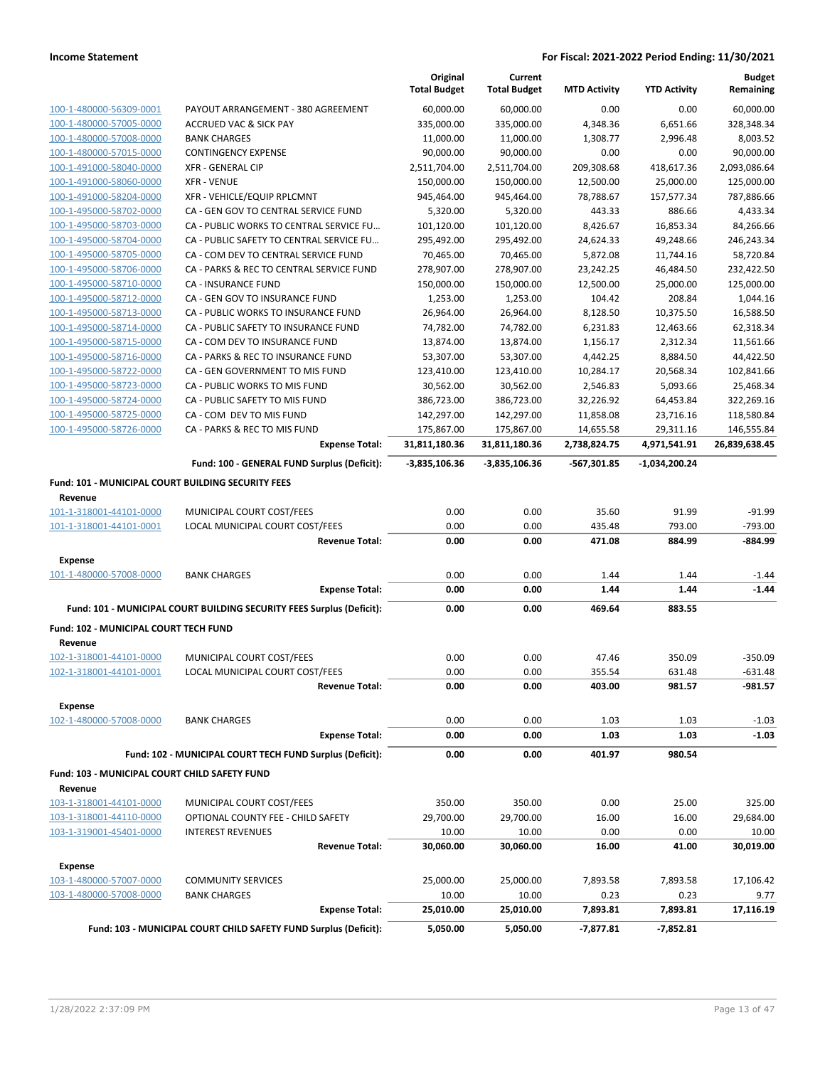| | | Original Total Budget | Current Total Budget | MTD Activity | YTD Activity | Budget Remaining |
|---|---|---|---|---|---|---|
| 100-1-480000-56309-0001 | PAYOUT ARRANGEMENT - 380 AGREEMENT | 60,000.00 | 60,000.00 | 0.00 | 0.00 | 60,000.00 |
| 100-1-480000-57005-0000 | ACCRUED VAC & SICK PAY | 335,000.00 | 335,000.00 | 4,348.36 | 6,651.66 | 328,348.34 |
| 100-1-480000-57008-0000 | BANK CHARGES | 11,000.00 | 11,000.00 | 1,308.77 | 2,996.48 | 8,003.52 |
| 100-1-480000-57015-0000 | CONTINGENCY EXPENSE | 90,000.00 | 90,000.00 | 0.00 | 0.00 | 90,000.00 |
| 100-1-491000-58040-0000 | XFR - GENERAL CIP | 2,511,704.00 | 2,511,704.00 | 209,308.68 | 418,617.36 | 2,093,086.64 |
| 100-1-491000-58060-0000 | XFR - VENUE | 150,000.00 | 150,000.00 | 12,500.00 | 25,000.00 | 125,000.00 |
| 100-1-491000-58204-0000 | XFR - VEHICLE/EQUIP RPLCMNT | 945,464.00 | 945,464.00 | 78,788.67 | 157,577.34 | 787,886.66 |
| 100-1-495000-58702-0000 | CA - GEN GOV TO CENTRAL SERVICE FUND | 5,320.00 | 5,320.00 | 443.33 | 886.66 | 4,433.34 |
| 100-1-495000-58703-0000 | CA - PUBLIC WORKS TO CENTRAL SERVICE FU… | 101,120.00 | 101,120.00 | 8,426.67 | 16,853.34 | 84,266.66 |
| 100-1-495000-58704-0000 | CA - PUBLIC SAFETY TO CENTRAL SERVICE FU… | 295,492.00 | 295,492.00 | 24,624.33 | 49,248.66 | 246,243.34 |
| 100-1-495000-58705-0000 | CA - COM DEV TO CENTRAL SERVICE FUND | 70,465.00 | 70,465.00 | 5,872.08 | 11,744.16 | 58,720.84 |
| 100-1-495000-58706-0000 | CA - PARKS & REC TO CENTRAL SERVICE FUND | 278,907.00 | 278,907.00 | 23,242.25 | 46,484.50 | 232,422.50 |
| 100-1-495000-58710-0000 | CA - INSURANCE FUND | 150,000.00 | 150,000.00 | 12,500.00 | 25,000.00 | 125,000.00 |
| 100-1-495000-58712-0000 | CA - GEN GOV TO INSURANCE FUND | 1,253.00 | 1,253.00 | 104.42 | 208.84 | 1,044.16 |
| 100-1-495000-58713-0000 | CA - PUBLIC WORKS TO INSURANCE FUND | 26,964.00 | 26,964.00 | 8,128.50 | 10,375.50 | 16,588.50 |
| 100-1-495000-58714-0000 | CA - PUBLIC SAFETY TO INSURANCE FUND | 74,782.00 | 74,782.00 | 6,231.83 | 12,463.66 | 62,318.34 |
| 100-1-495000-58715-0000 | CA - COM DEV TO INSURANCE FUND | 13,874.00 | 13,874.00 | 1,156.17 | 2,312.34 | 11,561.66 |
| 100-1-495000-58716-0000 | CA - PARKS & REC TO INSURANCE FUND | 53,307.00 | 53,307.00 | 4,442.25 | 8,884.50 | 44,422.50 |
| 100-1-495000-58722-0000 | CA - GEN GOVERNMENT TO MIS FUND | 123,410.00 | 123,410.00 | 10,284.17 | 20,568.34 | 102,841.66 |
| 100-1-495000-58723-0000 | CA - PUBLIC WORKS TO MIS FUND | 30,562.00 | 30,562.00 | 2,546.83 | 5,093.66 | 25,468.34 |
| 100-1-495000-58724-0000 | CA - PUBLIC SAFETY TO MIS FUND | 386,723.00 | 386,723.00 | 32,226.92 | 64,453.84 | 322,269.16 |
| 100-1-495000-58725-0000 | CA - COM DEV TO MIS FUND | 142,297.00 | 142,297.00 | 11,858.08 | 23,716.16 | 118,580.84 |
| 100-1-495000-58726-0000 | CA - PARKS & REC TO MIS FUND | 175,867.00 | 175,867.00 | 14,655.58 | 29,311.16 | 146,555.84 |
| | **Expense Total:** | **31,811,180.36** | **31,811,180.36** | **2,738,824.75** | **4,971,541.91** | **26,839,638.45** |
| | **Fund: 100 - GENERAL FUND Surplus (Deficit):** | **-3,835,106.36** | **-3,835,106.36** | **-567,301.85** | **-1,034,200.24** | |
| **Fund: 101 - MUNICIPAL COURT BUILDING SECURITY FEES** | | | | | | |
| **Revenue** | | | | | | |
| 101-1-318001-44101-0000 | MUNICIPAL COURT COST/FEES | 0.00 | 0.00 | 35.60 | 91.99 | -91.99 |
| 101-1-318001-44101-0001 | LOCAL MUNICIPAL COURT COST/FEES | 0.00 | 0.00 | 435.48 | 793.00 | -793.00 |
| | **Revenue Total:** | **0.00** | **0.00** | **471.08** | **884.99** | **-884.99** |
| **Expense** | | | | | | |
| 101-1-480000-57008-0000 | BANK CHARGES | 0.00 | 0.00 | 1.44 | 1.44 | -1.44 |
| | **Expense Total:** | **0.00** | **0.00** | **1.44** | **1.44** | **-1.44** |
| | **Fund: 101 - MUNICIPAL COURT BUILDING SECURITY FEES Surplus (Deficit):** | **0.00** | **0.00** | **469.64** | **883.55** | |
| **Fund: 102 - MUNICIPAL COURT TECH FUND** | | | | | | |
| **Revenue** | | | | | | |
| 102-1-318001-44101-0000 | MUNICIPAL COURT COST/FEES | 0.00 | 0.00 | 47.46 | 350.09 | -350.09 |
| 102-1-318001-44101-0001 | LOCAL MUNICIPAL COURT COST/FEES | 0.00 | 0.00 | 355.54 | 631.48 | -631.48 |
| | **Revenue Total:** | **0.00** | **0.00** | **403.00** | **981.57** | **-981.57** |
| **Expense** | | | | | | |
| 102-1-480000-57008-0000 | BANK CHARGES | 0.00 | 0.00 | 1.03 | 1.03 | -1.03 |
| | **Expense Total:** | **0.00** | **0.00** | **1.03** | **1.03** | **-1.03** |
| | **Fund: 102 - MUNICIPAL COURT TECH FUND Surplus (Deficit):** | **0.00** | **0.00** | **401.97** | **980.54** | |
| **Fund: 103 - MUNICIPAL COURT CHILD SAFETY FUND** | | | | | | |
| **Revenue** | | | | | | |
| 103-1-318001-44101-0000 | MUNICIPAL COURT COST/FEES | 350.00 | 350.00 | 0.00 | 25.00 | 325.00 |
| 103-1-318001-44110-0000 | OPTIONAL COUNTY FEE - CHILD SAFETY | 29,700.00 | 29,700.00 | 16.00 | 16.00 | 29,684.00 |
| 103-1-319001-45401-0000 | INTEREST REVENUES | 10.00 | 10.00 | 0.00 | 0.00 | 10.00 |
| | **Revenue Total:** | **30,060.00** | **30,060.00** | **16.00** | **41.00** | **30,019.00** |
| **Expense** | | | | | | |
| 103-1-480000-57007-0000 | COMMUNITY SERVICES | 25,000.00 | 25,000.00 | 7,893.58 | 7,893.58 | 17,106.42 |
| 103-1-480000-57008-0000 | BANK CHARGES | 10.00 | 10.00 | 0.23 | 0.23 | 9.77 |
| | **Expense Total:** | **25,010.00** | **25,010.00** | **7,893.81** | **7,893.81** | **17,116.19** |
| | **Fund: 103 - MUNICIPAL COURT CHILD SAFETY FUND Surplus (Deficit):** | **5,050.00** | **5,050.00** | **-7,877.81** | **-7,852.81** | |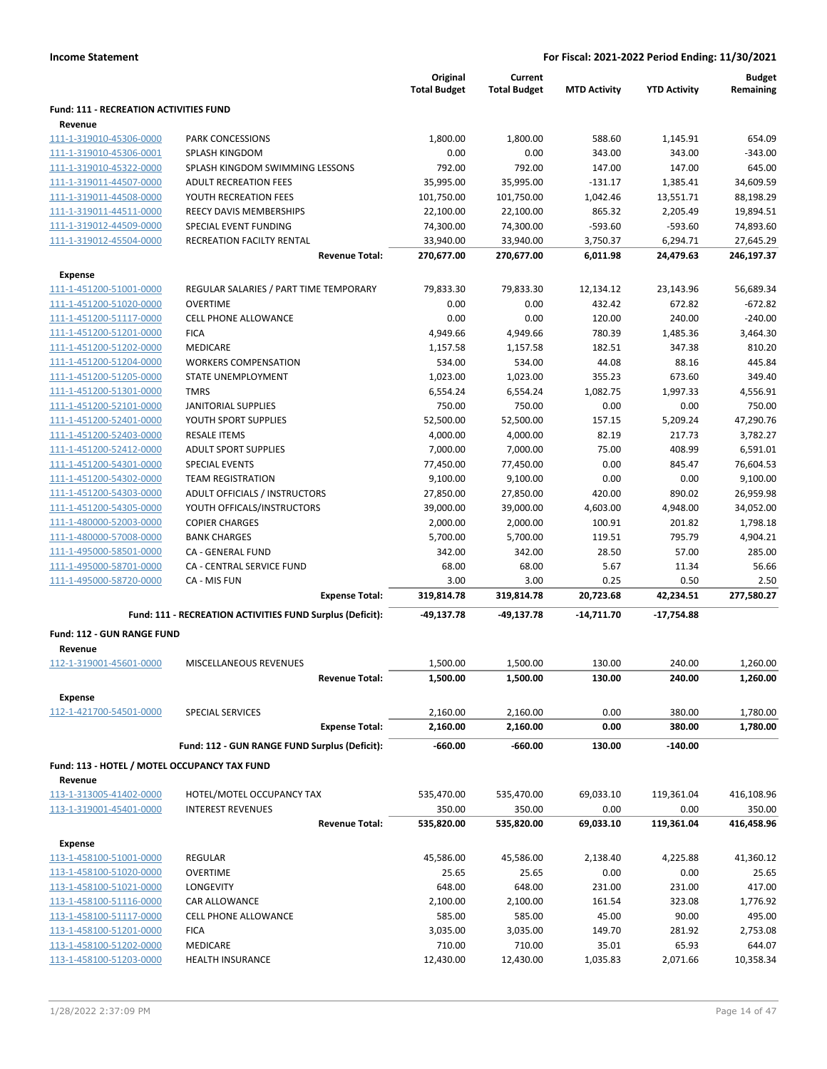**Income Statement** — For Fiscal: 2021-2022 Period Ending: 11/30/2021

| | | Original Total Budget | Current Total Budget | MTD Activity | YTD Activity | Budget Remaining |
|---|---|---|---|---|---|---|
| **Fund: 111 - RECREATION ACTIVITIES FUND** | | | | | | |
| **Revenue** | | | | | | |
| 111-1-319010-45306-0000 | PARK CONCESSIONS | 1,800.00 | 1,800.00 | 588.60 | 1,145.91 | 654.09 |
| 111-1-319010-45306-0001 | SPLASH KINGDOM | 0.00 | 0.00 | 343.00 | 343.00 | -343.00 |
| 111-1-319010-45322-0000 | SPLASH KINGDOM SWIMMING LESSONS | 792.00 | 792.00 | 147.00 | 147.00 | 645.00 |
| 111-1-319011-44507-0000 | ADULT RECREATION FEES | 35,995.00 | 35,995.00 | -131.17 | 1,385.41 | 34,609.59 |
| 111-1-319011-44508-0000 | YOUTH RECREATION FEES | 101,750.00 | 101,750.00 | 1,042.46 | 13,551.71 | 88,198.29 |
| 111-1-319011-44511-0000 | REECY DAVIS MEMBERSHIPS | 22,100.00 | 22,100.00 | 865.32 | 2,205.49 | 19,894.51 |
| 111-1-319012-44509-0000 | SPECIAL EVENT FUNDING | 74,300.00 | 74,300.00 | -593.60 | -593.60 | 74,893.60 |
| 111-1-319012-45504-0000 | RECREATION FACILTY RENTAL | 33,940.00 | 33,940.00 | 3,750.37 | 6,294.71 | 27,645.29 |
| | **Revenue Total:** | **270,677.00** | **270,677.00** | **6,011.98** | **24,479.63** | **246,197.37** |
| **Expense** | | | | | | |
| 111-1-451200-51001-0000 | REGULAR SALARIES / PART TIME TEMPORARY | 79,833.30 | 79,833.30 | 12,134.12 | 23,143.96 | 56,689.34 |
| 111-1-451200-51020-0000 | OVERTIME | 0.00 | 0.00 | 432.42 | 672.82 | -672.82 |
| 111-1-451200-51117-0000 | CELL PHONE ALLOWANCE | 0.00 | 0.00 | 120.00 | 240.00 | -240.00 |
| 111-1-451200-51201-0000 | FICA | 4,949.66 | 4,949.66 | 780.39 | 1,485.36 | 3,464.30 |
| 111-1-451200-51202-0000 | MEDICARE | 1,157.58 | 1,157.58 | 182.51 | 347.38 | 810.20 |
| 111-1-451200-51204-0000 | WORKERS COMPENSATION | 534.00 | 534.00 | 44.08 | 88.16 | 445.84 |
| 111-1-451200-51205-0000 | STATE UNEMPLOYMENT | 1,023.00 | 1,023.00 | 355.23 | 673.60 | 349.40 |
| 111-1-451200-51301-0000 | TMRS | 6,554.24 | 6,554.24 | 1,082.75 | 1,997.33 | 4,556.91 |
| 111-1-451200-52101-0000 | JANITORIAL SUPPLIES | 750.00 | 750.00 | 0.00 | 0.00 | 750.00 |
| 111-1-451200-52401-0000 | YOUTH SPORT SUPPLIES | 52,500.00 | 52,500.00 | 157.15 | 5,209.24 | 47,290.76 |
| 111-1-451200-52403-0000 | RESALE ITEMS | 4,000.00 | 4,000.00 | 82.19 | 217.73 | 3,782.27 |
| 111-1-451200-52412-0000 | ADULT SPORT SUPPLIES | 7,000.00 | 7,000.00 | 75.00 | 408.99 | 6,591.01 |
| 111-1-451200-54301-0000 | SPECIAL EVENTS | 77,450.00 | 77,450.00 | 0.00 | 845.47 | 76,604.53 |
| 111-1-451200-54302-0000 | TEAM REGISTRATION | 9,100.00 | 9,100.00 | 0.00 | 0.00 | 9,100.00 |
| 111-1-451200-54303-0000 | ADULT OFFICIALS / INSTRUCTORS | 27,850.00 | 27,850.00 | 420.00 | 890.02 | 26,959.98 |
| 111-1-451200-54305-0000 | YOUTH OFFICALS/INSTRUCTORS | 39,000.00 | 39,000.00 | 4,603.00 | 4,948.00 | 34,052.00 |
| 111-1-480000-52003-0000 | COPIER CHARGES | 2,000.00 | 2,000.00 | 100.91 | 201.82 | 1,798.18 |
| 111-1-480000-57008-0000 | BANK CHARGES | 5,700.00 | 5,700.00 | 119.51 | 795.79 | 4,904.21 |
| 111-1-495000-58501-0000 | CA - GENERAL FUND | 342.00 | 342.00 | 28.50 | 57.00 | 285.00 |
| 111-1-495000-58701-0000 | CA - CENTRAL SERVICE FUND | 68.00 | 68.00 | 5.67 | 11.34 | 56.66 |
| 111-1-495000-58720-0000 | CA - MIS FUN | 3.00 | 3.00 | 0.25 | 0.50 | 2.50 |
| | **Expense Total:** | **319,814.78** | **319,814.78** | **20,723.68** | **42,234.51** | **277,580.27** |
| | **Fund: 111 - RECREATION ACTIVITIES FUND Surplus (Deficit):** | **-49,137.78** | **-49,137.78** | **-14,711.70** | **-17,754.88** | |
| **Fund: 112 - GUN RANGE FUND** | | | | | | |
| **Revenue** | | | | | | |
| 112-1-319001-45601-0000 | MISCELLANEOUS REVENUES | 1,500.00 | 1,500.00 | 130.00 | 240.00 | 1,260.00 |
| | **Revenue Total:** | **1,500.00** | **1,500.00** | **130.00** | **240.00** | **1,260.00** |
| **Expense** | | | | | | |
| 112-1-421700-54501-0000 | SPECIAL SERVICES | 2,160.00 | 2,160.00 | 0.00 | 380.00 | 1,780.00 |
| | **Expense Total:** | **2,160.00** | **2,160.00** | **0.00** | **380.00** | **1,780.00** |
| | **Fund: 112 - GUN RANGE FUND Surplus (Deficit):** | **-660.00** | **-660.00** | **130.00** | **-140.00** | |
| **Fund: 113 - HOTEL / MOTEL OCCUPANCY TAX FUND** | | | | | | |
| **Revenue** | | | | | | |
| 113-1-313005-41402-0000 | HOTEL/MOTEL OCCUPANCY TAX | 535,470.00 | 535,470.00 | 69,033.10 | 119,361.04 | 416,108.96 |
| 113-1-319001-45401-0000 | INTEREST REVENUES | 350.00 | 350.00 | 0.00 | 0.00 | 350.00 |
| | **Revenue Total:** | **535,820.00** | **535,820.00** | **69,033.10** | **119,361.04** | **416,458.96** |
| **Expense** | | | | | | |
| 113-1-458100-51001-0000 | REGULAR | 45,586.00 | 45,586.00 | 2,138.40 | 4,225.88 | 41,360.12 |
| 113-1-458100-51020-0000 | OVERTIME | 25.65 | 25.65 | 0.00 | 0.00 | 25.65 |
| 113-1-458100-51021-0000 | LONGEVITY | 648.00 | 648.00 | 231.00 | 231.00 | 417.00 |
| 113-1-458100-51116-0000 | CAR ALLOWANCE | 2,100.00 | 2,100.00 | 161.54 | 323.08 | 1,776.92 |
| 113-1-458100-51117-0000 | CELL PHONE ALLOWANCE | 585.00 | 585.00 | 45.00 | 90.00 | 495.00 |
| 113-1-458100-51201-0000 | FICA | 3,035.00 | 3,035.00 | 149.70 | 281.92 | 2,753.08 |
| 113-1-458100-51202-0000 | MEDICARE | 710.00 | 710.00 | 35.01 | 65.93 | 644.07 |
| 113-1-458100-51203-0000 | HEALTH INSURANCE | 12,430.00 | 12,430.00 | 1,035.83 | 2,071.66 | 10,358.34 |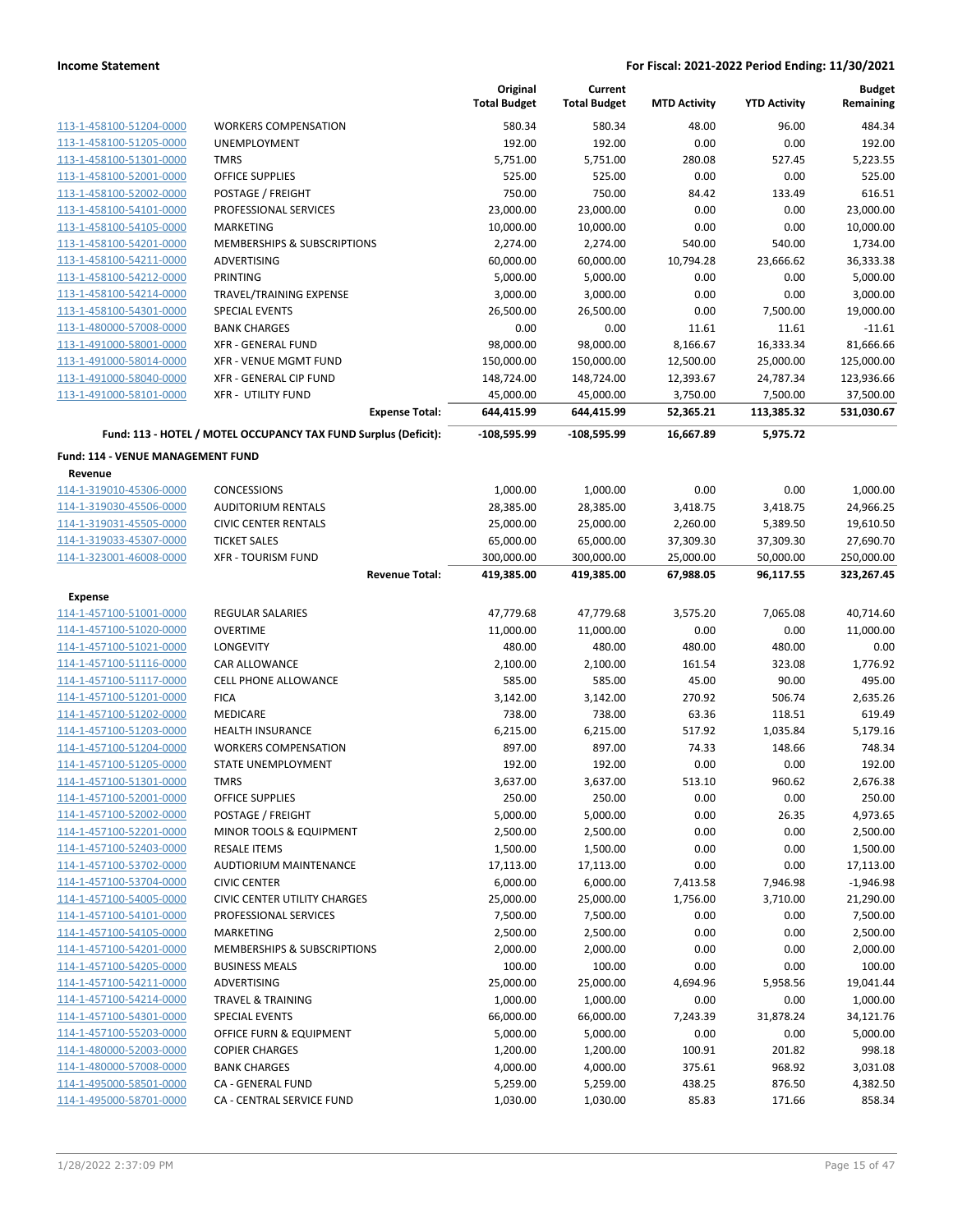| | | Original Total Budget | Current Total Budget | MTD Activity | YTD Activity | Budget Remaining |
|---|---|---|---|---|---|---|
| 113-1-458100-51204-0000 | WORKERS COMPENSATION | 580.34 | 580.34 | 48.00 | 96.00 | 484.34 |
| 113-1-458100-51205-0000 | UNEMPLOYMENT | 192.00 | 192.00 | 0.00 | 0.00 | 192.00 |
| 113-1-458100-51301-0000 | TMRS | 5,751.00 | 5,751.00 | 280.08 | 527.45 | 5,223.55 |
| 113-1-458100-52001-0000 | OFFICE SUPPLIES | 525.00 | 525.00 | 0.00 | 0.00 | 525.00 |
| 113-1-458100-52002-0000 | POSTAGE / FREIGHT | 750.00 | 750.00 | 84.42 | 133.49 | 616.51 |
| 113-1-458100-54101-0000 | PROFESSIONAL SERVICES | 23,000.00 | 23,000.00 | 0.00 | 0.00 | 23,000.00 |
| 113-1-458100-54105-0000 | MARKETING | 10,000.00 | 10,000.00 | 0.00 | 0.00 | 10,000.00 |
| 113-1-458100-54201-0000 | MEMBERSHIPS & SUBSCRIPTIONS | 2,274.00 | 2,274.00 | 540.00 | 540.00 | 1,734.00 |
| 113-1-458100-54211-0000 | ADVERTISING | 60,000.00 | 60,000.00 | 10,794.28 | 23,666.62 | 36,333.38 |
| 113-1-458100-54212-0000 | PRINTING | 5,000.00 | 5,000.00 | 0.00 | 0.00 | 5,000.00 |
| 113-1-458100-54214-0000 | TRAVEL/TRAINING EXPENSE | 3,000.00 | 3,000.00 | 0.00 | 0.00 | 3,000.00 |
| 113-1-458100-54301-0000 | SPECIAL EVENTS | 26,500.00 | 26,500.00 | 0.00 | 7,500.00 | 19,000.00 |
| 113-1-480000-57008-0000 | BANK CHARGES | 0.00 | 0.00 | 11.61 | 11.61 | -11.61 |
| 113-1-491000-58001-0000 | XFR - GENERAL FUND | 98,000.00 | 98,000.00 | 8,166.67 | 16,333.34 | 81,666.66 |
| 113-1-491000-58014-0000 | XFR - VENUE MGMT FUND | 150,000.00 | 150,000.00 | 12,500.00 | 25,000.00 | 125,000.00 |
| 113-1-491000-58040-0000 | XFR - GENERAL CIP FUND | 148,724.00 | 148,724.00 | 12,393.67 | 24,787.34 | 123,936.66 |
| 113-1-491000-58101-0000 | XFR - UTILITY FUND | 45,000.00 | 45,000.00 | 3,750.00 | 7,500.00 | 37,500.00 |
| | **Expense Total:** | **644,415.99** | **644,415.99** | **52,365.21** | **113,385.32** | **531,030.67** |
| | **Fund: 113 - HOTEL / MOTEL OCCUPANCY TAX FUND Surplus (Deficit):** | **-108,595.99** | **-108,595.99** | **16,667.89** | **5,975.72** | |

**Fund: 114 - VENUE MANAGEMENT FUND**

**Revenue**

| | | Original Total Budget | Current Total Budget | MTD Activity | YTD Activity | Budget Remaining |
|---|---|---|---|---|---|---|
| 114-1-319010-45306-0000 | CONCESSIONS | 1,000.00 | 1,000.00 | 0.00 | 0.00 | 1,000.00 |
| 114-1-319030-45506-0000 | AUDITORIUM RENTALS | 28,385.00 | 28,385.00 | 3,418.75 | 3,418.75 | 24,966.25 |
| 114-1-319031-45505-0000 | CIVIC CENTER RENTALS | 25,000.00 | 25,000.00 | 2,260.00 | 5,389.50 | 19,610.50 |
| 114-1-319033-45307-0000 | TICKET SALES | 65,000.00 | 65,000.00 | 37,309.30 | 37,309.30 | 27,690.70 |
| 114-1-323001-46008-0000 | XFR - TOURISM FUND | 300,000.00 | 300,000.00 | 25,000.00 | 50,000.00 | 250,000.00 |
| | **Revenue Total:** | **419,385.00** | **419,385.00** | **67,988.05** | **96,117.55** | **323,267.45** |

**Expense**

| | | Original Total Budget | Current Total Budget | MTD Activity | YTD Activity | Budget Remaining |
|---|---|---|---|---|---|---|
| 114-1-457100-51001-0000 | REGULAR SALARIES | 47,779.68 | 47,779.68 | 3,575.20 | 7,065.08 | 40,714.60 |
| 114-1-457100-51020-0000 | OVERTIME | 11,000.00 | 11,000.00 | 0.00 | 0.00 | 11,000.00 |
| 114-1-457100-51021-0000 | LONGEVITY | 480.00 | 480.00 | 480.00 | 480.00 | 0.00 |
| 114-1-457100-51116-0000 | CAR ALLOWANCE | 2,100.00 | 2,100.00 | 161.54 | 323.08 | 1,776.92 |
| 114-1-457100-51117-0000 | CELL PHONE ALLOWANCE | 585.00 | 585.00 | 45.00 | 90.00 | 495.00 |
| 114-1-457100-51201-0000 | FICA | 3,142.00 | 3,142.00 | 270.92 | 506.74 | 2,635.26 |
| 114-1-457100-51202-0000 | MEDICARE | 738.00 | 738.00 | 63.36 | 118.51 | 619.49 |
| 114-1-457100-51203-0000 | HEALTH INSURANCE | 6,215.00 | 6,215.00 | 517.92 | 1,035.84 | 5,179.16 |
| 114-1-457100-51204-0000 | WORKERS COMPENSATION | 897.00 | 897.00 | 74.33 | 148.66 | 748.34 |
| 114-1-457100-51205-0000 | STATE UNEMPLOYMENT | 192.00 | 192.00 | 0.00 | 0.00 | 192.00 |
| 114-1-457100-51301-0000 | TMRS | 3,637.00 | 3,637.00 | 513.10 | 960.62 | 2,676.38 |
| 114-1-457100-52001-0000 | OFFICE SUPPLIES | 250.00 | 250.00 | 0.00 | 0.00 | 250.00 |
| 114-1-457100-52002-0000 | POSTAGE / FREIGHT | 5,000.00 | 5,000.00 | 0.00 | 26.35 | 4,973.65 |
| 114-1-457100-52201-0000 | MINOR TOOLS & EQUIPMENT | 2,500.00 | 2,500.00 | 0.00 | 0.00 | 2,500.00 |
| 114-1-457100-52403-0000 | RESALE ITEMS | 1,500.00 | 1,500.00 | 0.00 | 0.00 | 1,500.00 |
| 114-1-457100-53702-0000 | AUDTIORIUM MAINTENANCE | 17,113.00 | 17,113.00 | 0.00 | 0.00 | 17,113.00 |
| 114-1-457100-53704-0000 | CIVIC CENTER | 6,000.00 | 6,000.00 | 7,413.58 | 7,946.98 | -1,946.98 |
| 114-1-457100-54005-0000 | CIVIC CENTER UTILITY CHARGES | 25,000.00 | 25,000.00 | 1,756.00 | 3,710.00 | 21,290.00 |
| 114-1-457100-54101-0000 | PROFESSIONAL SERVICES | 7,500.00 | 7,500.00 | 0.00 | 0.00 | 7,500.00 |
| 114-1-457100-54105-0000 | MARKETING | 2,500.00 | 2,500.00 | 0.00 | 0.00 | 2,500.00 |
| 114-1-457100-54201-0000 | MEMBERSHIPS & SUBSCRIPTIONS | 2,000.00 | 2,000.00 | 0.00 | 0.00 | 2,000.00 |
| 114-1-457100-54205-0000 | BUSINESS MEALS | 100.00 | 100.00 | 0.00 | 0.00 | 100.00 |
| 114-1-457100-54211-0000 | ADVERTISING | 25,000.00 | 25,000.00 | 4,694.96 | 5,958.56 | 19,041.44 |
| 114-1-457100-54214-0000 | TRAVEL & TRAINING | 1,000.00 | 1,000.00 | 0.00 | 0.00 | 1,000.00 |
| 114-1-457100-54301-0000 | SPECIAL EVENTS | 66,000.00 | 66,000.00 | 7,243.39 | 31,878.24 | 34,121.76 |
| 114-1-457100-55203-0000 | OFFICE FURN & EQUIPMENT | 5,000.00 | 5,000.00 | 0.00 | 0.00 | 5,000.00 |
| 114-1-480000-52003-0000 | COPIER CHARGES | 1,200.00 | 1,200.00 | 100.91 | 201.82 | 998.18 |
| 114-1-480000-57008-0000 | BANK CHARGES | 4,000.00 | 4,000.00 | 375.61 | 968.92 | 3,031.08 |
| 114-1-495000-58501-0000 | CA - GENERAL FUND | 5,259.00 | 5,259.00 | 438.25 | 876.50 | 4,382.50 |
| 114-1-495000-58701-0000 | CA - CENTRAL SERVICE FUND | 1,030.00 | 1,030.00 | 85.83 | 171.66 | 858.34 |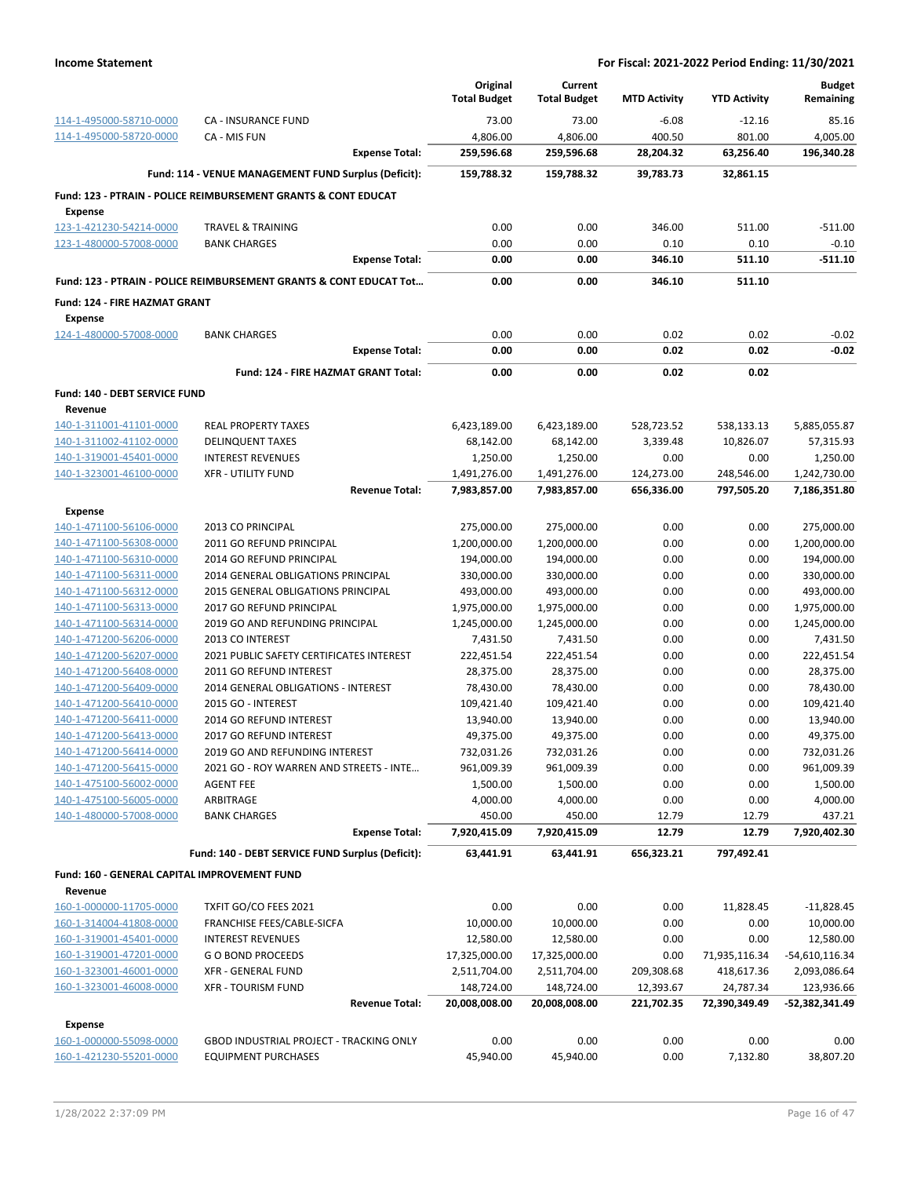## Income Statement

**For Fiscal: 2021-2022 Period Ending: 11/30/2021**

| | | Original Total Budget | Current Total Budget | MTD Activity | YTD Activity | Budget Remaining |
|---|---|---|---|---|---|---|
| 114-1-495000-58710-0000 | CA - INSURANCE FUND | 73.00 | 73.00 | -6.08 | -12.16 | 85.16 |
| 114-1-495000-58720-0000 | CA - MIS FUN | 4,806.00 | 4,806.00 | 400.50 | 801.00 | 4,005.00 |
| | **Expense Total:** | **259,596.68** | **259,596.68** | **28,204.32** | **63,256.40** | **196,340.28** |
| | **Fund: 114 - VENUE MANAGEMENT FUND Surplus (Deficit):** | **159,788.32** | **159,788.32** | **39,783.73** | **32,861.15** | |
| **Fund: 123 - PTRAIN - POLICE REIMBURSEMENT GRANTS & CONT EDUCAT** | | | | | | |
| **Expense** | | | | | | |
| 123-1-421230-54214-0000 | TRAVEL & TRAINING | 0.00 | 0.00 | 346.00 | 511.00 | -511.00 |
| 123-1-480000-57008-0000 | BANK CHARGES | 0.00 | 0.00 | 0.10 | 0.10 | -0.10 |
| | **Expense Total:** | **0.00** | **0.00** | **346.10** | **511.10** | **-511.10** |
| **Fund: 123 - PTRAIN - POLICE REIMBURSEMENT GRANTS & CONT EDUCAT Tot...** | | **0.00** | **0.00** | **346.10** | **511.10** | |
| **Fund: 124 - FIRE HAZMAT GRANT** | | | | | | |
| **Expense** | | | | | | |
| 124-1-480000-57008-0000 | BANK CHARGES | 0.00 | 0.00 | 0.02 | 0.02 | -0.02 |
| | **Expense Total:** | **0.00** | **0.00** | **0.02** | **0.02** | **-0.02** |
| | **Fund: 124 - FIRE HAZMAT GRANT Total:** | **0.00** | **0.00** | **0.02** | **0.02** | |
| **Fund: 140 - DEBT SERVICE FUND** | | | | | | |
| **Revenue** | | | | | | |
| 140-1-311001-41101-0000 | REAL PROPERTY TAXES | 6,423,189.00 | 6,423,189.00 | 528,723.52 | 538,133.13 | 5,885,055.87 |
| 140-1-311002-41102-0000 | DELINQUENT TAXES | 68,142.00 | 68,142.00 | 3,339.48 | 10,826.07 | 57,315.93 |
| 140-1-319001-45401-0000 | INTEREST REVENUES | 1,250.00 | 1,250.00 | 0.00 | 0.00 | 1,250.00 |
| 140-1-323001-46100-0000 | XFR - UTILITY FUND | 1,491,276.00 | 1,491,276.00 | 124,273.00 | 248,546.00 | 1,242,730.00 |
| | **Revenue Total:** | **7,983,857.00** | **7,983,857.00** | **656,336.00** | **797,505.20** | **7,186,351.80** |
| **Expense** | | | | | | |
| 140-1-471100-56106-0000 | 2013 CO PRINCIPAL | 275,000.00 | 275,000.00 | 0.00 | 0.00 | 275,000.00 |
| 140-1-471100-56308-0000 | 2011 GO REFUND PRINCIPAL | 1,200,000.00 | 1,200,000.00 | 0.00 | 0.00 | 1,200,000.00 |
| 140-1-471100-56310-0000 | 2014 GO REFUND PRINCIPAL | 194,000.00 | 194,000.00 | 0.00 | 0.00 | 194,000.00 |
| 140-1-471100-56311-0000 | 2014 GENERAL OBLIGATIONS PRINCIPAL | 330,000.00 | 330,000.00 | 0.00 | 0.00 | 330,000.00 |
| 140-1-471100-56312-0000 | 2015 GENERAL OBLIGATIONS PRINCIPAL | 493,000.00 | 493,000.00 | 0.00 | 0.00 | 493,000.00 |
| 140-1-471100-56313-0000 | 2017 GO REFUND PRINCIPAL | 1,975,000.00 | 1,975,000.00 | 0.00 | 0.00 | 1,975,000.00 |
| 140-1-471100-56314-0000 | 2019 GO AND REFUNDING PRINCIPAL | 1,245,000.00 | 1,245,000.00 | 0.00 | 0.00 | 1,245,000.00 |
| 140-1-471200-56206-0000 | 2013 CO INTEREST | 7,431.50 | 7,431.50 | 0.00 | 0.00 | 7,431.50 |
| 140-1-471200-56207-0000 | 2021 PUBLIC SAFETY CERTIFICATES INTEREST | 222,451.54 | 222,451.54 | 0.00 | 0.00 | 222,451.54 |
| 140-1-471200-56408-0000 | 2011 GO REFUND INTEREST | 28,375.00 | 28,375.00 | 0.00 | 0.00 | 28,375.00 |
| 140-1-471200-56409-0000 | 2014 GENERAL OBLIGATIONS - INTEREST | 78,430.00 | 78,430.00 | 0.00 | 0.00 | 78,430.00 |
| 140-1-471200-56410-0000 | 2015 GO - INTEREST | 109,421.40 | 109,421.40 | 0.00 | 0.00 | 109,421.40 |
| 140-1-471200-56411-0000 | 2014 GO REFUND INTEREST | 13,940.00 | 13,940.00 | 0.00 | 0.00 | 13,940.00 |
| 140-1-471200-56413-0000 | 2017 GO REFUND INTEREST | 49,375.00 | 49,375.00 | 0.00 | 0.00 | 49,375.00 |
| 140-1-471200-56414-0000 | 2019 GO AND REFUNDING INTEREST | 732,031.26 | 732,031.26 | 0.00 | 0.00 | 732,031.26 |
| 140-1-471200-56415-0000 | 2021 GO - ROY WARREN AND STREETS - INTE... | 961,009.39 | 961,009.39 | 0.00 | 0.00 | 961,009.39 |
| 140-1-475100-56002-0000 | AGENT FEE | 1,500.00 | 1,500.00 | 0.00 | 0.00 | 1,500.00 |
| 140-1-475100-56005-0000 | ARBITRAGE | 4,000.00 | 4,000.00 | 0.00 | 0.00 | 4,000.00 |
| 140-1-480000-57008-0000 | BANK CHARGES | 450.00 | 450.00 | 12.79 | 12.79 | 437.21 |
| | **Expense Total:** | **7,920,415.09** | **7,920,415.09** | **12.79** | **12.79** | **7,920,402.30** |
| | **Fund: 140 - DEBT SERVICE FUND Surplus (Deficit):** | **63,441.91** | **63,441.91** | **656,323.21** | **797,492.41** | |
| **Fund: 160 - GENERAL CAPITAL IMPROVEMENT FUND** | | | | | | |
| **Revenue** | | | | | | |
| 160-1-000000-11705-0000 | TXFIT GO/CO FEES 2021 | 0.00 | 0.00 | 0.00 | 11,828.45 | -11,828.45 |
| 160-1-314004-41808-0000 | FRANCHISE FEES/CABLE-SICFA | 10,000.00 | 10,000.00 | 0.00 | 0.00 | 10,000.00 |
| 160-1-319001-45401-0000 | INTEREST REVENUES | 12,580.00 | 12,580.00 | 0.00 | 0.00 | 12,580.00 |
| 160-1-319001-47201-0000 | G O BOND PROCEEDS | 17,325,000.00 | 17,325,000.00 | 0.00 | 71,935,116.34 | -54,610,116.34 |
| 160-1-323001-46001-0000 | XFR - GENERAL FUND | 2,511,704.00 | 2,511,704.00 | 209,308.68 | 418,617.36 | 2,093,086.64 |
| 160-1-323001-46008-0000 | XFR - TOURISM FUND | 148,724.00 | 148,724.00 | 12,393.67 | 24,787.34 | 123,936.66 |
| | **Revenue Total:** | **20,008,008.00** | **20,008,008.00** | **221,702.35** | **72,390,349.49** | **-52,382,341.49** |
| **Expense** | | | | | | |
| 160-1-000000-55098-0000 | GBOD INDUSTRIAL PROJECT - TRACKING ONLY | 0.00 | 0.00 | 0.00 | 0.00 | 0.00 |
| 160-1-421230-55201-0000 | EQUIPMENT PURCHASES | 45,940.00 | 45,940.00 | 0.00 | 7,132.80 | 38,807.20 |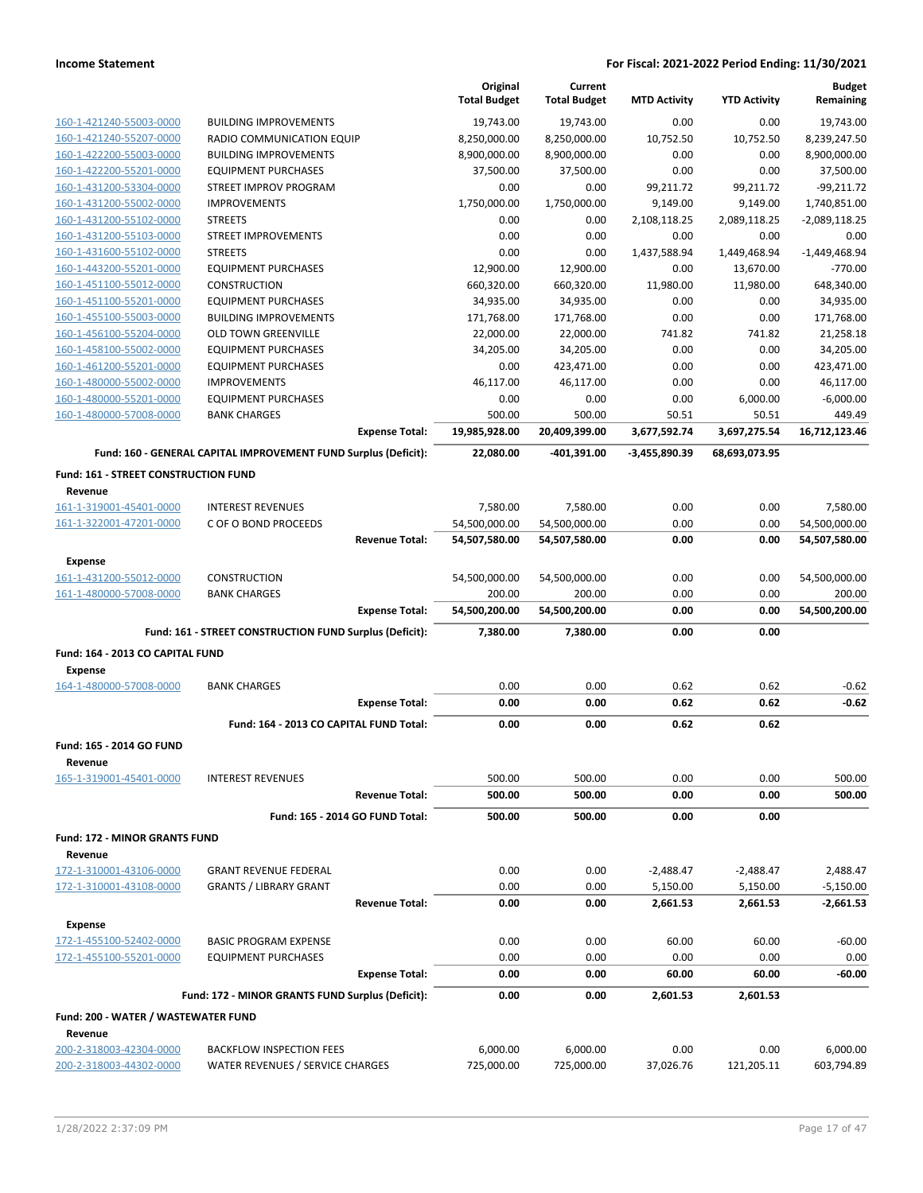| | | Original Total Budget | Current Total Budget | MTD Activity | YTD Activity | Budget Remaining |
|---|---|---|---|---|---|---|
| 160-1-421240-55003-0000 | BUILDING IMPROVEMENTS | 19,743.00 | 19,743.00 | 0.00 | 0.00 | 19,743.00 |
| 160-1-421240-55207-0000 | RADIO COMMUNICATION EQUIP | 8,250,000.00 | 8,250,000.00 | 10,752.50 | 10,752.50 | 8,239,247.50 |
| 160-1-422200-55003-0000 | BUILDING IMPROVEMENTS | 8,900,000.00 | 8,900,000.00 | 0.00 | 0.00 | 8,900,000.00 |
| 160-1-422200-55201-0000 | EQUIPMENT PURCHASES | 37,500.00 | 37,500.00 | 0.00 | 0.00 | 37,500.00 |
| 160-1-431200-53304-0000 | STREET IMPROV PROGRAM | 0.00 | 0.00 | 99,211.72 | 99,211.72 | -99,211.72 |
| 160-1-431200-55002-0000 | IMPROVEMENTS | 1,750,000.00 | 1,750,000.00 | 9,149.00 | 9,149.00 | 1,740,851.00 |
| 160-1-431200-55102-0000 | STREETS | 0.00 | 0.00 | 2,108,118.25 | 2,089,118.25 | -2,089,118.25 |
| 160-1-431200-55103-0000 | STREET IMPROVEMENTS | 0.00 | 0.00 | 0.00 | 0.00 | 0.00 |
| 160-1-431600-55102-0000 | STREETS | 0.00 | 0.00 | 1,437,588.94 | 1,449,468.94 | -1,449,468.94 |
| 160-1-443200-55201-0000 | EQUIPMENT PURCHASES | 12,900.00 | 12,900.00 | 0.00 | 13,670.00 | -770.00 |
| 160-1-451100-55012-0000 | CONSTRUCTION | 660,320.00 | 660,320.00 | 11,980.00 | 11,980.00 | 648,340.00 |
| 160-1-451100-55201-0000 | EQUIPMENT PURCHASES | 34,935.00 | 34,935.00 | 0.00 | 0.00 | 34,935.00 |
| 160-1-455100-55003-0000 | BUILDING IMPROVEMENTS | 171,768.00 | 171,768.00 | 0.00 | 0.00 | 171,768.00 |
| 160-1-456100-55204-0000 | OLD TOWN GREENVILLE | 22,000.00 | 22,000.00 | 741.82 | 741.82 | 21,258.18 |
| 160-1-458100-55002-0000 | EQUIPMENT PURCHASES | 34,205.00 | 34,205.00 | 0.00 | 0.00 | 34,205.00 |
| 160-1-461200-55201-0000 | EQUIPMENT PURCHASES | 0.00 | 423,471.00 | 0.00 | 0.00 | 423,471.00 |
| 160-1-480000-55002-0000 | IMPROVEMENTS | 46,117.00 | 46,117.00 | 0.00 | 0.00 | 46,117.00 |
| 160-1-480000-55201-0000 | EQUIPMENT PURCHASES | 0.00 | 0.00 | 0.00 | 6,000.00 | -6,000.00 |
| 160-1-480000-57008-0000 | BANK CHARGES | 500.00 | 500.00 | 50.51 | 50.51 | 449.49 |
| | **Expense Total:** | **19,985,928.00** | **20,409,399.00** | **3,677,592.74** | **3,697,275.54** | **16,712,123.46** |
| | **Fund: 160 - GENERAL CAPITAL IMPROVEMENT FUND Surplus (Deficit):** | **22,080.00** | **-401,391.00** | **-3,455,890.39** | **68,693,073.95** | |
| **Fund: 161 - STREET CONSTRUCTION FUND** | | | | | | |
| **Revenue** | | | | | | |
| 161-1-319001-45401-0000 | INTEREST REVENUES | 7,580.00 | 7,580.00 | 0.00 | 0.00 | 7,580.00 |
| 161-1-322001-47201-0000 | C OF O BOND PROCEEDS | 54,500,000.00 | 54,500,000.00 | 0.00 | 0.00 | 54,500,000.00 |
| | **Revenue Total:** | **54,507,580.00** | **54,507,580.00** | **0.00** | **0.00** | **54,507,580.00** |
| **Expense** | | | | | | |
| 161-1-431200-55012-0000 | CONSTRUCTION | 54,500,000.00 | 54,500,000.00 | 0.00 | 0.00 | 54,500,000.00 |
| 161-1-480000-57008-0000 | BANK CHARGES | 200.00 | 200.00 | 0.00 | 0.00 | 200.00 |
| | **Expense Total:** | **54,500,200.00** | **54,500,200.00** | **0.00** | **0.00** | **54,500,200.00** |
| | **Fund: 161 - STREET CONSTRUCTION FUND Surplus (Deficit):** | **7,380.00** | **7,380.00** | **0.00** | **0.00** | |
| **Fund: 164 - 2013 CO CAPITAL FUND** | | | | | | |
| **Expense** | | | | | | |
| 164-1-480000-57008-0000 | BANK CHARGES | 0.00 | 0.00 | 0.62 | 0.62 | -0.62 |
| | **Expense Total:** | **0.00** | **0.00** | **0.62** | **0.62** | **-0.62** |
| | **Fund: 164 - 2013 CO CAPITAL FUND Total:** | **0.00** | **0.00** | **0.62** | **0.62** | |
| **Fund: 165 - 2014 GO FUND** | | | | | | |
| **Revenue** | | | | | | |
| 165-1-319001-45401-0000 | INTEREST REVENUES | 500.00 | 500.00 | 0.00 | 0.00 | 500.00 |
| | **Revenue Total:** | **500.00** | **500.00** | **0.00** | **0.00** | **500.00** |
| | **Fund: 165 - 2014 GO FUND Total:** | **500.00** | **500.00** | **0.00** | **0.00** | |
| **Fund: 172 - MINOR GRANTS FUND** | | | | | | |
| **Revenue** | | | | | | |
| 172-1-310001-43106-0000 | GRANT REVENUE FEDERAL | 0.00 | 0.00 | -2,488.47 | -2,488.47 | 2,488.47 |
| 172-1-310001-43108-0000 | GRANTS / LIBRARY GRANT | 0.00 | 0.00 | 5,150.00 | 5,150.00 | -5,150.00 |
| | **Revenue Total:** | **0.00** | **0.00** | **2,661.53** | **2,661.53** | **-2,661.53** |
| **Expense** | | | | | | |
| 172-1-455100-52402-0000 | BASIC PROGRAM EXPENSE | 0.00 | 0.00 | 60.00 | 60.00 | -60.00 |
| 172-1-455100-55201-0000 | EQUIPMENT PURCHASES | 0.00 | 0.00 | 0.00 | 0.00 | 0.00 |
| | **Expense Total:** | **0.00** | **0.00** | **60.00** | **60.00** | **-60.00** |
| | **Fund: 172 - MINOR GRANTS FUND Surplus (Deficit):** | **0.00** | **0.00** | **2,601.53** | **2,601.53** | |
| **Fund: 200 - WATER / WASTEWATER FUND** | | | | | | |
| **Revenue** | | | | | | |
| 200-2-318003-42304-0000 | BACKFLOW INSPECTION FEES | 6,000.00 | 6,000.00 | 0.00 | 0.00 | 6,000.00 |
| 200-2-318003-44302-0000 | WATER REVENUES / SERVICE CHARGES | 725,000.00 | 725,000.00 | 37,026.76 | 121,205.11 | 603,794.89 |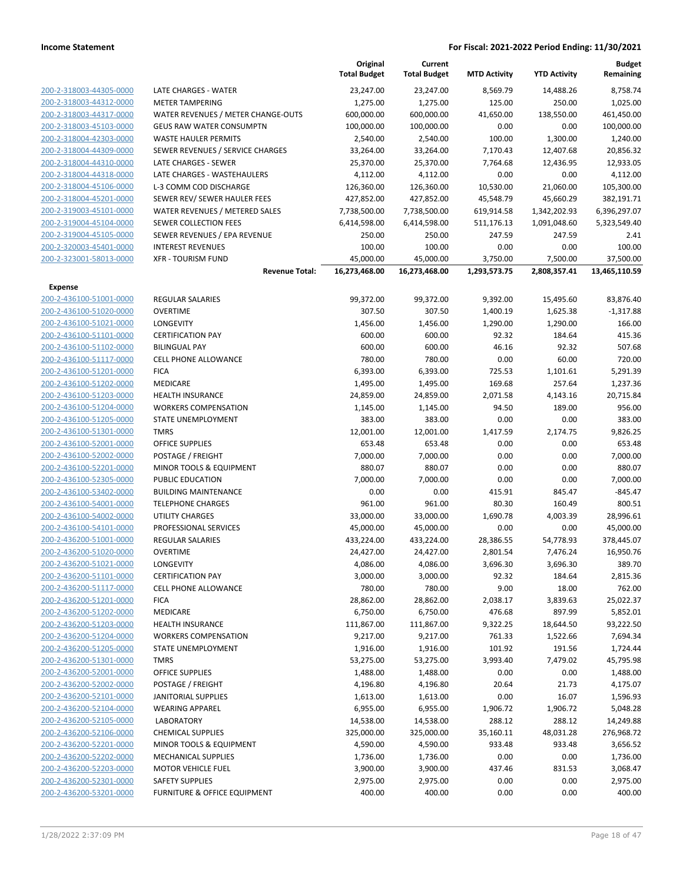**Income Statement** | **For Fiscal: 2021-2022 Period Ending: 11/30/2021**

| | | Original Total Budget | Current Total Budget | MTD Activity | YTD Activity | Budget Remaining |
|---|---|---|---|---|---|---|
| 200-2-318003-44305-0000 | LATE CHARGES - WATER | 23,247.00 | 23,247.00 | 8,569.79 | 14,488.26 | 8,758.74 |
| 200-2-318003-44312-0000 | METER TAMPERING | 1,275.00 | 1,275.00 | 125.00 | 250.00 | 1,025.00 |
| 200-2-318003-44317-0000 | WATER REVENUES / METER CHANGE-OUTS | 600,000.00 | 600,000.00 | 41,650.00 | 138,550.00 | 461,450.00 |
| 200-2-318003-45103-0000 | GEUS RAW WATER CONSUMPTN | 100,000.00 | 100,000.00 | 0.00 | 0.00 | 100,000.00 |
| 200-2-318004-42303-0000 | WASTE HAULER PERMITS | 2,540.00 | 2,540.00 | 100.00 | 1,300.00 | 1,240.00 |
| 200-2-318004-44309-0000 | SEWER REVENUES / SERVICE CHARGES | 33,264.00 | 33,264.00 | 7,170.43 | 12,407.68 | 20,856.32 |
| 200-2-318004-44310-0000 | LATE CHARGES - SEWER | 25,370.00 | 25,370.00 | 7,764.68 | 12,436.95 | 12,933.05 |
| 200-2-318004-44318-0000 | LATE CHARGES - WASTEHAULERS | 4,112.00 | 4,112.00 | 0.00 | 0.00 | 4,112.00 |
| 200-2-318004-45106-0000 | L-3 COMM COD DISCHARGE | 126,360.00 | 126,360.00 | 10,530.00 | 21,060.00 | 105,300.00 |
| 200-2-318004-45201-0000 | SEWER REV/ SEWER HAULER FEES | 427,852.00 | 427,852.00 | 45,548.79 | 45,660.29 | 382,191.71 |
| 200-2-319003-45101-0000 | WATER REVENUES / METERED SALES | 7,738,500.00 | 7,738,500.00 | 619,914.58 | 1,342,202.93 | 6,396,297.07 |
| 200-2-319004-45104-0000 | SEWER COLLECTION FEES | 6,414,598.00 | 6,414,598.00 | 511,176.13 | 1,091,048.60 | 5,323,549.40 |
| 200-2-319004-45105-0000 | SEWER REVENUES / EPA REVENUE | 250.00 | 250.00 | 247.59 | 247.59 | 2.41 |
| 200-2-320003-45401-0000 | INTEREST REVENUES | 100.00 | 100.00 | 0.00 | 0.00 | 100.00 |
| 200-2-323001-58013-0000 | XFR - TOURISM FUND | 45,000.00 | 45,000.00 | 3,750.00 | 7,500.00 | 37,500.00 |
| | **Revenue Total:** | **16,273,468.00** | **16,273,468.00** | **1,293,573.75** | **2,808,357.41** | **13,465,110.59** |
| **Expense** | | | | | | |
| 200-2-436100-51001-0000 | REGULAR SALARIES | 99,372.00 | 99,372.00 | 9,392.00 | 15,495.60 | 83,876.40 |
| 200-2-436100-51020-0000 | OVERTIME | 307.50 | 307.50 | 1,400.19 | 1,625.38 | -1,317.88 |
| 200-2-436100-51021-0000 | LONGEVITY | 1,456.00 | 1,456.00 | 1,290.00 | 1,290.00 | 166.00 |
| 200-2-436100-51101-0000 | CERTIFICATION PAY | 600.00 | 600.00 | 92.32 | 184.64 | 415.36 |
| 200-2-436100-51102-0000 | BILINGUAL PAY | 600.00 | 600.00 | 46.16 | 92.32 | 507.68 |
| 200-2-436100-51117-0000 | CELL PHONE ALLOWANCE | 780.00 | 780.00 | 0.00 | 60.00 | 720.00 |
| 200-2-436100-51201-0000 | FICA | 6,393.00 | 6,393.00 | 725.53 | 1,101.61 | 5,291.39 |
| 200-2-436100-51202-0000 | MEDICARE | 1,495.00 | 1,495.00 | 169.68 | 257.64 | 1,237.36 |
| 200-2-436100-51203-0000 | HEALTH INSURANCE | 24,859.00 | 24,859.00 | 2,071.58 | 4,143.16 | 20,715.84 |
| 200-2-436100-51204-0000 | WORKERS COMPENSATION | 1,145.00 | 1,145.00 | 94.50 | 189.00 | 956.00 |
| 200-2-436100-51205-0000 | STATE UNEMPLOYMENT | 383.00 | 383.00 | 0.00 | 0.00 | 383.00 |
| 200-2-436100-51301-0000 | TMRS | 12,001.00 | 12,001.00 | 1,417.59 | 2,174.75 | 9,826.25 |
| 200-2-436100-52001-0000 | OFFICE SUPPLIES | 653.48 | 653.48 | 0.00 | 0.00 | 653.48 |
| 200-2-436100-52002-0000 | POSTAGE / FREIGHT | 7,000.00 | 7,000.00 | 0.00 | 0.00 | 7,000.00 |
| 200-2-436100-52201-0000 | MINOR TOOLS & EQUIPMENT | 880.07 | 880.07 | 0.00 | 0.00 | 880.07 |
| 200-2-436100-52305-0000 | PUBLIC EDUCATION | 7,000.00 | 7,000.00 | 0.00 | 0.00 | 7,000.00 |
| 200-2-436100-53402-0000 | BUILDING MAINTENANCE | 0.00 | 0.00 | 415.91 | 845.47 | -845.47 |
| 200-2-436100-54001-0000 | TELEPHONE CHARGES | 961.00 | 961.00 | 80.30 | 160.49 | 800.51 |
| 200-2-436100-54002-0000 | UTILITY CHARGES | 33,000.00 | 33,000.00 | 1,690.78 | 4,003.39 | 28,996.61 |
| 200-2-436100-54101-0000 | PROFESSIONAL SERVICES | 45,000.00 | 45,000.00 | 0.00 | 0.00 | 45,000.00 |
| 200-2-436200-51001-0000 | REGULAR SALARIES | 433,224.00 | 433,224.00 | 28,386.55 | 54,778.93 | 378,445.07 |
| 200-2-436200-51020-0000 | OVERTIME | 24,427.00 | 24,427.00 | 2,801.54 | 7,476.24 | 16,950.76 |
| 200-2-436200-51021-0000 | LONGEVITY | 4,086.00 | 4,086.00 | 3,696.30 | 3,696.30 | 389.70 |
| 200-2-436200-51101-0000 | CERTIFICATION PAY | 3,000.00 | 3,000.00 | 92.32 | 184.64 | 2,815.36 |
| 200-2-436200-51117-0000 | CELL PHONE ALLOWANCE | 780.00 | 780.00 | 9.00 | 18.00 | 762.00 |
| 200-2-436200-51201-0000 | FICA | 28,862.00 | 28,862.00 | 2,038.17 | 3,839.63 | 25,022.37 |
| 200-2-436200-51202-0000 | MEDICARE | 6,750.00 | 6,750.00 | 476.68 | 897.99 | 5,852.01 |
| 200-2-436200-51203-0000 | HEALTH INSURANCE | 111,867.00 | 111,867.00 | 9,322.25 | 18,644.50 | 93,222.50 |
| 200-2-436200-51204-0000 | WORKERS COMPENSATION | 9,217.00 | 9,217.00 | 761.33 | 1,522.66 | 7,694.34 |
| 200-2-436200-51205-0000 | STATE UNEMPLOYMENT | 1,916.00 | 1,916.00 | 101.92 | 191.56 | 1,724.44 |
| 200-2-436200-51301-0000 | TMRS | 53,275.00 | 53,275.00 | 3,993.40 | 7,479.02 | 45,795.98 |
| 200-2-436200-52001-0000 | OFFICE SUPPLIES | 1,488.00 | 1,488.00 | 0.00 | 0.00 | 1,488.00 |
| 200-2-436200-52002-0000 | POSTAGE / FREIGHT | 4,196.80 | 4,196.80 | 20.64 | 21.73 | 4,175.07 |
| 200-2-436200-52101-0000 | JANITORIAL SUPPLIES | 1,613.00 | 1,613.00 | 0.00 | 16.07 | 1,596.93 |
| 200-2-436200-52104-0000 | WEARING APPAREL | 6,955.00 | 6,955.00 | 1,906.72 | 1,906.72 | 5,048.28 |
| 200-2-436200-52105-0000 | LABORATORY | 14,538.00 | 14,538.00 | 288.12 | 288.12 | 14,249.88 |
| 200-2-436200-52106-0000 | CHEMICAL SUPPLIES | 325,000.00 | 325,000.00 | 35,160.11 | 48,031.28 | 276,968.72 |
| 200-2-436200-52201-0000 | MINOR TOOLS & EQUIPMENT | 4,590.00 | 4,590.00 | 933.48 | 933.48 | 3,656.52 |
| 200-2-436200-52202-0000 | MECHANICAL SUPPLIES | 1,736.00 | 1,736.00 | 0.00 | 0.00 | 1,736.00 |
| 200-2-436200-52203-0000 | MOTOR VEHICLE FUEL | 3,900.00 | 3,900.00 | 437.46 | 831.53 | 3,068.47 |
| 200-2-436200-52301-0000 | SAFETY SUPPLIES | 2,975.00 | 2,975.00 | 0.00 | 0.00 | 2,975.00 |
| 200-2-436200-53201-0000 | FURNITURE & OFFICE EQUIPMENT | 400.00 | 400.00 | 0.00 | 0.00 | 400.00 |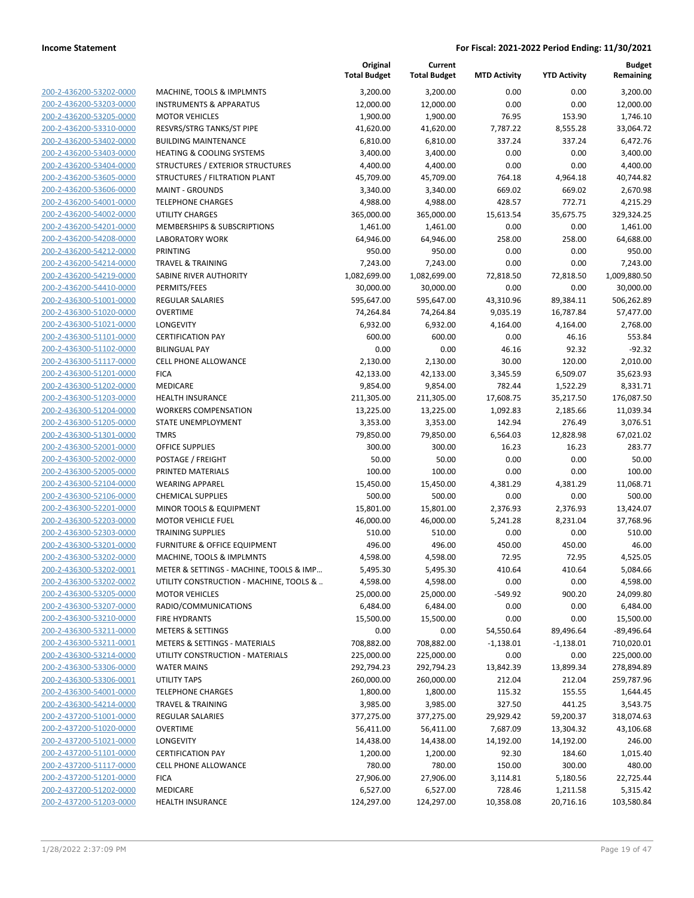# Income Statement

**For Fiscal: 2021-2022 Period Ending: 11/30/2021**

| | | Original Total Budget | Current Total Budget | MTD Activity | YTD Activity | Budget Remaining |
|---|---|---|---|---|---|---|
| 200-2-436200-53202-0000 | MACHINE, TOOLS & IMPLMNTS | 3,200.00 | 3,200.00 | 0.00 | 0.00 | 3,200.00 |
| 200-2-436200-53203-0000 | INSTRUMENTS & APPARATUS | 12,000.00 | 12,000.00 | 0.00 | 0.00 | 12,000.00 |
| 200-2-436200-53205-0000 | MOTOR VEHICLES | 1,900.00 | 1,900.00 | 76.95 | 153.90 | 1,746.10 |
| 200-2-436200-53310-0000 | RESVRS/STRG TANKS/ST PIPE | 41,620.00 | 41,620.00 | 7,787.22 | 8,555.28 | 33,064.72 |
| 200-2-436200-53402-0000 | BUILDING MAINTENANCE | 6,810.00 | 6,810.00 | 337.24 | 337.24 | 6,472.76 |
| 200-2-436200-53403-0000 | HEATING & COOLING SYSTEMS | 3,400.00 | 3,400.00 | 0.00 | 0.00 | 3,400.00 |
| 200-2-436200-53404-0000 | STRUCTURES / EXTERIOR STRUCTURES | 4,400.00 | 4,400.00 | 0.00 | 0.00 | 4,400.00 |
| 200-2-436200-53605-0000 | STRUCTURES / FILTRATION PLANT | 45,709.00 | 45,709.00 | 764.18 | 4,964.18 | 40,744.82 |
| 200-2-436200-53606-0000 | MAINT - GROUNDS | 3,340.00 | 3,340.00 | 669.02 | 669.02 | 2,670.98 |
| 200-2-436200-54001-0000 | TELEPHONE CHARGES | 4,988.00 | 4,988.00 | 428.57 | 772.71 | 4,215.29 |
| 200-2-436200-54002-0000 | UTILITY CHARGES | 365,000.00 | 365,000.00 | 15,613.54 | 35,675.75 | 329,324.25 |
| 200-2-436200-54201-0000 | MEMBERSHIPS & SUBSCRIPTIONS | 1,461.00 | 1,461.00 | 0.00 | 0.00 | 1,461.00 |
| 200-2-436200-54208-0000 | LABORATORY WORK | 64,946.00 | 64,946.00 | 258.00 | 258.00 | 64,688.00 |
| 200-2-436200-54212-0000 | PRINTING | 950.00 | 950.00 | 0.00 | 0.00 | 950.00 |
| 200-2-436200-54214-0000 | TRAVEL & TRAINING | 7,243.00 | 7,243.00 | 0.00 | 0.00 | 7,243.00 |
| 200-2-436200-54219-0000 | SABINE RIVER AUTHORITY | 1,082,699.00 | 1,082,699.00 | 72,818.50 | 72,818.50 | 1,009,880.50 |
| 200-2-436200-54410-0000 | PERMITS/FEES | 30,000.00 | 30,000.00 | 0.00 | 0.00 | 30,000.00 |
| 200-2-436300-51001-0000 | REGULAR SALARIES | 595,647.00 | 595,647.00 | 43,310.96 | 89,384.11 | 506,262.89 |
| 200-2-436300-51020-0000 | OVERTIME | 74,264.84 | 74,264.84 | 9,035.19 | 16,787.84 | 57,477.00 |
| 200-2-436300-51021-0000 | LONGEVITY | 6,932.00 | 6,932.00 | 4,164.00 | 4,164.00 | 2,768.00 |
| 200-2-436300-51101-0000 | CERTIFICATION PAY | 600.00 | 600.00 | 0.00 | 46.16 | 553.84 |
| 200-2-436300-51102-0000 | BILINGUAL PAY | 0.00 | 0.00 | 46.16 | 92.32 | -92.32 |
| 200-2-436300-51117-0000 | CELL PHONE ALLOWANCE | 2,130.00 | 2,130.00 | 30.00 | 120.00 | 2,010.00 |
| 200-2-436300-51201-0000 | FICA | 42,133.00 | 42,133.00 | 3,345.59 | 6,509.07 | 35,623.93 |
| 200-2-436300-51202-0000 | MEDICARE | 9,854.00 | 9,854.00 | 782.44 | 1,522.29 | 8,331.71 |
| 200-2-436300-51203-0000 | HEALTH INSURANCE | 211,305.00 | 211,305.00 | 17,608.75 | 35,217.50 | 176,087.50 |
| 200-2-436300-51204-0000 | WORKERS COMPENSATION | 13,225.00 | 13,225.00 | 1,092.83 | 2,185.66 | 11,039.34 |
| 200-2-436300-51205-0000 | STATE UNEMPLOYMENT | 3,353.00 | 3,353.00 | 142.94 | 276.49 | 3,076.51 |
| 200-2-436300-51301-0000 | TMRS | 79,850.00 | 79,850.00 | 6,564.03 | 12,828.98 | 67,021.02 |
| 200-2-436300-52001-0000 | OFFICE SUPPLIES | 300.00 | 300.00 | 16.23 | 16.23 | 283.77 |
| 200-2-436300-52002-0000 | POSTAGE / FREIGHT | 50.00 | 50.00 | 0.00 | 0.00 | 50.00 |
| 200-2-436300-52005-0000 | PRINTED MATERIALS | 100.00 | 100.00 | 0.00 | 0.00 | 100.00 |
| 200-2-436300-52104-0000 | WEARING APPAREL | 15,450.00 | 15,450.00 | 4,381.29 | 4,381.29 | 11,068.71 |
| 200-2-436300-52106-0000 | CHEMICAL SUPPLIES | 500.00 | 500.00 | 0.00 | 0.00 | 500.00 |
| 200-2-436300-52201-0000 | MINOR TOOLS & EQUIPMENT | 15,801.00 | 15,801.00 | 2,376.93 | 2,376.93 | 13,424.07 |
| 200-2-436300-52203-0000 | MOTOR VEHICLE FUEL | 46,000.00 | 46,000.00 | 5,241.28 | 8,231.04 | 37,768.96 |
| 200-2-436300-52303-0000 | TRAINING SUPPLIES | 510.00 | 510.00 | 0.00 | 0.00 | 510.00 |
| 200-2-436300-53201-0000 | FURNITURE & OFFICE EQUIPMENT | 496.00 | 496.00 | 450.00 | 450.00 | 46.00 |
| 200-2-436300-53202-0000 | MACHINE, TOOLS & IMPLMNTS | 4,598.00 | 4,598.00 | 72.95 | 72.95 | 4,525.05 |
| 200-2-436300-53202-0001 | METER & SETTINGS - MACHINE, TOOLS & IMP… | 5,495.30 | 5,495.30 | 410.64 | 410.64 | 5,084.66 |
| 200-2-436300-53202-0002 | UTILITY CONSTRUCTION - MACHINE, TOOLS & .. | 4,598.00 | 4,598.00 | 0.00 | 0.00 | 4,598.00 |
| 200-2-436300-53205-0000 | MOTOR VEHICLES | 25,000.00 | 25,000.00 | -549.92 | 900.20 | 24,099.80 |
| 200-2-436300-53207-0000 | RADIO/COMMUNICATIONS | 6,484.00 | 6,484.00 | 0.00 | 0.00 | 6,484.00 |
| 200-2-436300-53210-0000 | FIRE HYDRANTS | 15,500.00 | 15,500.00 | 0.00 | 0.00 | 15,500.00 |
| 200-2-436300-53211-0000 | METERS & SETTINGS | 0.00 | 0.00 | 54,550.64 | 89,496.64 | -89,496.64 |
| 200-2-436300-53211-0001 | METERS & SETTINGS - MATERIALS | 708,882.00 | 708,882.00 | -1,138.01 | -1,138.01 | 710,020.01 |
| 200-2-436300-53214-0000 | UTILITY CONSTRUCTION - MATERIALS | 225,000.00 | 225,000.00 | 0.00 | 0.00 | 225,000.00 |
| 200-2-436300-53306-0000 | WATER MAINS | 292,794.23 | 292,794.23 | 13,842.39 | 13,899.34 | 278,894.89 |
| 200-2-436300-53306-0001 | UTILITY TAPS | 260,000.00 | 260,000.00 | 212.04 | 212.04 | 259,787.96 |
| 200-2-436300-54001-0000 | TELEPHONE CHARGES | 1,800.00 | 1,800.00 | 115.32 | 155.55 | 1,644.45 |
| 200-2-436300-54214-0000 | TRAVEL & TRAINING | 3,985.00 | 3,985.00 | 327.50 | 441.25 | 3,543.75 |
| 200-2-437200-51001-0000 | REGULAR SALARIES | 377,275.00 | 377,275.00 | 29,929.42 | 59,200.37 | 318,074.63 |
| 200-2-437200-51020-0000 | OVERTIME | 56,411.00 | 56,411.00 | 7,687.09 | 13,304.32 | 43,106.68 |
| 200-2-437200-51021-0000 | LONGEVITY | 14,438.00 | 14,438.00 | 14,192.00 | 14,192.00 | 246.00 |
| 200-2-437200-51101-0000 | CERTIFICATION PAY | 1,200.00 | 1,200.00 | 92.30 | 184.60 | 1,015.40 |
| 200-2-437200-51117-0000 | CELL PHONE ALLOWANCE | 780.00 | 780.00 | 150.00 | 300.00 | 480.00 |
| 200-2-437200-51201-0000 | FICA | 27,906.00 | 27,906.00 | 3,114.81 | 5,180.56 | 22,725.44 |
| 200-2-437200-51202-0000 | MEDICARE | 6,527.00 | 6,527.00 | 728.46 | 1,211.58 | 5,315.42 |
| 200-2-437200-51203-0000 | HEALTH INSURANCE | 124,297.00 | 124,297.00 | 10,358.08 | 20,716.16 | 103,580.84 |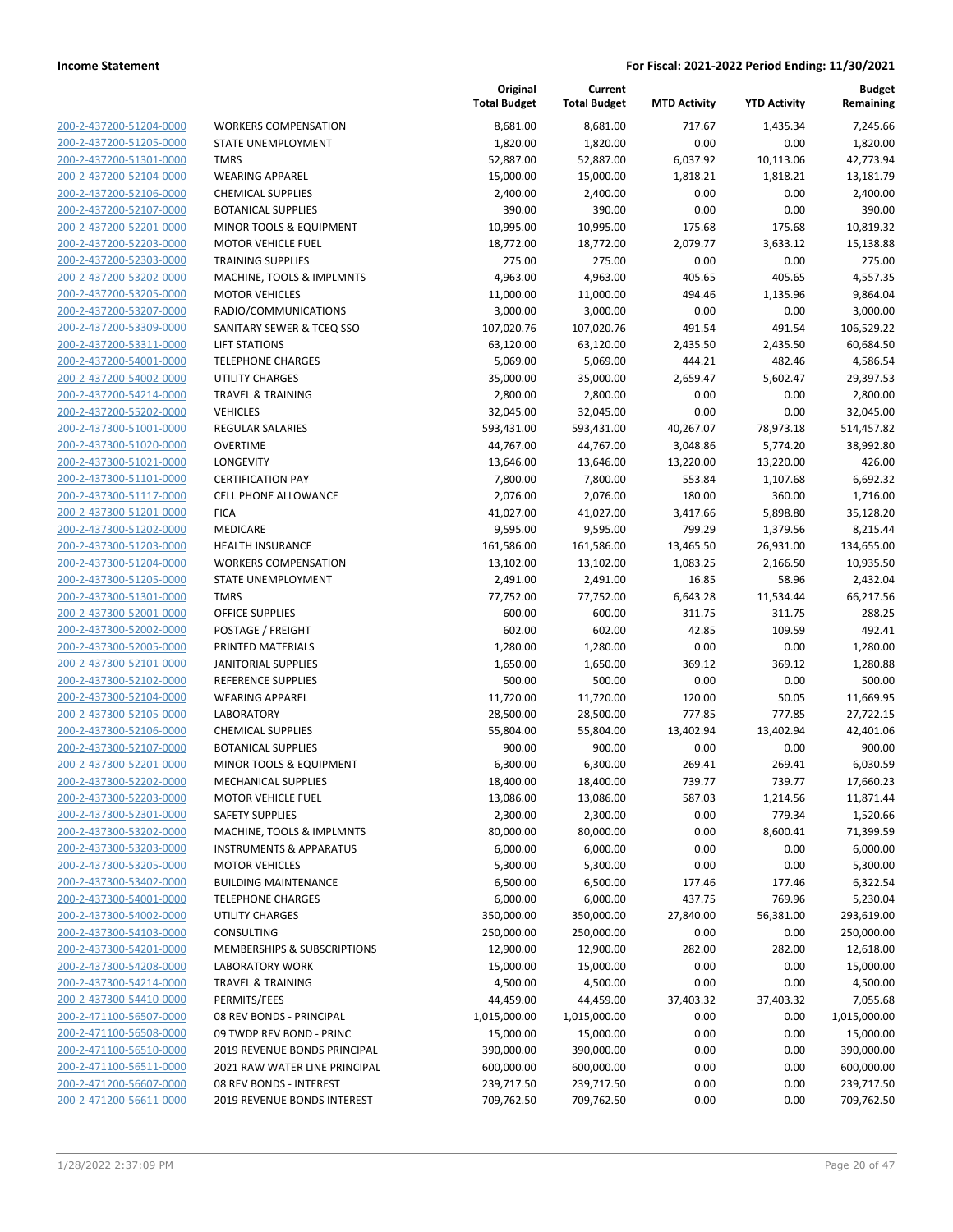**Income Statement** — **For Fiscal: 2021-2022 Period Ending: 11/30/2021**

| | | Original Total Budget | Current Total Budget | MTD Activity | YTD Activity | Budget Remaining |
|---|---|---|---|---|---|---|
| 200-2-437200-51204-0000 | WORKERS COMPENSATION | 8,681.00 | 8,681.00 | 717.67 | 1,435.34 | 7,245.66 |
| 200-2-437200-51205-0000 | STATE UNEMPLOYMENT | 1,820.00 | 1,820.00 | 0.00 | 0.00 | 1,820.00 |
| 200-2-437200-51301-0000 | TMRS | 52,887.00 | 52,887.00 | 6,037.92 | 10,113.06 | 42,773.94 |
| 200-2-437200-52104-0000 | WEARING APPAREL | 15,000.00 | 15,000.00 | 1,818.21 | 1,818.21 | 13,181.79 |
| 200-2-437200-52106-0000 | CHEMICAL SUPPLIES | 2,400.00 | 2,400.00 | 0.00 | 0.00 | 2,400.00 |
| 200-2-437200-52107-0000 | BOTANICAL SUPPLIES | 390.00 | 390.00 | 0.00 | 0.00 | 390.00 |
| 200-2-437200-52201-0000 | MINOR TOOLS & EQUIPMENT | 10,995.00 | 10,995.00 | 175.68 | 175.68 | 10,819.32 |
| 200-2-437200-52203-0000 | MOTOR VEHICLE FUEL | 18,772.00 | 18,772.00 | 2,079.77 | 3,633.12 | 15,138.88 |
| 200-2-437200-52303-0000 | TRAINING SUPPLIES | 275.00 | 275.00 | 0.00 | 0.00 | 275.00 |
| 200-2-437200-53202-0000 | MACHINE, TOOLS & IMPLMNTS | 4,963.00 | 4,963.00 | 405.65 | 405.65 | 4,557.35 |
| 200-2-437200-53205-0000 | MOTOR VEHICLES | 11,000.00 | 11,000.00 | 494.46 | 1,135.96 | 9,864.04 |
| 200-2-437200-53207-0000 | RADIO/COMMUNICATIONS | 3,000.00 | 3,000.00 | 0.00 | 0.00 | 3,000.00 |
| 200-2-437200-53309-0000 | SANITARY SEWER & TCEQ SSO | 107,020.76 | 107,020.76 | 491.54 | 491.54 | 106,529.22 |
| 200-2-437200-53311-0000 | LIFT STATIONS | 63,120.00 | 63,120.00 | 2,435.50 | 2,435.50 | 60,684.50 |
| 200-2-437200-54001-0000 | TELEPHONE CHARGES | 5,069.00 | 5,069.00 | 444.21 | 482.46 | 4,586.54 |
| 200-2-437200-54002-0000 | UTILITY CHARGES | 35,000.00 | 35,000.00 | 2,659.47 | 5,602.47 | 29,397.53 |
| 200-2-437200-54214-0000 | TRAVEL & TRAINING | 2,800.00 | 2,800.00 | 0.00 | 0.00 | 2,800.00 |
| 200-2-437200-55202-0000 | VEHICLES | 32,045.00 | 32,045.00 | 0.00 | 0.00 | 32,045.00 |
| 200-2-437300-51001-0000 | REGULAR SALARIES | 593,431.00 | 593,431.00 | 40,267.07 | 78,973.18 | 514,457.82 |
| 200-2-437300-51020-0000 | OVERTIME | 44,767.00 | 44,767.00 | 3,048.86 | 5,774.20 | 38,992.80 |
| 200-2-437300-51021-0000 | LONGEVITY | 13,646.00 | 13,646.00 | 13,220.00 | 13,220.00 | 426.00 |
| 200-2-437300-51101-0000 | CERTIFICATION PAY | 7,800.00 | 7,800.00 | 553.84 | 1,107.68 | 6,692.32 |
| 200-2-437300-51117-0000 | CELL PHONE ALLOWANCE | 2,076.00 | 2,076.00 | 180.00 | 360.00 | 1,716.00 |
| 200-2-437300-51201-0000 | FICA | 41,027.00 | 41,027.00 | 3,417.66 | 5,898.80 | 35,128.20 |
| 200-2-437300-51202-0000 | MEDICARE | 9,595.00 | 9,595.00 | 799.29 | 1,379.56 | 8,215.44 |
| 200-2-437300-51203-0000 | HEALTH INSURANCE | 161,586.00 | 161,586.00 | 13,465.50 | 26,931.00 | 134,655.00 |
| 200-2-437300-51204-0000 | WORKERS COMPENSATION | 13,102.00 | 13,102.00 | 1,083.25 | 2,166.50 | 10,935.50 |
| 200-2-437300-51205-0000 | STATE UNEMPLOYMENT | 2,491.00 | 2,491.00 | 16.85 | 58.96 | 2,432.04 |
| 200-2-437300-51301-0000 | TMRS | 77,752.00 | 77,752.00 | 6,643.28 | 11,534.44 | 66,217.56 |
| 200-2-437300-52001-0000 | OFFICE SUPPLIES | 600.00 | 600.00 | 311.75 | 311.75 | 288.25 |
| 200-2-437300-52002-0000 | POSTAGE / FREIGHT | 602.00 | 602.00 | 42.85 | 109.59 | 492.41 |
| 200-2-437300-52005-0000 | PRINTED MATERIALS | 1,280.00 | 1,280.00 | 0.00 | 0.00 | 1,280.00 |
| 200-2-437300-52101-0000 | JANITORIAL SUPPLIES | 1,650.00 | 1,650.00 | 369.12 | 369.12 | 1,280.88 |
| 200-2-437300-52102-0000 | REFERENCE SUPPLIES | 500.00 | 500.00 | 0.00 | 0.00 | 500.00 |
| 200-2-437300-52104-0000 | WEARING APPAREL | 11,720.00 | 11,720.00 | 120.00 | 50.05 | 11,669.95 |
| 200-2-437300-52105-0000 | LABORATORY | 28,500.00 | 28,500.00 | 777.85 | 777.85 | 27,722.15 |
| 200-2-437300-52106-0000 | CHEMICAL SUPPLIES | 55,804.00 | 55,804.00 | 13,402.94 | 13,402.94 | 42,401.06 |
| 200-2-437300-52107-0000 | BOTANICAL SUPPLIES | 900.00 | 900.00 | 0.00 | 0.00 | 900.00 |
| 200-2-437300-52201-0000 | MINOR TOOLS & EQUIPMENT | 6,300.00 | 6,300.00 | 269.41 | 269.41 | 6,030.59 |
| 200-2-437300-52202-0000 | MECHANICAL SUPPLIES | 18,400.00 | 18,400.00 | 739.77 | 739.77 | 17,660.23 |
| 200-2-437300-52203-0000 | MOTOR VEHICLE FUEL | 13,086.00 | 13,086.00 | 587.03 | 1,214.56 | 11,871.44 |
| 200-2-437300-52301-0000 | SAFETY SUPPLIES | 2,300.00 | 2,300.00 | 0.00 | 779.34 | 1,520.66 |
| 200-2-437300-53202-0000 | MACHINE, TOOLS & IMPLMNTS | 80,000.00 | 80,000.00 | 0.00 | 8,600.41 | 71,399.59 |
| 200-2-437300-53203-0000 | INSTRUMENTS & APPARATUS | 6,000.00 | 6,000.00 | 0.00 | 0.00 | 6,000.00 |
| 200-2-437300-53205-0000 | MOTOR VEHICLES | 5,300.00 | 5,300.00 | 0.00 | 0.00 | 5,300.00 |
| 200-2-437300-53402-0000 | BUILDING MAINTENANCE | 6,500.00 | 6,500.00 | 177.46 | 177.46 | 6,322.54 |
| 200-2-437300-54001-0000 | TELEPHONE CHARGES | 6,000.00 | 6,000.00 | 437.75 | 769.96 | 5,230.04 |
| 200-2-437300-54002-0000 | UTILITY CHARGES | 350,000.00 | 350,000.00 | 27,840.00 | 56,381.00 | 293,619.00 |
| 200-2-437300-54103-0000 | CONSULTING | 250,000.00 | 250,000.00 | 0.00 | 0.00 | 250,000.00 |
| 200-2-437300-54201-0000 | MEMBERSHIPS & SUBSCRIPTIONS | 12,900.00 | 12,900.00 | 282.00 | 282.00 | 12,618.00 |
| 200-2-437300-54208-0000 | LABORATORY WORK | 15,000.00 | 15,000.00 | 0.00 | 0.00 | 15,000.00 |
| 200-2-437300-54214-0000 | TRAVEL & TRAINING | 4,500.00 | 4,500.00 | 0.00 | 0.00 | 4,500.00 |
| 200-2-437300-54410-0000 | PERMITS/FEES | 44,459.00 | 44,459.00 | 37,403.32 | 37,403.32 | 7,055.68 |
| 200-2-471100-56507-0000 | 08 REV BONDS - PRINCIPAL | 1,015,000.00 | 1,015,000.00 | 0.00 | 0.00 | 1,015,000.00 |
| 200-2-471100-56508-0000 | 09 TWDP REV BOND - PRINC | 15,000.00 | 15,000.00 | 0.00 | 0.00 | 15,000.00 |
| 200-2-471100-56510-0000 | 2019 REVENUE BONDS PRINCIPAL | 390,000.00 | 390,000.00 | 0.00 | 0.00 | 390,000.00 |
| 200-2-471100-56511-0000 | 2021 RAW WATER LINE PRINCIPAL | 600,000.00 | 600,000.00 | 0.00 | 0.00 | 600,000.00 |
| 200-2-471200-56607-0000 | 08 REV BONDS - INTEREST | 239,717.50 | 239,717.50 | 0.00 | 0.00 | 239,717.50 |
| 200-2-471200-56611-0000 | 2019 REVENUE BONDS INTEREST | 709,762.50 | 709,762.50 | 0.00 | 0.00 | 709,762.50 |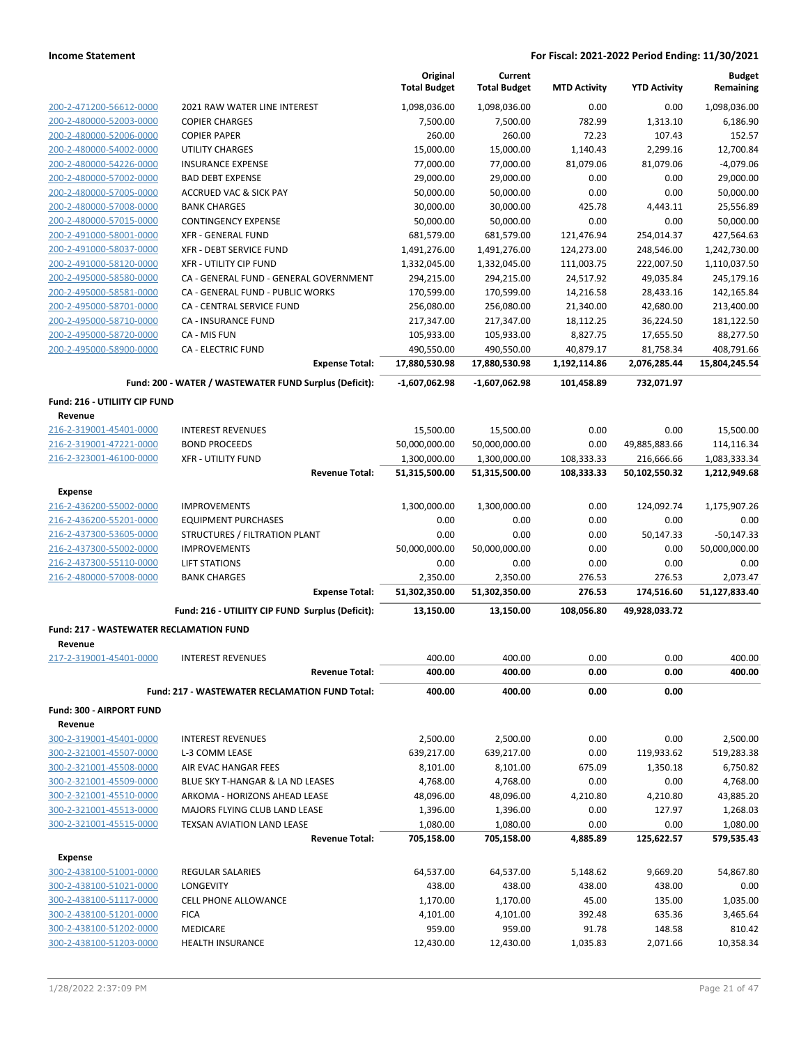**Income Statement** **For Fiscal: 2021-2022 Period Ending: 11/30/2021**

| | | Original Total Budget | Current Total Budget | MTD Activity | YTD Activity | Budget Remaining |
|---|---|---|---|---|---|---|
| 200-2-471200-56612-0000 | 2021 RAW WATER LINE INTEREST | 1,098,036.00 | 1,098,036.00 | 0.00 | 0.00 | 1,098,036.00 |
| 200-2-480000-52003-0000 | COPIER CHARGES | 7,500.00 | 7,500.00 | 782.99 | 1,313.10 | 6,186.90 |
| 200-2-480000-52006-0000 | COPIER PAPER | 260.00 | 260.00 | 72.23 | 107.43 | 152.57 |
| 200-2-480000-54002-0000 | UTILITY CHARGES | 15,000.00 | 15,000.00 | 1,140.43 | 2,299.16 | 12,700.84 |
| 200-2-480000-54226-0000 | INSURANCE EXPENSE | 77,000.00 | 77,000.00 | 81,079.06 | 81,079.06 | -4,079.06 |
| 200-2-480000-57002-0000 | BAD DEBT EXPENSE | 29,000.00 | 29,000.00 | 0.00 | 0.00 | 29,000.00 |
| 200-2-480000-57005-0000 | ACCRUED VAC & SICK PAY | 50,000.00 | 50,000.00 | 0.00 | 0.00 | 50,000.00 |
| 200-2-480000-57008-0000 | BANK CHARGES | 30,000.00 | 30,000.00 | 425.78 | 4,443.11 | 25,556.89 |
| 200-2-480000-57015-0000 | CONTINGENCY EXPENSE | 50,000.00 | 50,000.00 | 0.00 | 0.00 | 50,000.00 |
| 200-2-491000-58001-0000 | XFR - GENERAL FUND | 681,579.00 | 681,579.00 | 121,476.94 | 254,014.37 | 427,564.63 |
| 200-2-491000-58037-0000 | XFR - DEBT SERVICE FUND | 1,491,276.00 | 1,491,276.00 | 124,273.00 | 248,546.00 | 1,242,730.00 |
| 200-2-491000-58120-0000 | XFR - UTILITY CIP FUND | 1,332,045.00 | 1,332,045.00 | 111,003.75 | 222,007.50 | 1,110,037.50 |
| 200-2-495000-58580-0000 | CA - GENERAL FUND - GENERAL GOVERNMENT | 294,215.00 | 294,215.00 | 24,517.92 | 49,035.84 | 245,179.16 |
| 200-2-495000-58581-0000 | CA - GENERAL FUND - PUBLIC WORKS | 170,599.00 | 170,599.00 | 14,216.58 | 28,433.16 | 142,165.84 |
| 200-2-495000-58701-0000 | CA - CENTRAL SERVICE FUND | 256,080.00 | 256,080.00 | 21,340.00 | 42,680.00 | 213,400.00 |
| 200-2-495000-58710-0000 | CA - INSURANCE FUND | 217,347.00 | 217,347.00 | 18,112.25 | 36,224.50 | 181,122.50 |
| 200-2-495000-58720-0000 | CA - MIS FUN | 105,933.00 | 105,933.00 | 8,827.75 | 17,655.50 | 88,277.50 |
| 200-2-495000-58900-0000 | CA - ELECTRIC FUND | 490,550.00 | 490,550.00 | 40,879.17 | 81,758.34 | 408,791.66 |
| | **Expense Total:** | **17,880,530.98** | **17,880,530.98** | **1,192,114.86** | **2,076,285.44** | **15,804,245.54** |
| | **Fund: 200 - WATER / WASTEWATER FUND Surplus (Deficit):** | **-1,607,062.98** | **-1,607,062.98** | **101,458.89** | **732,071.97** | |
| **Fund: 216 - UTILIITY CIP FUND** | | | | | | |
| **Revenue** | | | | | | |
| 216-2-319001-45401-0000 | INTEREST REVENUES | 15,500.00 | 15,500.00 | 0.00 | 0.00 | 15,500.00 |
| 216-2-319001-47221-0000 | BOND PROCEEDS | 50,000,000.00 | 50,000,000.00 | 0.00 | 49,885,883.66 | 114,116.34 |
| 216-2-323001-46100-0000 | XFR - UTILITY FUND | 1,300,000.00 | 1,300,000.00 | 108,333.33 | 216,666.66 | 1,083,333.34 |
| | **Revenue Total:** | **51,315,500.00** | **51,315,500.00** | **108,333.33** | **50,102,550.32** | **1,212,949.68** |
| **Expense** | | | | | | |
| 216-2-436200-55002-0000 | IMPROVEMENTS | 1,300,000.00 | 1,300,000.00 | 0.00 | 124,092.74 | 1,175,907.26 |
| 216-2-436200-55201-0000 | EQUIPMENT PURCHASES | 0.00 | 0.00 | 0.00 | 0.00 | 0.00 |
| 216-2-437300-53605-0000 | STRUCTURES / FILTRATION PLANT | 0.00 | 0.00 | 0.00 | 50,147.33 | -50,147.33 |
| 216-2-437300-55002-0000 | IMPROVEMENTS | 50,000,000.00 | 50,000,000.00 | 0.00 | 0.00 | 50,000,000.00 |
| 216-2-437300-55110-0000 | LIFT STATIONS | 0.00 | 0.00 | 0.00 | 0.00 | 0.00 |
| 216-2-480000-57008-0000 | BANK CHARGES | 2,350.00 | 2,350.00 | 276.53 | 276.53 | 2,073.47 |
| | **Expense Total:** | **51,302,350.00** | **51,302,350.00** | **276.53** | **174,516.60** | **51,127,833.40** |
| | **Fund: 216 - UTILIITY CIP FUND Surplus (Deficit):** | **13,150.00** | **13,150.00** | **108,056.80** | **49,928,033.72** | |
| **Fund: 217 - WASTEWATER RECLAMATION FUND** | | | | | | |
| **Revenue** | | | | | | |
| 217-2-319001-45401-0000 | INTEREST REVENUES | 400.00 | 400.00 | 0.00 | 0.00 | 400.00 |
| | **Revenue Total:** | **400.00** | **400.00** | **0.00** | **0.00** | **400.00** |
| | **Fund: 217 - WASTEWATER RECLAMATION FUND Total:** | **400.00** | **400.00** | **0.00** | **0.00** | |
| **Fund: 300 - AIRPORT FUND** | | | | | | |
| **Revenue** | | | | | | |
| 300-2-319001-45401-0000 | INTEREST REVENUES | 2,500.00 | 2,500.00 | 0.00 | 0.00 | 2,500.00 |
| 300-2-321001-45507-0000 | L-3 COMM LEASE | 639,217.00 | 639,217.00 | 0.00 | 119,933.62 | 519,283.38 |
| 300-2-321001-45508-0000 | AIR EVAC HANGAR FEES | 8,101.00 | 8,101.00 | 675.09 | 1,350.18 | 6,750.82 |
| 300-2-321001-45509-0000 | BLUE SKY T-HANGAR & LA ND LEASES | 4,768.00 | 4,768.00 | 0.00 | 0.00 | 4,768.00 |
| 300-2-321001-45510-0000 | ARKOMA - HORIZONS AHEAD LEASE | 48,096.00 | 48,096.00 | 4,210.80 | 4,210.80 | 43,885.20 |
| 300-2-321001-45513-0000 | MAJORS FLYING CLUB LAND LEASE | 1,396.00 | 1,396.00 | 0.00 | 127.97 | 1,268.03 |
| 300-2-321001-45515-0000 | TEXSAN AVIATION LAND LEASE | 1,080.00 | 1,080.00 | 0.00 | 0.00 | 1,080.00 |
| | **Revenue Total:** | **705,158.00** | **705,158.00** | **4,885.89** | **125,622.57** | **579,535.43** |
| **Expense** | | | | | | |
| 300-2-438100-51001-0000 | REGULAR SALARIES | 64,537.00 | 64,537.00 | 5,148.62 | 9,669.20 | 54,867.80 |
| 300-2-438100-51021-0000 | LONGEVITY | 438.00 | 438.00 | 438.00 | 438.00 | 0.00 |
| 300-2-438100-51117-0000 | CELL PHONE ALLOWANCE | 1,170.00 | 1,170.00 | 45.00 | 135.00 | 1,035.00 |
| 300-2-438100-51201-0000 | FICA | 4,101.00 | 4,101.00 | 392.48 | 635.36 | 3,465.64 |
| 300-2-438100-51202-0000 | MEDICARE | 959.00 | 959.00 | 91.78 | 148.58 | 810.42 |
| 300-2-438100-51203-0000 | HEALTH INSURANCE | 12,430.00 | 12,430.00 | 1,035.83 | 2,071.66 | 10,358.34 |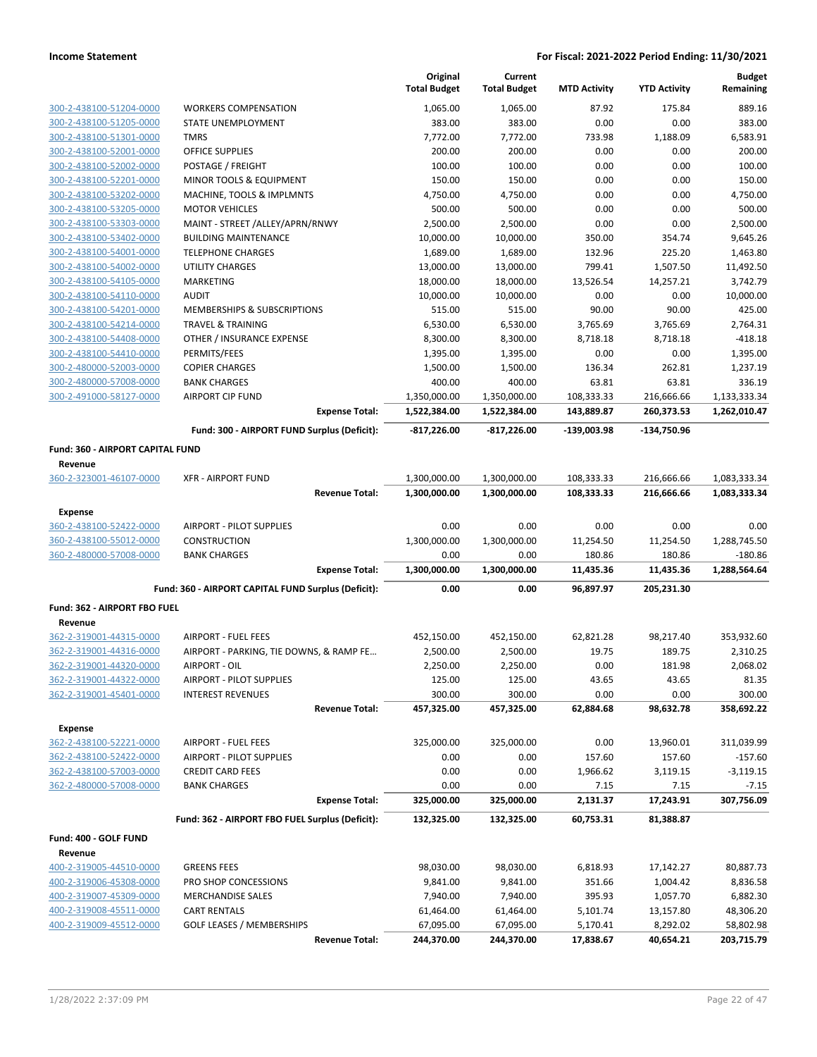| | | Original Total Budget | Current Total Budget | MTD Activity | YTD Activity | Budget Remaining |
|---|---|---|---|---|---|---|
| 300-2-438100-51204-0000 | WORKERS COMPENSATION | 1,065.00 | 1,065.00 | 87.92 | 175.84 | 889.16 |
| 300-2-438100-51205-0000 | STATE UNEMPLOYMENT | 383.00 | 383.00 | 0.00 | 0.00 | 383.00 |
| 300-2-438100-51301-0000 | TMRS | 7,772.00 | 7,772.00 | 733.98 | 1,188.09 | 6,583.91 |
| 300-2-438100-52001-0000 | OFFICE SUPPLIES | 200.00 | 200.00 | 0.00 | 0.00 | 200.00 |
| 300-2-438100-52002-0000 | POSTAGE / FREIGHT | 100.00 | 100.00 | 0.00 | 0.00 | 100.00 |
| 300-2-438100-52201-0000 | MINOR TOOLS & EQUIPMENT | 150.00 | 150.00 | 0.00 | 0.00 | 150.00 |
| 300-2-438100-53202-0000 | MACHINE, TOOLS & IMPLMNTS | 4,750.00 | 4,750.00 | 0.00 | 0.00 | 4,750.00 |
| 300-2-438100-53205-0000 | MOTOR VEHICLES | 500.00 | 500.00 | 0.00 | 0.00 | 500.00 |
| 300-2-438100-53303-0000 | MAINT - STREET /ALLEY/APRN/RNWY | 2,500.00 | 2,500.00 | 0.00 | 0.00 | 2,500.00 |
| 300-2-438100-53402-0000 | BUILDING MAINTENANCE | 10,000.00 | 10,000.00 | 350.00 | 354.74 | 9,645.26 |
| 300-2-438100-54001-0000 | TELEPHONE CHARGES | 1,689.00 | 1,689.00 | 132.96 | 225.20 | 1,463.80 |
| 300-2-438100-54002-0000 | UTILITY CHARGES | 13,000.00 | 13,000.00 | 799.41 | 1,507.50 | 11,492.50 |
| 300-2-438100-54105-0000 | MARKETING | 18,000.00 | 18,000.00 | 13,526.54 | 14,257.21 | 3,742.79 |
| 300-2-438100-54110-0000 | AUDIT | 10,000.00 | 10,000.00 | 0.00 | 0.00 | 10,000.00 |
| 300-2-438100-54201-0000 | MEMBERSHIPS & SUBSCRIPTIONS | 515.00 | 515.00 | 90.00 | 90.00 | 425.00 |
| 300-2-438100-54214-0000 | TRAVEL & TRAINING | 6,530.00 | 6,530.00 | 3,765.69 | 3,765.69 | 2,764.31 |
| 300-2-438100-54408-0000 | OTHER / INSURANCE EXPENSE | 8,300.00 | 8,300.00 | 8,718.18 | 8,718.18 | -418.18 |
| 300-2-438100-54410-0000 | PERMITS/FEES | 1,395.00 | 1,395.00 | 0.00 | 0.00 | 1,395.00 |
| 300-2-480000-52003-0000 | COPIER CHARGES | 1,500.00 | 1,500.00 | 136.34 | 262.81 | 1,237.19 |
| 300-2-480000-57008-0000 | BANK CHARGES | 400.00 | 400.00 | 63.81 | 63.81 | 336.19 |
| 300-2-491000-58127-0000 | AIRPORT CIP FUND | 1,350,000.00 | 1,350,000.00 | 108,333.33 | 216,666.66 | 1,133,333.34 |
| | **Expense Total:** | **1,522,384.00** | **1,522,384.00** | **143,889.87** | **260,373.53** | **1,262,010.47** |
| | **Fund: 300 - AIRPORT FUND Surplus (Deficit):** | **-817,226.00** | **-817,226.00** | **-139,003.98** | **-134,750.96** | |
| **Fund: 360 - AIRPORT CAPITAL FUND** | | | | | | |
| **Revenue** | | | | | | |
| 360-2-323001-46107-0000 | XFR - AIRPORT FUND | 1,300,000.00 | 1,300,000.00 | 108,333.33 | 216,666.66 | 1,083,333.34 |
| | **Revenue Total:** | **1,300,000.00** | **1,300,000.00** | **108,333.33** | **216,666.66** | **1,083,333.34** |
| **Expense** | | | | | | |
| 360-2-438100-52422-0000 | AIRPORT - PILOT SUPPLIES | 0.00 | 0.00 | 0.00 | 0.00 | 0.00 |
| 360-2-438100-55012-0000 | CONSTRUCTION | 1,300,000.00 | 1,300,000.00 | 11,254.50 | 11,254.50 | 1,288,745.50 |
| 360-2-480000-57008-0000 | BANK CHARGES | 0.00 | 0.00 | 180.86 | 180.86 | -180.86 |
| | **Expense Total:** | **1,300,000.00** | **1,300,000.00** | **11,435.36** | **11,435.36** | **1,288,564.64** |
| | **Fund: 360 - AIRPORT CAPITAL FUND Surplus (Deficit):** | **0.00** | **0.00** | **96,897.97** | **205,231.30** | |
| **Fund: 362 - AIRPORT FBO FUEL** | | | | | | |
| **Revenue** | | | | | | |
| 362-2-319001-44315-0000 | AIRPORT - FUEL FEES | 452,150.00 | 452,150.00 | 62,821.28 | 98,217.40 | 353,932.60 |
| 362-2-319001-44316-0000 | AIRPORT - PARKING, TIE DOWNS, & RAMP FE... | 2,500.00 | 2,500.00 | 19.75 | 189.75 | 2,310.25 |
| 362-2-319001-44320-0000 | AIRPORT - OIL | 2,250.00 | 2,250.00 | 0.00 | 181.98 | 2,068.02 |
| 362-2-319001-44322-0000 | AIRPORT - PILOT SUPPLIES | 125.00 | 125.00 | 43.65 | 43.65 | 81.35 |
| 362-2-319001-45401-0000 | INTEREST REVENUES | 300.00 | 300.00 | 0.00 | 0.00 | 300.00 |
| | **Revenue Total:** | **457,325.00** | **457,325.00** | **62,884.68** | **98,632.78** | **358,692.22** |
| **Expense** | | | | | | |
| 362-2-438100-52221-0000 | AIRPORT - FUEL FEES | 325,000.00 | 325,000.00 | 0.00 | 13,960.01 | 311,039.99 |
| 362-2-438100-52422-0000 | AIRPORT - PILOT SUPPLIES | 0.00 | 0.00 | 157.60 | 157.60 | -157.60 |
| 362-2-438100-57003-0000 | CREDIT CARD FEES | 0.00 | 0.00 | 1,966.62 | 3,119.15 | -3,119.15 |
| 362-2-480000-57008-0000 | BANK CHARGES | 0.00 | 0.00 | 7.15 | 7.15 | -7.15 |
| | **Expense Total:** | **325,000.00** | **325,000.00** | **2,131.37** | **17,243.91** | **307,756.09** |
| | **Fund: 362 - AIRPORT FBO FUEL Surplus (Deficit):** | **132,325.00** | **132,325.00** | **60,753.31** | **81,388.87** | |
| **Fund: 400 - GOLF FUND** | | | | | | |
| **Revenue** | | | | | | |
| 400-2-319005-44510-0000 | GREENS FEES | 98,030.00 | 98,030.00 | 6,818.93 | 17,142.27 | 80,887.73 |
| 400-2-319006-45308-0000 | PRO SHOP CONCESSIONS | 9,841.00 | 9,841.00 | 351.66 | 1,004.42 | 8,836.58 |
| 400-2-319007-45309-0000 | MERCHANDISE SALES | 7,940.00 | 7,940.00 | 395.93 | 1,057.70 | 6,882.30 |
| 400-2-319008-45511-0000 | CART RENTALS | 61,464.00 | 61,464.00 | 5,101.74 | 13,157.80 | 48,306.20 |
| 400-2-319009-45512-0000 | GOLF LEASES / MEMBERSHIPS | 67,095.00 | 67,095.00 | 5,170.41 | 8,292.02 | 58,802.98 |
| | **Revenue Total:** | **244,370.00** | **244,370.00** | **17,838.67** | **40,654.21** | **203,715.79** |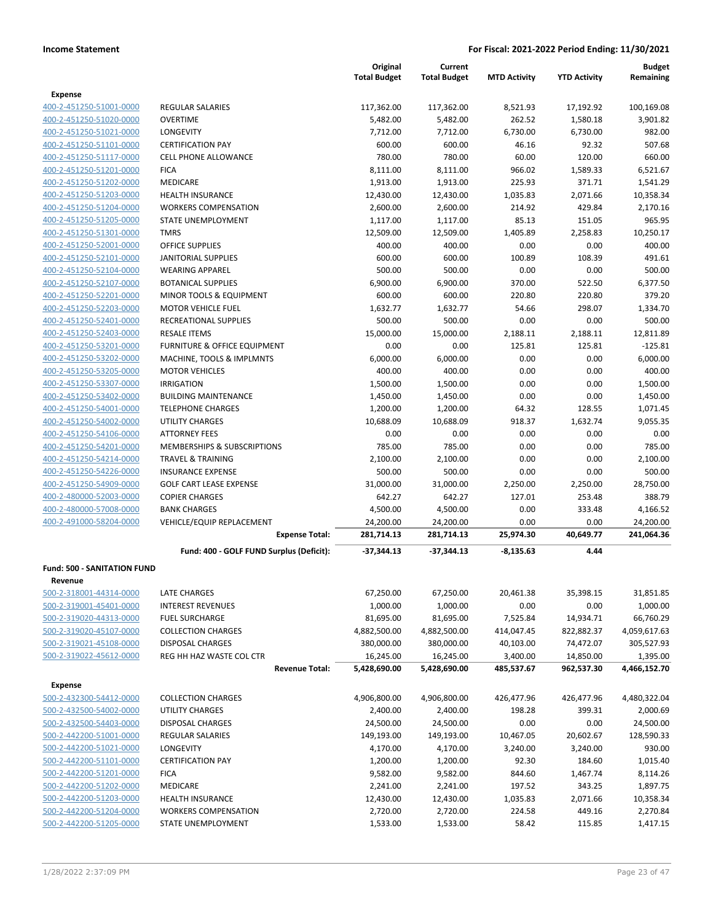**Income Statement** — For Fiscal: 2021-2022 Period Ending: 11/30/2021

| | | Original Total Budget | Current Total Budget | MTD Activity | YTD Activity | Budget Remaining |
|---|---|---|---|---|---|---|
| **Expense** | | | | | | |
| 400-2-451250-51001-0000 | REGULAR SALARIES | 117,362.00 | 117,362.00 | 8,521.93 | 17,192.92 | 100,169.08 |
| 400-2-451250-51020-0000 | OVERTIME | 5,482.00 | 5,482.00 | 262.52 | 1,580.18 | 3,901.82 |
| 400-2-451250-51021-0000 | LONGEVITY | 7,712.00 | 7,712.00 | 6,730.00 | 6,730.00 | 982.00 |
| 400-2-451250-51101-0000 | CERTIFICATION PAY | 600.00 | 600.00 | 46.16 | 92.32 | 507.68 |
| 400-2-451250-51117-0000 | CELL PHONE ALLOWANCE | 780.00 | 780.00 | 60.00 | 120.00 | 660.00 |
| 400-2-451250-51201-0000 | FICA | 8,111.00 | 8,111.00 | 966.02 | 1,589.33 | 6,521.67 |
| 400-2-451250-51202-0000 | MEDICARE | 1,913.00 | 1,913.00 | 225.93 | 371.71 | 1,541.29 |
| 400-2-451250-51203-0000 | HEALTH INSURANCE | 12,430.00 | 12,430.00 | 1,035.83 | 2,071.66 | 10,358.34 |
| 400-2-451250-51204-0000 | WORKERS COMPENSATION | 2,600.00 | 2,600.00 | 214.92 | 429.84 | 2,170.16 |
| 400-2-451250-51205-0000 | STATE UNEMPLOYMENT | 1,117.00 | 1,117.00 | 85.13 | 151.05 | 965.95 |
| 400-2-451250-51301-0000 | TMRS | 12,509.00 | 12,509.00 | 1,405.89 | 2,258.83 | 10,250.17 |
| 400-2-451250-52001-0000 | OFFICE SUPPLIES | 400.00 | 400.00 | 0.00 | 0.00 | 400.00 |
| 400-2-451250-52101-0000 | JANITORIAL SUPPLIES | 600.00 | 600.00 | 100.89 | 108.39 | 491.61 |
| 400-2-451250-52104-0000 | WEARING APPAREL | 500.00 | 500.00 | 0.00 | 0.00 | 500.00 |
| 400-2-451250-52107-0000 | BOTANICAL SUPPLIES | 6,900.00 | 6,900.00 | 370.00 | 522.50 | 6,377.50 |
| 400-2-451250-52201-0000 | MINOR TOOLS & EQUIPMENT | 600.00 | 600.00 | 220.80 | 220.80 | 379.20 |
| 400-2-451250-52203-0000 | MOTOR VEHICLE FUEL | 1,632.77 | 1,632.77 | 54.66 | 298.07 | 1,334.70 |
| 400-2-451250-52401-0000 | RECREATIONAL SUPPLIES | 500.00 | 500.00 | 0.00 | 0.00 | 500.00 |
| 400-2-451250-52403-0000 | RESALE ITEMS | 15,000.00 | 15,000.00 | 2,188.11 | 2,188.11 | 12,811.89 |
| 400-2-451250-53201-0000 | FURNITURE & OFFICE EQUIPMENT | 0.00 | 0.00 | 125.81 | 125.81 | -125.81 |
| 400-2-451250-53202-0000 | MACHINE, TOOLS & IMPLMNTS | 6,000.00 | 6,000.00 | 0.00 | 0.00 | 6,000.00 |
| 400-2-451250-53205-0000 | MOTOR VEHICLES | 400.00 | 400.00 | 0.00 | 0.00 | 400.00 |
| 400-2-451250-53307-0000 | IRRIGATION | 1,500.00 | 1,500.00 | 0.00 | 0.00 | 1,500.00 |
| 400-2-451250-53402-0000 | BUILDING MAINTENANCE | 1,450.00 | 1,450.00 | 0.00 | 0.00 | 1,450.00 |
| 400-2-451250-54001-0000 | TELEPHONE CHARGES | 1,200.00 | 1,200.00 | 64.32 | 128.55 | 1,071.45 |
| 400-2-451250-54002-0000 | UTILITY CHARGES | 10,688.09 | 10,688.09 | 918.37 | 1,632.74 | 9,055.35 |
| 400-2-451250-54106-0000 | ATTORNEY FEES | 0.00 | 0.00 | 0.00 | 0.00 | 0.00 |
| 400-2-451250-54201-0000 | MEMBERSHIPS & SUBSCRIPTIONS | 785.00 | 785.00 | 0.00 | 0.00 | 785.00 |
| 400-2-451250-54214-0000 | TRAVEL & TRAINING | 2,100.00 | 2,100.00 | 0.00 | 0.00 | 2,100.00 |
| 400-2-451250-54226-0000 | INSURANCE EXPENSE | 500.00 | 500.00 | 0.00 | 0.00 | 500.00 |
| 400-2-451250-54909-0000 | GOLF CART LEASE EXPENSE | 31,000.00 | 31,000.00 | 2,250.00 | 2,250.00 | 28,750.00 |
| 400-2-480000-52003-0000 | COPIER CHARGES | 642.27 | 642.27 | 127.01 | 253.48 | 388.79 |
| 400-2-480000-57008-0000 | BANK CHARGES | 4,500.00 | 4,500.00 | 0.00 | 333.48 | 4,166.52 |
| 400-2-491000-58204-0000 | VEHICLE/EQUIP REPLACEMENT | 24,200.00 | 24,200.00 | 0.00 | 0.00 | 24,200.00 |
| | **Expense Total:** | **281,714.13** | **281,714.13** | **25,974.30** | **40,649.77** | **241,064.36** |
| | **Fund: 400 - GOLF FUND Surplus (Deficit):** | **-37,344.13** | **-37,344.13** | **-8,135.63** | **4.44** | |
| **Fund: 500 - SANITATION FUND** | | | | | | |
| **Revenue** | | | | | | |
| 500-2-318001-44314-0000 | LATE CHARGES | 67,250.00 | 67,250.00 | 20,461.38 | 35,398.15 | 31,851.85 |
| 500-2-319001-45401-0000 | INTEREST REVENUES | 1,000.00 | 1,000.00 | 0.00 | 0.00 | 1,000.00 |
| 500-2-319020-44313-0000 | FUEL SURCHARGE | 81,695.00 | 81,695.00 | 7,525.84 | 14,934.71 | 66,760.29 |
| 500-2-319020-45107-0000 | COLLECTION CHARGES | 4,882,500.00 | 4,882,500.00 | 414,047.45 | 822,882.37 | 4,059,617.63 |
| 500-2-319021-45108-0000 | DISPOSAL CHARGES | 380,000.00 | 380,000.00 | 40,103.00 | 74,472.07 | 305,527.93 |
| 500-2-319022-45612-0000 | REG HH HAZ WASTE COL CTR | 16,245.00 | 16,245.00 | 3,400.00 | 14,850.00 | 1,395.00 |
| | **Revenue Total:** | **5,428,690.00** | **5,428,690.00** | **485,537.67** | **962,537.30** | **4,466,152.70** |
| **Expense** | | | | | | |
| 500-2-432300-54412-0000 | COLLECTION CHARGES | 4,906,800.00 | 4,906,800.00 | 426,477.96 | 426,477.96 | 4,480,322.04 |
| 500-2-432500-54002-0000 | UTILITY CHARGES | 2,400.00 | 2,400.00 | 198.28 | 399.31 | 2,000.69 |
| 500-2-432500-54403-0000 | DISPOSAL CHARGES | 24,500.00 | 24,500.00 | 0.00 | 0.00 | 24,500.00 |
| 500-2-442200-51001-0000 | REGULAR SALARIES | 149,193.00 | 149,193.00 | 10,467.05 | 20,602.67 | 128,590.33 |
| 500-2-442200-51021-0000 | LONGEVITY | 4,170.00 | 4,170.00 | 3,240.00 | 3,240.00 | 930.00 |
| 500-2-442200-51101-0000 | CERTIFICATION PAY | 1,200.00 | 1,200.00 | 92.30 | 184.60 | 1,015.40 |
| 500-2-442200-51201-0000 | FICA | 9,582.00 | 9,582.00 | 844.60 | 1,467.74 | 8,114.26 |
| 500-2-442200-51202-0000 | MEDICARE | 2,241.00 | 2,241.00 | 197.52 | 343.25 | 1,897.75 |
| 500-2-442200-51203-0000 | HEALTH INSURANCE | 12,430.00 | 12,430.00 | 1,035.83 | 2,071.66 | 10,358.34 |
| 500-2-442200-51204-0000 | WORKERS COMPENSATION | 2,720.00 | 2,720.00 | 224.58 | 449.16 | 2,270.84 |
| 500-2-442200-51205-0000 | STATE UNEMPLOYMENT | 1,533.00 | 1,533.00 | 58.42 | 115.85 | 1,417.15 |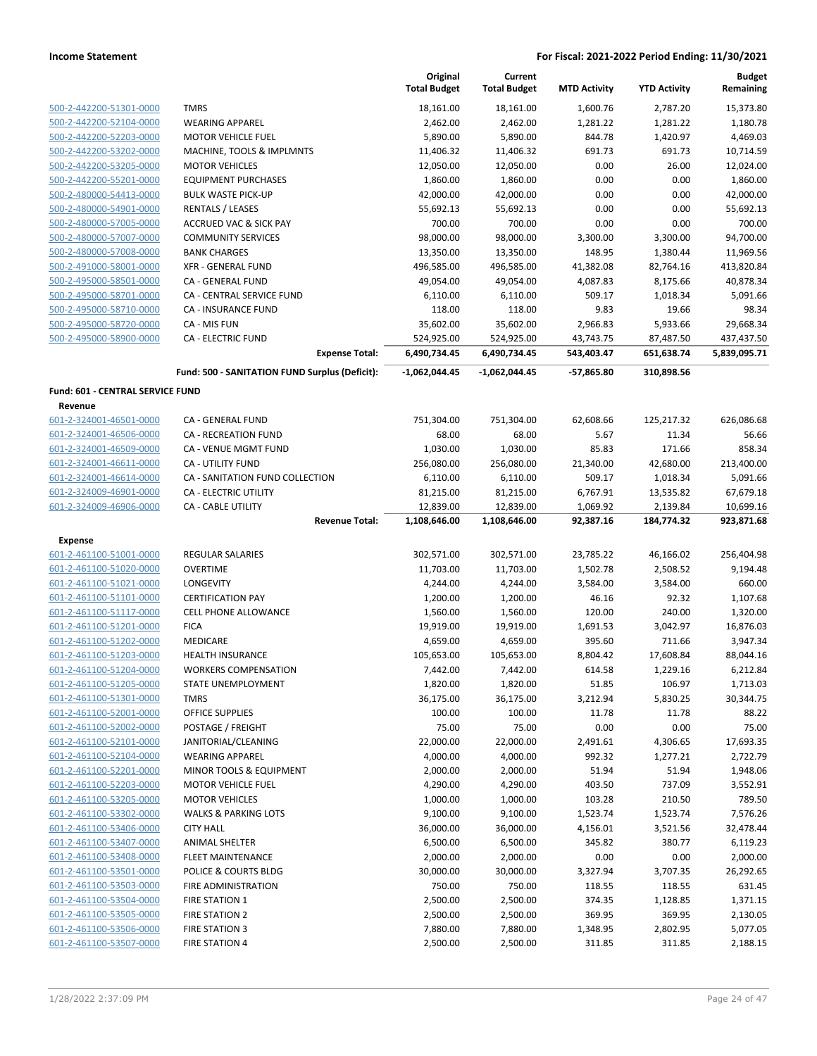**Income Statement** — For Fiscal: 2021-2022 Period Ending: 11/30/2021

| | | Original Total Budget | Current Total Budget | MTD Activity | YTD Activity | Budget Remaining |
|---|---|---|---|---|---|---|
| 500-2-442200-51301-0000 | TMRS | 18,161.00 | 18,161.00 | 1,600.76 | 2,787.20 | 15,373.80 |
| 500-2-442200-52104-0000 | WEARING APPAREL | 2,462.00 | 2,462.00 | 1,281.22 | 1,281.22 | 1,180.78 |
| 500-2-442200-52203-0000 | MOTOR VEHICLE FUEL | 5,890.00 | 5,890.00 | 844.78 | 1,420.97 | 4,469.03 |
| 500-2-442200-53202-0000 | MACHINE, TOOLS & IMPLMNTS | 11,406.32 | 11,406.32 | 691.73 | 691.73 | 10,714.59 |
| 500-2-442200-53205-0000 | MOTOR VEHICLES | 12,050.00 | 12,050.00 | 0.00 | 26.00 | 12,024.00 |
| 500-2-442200-55201-0000 | EQUIPMENT PURCHASES | 1,860.00 | 1,860.00 | 0.00 | 0.00 | 1,860.00 |
| 500-2-480000-54413-0000 | BULK WASTE PICK-UP | 42,000.00 | 42,000.00 | 0.00 | 0.00 | 42,000.00 |
| 500-2-480000-54901-0000 | RENTALS / LEASES | 55,692.13 | 55,692.13 | 0.00 | 0.00 | 55,692.13 |
| 500-2-480000-57005-0000 | ACCRUED VAC & SICK PAY | 700.00 | 700.00 | 0.00 | 0.00 | 700.00 |
| 500-2-480000-57007-0000 | COMMUNITY SERVICES | 98,000.00 | 98,000.00 | 3,300.00 | 3,300.00 | 94,700.00 |
| 500-2-480000-57008-0000 | BANK CHARGES | 13,350.00 | 13,350.00 | 148.95 | 1,380.44 | 11,969.56 |
| 500-2-491000-58001-0000 | XFR - GENERAL FUND | 496,585.00 | 496,585.00 | 41,382.08 | 82,764.16 | 413,820.84 |
| 500-2-495000-58501-0000 | CA - GENERAL FUND | 49,054.00 | 49,054.00 | 4,087.83 | 8,175.66 | 40,878.34 |
| 500-2-495000-58701-0000 | CA - CENTRAL SERVICE FUND | 6,110.00 | 6,110.00 | 509.17 | 1,018.34 | 5,091.66 |
| 500-2-495000-58710-0000 | CA - INSURANCE FUND | 118.00 | 118.00 | 9.83 | 19.66 | 98.34 |
| 500-2-495000-58720-0000 | CA - MIS FUN | 35,602.00 | 35,602.00 | 2,966.83 | 5,933.66 | 29,668.34 |
| 500-2-495000-58900-0000 | CA - ELECTRIC FUND | 524,925.00 | 524,925.00 | 43,743.75 | 87,487.50 | 437,437.50 |
| | **Expense Total:** | **6,490,734.45** | **6,490,734.45** | **543,403.47** | **651,638.74** | **5,839,095.71** |
| | **Fund: 500 - SANITATION FUND Surplus (Deficit):** | **-1,062,044.45** | **-1,062,044.45** | **-57,865.80** | **310,898.56** | |

**Fund: 601 - CENTRAL SERVICE FUND**

**Revenue**

| | | Original Total Budget | Current Total Budget | MTD Activity | YTD Activity | Budget Remaining |
|---|---|---|---|---|---|---|
| 601-2-324001-46501-0000 | CA - GENERAL FUND | 751,304.00 | 751,304.00 | 62,608.66 | 125,217.32 | 626,086.68 |
| 601-2-324001-46506-0000 | CA - RECREATION FUND | 68.00 | 68.00 | 5.67 | 11.34 | 56.66 |
| 601-2-324001-46509-0000 | CA - VENUE MGMT FUND | 1,030.00 | 1,030.00 | 85.83 | 171.66 | 858.34 |
| 601-2-324001-46611-0000 | CA - UTILITY FUND | 256,080.00 | 256,080.00 | 21,340.00 | 42,680.00 | 213,400.00 |
| 601-2-324001-46614-0000 | CA - SANITATION FUND COLLECTION | 6,110.00 | 6,110.00 | 509.17 | 1,018.34 | 5,091.66 |
| 601-2-324009-46901-0000 | CA - ELECTRIC UTILITY | 81,215.00 | 81,215.00 | 6,767.91 | 13,535.82 | 67,679.18 |
| 601-2-324009-46906-0000 | CA - CABLE UTILITY | 12,839.00 | 12,839.00 | 1,069.92 | 2,139.84 | 10,699.16 |
| | **Revenue Total:** | **1,108,646.00** | **1,108,646.00** | **92,387.16** | **184,774.32** | **923,871.68** |

**Expense**

| | | Original Total Budget | Current Total Budget | MTD Activity | YTD Activity | Budget Remaining |
|---|---|---|---|---|---|---|
| 601-2-461100-51001-0000 | REGULAR SALARIES | 302,571.00 | 302,571.00 | 23,785.22 | 46,166.02 | 256,404.98 |
| 601-2-461100-51020-0000 | OVERTIME | 11,703.00 | 11,703.00 | 1,502.78 | 2,508.52 | 9,194.48 |
| 601-2-461100-51021-0000 | LONGEVITY | 4,244.00 | 4,244.00 | 3,584.00 | 3,584.00 | 660.00 |
| 601-2-461100-51101-0000 | CERTIFICATION PAY | 1,200.00 | 1,200.00 | 46.16 | 92.32 | 1,107.68 |
| 601-2-461100-51117-0000 | CELL PHONE ALLOWANCE | 1,560.00 | 1,560.00 | 120.00 | 240.00 | 1,320.00 |
| 601-2-461100-51201-0000 | FICA | 19,919.00 | 19,919.00 | 1,691.53 | 3,042.97 | 16,876.03 |
| 601-2-461100-51202-0000 | MEDICARE | 4,659.00 | 4,659.00 | 395.60 | 711.66 | 3,947.34 |
| 601-2-461100-51203-0000 | HEALTH INSURANCE | 105,653.00 | 105,653.00 | 8,804.42 | 17,608.84 | 88,044.16 |
| 601-2-461100-51204-0000 | WORKERS COMPENSATION | 7,442.00 | 7,442.00 | 614.58 | 1,229.16 | 6,212.84 |
| 601-2-461100-51205-0000 | STATE UNEMPLOYMENT | 1,820.00 | 1,820.00 | 51.85 | 106.97 | 1,713.03 |
| 601-2-461100-51301-0000 | TMRS | 36,175.00 | 36,175.00 | 3,212.94 | 5,830.25 | 30,344.75 |
| 601-2-461100-52001-0000 | OFFICE SUPPLIES | 100.00 | 100.00 | 11.78 | 11.78 | 88.22 |
| 601-2-461100-52002-0000 | POSTAGE / FREIGHT | 75.00 | 75.00 | 0.00 | 0.00 | 75.00 |
| 601-2-461100-52101-0000 | JANITORIAL/CLEANING | 22,000.00 | 22,000.00 | 2,491.61 | 4,306.65 | 17,693.35 |
| 601-2-461100-52104-0000 | WEARING APPAREL | 4,000.00 | 4,000.00 | 992.32 | 1,277.21 | 2,722.79 |
| 601-2-461100-52201-0000 | MINOR TOOLS & EQUIPMENT | 2,000.00 | 2,000.00 | 51.94 | 51.94 | 1,948.06 |
| 601-2-461100-52203-0000 | MOTOR VEHICLE FUEL | 4,290.00 | 4,290.00 | 403.50 | 737.09 | 3,552.91 |
| 601-2-461100-53205-0000 | MOTOR VEHICLES | 1,000.00 | 1,000.00 | 103.28 | 210.50 | 789.50 |
| 601-2-461100-53302-0000 | WALKS & PARKING LOTS | 9,100.00 | 9,100.00 | 1,523.74 | 1,523.74 | 7,576.26 |
| 601-2-461100-53406-0000 | CITY HALL | 36,000.00 | 36,000.00 | 4,156.01 | 3,521.56 | 32,478.44 |
| 601-2-461100-53407-0000 | ANIMAL SHELTER | 6,500.00 | 6,500.00 | 345.82 | 380.77 | 6,119.23 |
| 601-2-461100-53408-0000 | FLEET MAINTENANCE | 2,000.00 | 2,000.00 | 0.00 | 0.00 | 2,000.00 |
| 601-2-461100-53501-0000 | POLICE & COURTS BLDG | 30,000.00 | 30,000.00 | 3,327.94 | 3,707.35 | 26,292.65 |
| 601-2-461100-53503-0000 | FIRE ADMINISTRATION | 750.00 | 750.00 | 118.55 | 118.55 | 631.45 |
| 601-2-461100-53504-0000 | FIRE STATION 1 | 2,500.00 | 2,500.00 | 374.35 | 1,128.85 | 1,371.15 |
| 601-2-461100-53505-0000 | FIRE STATION 2 | 2,500.00 | 2,500.00 | 369.95 | 369.95 | 2,130.05 |
| 601-2-461100-53506-0000 | FIRE STATION 3 | 7,880.00 | 7,880.00 | 1,348.95 | 2,802.95 | 5,077.05 |
| 601-2-461100-53507-0000 | FIRE STATION 4 | 2,500.00 | 2,500.00 | 311.85 | 311.85 | 2,188.15 |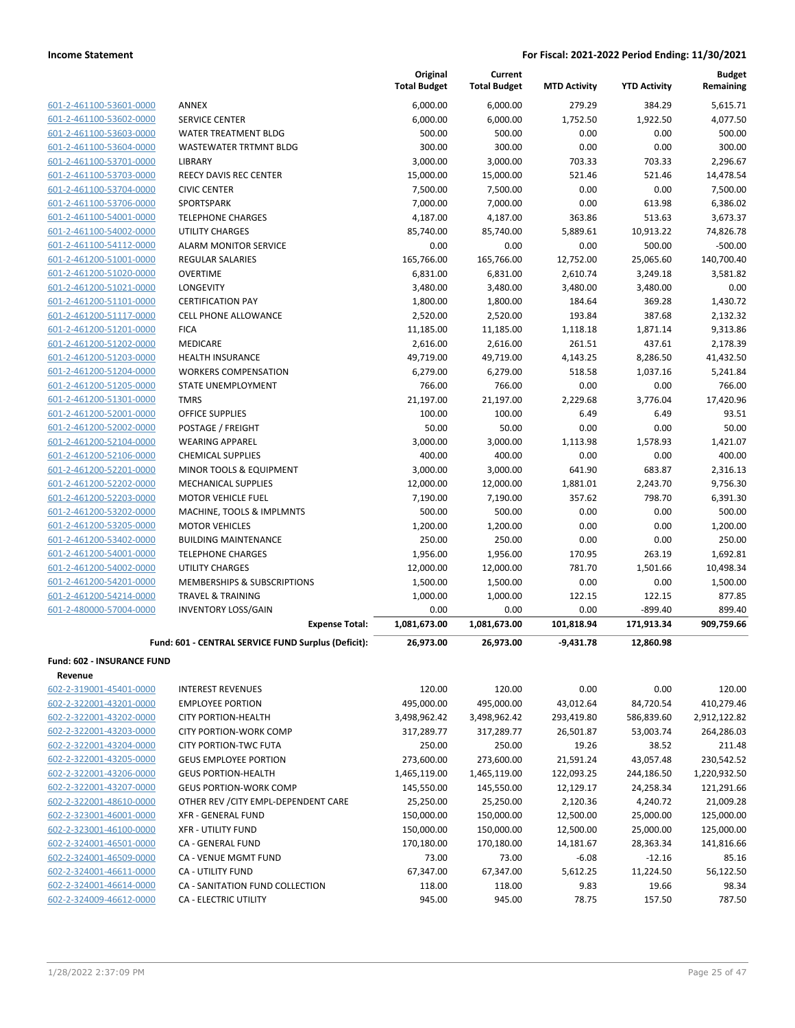**Income Statement** — **For Fiscal: 2021-2022 Period Ending: 11/30/2021**

| | | Original Total Budget | Current Total Budget | MTD Activity | YTD Activity | Budget Remaining |
|---|---|---|---|---|---|---|
| 601-2-461100-53601-0000 | ANNEX | 6,000.00 | 6,000.00 | 279.29 | 384.29 | 5,615.71 |
| 601-2-461100-53602-0000 | SERVICE CENTER | 6,000.00 | 6,000.00 | 1,752.50 | 1,922.50 | 4,077.50 |
| 601-2-461100-53603-0000 | WATER TREATMENT BLDG | 500.00 | 500.00 | 0.00 | 0.00 | 500.00 |
| 601-2-461100-53604-0000 | WASTEWATER TRTMNT BLDG | 300.00 | 300.00 | 0.00 | 0.00 | 300.00 |
| 601-2-461100-53701-0000 | LIBRARY | 3,000.00 | 3,000.00 | 703.33 | 703.33 | 2,296.67 |
| 601-2-461100-53703-0000 | REECY DAVIS REC CENTER | 15,000.00 | 15,000.00 | 521.46 | 521.46 | 14,478.54 |
| 601-2-461100-53704-0000 | CIVIC CENTER | 7,500.00 | 7,500.00 | 0.00 | 0.00 | 7,500.00 |
| 601-2-461100-53706-0000 | SPORTSPARK | 7,000.00 | 7,000.00 | 0.00 | 613.98 | 6,386.02 |
| 601-2-461100-54001-0000 | TELEPHONE CHARGES | 4,187.00 | 4,187.00 | 363.86 | 513.63 | 3,673.37 |
| 601-2-461100-54002-0000 | UTILITY CHARGES | 85,740.00 | 85,740.00 | 5,889.61 | 10,913.22 | 74,826.78 |
| 601-2-461100-54112-0000 | ALARM MONITOR SERVICE | 0.00 | 0.00 | 0.00 | 500.00 | -500.00 |
| 601-2-461200-51001-0000 | REGULAR SALARIES | 165,766.00 | 165,766.00 | 12,752.00 | 25,065.60 | 140,700.40 |
| 601-2-461200-51020-0000 | OVERTIME | 6,831.00 | 6,831.00 | 2,610.74 | 3,249.18 | 3,581.82 |
| 601-2-461200-51021-0000 | LONGEVITY | 3,480.00 | 3,480.00 | 3,480.00 | 3,480.00 | 0.00 |
| 601-2-461200-51101-0000 | CERTIFICATION PAY | 1,800.00 | 1,800.00 | 184.64 | 369.28 | 1,430.72 |
| 601-2-461200-51117-0000 | CELL PHONE ALLOWANCE | 2,520.00 | 2,520.00 | 193.84 | 387.68 | 2,132.32 |
| 601-2-461200-51201-0000 | FICA | 11,185.00 | 11,185.00 | 1,118.18 | 1,871.14 | 9,313.86 |
| 601-2-461200-51202-0000 | MEDICARE | 2,616.00 | 2,616.00 | 261.51 | 437.61 | 2,178.39 |
| 601-2-461200-51203-0000 | HEALTH INSURANCE | 49,719.00 | 49,719.00 | 4,143.25 | 8,286.50 | 41,432.50 |
| 601-2-461200-51204-0000 | WORKERS COMPENSATION | 6,279.00 | 6,279.00 | 518.58 | 1,037.16 | 5,241.84 |
| 601-2-461200-51205-0000 | STATE UNEMPLOYMENT | 766.00 | 766.00 | 0.00 | 0.00 | 766.00 |
| 601-2-461200-51301-0000 | TMRS | 21,197.00 | 21,197.00 | 2,229.68 | 3,776.04 | 17,420.96 |
| 601-2-461200-52001-0000 | OFFICE SUPPLIES | 100.00 | 100.00 | 6.49 | 6.49 | 93.51 |
| 601-2-461200-52002-0000 | POSTAGE / FREIGHT | 50.00 | 50.00 | 0.00 | 0.00 | 50.00 |
| 601-2-461200-52104-0000 | WEARING APPAREL | 3,000.00 | 3,000.00 | 1,113.98 | 1,578.93 | 1,421.07 |
| 601-2-461200-52106-0000 | CHEMICAL SUPPLIES | 400.00 | 400.00 | 0.00 | 0.00 | 400.00 |
| 601-2-461200-52201-0000 | MINOR TOOLS & EQUIPMENT | 3,000.00 | 3,000.00 | 641.90 | 683.87 | 2,316.13 |
| 601-2-461200-52202-0000 | MECHANICAL SUPPLIES | 12,000.00 | 12,000.00 | 1,881.01 | 2,243.70 | 9,756.30 |
| 601-2-461200-52203-0000 | MOTOR VEHICLE FUEL | 7,190.00 | 7,190.00 | 357.62 | 798.70 | 6,391.30 |
| 601-2-461200-53202-0000 | MACHINE, TOOLS & IMPLMNTS | 500.00 | 500.00 | 0.00 | 0.00 | 500.00 |
| 601-2-461200-53205-0000 | MOTOR VEHICLES | 1,200.00 | 1,200.00 | 0.00 | 0.00 | 1,200.00 |
| 601-2-461200-53402-0000 | BUILDING MAINTENANCE | 250.00 | 250.00 | 0.00 | 0.00 | 250.00 |
| 601-2-461200-54001-0000 | TELEPHONE CHARGES | 1,956.00 | 1,956.00 | 170.95 | 263.19 | 1,692.81 |
| 601-2-461200-54002-0000 | UTILITY CHARGES | 12,000.00 | 12,000.00 | 781.70 | 1,501.66 | 10,498.34 |
| 601-2-461200-54201-0000 | MEMBERSHIPS & SUBSCRIPTIONS | 1,500.00 | 1,500.00 | 0.00 | 0.00 | 1,500.00 |
| 601-2-461200-54214-0000 | TRAVEL & TRAINING | 1,000.00 | 1,000.00 | 122.15 | 122.15 | 877.85 |
| 601-2-480000-57004-0000 | INVENTORY LOSS/GAIN | 0.00 | 0.00 | 0.00 | -899.40 | 899.40 |
| | **Expense Total:** | **1,081,673.00** | **1,081,673.00** | **101,818.94** | **171,913.34** | **909,759.66** |
| | **Fund: 601 - CENTRAL SERVICE FUND Surplus (Deficit):** | **26,973.00** | **26,973.00** | **-9,431.78** | **12,860.98** | |

**Fund: 602 - INSURANCE FUND**

**Revenue**

| | | Original Total Budget | Current Total Budget | MTD Activity | YTD Activity | Budget Remaining |
|---|---|---|---|---|---|---|
| 602-2-319001-45401-0000 | INTEREST REVENUES | 120.00 | 120.00 | 0.00 | 0.00 | 120.00 |
| 602-2-322001-43201-0000 | EMPLOYEE PORTION | 495,000.00 | 495,000.00 | 43,012.64 | 84,720.54 | 410,279.46 |
| 602-2-322001-43202-0000 | CITY PORTION-HEALTH | 3,498,962.42 | 3,498,962.42 | 293,419.80 | 586,839.60 | 2,912,122.82 |
| 602-2-322001-43203-0000 | CITY PORTION-WORK COMP | 317,289.77 | 317,289.77 | 26,501.87 | 53,003.74 | 264,286.03 |
| 602-2-322001-43204-0000 | CITY PORTION-TWC FUTA | 250.00 | 250.00 | 19.26 | 38.52 | 211.48 |
| 602-2-322001-43205-0000 | GEUS EMPLOYEE PORTION | 273,600.00 | 273,600.00 | 21,591.24 | 43,057.48 | 230,542.52 |
| 602-2-322001-43206-0000 | GEUS PORTION-HEALTH | 1,465,119.00 | 1,465,119.00 | 122,093.25 | 244,186.50 | 1,220,932.50 |
| 602-2-322001-43207-0000 | GEUS PORTION-WORK COMP | 145,550.00 | 145,550.00 | 12,129.17 | 24,258.34 | 121,291.66 |
| 602-2-322001-48610-0000 | OTHER REV /CITY EMPL-DEPENDENT CARE | 25,250.00 | 25,250.00 | 2,120.36 | 4,240.72 | 21,009.28 |
| 602-2-323001-46001-0000 | XFR - GENERAL FUND | 150,000.00 | 150,000.00 | 12,500.00 | 25,000.00 | 125,000.00 |
| 602-2-323001-46100-0000 | XFR - UTILITY FUND | 150,000.00 | 150,000.00 | 12,500.00 | 25,000.00 | 125,000.00 |
| 602-2-324001-46501-0000 | CA - GENERAL FUND | 170,180.00 | 170,180.00 | 14,181.67 | 28,363.34 | 141,816.66 |
| 602-2-324001-46509-0000 | CA - VENUE MGMT FUND | 73.00 | 73.00 | -6.08 | -12.16 | 85.16 |
| 602-2-324001-46611-0000 | CA - UTILITY FUND | 67,347.00 | 67,347.00 | 5,612.25 | 11,224.50 | 56,122.50 |
| 602-2-324001-46614-0000 | CA - SANITATION FUND COLLECTION | 118.00 | 118.00 | 9.83 | 19.66 | 98.34 |
| 602-2-324009-46612-0000 | CA - ELECTRIC UTILITY | 945.00 | 945.00 | 78.75 | 157.50 | 787.50 |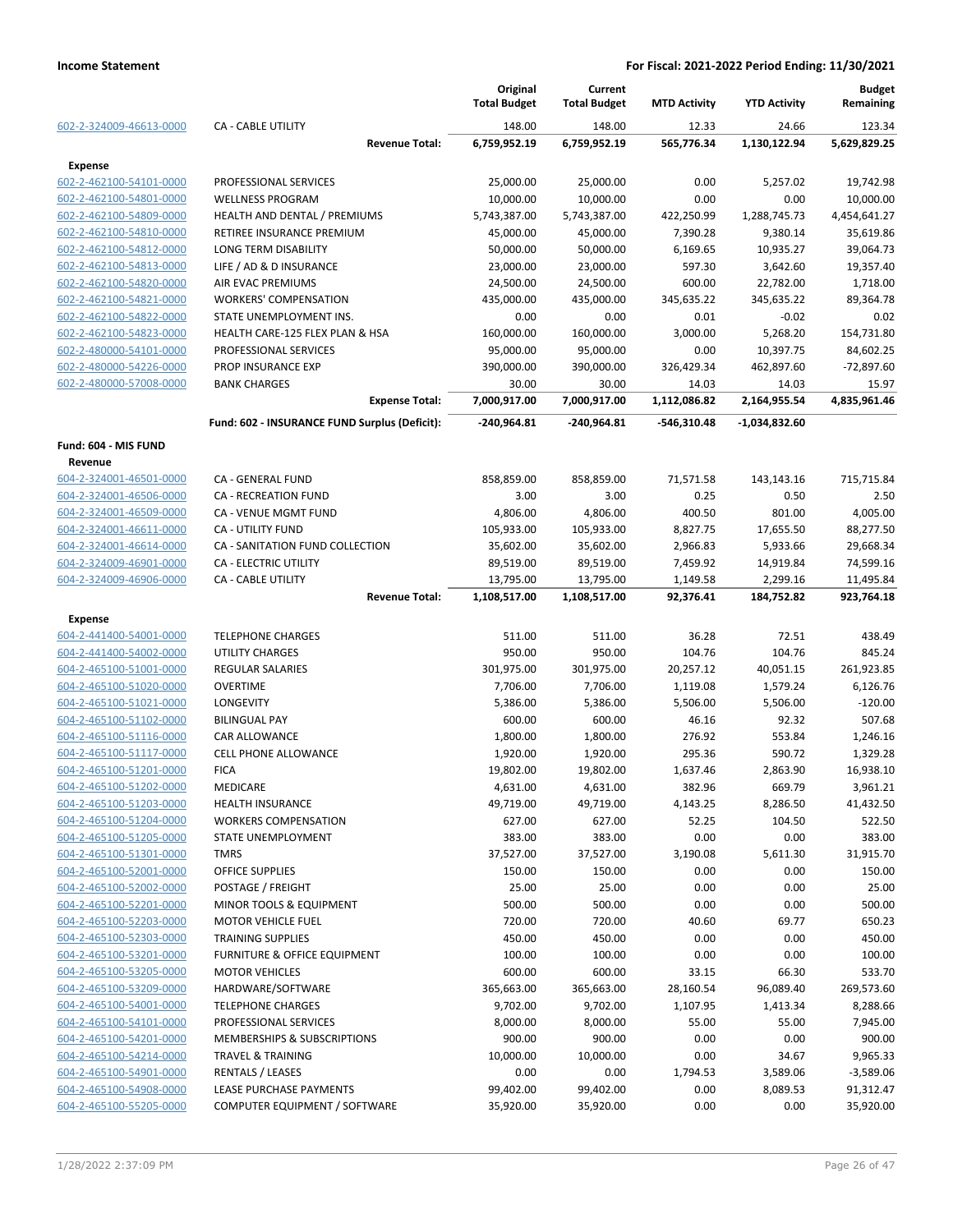| | | Original Total Budget | Current Total Budget | MTD Activity | YTD Activity | Budget Remaining |
|---|---|---|---|---|---|---|
| 602-2-324009-46613-0000 | CA - CABLE UTILITY | 148.00 | 148.00 | 12.33 | 24.66 | 123.34 |
| | **Revenue Total:** | **6,759,952.19** | **6,759,952.19** | **565,776.34** | **1,130,122.94** | **5,629,829.25** |
| **Expense** | | | | | | |
| 602-2-462100-54101-0000 | PROFESSIONAL SERVICES | 25,000.00 | 25,000.00 | 0.00 | 5,257.02 | 19,742.98 |
| 602-2-462100-54801-0000 | WELLNESS PROGRAM | 10,000.00 | 10,000.00 | 0.00 | 0.00 | 10,000.00 |
| 602-2-462100-54809-0000 | HEALTH AND DENTAL / PREMIUMS | 5,743,387.00 | 5,743,387.00 | 422,250.99 | 1,288,745.73 | 4,454,641.27 |
| 602-2-462100-54810-0000 | RETIREE INSURANCE PREMIUM | 45,000.00 | 45,000.00 | 7,390.28 | 9,380.14 | 35,619.86 |
| 602-2-462100-54812-0000 | LONG TERM DISABILITY | 50,000.00 | 50,000.00 | 6,169.65 | 10,935.27 | 39,064.73 |
| 602-2-462100-54813-0000 | LIFE / AD & D INSURANCE | 23,000.00 | 23,000.00 | 597.30 | 3,642.60 | 19,357.40 |
| 602-2-462100-54820-0000 | AIR EVAC PREMIUMS | 24,500.00 | 24,500.00 | 600.00 | 22,782.00 | 1,718.00 |
| 602-2-462100-54821-0000 | WORKERS' COMPENSATION | 435,000.00 | 435,000.00 | 345,635.22 | 345,635.22 | 89,364.78 |
| 602-2-462100-54822-0000 | STATE UNEMPLOYMENT INS. | 0.00 | 0.00 | 0.01 | -0.02 | 0.02 |
| 602-2-462100-54823-0000 | HEALTH CARE-125 FLEX PLAN & HSA | 160,000.00 | 160,000.00 | 3,000.00 | 5,268.20 | 154,731.80 |
| 602-2-480000-54101-0000 | PROFESSIONAL SERVICES | 95,000.00 | 95,000.00 | 0.00 | 10,397.75 | 84,602.25 |
| 602-2-480000-54226-0000 | PROP INSURANCE EXP | 390,000.00 | 390,000.00 | 326,429.34 | 462,897.60 | -72,897.60 |
| 602-2-480000-57008-0000 | BANK CHARGES | 30.00 | 30.00 | 14.03 | 14.03 | 15.97 |
| | **Expense Total:** | **7,000,917.00** | **7,000,917.00** | **1,112,086.82** | **2,164,955.54** | **4,835,961.46** |
| | **Fund: 602 - INSURANCE FUND Surplus (Deficit):** | **-240,964.81** | **-240,964.81** | **-546,310.48** | **-1,034,832.60** | |
| **Fund: 604 - MIS FUND** | | | | | | |
| **Revenue** | | | | | | |
| 604-2-324001-46501-0000 | CA - GENERAL FUND | 858,859.00 | 858,859.00 | 71,571.58 | 143,143.16 | 715,715.84 |
| 604-2-324001-46506-0000 | CA - RECREATION FUND | 3.00 | 3.00 | 0.25 | 0.50 | 2.50 |
| 604-2-324001-46509-0000 | CA - VENUE MGMT FUND | 4,806.00 | 4,806.00 | 400.50 | 801.00 | 4,005.00 |
| 604-2-324001-46611-0000 | CA - UTILITY FUND | 105,933.00 | 105,933.00 | 8,827.75 | 17,655.50 | 88,277.50 |
| 604-2-324001-46614-0000 | CA - SANITATION FUND COLLECTION | 35,602.00 | 35,602.00 | 2,966.83 | 5,933.66 | 29,668.34 |
| 604-2-324009-46901-0000 | CA - ELECTRIC UTILITY | 89,519.00 | 89,519.00 | 7,459.92 | 14,919.84 | 74,599.16 |
| 604-2-324009-46906-0000 | CA - CABLE UTILITY | 13,795.00 | 13,795.00 | 1,149.58 | 2,299.16 | 11,495.84 |
| | **Revenue Total:** | **1,108,517.00** | **1,108,517.00** | **92,376.41** | **184,752.82** | **923,764.18** |
| **Expense** | | | | | | |
| 604-2-441400-54001-0000 | TELEPHONE CHARGES | 511.00 | 511.00 | 36.28 | 72.51 | 438.49 |
| 604-2-441400-54002-0000 | UTILITY CHARGES | 950.00 | 950.00 | 104.76 | 104.76 | 845.24 |
| 604-2-465100-51001-0000 | REGULAR SALARIES | 301,975.00 | 301,975.00 | 20,257.12 | 40,051.15 | 261,923.85 |
| 604-2-465100-51020-0000 | OVERTIME | 7,706.00 | 7,706.00 | 1,119.08 | 1,579.24 | 6,126.76 |
| 604-2-465100-51021-0000 | LONGEVITY | 5,386.00 | 5,386.00 | 5,506.00 | 5,506.00 | -120.00 |
| 604-2-465100-51102-0000 | BILINGUAL PAY | 600.00 | 600.00 | 46.16 | 92.32 | 507.68 |
| 604-2-465100-51116-0000 | CAR ALLOWANCE | 1,800.00 | 1,800.00 | 276.92 | 553.84 | 1,246.16 |
| 604-2-465100-51117-0000 | CELL PHONE ALLOWANCE | 1,920.00 | 1,920.00 | 295.36 | 590.72 | 1,329.28 |
| 604-2-465100-51201-0000 | FICA | 19,802.00 | 19,802.00 | 1,637.46 | 2,863.90 | 16,938.10 |
| 604-2-465100-51202-0000 | MEDICARE | 4,631.00 | 4,631.00 | 382.96 | 669.79 | 3,961.21 |
| 604-2-465100-51203-0000 | HEALTH INSURANCE | 49,719.00 | 49,719.00 | 4,143.25 | 8,286.50 | 41,432.50 |
| 604-2-465100-51204-0000 | WORKERS COMPENSATION | 627.00 | 627.00 | 52.25 | 104.50 | 522.50 |
| 604-2-465100-51205-0000 | STATE UNEMPLOYMENT | 383.00 | 383.00 | 0.00 | 0.00 | 383.00 |
| 604-2-465100-51301-0000 | TMRS | 37,527.00 | 37,527.00 | 3,190.08 | 5,611.30 | 31,915.70 |
| 604-2-465100-52001-0000 | OFFICE SUPPLIES | 150.00 | 150.00 | 0.00 | 0.00 | 150.00 |
| 604-2-465100-52002-0000 | POSTAGE / FREIGHT | 25.00 | 25.00 | 0.00 | 0.00 | 25.00 |
| 604-2-465100-52201-0000 | MINOR TOOLS & EQUIPMENT | 500.00 | 500.00 | 0.00 | 0.00 | 500.00 |
| 604-2-465100-52203-0000 | MOTOR VEHICLE FUEL | 720.00 | 720.00 | 40.60 | 69.77 | 650.23 |
| 604-2-465100-52303-0000 | TRAINING SUPPLIES | 450.00 | 450.00 | 0.00 | 0.00 | 450.00 |
| 604-2-465100-53201-0000 | FURNITURE & OFFICE EQUIPMENT | 100.00 | 100.00 | 0.00 | 0.00 | 100.00 |
| 604-2-465100-53205-0000 | MOTOR VEHICLES | 600.00 | 600.00 | 33.15 | 66.30 | 533.70 |
| 604-2-465100-53209-0000 | HARDWARE/SOFTWARE | 365,663.00 | 365,663.00 | 28,160.54 | 96,089.40 | 269,573.60 |
| 604-2-465100-54001-0000 | TELEPHONE CHARGES | 9,702.00 | 9,702.00 | 1,107.95 | 1,413.34 | 8,288.66 |
| 604-2-465100-54101-0000 | PROFESSIONAL SERVICES | 8,000.00 | 8,000.00 | 55.00 | 55.00 | 7,945.00 |
| 604-2-465100-54201-0000 | MEMBERSHIPS & SUBSCRIPTIONS | 900.00 | 900.00 | 0.00 | 0.00 | 900.00 |
| 604-2-465100-54214-0000 | TRAVEL & TRAINING | 10,000.00 | 10,000.00 | 0.00 | 34.67 | 9,965.33 |
| 604-2-465100-54901-0000 | RENTALS / LEASES | 0.00 | 0.00 | 1,794.53 | 3,589.06 | -3,589.06 |
| 604-2-465100-54908-0000 | LEASE PURCHASE PAYMENTS | 99,402.00 | 99,402.00 | 0.00 | 8,089.53 | 91,312.47 |
| 604-2-465100-55205-0000 | COMPUTER EQUIPMENT / SOFTWARE | 35,920.00 | 35,920.00 | 0.00 | 0.00 | 35,920.00 |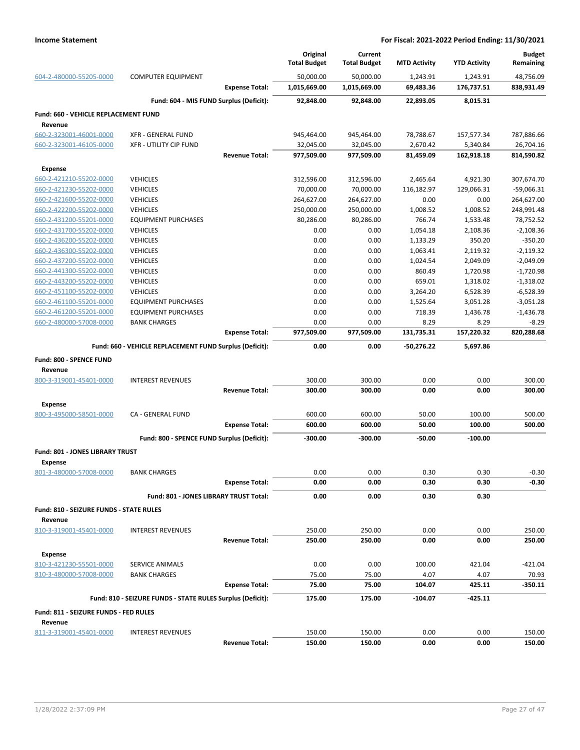| | | Original Total Budget | Current Total Budget | MTD Activity | YTD Activity | Budget Remaining |
|---|---|---|---|---|---|---|
| 604-2-480000-55205-0000 | COMPUTER EQUIPMENT | 50,000.00 | 50,000.00 | 1,243.91 | 1,243.91 | 48,756.09 |
| | **Expense Total:** | **1,015,669.00** | **1,015,669.00** | **69,483.36** | **176,737.51** | **838,931.49** |
| | **Fund: 604 - MIS FUND Surplus (Deficit):** | **92,848.00** | **92,848.00** | **22,893.05** | **8,015.31** | |
| **Fund: 660 - VEHICLE REPLACEMENT FUND** | | | | | | |
| **Revenue** | | | | | | |
| 660-2-323001-46001-0000 | XFR - GENERAL FUND | 945,464.00 | 945,464.00 | 78,788.67 | 157,577.34 | 787,886.66 |
| 660-2-323001-46105-0000 | XFR - UTILITY CIP FUND | 32,045.00 | 32,045.00 | 2,670.42 | 5,340.84 | 26,704.16 |
| | **Revenue Total:** | **977,509.00** | **977,509.00** | **81,459.09** | **162,918.18** | **814,590.82** |
| **Expense** | | | | | | |
| 660-2-421210-55202-0000 | VEHICLES | 312,596.00 | 312,596.00 | 2,465.64 | 4,921.30 | 307,674.70 |
| 660-2-421230-55202-0000 | VEHICLES | 70,000.00 | 70,000.00 | 116,182.97 | 129,066.31 | -59,066.31 |
| 660-2-421600-55202-0000 | VEHICLES | 264,627.00 | 264,627.00 | 0.00 | 0.00 | 264,627.00 |
| 660-2-422200-55202-0000 | VEHICLES | 250,000.00 | 250,000.00 | 1,008.52 | 1,008.52 | 248,991.48 |
| 660-2-431200-55201-0000 | EQUIPMENT PURCHASES | 80,286.00 | 80,286.00 | 766.74 | 1,533.48 | 78,752.52 |
| 660-2-431700-55202-0000 | VEHICLES | 0.00 | 0.00 | 1,054.18 | 2,108.36 | -2,108.36 |
| 660-2-436200-55202-0000 | VEHICLES | 0.00 | 0.00 | 1,133.29 | 350.20 | -350.20 |
| 660-2-436300-55202-0000 | VEHICLES | 0.00 | 0.00 | 1,063.41 | 2,119.32 | -2,119.32 |
| 660-2-437200-55202-0000 | VEHICLES | 0.00 | 0.00 | 1,024.54 | 2,049.09 | -2,049.09 |
| 660-2-441300-55202-0000 | VEHICLES | 0.00 | 0.00 | 860.49 | 1,720.98 | -1,720.98 |
| 660-2-443200-55202-0000 | VEHICLES | 0.00 | 0.00 | 659.01 | 1,318.02 | -1,318.02 |
| 660-2-451100-55202-0000 | VEHICLES | 0.00 | 0.00 | 3,264.20 | 6,528.39 | -6,528.39 |
| 660-2-461100-55201-0000 | EQUIPMENT PURCHASES | 0.00 | 0.00 | 1,525.64 | 3,051.28 | -3,051.28 |
| 660-2-461200-55201-0000 | EQUIPMENT PURCHASES | 0.00 | 0.00 | 718.39 | 1,436.78 | -1,436.78 |
| 660-2-480000-57008-0000 | BANK CHARGES | 0.00 | 0.00 | 8.29 | 8.29 | -8.29 |
| | **Expense Total:** | **977,509.00** | **977,509.00** | **131,735.31** | **157,220.32** | **820,288.68** |
| | **Fund: 660 - VEHICLE REPLACEMENT FUND Surplus (Deficit):** | **0.00** | **0.00** | **-50,276.22** | **5,697.86** | |
| **Fund: 800 - SPENCE FUND** | | | | | | |
| **Revenue** | | | | | | |
| 800-3-319001-45401-0000 | INTEREST REVENUES | 300.00 | 300.00 | 0.00 | 0.00 | 300.00 |
| | **Revenue Total:** | **300.00** | **300.00** | **0.00** | **0.00** | **300.00** |
| **Expense** | | | | | | |
| 800-3-495000-58501-0000 | CA - GENERAL FUND | 600.00 | 600.00 | 50.00 | 100.00 | 500.00 |
| | **Expense Total:** | **600.00** | **600.00** | **50.00** | **100.00** | **500.00** |
| | **Fund: 800 - SPENCE FUND Surplus (Deficit):** | **-300.00** | **-300.00** | **-50.00** | **-100.00** | |
| **Fund: 801 - JONES LIBRARY TRUST** | | | | | | |
| **Expense** | | | | | | |
| 801-3-480000-57008-0000 | BANK CHARGES | 0.00 | 0.00 | 0.30 | 0.30 | -0.30 |
| | **Expense Total:** | **0.00** | **0.00** | **0.30** | **0.30** | **-0.30** |
| | **Fund: 801 - JONES LIBRARY TRUST Total:** | **0.00** | **0.00** | **0.30** | **0.30** | |
| **Fund: 810 - SEIZURE FUNDS - STATE RULES** | | | | | | |
| **Revenue** | | | | | | |
| 810-3-319001-45401-0000 | INTEREST REVENUES | 250.00 | 250.00 | 0.00 | 0.00 | 250.00 |
| | **Revenue Total:** | **250.00** | **250.00** | **0.00** | **0.00** | **250.00** |
| **Expense** | | | | | | |
| 810-3-421230-55501-0000 | SERVICE ANIMALS | 0.00 | 0.00 | 100.00 | 421.04 | -421.04 |
| 810-3-480000-57008-0000 | BANK CHARGES | 75.00 | 75.00 | 4.07 | 4.07 | 70.93 |
| | **Expense Total:** | **75.00** | **75.00** | **104.07** | **425.11** | **-350.11** |
| | **Fund: 810 - SEIZURE FUNDS - STATE RULES Surplus (Deficit):** | **175.00** | **175.00** | **-104.07** | **-425.11** | |
| **Fund: 811 - SEIZURE FUNDS - FED RULES** | | | | | | |
| **Revenue** | | | | | | |
| 811-3-319001-45401-0000 | INTEREST REVENUES | 150.00 | 150.00 | 0.00 | 0.00 | 150.00 |
| | **Revenue Total:** | **150.00** | **150.00** | **0.00** | **0.00** | **150.00** |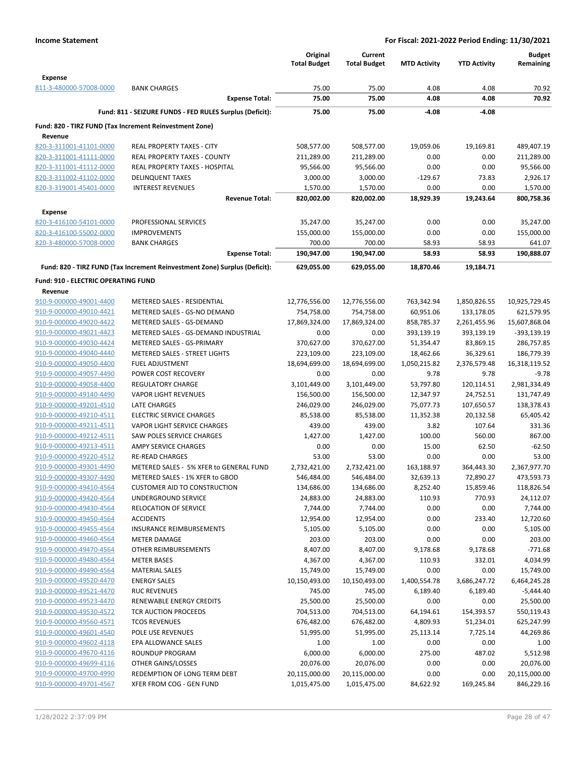**Income Statement** — **For Fiscal: 2021-2022 Period Ending: 11/30/2021**

| | | Original Total Budget | Current Total Budget | MTD Activity | YTD Activity | Budget Remaining |
|---|---|---|---|---|---|---|
| **Expense** | | | | | | |
| 811-3-480000-57008-0000 | BANK CHARGES | 75.00 | 75.00 | 4.08 | 4.08 | 70.92 |
| | **Expense Total:** | **75.00** | **75.00** | **4.08** | **4.08** | **70.92** |
| | **Fund: 811 - SEIZURE FUNDS - FED RULES Surplus (Deficit):** | **75.00** | **75.00** | **-4.08** | **-4.08** | |
| **Fund: 820 - TIRZ FUND (Tax Increment Reinvestment Zone)** | | | | | | |
| **Revenue** | | | | | | |
| 820-3-311001-41101-0000 | REAL PROPERTY TAXES - CITY | 508,577.00 | 508,577.00 | 19,059.06 | 19,169.81 | 489,407.19 |
| 820-3-311001-41111-0000 | REAL PROPERTY TAXES - COUNTY | 211,289.00 | 211,289.00 | 0.00 | 0.00 | 211,289.00 |
| 820-3-311001-41112-0000 | REAL PROPERTY TAXES - HOSPITAL | 95,566.00 | 95,566.00 | 0.00 | 0.00 | 95,566.00 |
| 820-3-311002-41102-0000 | DELINQUENT TAXES | 3,000.00 | 3,000.00 | -129.67 | 73.83 | 2,926.17 |
| 820-3-319001-45401-0000 | INTEREST REVENUES | 1,570.00 | 1,570.00 | 0.00 | 0.00 | 1,570.00 |
| | **Revenue Total:** | **820,002.00** | **820,002.00** | **18,929.39** | **19,243.64** | **800,758.36** |
| **Expense** | | | | | | |
| 820-3-416100-54101-0000 | PROFESSIONAL SERVICES | 35,247.00 | 35,247.00 | 0.00 | 0.00 | 35,247.00 |
| 820-3-416100-55002-0000 | IMPROVEMENTS | 155,000.00 | 155,000.00 | 0.00 | 0.00 | 155,000.00 |
| 820-3-480000-57008-0000 | BANK CHARGES | 700.00 | 700.00 | 58.93 | 58.93 | 641.07 |
| | **Expense Total:** | **190,947.00** | **190,947.00** | **58.93** | **58.93** | **190,888.07** |
| | **Fund: 820 - TIRZ FUND (Tax Increment Reinvestment Zone) Surplus (Deficit):** | **629,055.00** | **629,055.00** | **18,870.46** | **19,184.71** | |
| **Fund: 910 - ELECTRIC OPERATING FUND** | | | | | | |
| **Revenue** | | | | | | |
| 910-9-000000-49001-4400 | METERED SALES - RESIDENTIAL | 12,776,556.00 | 12,776,556.00 | 763,342.94 | 1,850,826.55 | 10,925,729.45 |
| 910-9-000000-49010-4421 | METERED SALES - GS-NO DEMAND | 754,758.00 | 754,758.00 | 60,951.06 | 133,178.05 | 621,579.95 |
| 910-9-000000-49020-4422 | METERED SALES - GS-DEMAND | 17,869,324.00 | 17,869,324.00 | 858,785.37 | 2,261,455.96 | 15,607,868.04 |
| 910-9-000000-49021-4423 | METERED SALES - GS-DEMAND INDUSTRIAL | 0.00 | 0.00 | 393,139.19 | 393,139.19 | -393,139.19 |
| 910-9-000000-49030-4424 | METERED SALES - GS-PRIMARY | 370,627.00 | 370,627.00 | 51,354.47 | 83,869.15 | 286,757.85 |
| 910-9-000000-49040-4440 | METERED SALES - STREET LIGHTS | 223,109.00 | 223,109.00 | 18,462.66 | 36,329.61 | 186,779.39 |
| 910-9-000000-49050-4400 | FUEL ADJUSTMENT | 18,694,699.00 | 18,694,699.00 | 1,050,215.82 | 2,376,579.48 | 16,318,119.52 |
| 910-9-000000-49057-4490 | POWER COST RECOVERY | 0.00 | 0.00 | 9.78 | 9.78 | -9.78 |
| 910-9-000000-49058-4400 | REGULATORY CHARGE | 3,101,449.00 | 3,101,449.00 | 53,797.80 | 120,114.51 | 2,981,334.49 |
| 910-9-000000-49140-4490 | VAPOR LIGHT REVENUES | 156,500.00 | 156,500.00 | 12,347.97 | 24,752.51 | 131,747.49 |
| 910-9-000000-49201-4510 | LATE CHARGES | 246,029.00 | 246,029.00 | 75,077.73 | 107,650.57 | 138,378.43 |
| 910-9-000000-49210-4511 | ELECTRIC SERVICE CHARGES | 85,538.00 | 85,538.00 | 11,352.38 | 20,132.58 | 65,405.42 |
| 910-9-000000-49211-4511 | VAPOR LIGHT SERVICE CHARGES | 439.00 | 439.00 | 3.82 | 107.64 | 331.36 |
| 910-9-000000-49212-4511 | SAW POLES SERVICE CHARGES | 1,427.00 | 1,427.00 | 100.00 | 560.00 | 867.00 |
| 910-9-000000-49213-4511 | AMPY SERVICE CHARGES | 0.00 | 0.00 | 15.00 | 62.50 | -62.50 |
| 910-9-000000-49220-4512 | RE-READ CHARGES | 53.00 | 53.00 | 0.00 | 0.00 | 53.00 |
| 910-9-000000-49301-4490 | METERED SALES - 5% XFER to GENERAL FUND | 2,732,421.00 | 2,732,421.00 | 163,188.97 | 364,443.30 | 2,367,977.70 |
| 910-9-000000-49307-4490 | METERED SALES - 1% XFER to GBOD | 546,484.00 | 546,484.00 | 32,639.13 | 72,890.27 | 473,593.73 |
| 910-9-000000-49410-4564 | CUSTOMER AID TO CONSTRUCTION | 134,686.00 | 134,686.00 | 8,252.40 | 15,859.46 | 118,826.54 |
| 910-9-000000-49420-4564 | UNDERGROUND SERVICE | 24,883.00 | 24,883.00 | 110.93 | 770.93 | 24,112.07 |
| 910-9-000000-49430-4564 | RELOCATION OF SERVICE | 7,744.00 | 7,744.00 | 0.00 | 0.00 | 7,744.00 |
| 910-9-000000-49450-4564 | ACCIDENTS | 12,954.00 | 12,954.00 | 0.00 | 233.40 | 12,720.60 |
| 910-9-000000-49455-4564 | INSURANCE REIMBURSEMENTS | 5,105.00 | 5,105.00 | 0.00 | 0.00 | 5,105.00 |
| 910-9-000000-49460-4564 | METER DAMAGE | 203.00 | 203.00 | 0.00 | 0.00 | 203.00 |
| 910-9-000000-49470-4564 | OTHER REIMBURSEMENTS | 8,407.00 | 8,407.00 | 9,178.68 | 9,178.68 | -771.68 |
| 910-9-000000-49480-4564 | METER BASES | 4,367.00 | 4,367.00 | 110.93 | 332.01 | 4,034.99 |
| 910-9-000000-49490-4564 | MATERIAL SALES | 15,749.00 | 15,749.00 | 0.00 | 0.00 | 15,749.00 |
| 910-9-000000-49520-4470 | ENERGY SALES | 10,150,493.00 | 10,150,493.00 | 1,400,554.78 | 3,686,247.72 | 6,464,245.28 |
| 910-9-000000-49521-4470 | RUC REVENUES | 745.00 | 745.00 | 6,189.40 | 6,189.40 | -5,444.40 |
| 910-9-000000-49523-4470 | RENEWABLE ENERGY CREDITS | 25,500.00 | 25,500.00 | 0.00 | 0.00 | 25,500.00 |
| 910-9-000000-49530-4572 | TCR AUCTION PROCEEDS | 704,513.00 | 704,513.00 | 64,194.61 | 154,393.57 | 550,119.43 |
| 910-9-000000-49560-4571 | TCOS REVENUES | 676,482.00 | 676,482.00 | 4,809.93 | 51,234.01 | 625,247.99 |
| 910-9-000000-49601-4540 | POLE USE REVENUES | 51,995.00 | 51,995.00 | 25,113.14 | 7,725.14 | 44,269.86 |
| 910-9-000000-49602-4118 | EPA ALLOWANCE SALES | 1.00 | 1.00 | 0.00 | 0.00 | 1.00 |
| 910-9-000000-49670-4116 | ROUNDUP PROGRAM | 6,000.00 | 6,000.00 | 275.00 | 487.02 | 5,512.98 |
| 910-9-000000-49699-4116 | OTHER GAINS/LOSSES | 20,076.00 | 20,076.00 | 0.00 | 0.00 | 20,076.00 |
| 910-9-000000-49700-4990 | REDEMPTION OF LONG TERM DEBT | 20,115,000.00 | 20,115,000.00 | 0.00 | 0.00 | 20,115,000.00 |
| 910-9-000000-49701-4567 | XFER FROM COG - GEN FUND | 1,015,475.00 | 1,015,475.00 | 84,622.92 | 169,245.84 | 846,229.16 |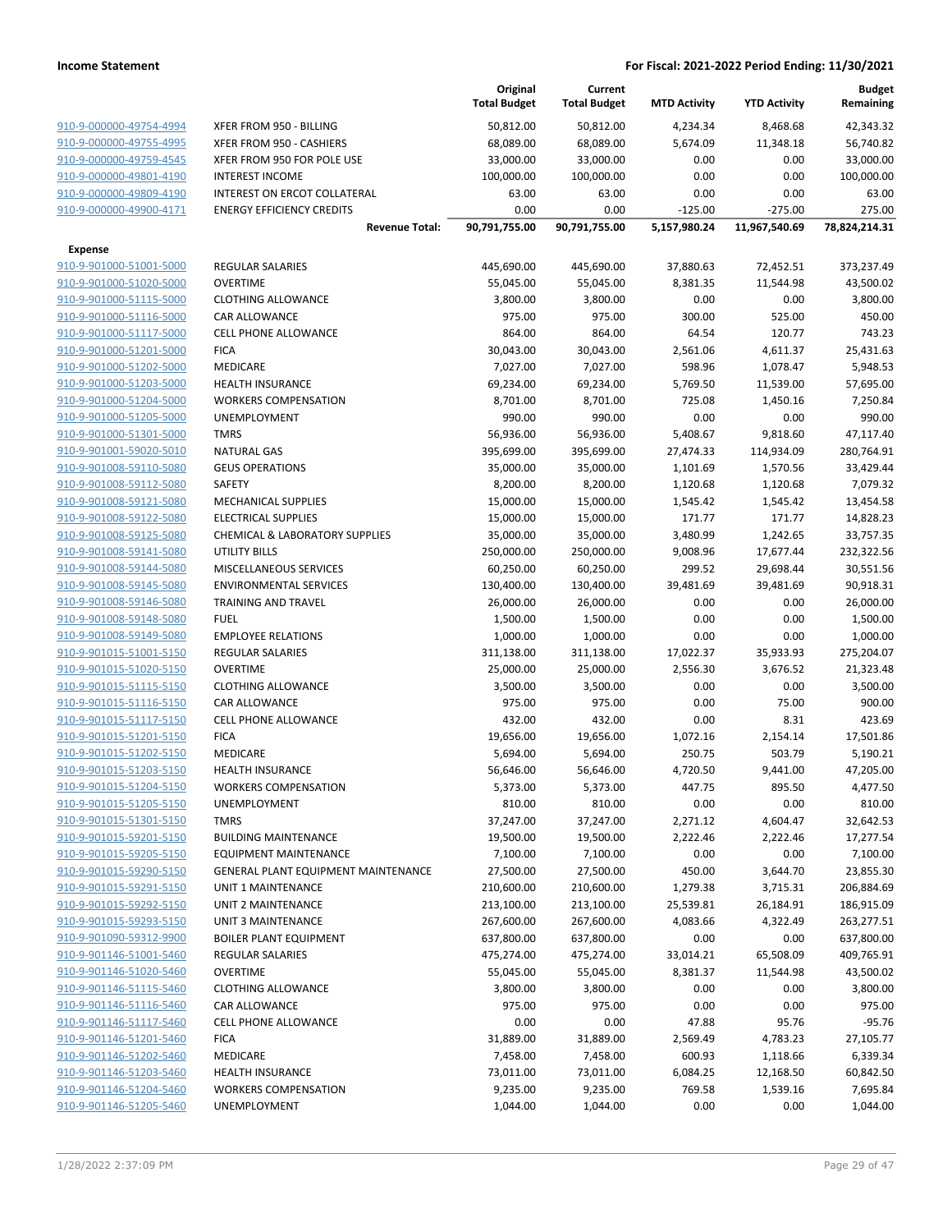| | | Original Total Budget | Current Total Budget | MTD Activity | YTD Activity | Budget Remaining |
|---|---|---|---|---|---|---|
| 910-9-000000-49754-4994 | XFER FROM 950 - BILLING | 50,812.00 | 50,812.00 | 4,234.34 | 8,468.68 | 42,343.32 |
| 910-9-000000-49755-4995 | XFER FROM 950 - CASHIERS | 68,089.00 | 68,089.00 | 5,674.09 | 11,348.18 | 56,740.82 |
| 910-9-000000-49759-4545 | XFER FROM 950 FOR POLE USE | 33,000.00 | 33,000.00 | 0.00 | 0.00 | 33,000.00 |
| 910-9-000000-49801-4190 | INTEREST INCOME | 100,000.00 | 100,000.00 | 0.00 | 0.00 | 100,000.00 |
| 910-9-000000-49809-4190 | INTEREST ON ERCOT COLLATERAL | 63.00 | 63.00 | 0.00 | 0.00 | 63.00 |
| 910-9-000000-49900-4171 | ENERGY EFFICIENCY CREDITS | 0.00 | 0.00 | -125.00 | -275.00 | 275.00 |
| | **Revenue Total:** | **90,791,755.00** | **90,791,755.00** | **5,157,980.24** | **11,967,540.69** | **78,824,214.31** |
| **Expense** | | | | | | |
| 910-9-901000-51001-5000 | REGULAR SALARIES | 445,690.00 | 445,690.00 | 37,880.63 | 72,452.51 | 373,237.49 |
| 910-9-901000-51020-5000 | OVERTIME | 55,045.00 | 55,045.00 | 8,381.35 | 11,544.98 | 43,500.02 |
| 910-9-901000-51115-5000 | CLOTHING ALLOWANCE | 3,800.00 | 3,800.00 | 0.00 | 0.00 | 3,800.00 |
| 910-9-901000-51116-5000 | CAR ALLOWANCE | 975.00 | 975.00 | 300.00 | 525.00 | 450.00 |
| 910-9-901000-51117-5000 | CELL PHONE ALLOWANCE | 864.00 | 864.00 | 64.54 | 120.77 | 743.23 |
| 910-9-901000-51201-5000 | FICA | 30,043.00 | 30,043.00 | 2,561.06 | 4,611.37 | 25,431.63 |
| 910-9-901000-51202-5000 | MEDICARE | 7,027.00 | 7,027.00 | 598.96 | 1,078.47 | 5,948.53 |
| 910-9-901000-51203-5000 | HEALTH INSURANCE | 69,234.00 | 69,234.00 | 5,769.50 | 11,539.00 | 57,695.00 |
| 910-9-901000-51204-5000 | WORKERS COMPENSATION | 8,701.00 | 8,701.00 | 725.08 | 1,450.16 | 7,250.84 |
| 910-9-901000-51205-5000 | UNEMPLOYMENT | 990.00 | 990.00 | 0.00 | 0.00 | 990.00 |
| 910-9-901000-51301-5000 | TMRS | 56,936.00 | 56,936.00 | 5,408.67 | 9,818.60 | 47,117.40 |
| 910-9-901001-59020-5010 | NATURAL GAS | 395,699.00 | 395,699.00 | 27,474.33 | 114,934.09 | 280,764.91 |
| 910-9-901008-59110-5080 | GEUS OPERATIONS | 35,000.00 | 35,000.00 | 1,101.69 | 1,570.56 | 33,429.44 |
| 910-9-901008-59112-5080 | SAFETY | 8,200.00 | 8,200.00 | 1,120.68 | 1,120.68 | 7,079.32 |
| 910-9-901008-59121-5080 | MECHANICAL SUPPLIES | 15,000.00 | 15,000.00 | 1,545.42 | 1,545.42 | 13,454.58 |
| 910-9-901008-59122-5080 | ELECTRICAL SUPPLIES | 15,000.00 | 15,000.00 | 171.77 | 171.77 | 14,828.23 |
| 910-9-901008-59125-5080 | CHEMICAL & LABORATORY SUPPLIES | 35,000.00 | 35,000.00 | 3,480.99 | 1,242.65 | 33,757.35 |
| 910-9-901008-59141-5080 | UTILITY BILLS | 250,000.00 | 250,000.00 | 9,008.96 | 17,677.44 | 232,322.56 |
| 910-9-901008-59144-5080 | MISCELLANEOUS SERVICES | 60,250.00 | 60,250.00 | 299.52 | 29,698.44 | 30,551.56 |
| 910-9-901008-59145-5080 | ENVIRONMENTAL SERVICES | 130,400.00 | 130,400.00 | 39,481.69 | 39,481.69 | 90,918.31 |
| 910-9-901008-59146-5080 | TRAINING AND TRAVEL | 26,000.00 | 26,000.00 | 0.00 | 0.00 | 26,000.00 |
| 910-9-901008-59148-5080 | FUEL | 1,500.00 | 1,500.00 | 0.00 | 0.00 | 1,500.00 |
| 910-9-901008-59149-5080 | EMPLOYEE RELATIONS | 1,000.00 | 1,000.00 | 0.00 | 0.00 | 1,000.00 |
| 910-9-901015-51001-5150 | REGULAR SALARIES | 311,138.00 | 311,138.00 | 17,022.37 | 35,933.93 | 275,204.07 |
| 910-9-901015-51020-5150 | OVERTIME | 25,000.00 | 25,000.00 | 2,556.30 | 3,676.52 | 21,323.48 |
| 910-9-901015-51115-5150 | CLOTHING ALLOWANCE | 3,500.00 | 3,500.00 | 0.00 | 0.00 | 3,500.00 |
| 910-9-901015-51116-5150 | CAR ALLOWANCE | 975.00 | 975.00 | 0.00 | 75.00 | 900.00 |
| 910-9-901015-51117-5150 | CELL PHONE ALLOWANCE | 432.00 | 432.00 | 0.00 | 8.31 | 423.69 |
| 910-9-901015-51201-5150 | FICA | 19,656.00 | 19,656.00 | 1,072.16 | 2,154.14 | 17,501.86 |
| 910-9-901015-51202-5150 | MEDICARE | 5,694.00 | 5,694.00 | 250.75 | 503.79 | 5,190.21 |
| 910-9-901015-51203-5150 | HEALTH INSURANCE | 56,646.00 | 56,646.00 | 4,720.50 | 9,441.00 | 47,205.00 |
| 910-9-901015-51204-5150 | WORKERS COMPENSATION | 5,373.00 | 5,373.00 | 447.75 | 895.50 | 4,477.50 |
| 910-9-901015-51205-5150 | UNEMPLOYMENT | 810.00 | 810.00 | 0.00 | 0.00 | 810.00 |
| 910-9-901015-51301-5150 | TMRS | 37,247.00 | 37,247.00 | 2,271.12 | 4,604.47 | 32,642.53 |
| 910-9-901015-59201-5150 | BUILDING MAINTENANCE | 19,500.00 | 19,500.00 | 2,222.46 | 2,222.46 | 17,277.54 |
| 910-9-901015-59205-5150 | EQUIPMENT MAINTENANCE | 7,100.00 | 7,100.00 | 0.00 | 0.00 | 7,100.00 |
| 910-9-901015-59290-5150 | GENERAL PLANT EQUIPMENT MAINTENANCE | 27,500.00 | 27,500.00 | 450.00 | 3,644.70 | 23,855.30 |
| 910-9-901015-59291-5150 | UNIT 1 MAINTENANCE | 210,600.00 | 210,600.00 | 1,279.38 | 3,715.31 | 206,884.69 |
| 910-9-901015-59292-5150 | UNIT 2 MAINTENANCE | 213,100.00 | 213,100.00 | 25,539.81 | 26,184.91 | 186,915.09 |
| 910-9-901015-59293-5150 | UNIT 3 MAINTENANCE | 267,600.00 | 267,600.00 | 4,083.66 | 4,322.49 | 263,277.51 |
| 910-9-901090-59312-9900 | BOILER PLANT EQUIPMENT | 637,800.00 | 637,800.00 | 0.00 | 0.00 | 637,800.00 |
| 910-9-901146-51001-5460 | REGULAR SALARIES | 475,274.00 | 475,274.00 | 33,014.21 | 65,508.09 | 409,765.91 |
| 910-9-901146-51020-5460 | OVERTIME | 55,045.00 | 55,045.00 | 8,381.37 | 11,544.98 | 43,500.02 |
| 910-9-901146-51115-5460 | CLOTHING ALLOWANCE | 3,800.00 | 3,800.00 | 0.00 | 0.00 | 3,800.00 |
| 910-9-901146-51116-5460 | CAR ALLOWANCE | 975.00 | 975.00 | 0.00 | 0.00 | 975.00 |
| 910-9-901146-51117-5460 | CELL PHONE ALLOWANCE | 0.00 | 0.00 | 47.88 | 95.76 | -95.76 |
| 910-9-901146-51201-5460 | FICA | 31,889.00 | 31,889.00 | 2,569.49 | 4,783.23 | 27,105.77 |
| 910-9-901146-51202-5460 | MEDICARE | 7,458.00 | 7,458.00 | 600.93 | 1,118.66 | 6,339.34 |
| 910-9-901146-51203-5460 | HEALTH INSURANCE | 73,011.00 | 73,011.00 | 6,084.25 | 12,168.50 | 60,842.50 |
| 910-9-901146-51204-5460 | WORKERS COMPENSATION | 9,235.00 | 9,235.00 | 769.58 | 1,539.16 | 7,695.84 |
| 910-9-901146-51205-5460 | UNEMPLOYMENT | 1,044.00 | 1,044.00 | 0.00 | 0.00 | 1,044.00 |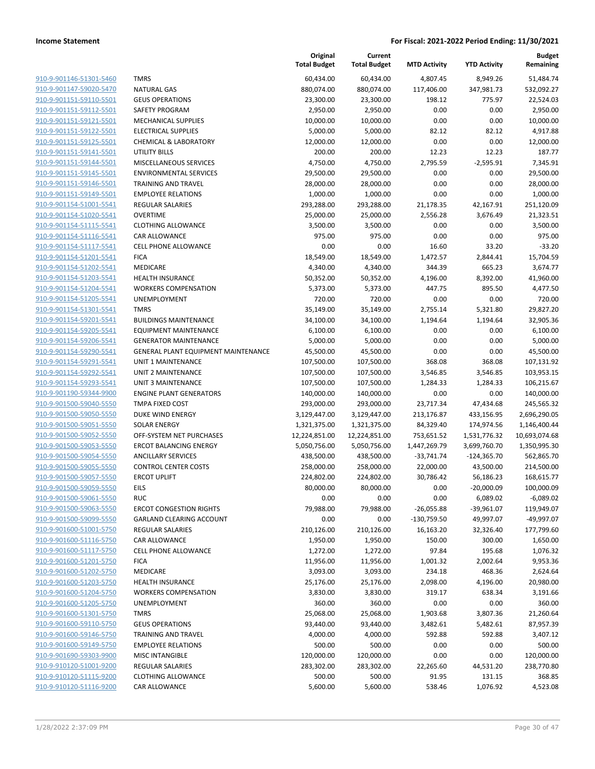**Income Statement** — **For Fiscal: 2021-2022 Period Ending: 11/30/2021**

| | | Original Total Budget | Current Total Budget | MTD Activity | YTD Activity | Budget Remaining |
|---|---|---|---|---|---|---|
| 910-9-901146-51301-5460 | TMRS | 60,434.00 | 60,434.00 | 4,807.45 | 8,949.26 | 51,484.74 |
| 910-9-901147-59020-5470 | NATURAL GAS | 880,074.00 | 880,074.00 | 117,406.00 | 347,981.73 | 532,092.27 |
| 910-9-901151-59110-5501 | GEUS OPERATIONS | 23,300.00 | 23,300.00 | 198.12 | 775.97 | 22,524.03 |
| 910-9-901151-59112-5501 | SAFETY PROGRAM | 2,950.00 | 2,950.00 | 0.00 | 0.00 | 2,950.00 |
| 910-9-901151-59121-5501 | MECHANICAL SUPPLIES | 10,000.00 | 10,000.00 | 0.00 | 0.00 | 10,000.00 |
| 910-9-901151-59122-5501 | ELECTRICAL SUPPLIES | 5,000.00 | 5,000.00 | 82.12 | 82.12 | 4,917.88 |
| 910-9-901151-59125-5501 | CHEMICAL & LABORATORY | 12,000.00 | 12,000.00 | 0.00 | 0.00 | 12,000.00 |
| 910-9-901151-59141-5501 | UTILITY BILLS | 200.00 | 200.00 | 12.23 | 12.23 | 187.77 |
| 910-9-901151-59144-5501 | MISCELLANEOUS SERVICES | 4,750.00 | 4,750.00 | 2,795.59 | -2,595.91 | 7,345.91 |
| 910-9-901151-59145-5501 | ENVIRONMENTAL SERVICES | 29,500.00 | 29,500.00 | 0.00 | 0.00 | 29,500.00 |
| 910-9-901151-59146-5501 | TRAINING AND TRAVEL | 28,000.00 | 28,000.00 | 0.00 | 0.00 | 28,000.00 |
| 910-9-901151-59149-5501 | EMPLOYEE RELATIONS | 1,000.00 | 1,000.00 | 0.00 | 0.00 | 1,000.00 |
| 910-9-901154-51001-5541 | REGULAR SALARIES | 293,288.00 | 293,288.00 | 21,178.35 | 42,167.91 | 251,120.09 |
| 910-9-901154-51020-5541 | OVERTIME | 25,000.00 | 25,000.00 | 2,556.28 | 3,676.49 | 21,323.51 |
| 910-9-901154-51115-5541 | CLOTHING ALLOWANCE | 3,500.00 | 3,500.00 | 0.00 | 0.00 | 3,500.00 |
| 910-9-901154-51116-5541 | CAR ALLOWANCE | 975.00 | 975.00 | 0.00 | 0.00 | 975.00 |
| 910-9-901154-51117-5541 | CELL PHONE ALLOWANCE | 0.00 | 0.00 | 16.60 | 33.20 | -33.20 |
| 910-9-901154-51201-5541 | FICA | 18,549.00 | 18,549.00 | 1,472.57 | 2,844.41 | 15,704.59 |
| 910-9-901154-51202-5541 | MEDICARE | 4,340.00 | 4,340.00 | 344.39 | 665.23 | 3,674.77 |
| 910-9-901154-51203-5541 | HEALTH INSURANCE | 50,352.00 | 50,352.00 | 4,196.00 | 8,392.00 | 41,960.00 |
| 910-9-901154-51204-5541 | WORKERS COMPENSATION | 5,373.00 | 5,373.00 | 447.75 | 895.50 | 4,477.50 |
| 910-9-901154-51205-5541 | UNEMPLOYMENT | 720.00 | 720.00 | 0.00 | 0.00 | 720.00 |
| 910-9-901154-51301-5541 | TMRS | 35,149.00 | 35,149.00 | 2,755.14 | 5,321.80 | 29,827.20 |
| 910-9-901154-59201-5541 | BUILDINGS MAINTENANCE | 34,100.00 | 34,100.00 | 1,194.64 | 1,194.64 | 32,905.36 |
| 910-9-901154-59205-5541 | EQUIPMENT MAINTENANCE | 6,100.00 | 6,100.00 | 0.00 | 0.00 | 6,100.00 |
| 910-9-901154-59206-5541 | GENERATOR MAINTENANCE | 5,000.00 | 5,000.00 | 0.00 | 0.00 | 5,000.00 |
| 910-9-901154-59290-5541 | GENERAL PLANT EQUIPMENT MAINTENANCE | 45,500.00 | 45,500.00 | 0.00 | 0.00 | 45,500.00 |
| 910-9-901154-59291-5541 | UNIT 1 MAINTENANCE | 107,500.00 | 107,500.00 | 368.08 | 368.08 | 107,131.92 |
| 910-9-901154-59292-5541 | UNIT 2 MAINTENANCE | 107,500.00 | 107,500.00 | 3,546.85 | 3,546.85 | 103,953.15 |
| 910-9-901154-59293-5541 | UNIT 3 MAINTENANCE | 107,500.00 | 107,500.00 | 1,284.33 | 1,284.33 | 106,215.67 |
| 910-9-901190-59344-9900 | ENGINE PLANT GENERATORS | 140,000.00 | 140,000.00 | 0.00 | 0.00 | 140,000.00 |
| 910-9-901500-59040-5550 | TMPA FIXED COST | 293,000.00 | 293,000.00 | 23,717.34 | 47,434.68 | 245,565.32 |
| 910-9-901500-59050-5550 | DUKE WIND ENERGY | 3,129,447.00 | 3,129,447.00 | 213,176.87 | 433,156.95 | 2,696,290.05 |
| 910-9-901500-59051-5550 | SOLAR ENERGY | 1,321,375.00 | 1,321,375.00 | 84,329.40 | 174,974.56 | 1,146,400.44 |
| 910-9-901500-59052-5550 | OFF-SYSTEM NET PURCHASES | 12,224,851.00 | 12,224,851.00 | 753,651.52 | 1,531,776.32 | 10,693,074.68 |
| 910-9-901500-59053-5550 | ERCOT BALANCING ENERGY | 5,050,756.00 | 5,050,756.00 | 1,447,269.79 | 3,699,760.70 | 1,350,995.30 |
| 910-9-901500-59054-5550 | ANCILLARY SERVICES | 438,500.00 | 438,500.00 | -33,741.74 | -124,365.70 | 562,865.70 |
| 910-9-901500-59055-5550 | CONTROL CENTER COSTS | 258,000.00 | 258,000.00 | 22,000.00 | 43,500.00 | 214,500.00 |
| 910-9-901500-59057-5550 | ERCOT UPLIFT | 224,802.00 | 224,802.00 | 30,786.42 | 56,186.23 | 168,615.77 |
| 910-9-901500-59059-5550 | EILS | 80,000.00 | 80,000.00 | 0.00 | -20,000.09 | 100,000.09 |
| 910-9-901500-59061-5550 | RUC | 0.00 | 0.00 | 0.00 | 6,089.02 | -6,089.02 |
| 910-9-901500-59063-5550 | ERCOT CONGESTION RIGHTS | 79,988.00 | 79,988.00 | -26,055.88 | -39,961.07 | 119,949.07 |
| 910-9-901500-59099-5550 | GARLAND CLEARING ACCOUNT | 0.00 | 0.00 | -130,759.50 | 49,997.07 | -49,997.07 |
| 910-9-901600-51001-5750 | REGULAR SALARIES | 210,126.00 | 210,126.00 | 16,163.20 | 32,326.40 | 177,799.60 |
| 910-9-901600-51116-5750 | CAR ALLOWANCE | 1,950.00 | 1,950.00 | 150.00 | 300.00 | 1,650.00 |
| 910-9-901600-51117-5750 | CELL PHONE ALLOWANCE | 1,272.00 | 1,272.00 | 97.84 | 195.68 | 1,076.32 |
| 910-9-901600-51201-5750 | FICA | 11,956.00 | 11,956.00 | 1,001.32 | 2,002.64 | 9,953.36 |
| 910-9-901600-51202-5750 | MEDICARE | 3,093.00 | 3,093.00 | 234.18 | 468.36 | 2,624.64 |
| 910-9-901600-51203-5750 | HEALTH INSURANCE | 25,176.00 | 25,176.00 | 2,098.00 | 4,196.00 | 20,980.00 |
| 910-9-901600-51204-5750 | WORKERS COMPENSATION | 3,830.00 | 3,830.00 | 319.17 | 638.34 | 3,191.66 |
| 910-9-901600-51205-5750 | UNEMPLOYMENT | 360.00 | 360.00 | 0.00 | 0.00 | 360.00 |
| 910-9-901600-51301-5750 | TMRS | 25,068.00 | 25,068.00 | 1,903.68 | 3,807.36 | 21,260.64 |
| 910-9-901600-59110-5750 | GEUS OPERATIONS | 93,440.00 | 93,440.00 | 3,482.61 | 5,482.61 | 87,957.39 |
| 910-9-901600-59146-5750 | TRAINING AND TRAVEL | 4,000.00 | 4,000.00 | 592.88 | 592.88 | 3,407.12 |
| 910-9-901600-59149-5750 | EMPLOYEE RELATIONS | 500.00 | 500.00 | 0.00 | 0.00 | 500.00 |
| 910-9-901690-59303-9900 | MISC INTANGIBLE | 120,000.00 | 120,000.00 | 0.00 | 0.00 | 120,000.00 |
| 910-9-910120-51001-9200 | REGULAR SALARIES | 283,302.00 | 283,302.00 | 22,265.60 | 44,531.20 | 238,770.80 |
| 910-9-910120-51115-9200 | CLOTHING ALLOWANCE | 500.00 | 500.00 | 91.95 | 131.15 | 368.85 |
| 910-9-910120-51116-9200 | CAR ALLOWANCE | 5,600.00 | 5,600.00 | 538.46 | 1,076.92 | 4,523.08 |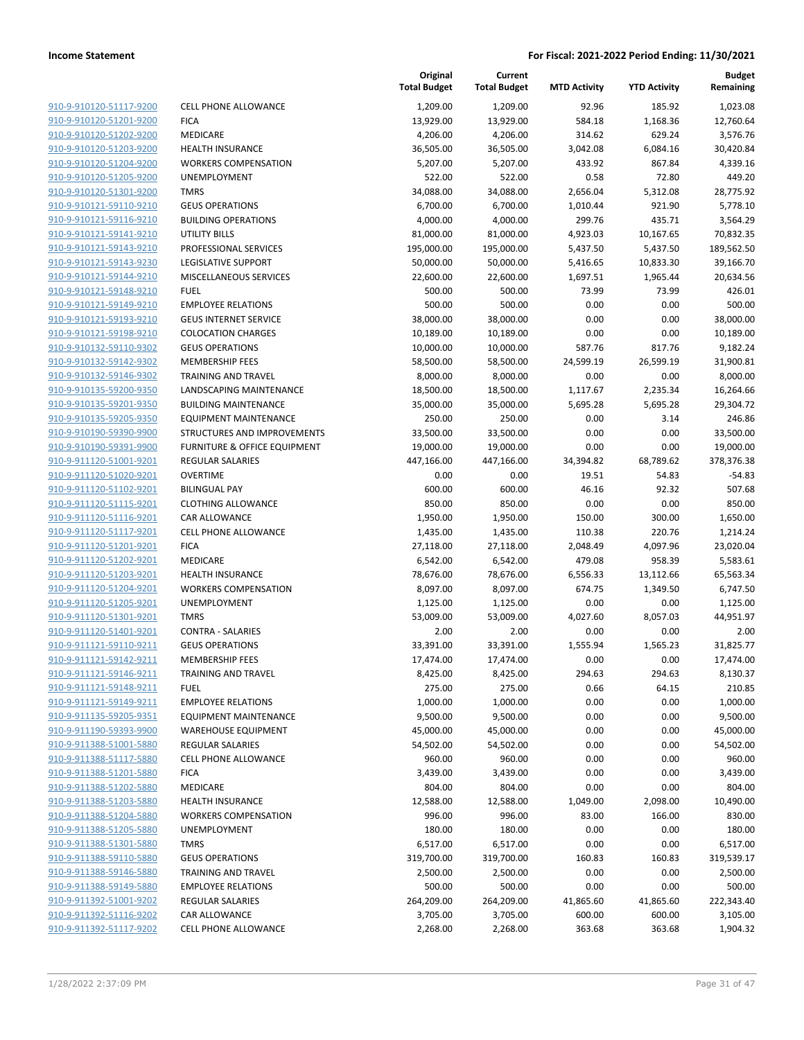| | | Original Total Budget | Current Total Budget | MTD Activity | YTD Activity | Budget Remaining |
|---|---|---|---|---|---|---|
| 910-9-910120-51117-9200 | CELL PHONE ALLOWANCE | 1,209.00 | 1,209.00 | 92.96 | 185.92 | 1,023.08 |
| 910-9-910120-51201-9200 | FICA | 13,929.00 | 13,929.00 | 584.18 | 1,168.36 | 12,760.64 |
| 910-9-910120-51202-9200 | MEDICARE | 4,206.00 | 4,206.00 | 314.62 | 629.24 | 3,576.76 |
| 910-9-910120-51203-9200 | HEALTH INSURANCE | 36,505.00 | 36,505.00 | 3,042.08 | 6,084.16 | 30,420.84 |
| 910-9-910120-51204-9200 | WORKERS COMPENSATION | 5,207.00 | 5,207.00 | 433.92 | 867.84 | 4,339.16 |
| 910-9-910120-51205-9200 | UNEMPLOYMENT | 522.00 | 522.00 | 0.58 | 72.80 | 449.20 |
| 910-9-910120-51301-9200 | TMRS | 34,088.00 | 34,088.00 | 2,656.04 | 5,312.08 | 28,775.92 |
| 910-9-910121-59110-9210 | GEUS OPERATIONS | 6,700.00 | 6,700.00 | 1,010.44 | 921.90 | 5,778.10 |
| 910-9-910121-59116-9210 | BUILDING OPERATIONS | 4,000.00 | 4,000.00 | 299.76 | 435.71 | 3,564.29 |
| 910-9-910121-59141-9210 | UTILITY BILLS | 81,000.00 | 81,000.00 | 4,923.03 | 10,167.65 | 70,832.35 |
| 910-9-910121-59143-9210 | PROFESSIONAL SERVICES | 195,000.00 | 195,000.00 | 5,437.50 | 5,437.50 | 189,562.50 |
| 910-9-910121-59143-9230 | LEGISLATIVE SUPPORT | 50,000.00 | 50,000.00 | 5,416.65 | 10,833.30 | 39,166.70 |
| 910-9-910121-59144-9210 | MISCELLANEOUS SERVICES | 22,600.00 | 22,600.00 | 1,697.51 | 1,965.44 | 20,634.56 |
| 910-9-910121-59148-9210 | FUEL | 500.00 | 500.00 | 73.99 | 73.99 | 426.01 |
| 910-9-910121-59149-9210 | EMPLOYEE RELATIONS | 500.00 | 500.00 | 0.00 | 0.00 | 500.00 |
| 910-9-910121-59193-9210 | GEUS INTERNET SERVICE | 38,000.00 | 38,000.00 | 0.00 | 0.00 | 38,000.00 |
| 910-9-910121-59198-9210 | COLOCATION CHARGES | 10,189.00 | 10,189.00 | 0.00 | 0.00 | 10,189.00 |
| 910-9-910132-59110-9302 | GEUS OPERATIONS | 10,000.00 | 10,000.00 | 587.76 | 817.76 | 9,182.24 |
| 910-9-910132-59142-9302 | MEMBERSHIP FEES | 58,500.00 | 58,500.00 | 24,599.19 | 26,599.19 | 31,900.81 |
| 910-9-910132-59146-9302 | TRAINING AND TRAVEL | 8,000.00 | 8,000.00 | 0.00 | 0.00 | 8,000.00 |
| 910-9-910135-59200-9350 | LANDSCAPING MAINTENANCE | 18,500.00 | 18,500.00 | 1,117.67 | 2,235.34 | 16,264.66 |
| 910-9-910135-59201-9350 | BUILDING MAINTENANCE | 35,000.00 | 35,000.00 | 5,695.28 | 5,695.28 | 29,304.72 |
| 910-9-910135-59205-9350 | EQUIPMENT MAINTENANCE | 250.00 | 250.00 | 0.00 | 3.14 | 246.86 |
| 910-9-910190-59390-9900 | STRUCTURES AND IMPROVEMENTS | 33,500.00 | 33,500.00 | 0.00 | 0.00 | 33,500.00 |
| 910-9-910190-59391-9900 | FURNITURE & OFFICE EQUIPMENT | 19,000.00 | 19,000.00 | 0.00 | 0.00 | 19,000.00 |
| 910-9-911120-51001-9201 | REGULAR SALARIES | 447,166.00 | 447,166.00 | 34,394.82 | 68,789.62 | 378,376.38 |
| 910-9-911120-51020-9201 | OVERTIME | 0.00 | 0.00 | 19.51 | 54.83 | -54.83 |
| 910-9-911120-51102-9201 | BILINGUAL PAY | 600.00 | 600.00 | 46.16 | 92.32 | 507.68 |
| 910-9-911120-51115-9201 | CLOTHING ALLOWANCE | 850.00 | 850.00 | 0.00 | 0.00 | 850.00 |
| 910-9-911120-51116-9201 | CAR ALLOWANCE | 1,950.00 | 1,950.00 | 150.00 | 300.00 | 1,650.00 |
| 910-9-911120-51117-9201 | CELL PHONE ALLOWANCE | 1,435.00 | 1,435.00 | 110.38 | 220.76 | 1,214.24 |
| 910-9-911120-51201-9201 | FICA | 27,118.00 | 27,118.00 | 2,048.49 | 4,097.96 | 23,020.04 |
| 910-9-911120-51202-9201 | MEDICARE | 6,542.00 | 6,542.00 | 479.08 | 958.39 | 5,583.61 |
| 910-9-911120-51203-9201 | HEALTH INSURANCE | 78,676.00 | 78,676.00 | 6,556.33 | 13,112.66 | 65,563.34 |
| 910-9-911120-51204-9201 | WORKERS COMPENSATION | 8,097.00 | 8,097.00 | 674.75 | 1,349.50 | 6,747.50 |
| 910-9-911120-51205-9201 | UNEMPLOYMENT | 1,125.00 | 1,125.00 | 0.00 | 0.00 | 1,125.00 |
| 910-9-911120-51301-9201 | TMRS | 53,009.00 | 53,009.00 | 4,027.60 | 8,057.03 | 44,951.97 |
| 910-9-911120-51401-9201 | CONTRA - SALARIES | 2.00 | 2.00 | 0.00 | 0.00 | 2.00 |
| 910-9-911121-59110-9211 | GEUS OPERATIONS | 33,391.00 | 33,391.00 | 1,555.94 | 1,565.23 | 31,825.77 |
| 910-9-911121-59142-9211 | MEMBERSHIP FEES | 17,474.00 | 17,474.00 | 0.00 | 0.00 | 17,474.00 |
| 910-9-911121-59146-9211 | TRAINING AND TRAVEL | 8,425.00 | 8,425.00 | 294.63 | 294.63 | 8,130.37 |
| 910-9-911121-59148-9211 | FUEL | 275.00 | 275.00 | 0.66 | 64.15 | 210.85 |
| 910-9-911121-59149-9211 | EMPLOYEE RELATIONS | 1,000.00 | 1,000.00 | 0.00 | 0.00 | 1,000.00 |
| 910-9-911135-59205-9351 | EQUIPMENT MAINTENANCE | 9,500.00 | 9,500.00 | 0.00 | 0.00 | 9,500.00 |
| 910-9-911190-59393-9900 | WAREHOUSE EQUIPMENT | 45,000.00 | 45,000.00 | 0.00 | 0.00 | 45,000.00 |
| 910-9-911388-51001-5880 | REGULAR SALARIES | 54,502.00 | 54,502.00 | 0.00 | 0.00 | 54,502.00 |
| 910-9-911388-51117-5880 | CELL PHONE ALLOWANCE | 960.00 | 960.00 | 0.00 | 0.00 | 960.00 |
| 910-9-911388-51201-5880 | FICA | 3,439.00 | 3,439.00 | 0.00 | 0.00 | 3,439.00 |
| 910-9-911388-51202-5880 | MEDICARE | 804.00 | 804.00 | 0.00 | 0.00 | 804.00 |
| 910-9-911388-51203-5880 | HEALTH INSURANCE | 12,588.00 | 12,588.00 | 1,049.00 | 2,098.00 | 10,490.00 |
| 910-9-911388-51204-5880 | WORKERS COMPENSATION | 996.00 | 996.00 | 83.00 | 166.00 | 830.00 |
| 910-9-911388-51205-5880 | UNEMPLOYMENT | 180.00 | 180.00 | 0.00 | 0.00 | 180.00 |
| 910-9-911388-51301-5880 | TMRS | 6,517.00 | 6,517.00 | 0.00 | 0.00 | 6,517.00 |
| 910-9-911388-59110-5880 | GEUS OPERATIONS | 319,700.00 | 319,700.00 | 160.83 | 160.83 | 319,539.17 |
| 910-9-911388-59146-5880 | TRAINING AND TRAVEL | 2,500.00 | 2,500.00 | 0.00 | 0.00 | 2,500.00 |
| 910-9-911388-59149-5880 | EMPLOYEE RELATIONS | 500.00 | 500.00 | 0.00 | 0.00 | 500.00 |
| 910-9-911392-51001-9202 | REGULAR SALARIES | 264,209.00 | 264,209.00 | 41,865.60 | 41,865.60 | 222,343.40 |
| 910-9-911392-51116-9202 | CAR ALLOWANCE | 3,705.00 | 3,705.00 | 600.00 | 600.00 | 3,105.00 |
| 910-9-911392-51117-9202 | CELL PHONE ALLOWANCE | 2,268.00 | 2,268.00 | 363.68 | 363.68 | 1,904.32 |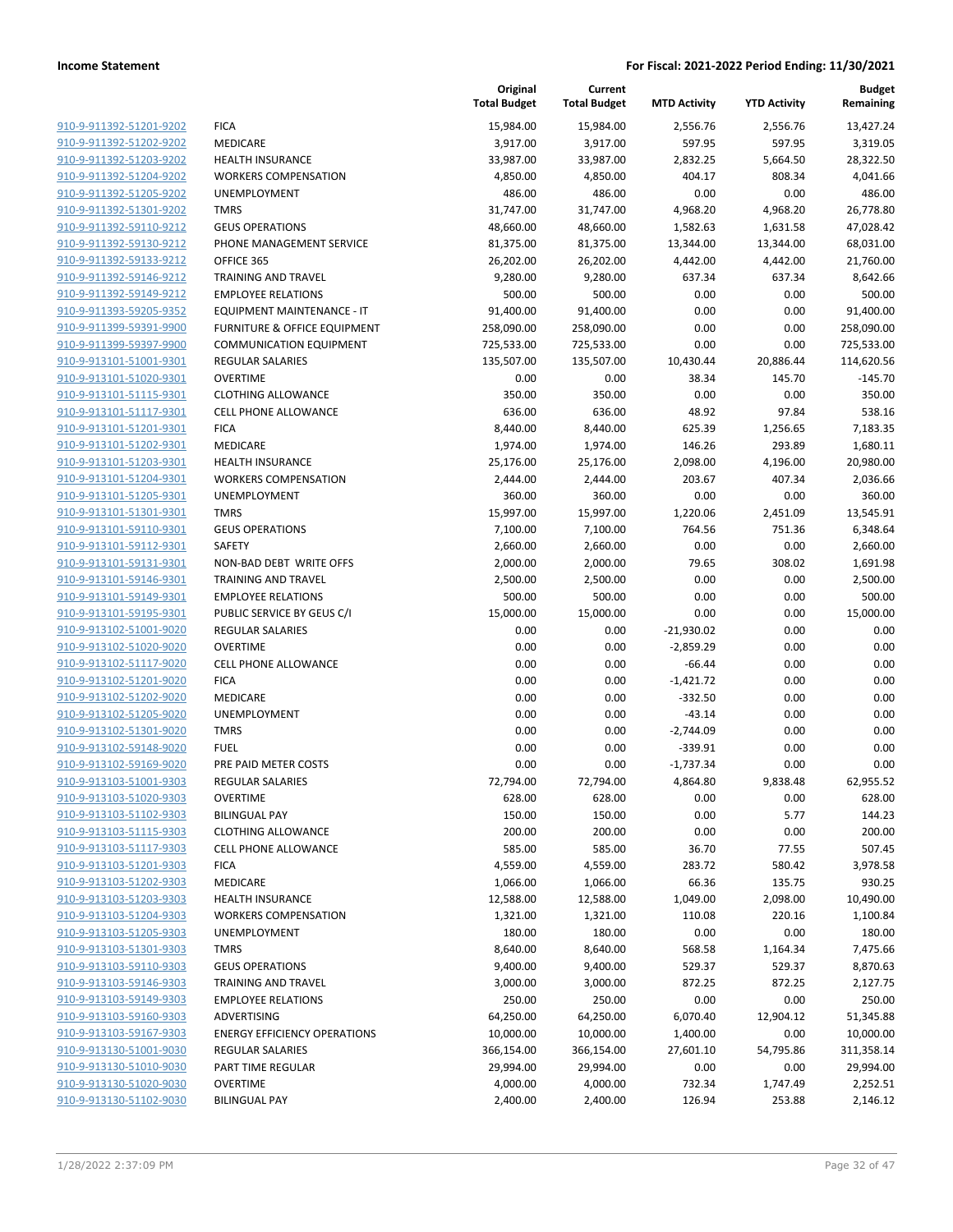| | | Original Total Budget | Current Total Budget | MTD Activity | YTD Activity | Budget Remaining |
|---|---|---|---|---|---|---|
| 910-9-911392-51201-9202 | FICA | 15,984.00 | 15,984.00 | 2,556.76 | 2,556.76 | 13,427.24 |
| 910-9-911392-51202-9202 | MEDICARE | 3,917.00 | 3,917.00 | 597.95 | 597.95 | 3,319.05 |
| 910-9-911392-51203-9202 | HEALTH INSURANCE | 33,987.00 | 33,987.00 | 2,832.25 | 5,664.50 | 28,322.50 |
| 910-9-911392-51204-9202 | WORKERS COMPENSATION | 4,850.00 | 4,850.00 | 404.17 | 808.34 | 4,041.66 |
| 910-9-911392-51205-9202 | UNEMPLOYMENT | 486.00 | 486.00 | 0.00 | 0.00 | 486.00 |
| 910-9-911392-51301-9202 | TMRS | 31,747.00 | 31,747.00 | 4,968.20 | 4,968.20 | 26,778.80 |
| 910-9-911392-59110-9212 | GEUS OPERATIONS | 48,660.00 | 48,660.00 | 1,582.63 | 1,631.58 | 47,028.42 |
| 910-9-911392-59130-9212 | PHONE MANAGEMENT SERVICE | 81,375.00 | 81,375.00 | 13,344.00 | 13,344.00 | 68,031.00 |
| 910-9-911392-59133-9212 | OFFICE 365 | 26,202.00 | 26,202.00 | 4,442.00 | 4,442.00 | 21,760.00 |
| 910-9-911392-59146-9212 | TRAINING AND TRAVEL | 9,280.00 | 9,280.00 | 637.34 | 637.34 | 8,642.66 |
| 910-9-911392-59149-9212 | EMPLOYEE RELATIONS | 500.00 | 500.00 | 0.00 | 0.00 | 500.00 |
| 910-9-911393-59205-9352 | EQUIPMENT MAINTENANCE - IT | 91,400.00 | 91,400.00 | 0.00 | 0.00 | 91,400.00 |
| 910-9-911399-59391-9900 | FURNITURE & OFFICE EQUIPMENT | 258,090.00 | 258,090.00 | 0.00 | 0.00 | 258,090.00 |
| 910-9-911399-59397-9900 | COMMUNICATION EQUIPMENT | 725,533.00 | 725,533.00 | 0.00 | 0.00 | 725,533.00 |
| 910-9-913101-51001-9301 | REGULAR SALARIES | 135,507.00 | 135,507.00 | 10,430.44 | 20,886.44 | 114,620.56 |
| 910-9-913101-51020-9301 | OVERTIME | 0.00 | 0.00 | 38.34 | 145.70 | -145.70 |
| 910-9-913101-51115-9301 | CLOTHING ALLOWANCE | 350.00 | 350.00 | 0.00 | 0.00 | 350.00 |
| 910-9-913101-51117-9301 | CELL PHONE ALLOWANCE | 636.00 | 636.00 | 48.92 | 97.84 | 538.16 |
| 910-9-913101-51201-9301 | FICA | 8,440.00 | 8,440.00 | 625.39 | 1,256.65 | 7,183.35 |
| 910-9-913101-51202-9301 | MEDICARE | 1,974.00 | 1,974.00 | 146.26 | 293.89 | 1,680.11 |
| 910-9-913101-51203-9301 | HEALTH INSURANCE | 25,176.00 | 25,176.00 | 2,098.00 | 4,196.00 | 20,980.00 |
| 910-9-913101-51204-9301 | WORKERS COMPENSATION | 2,444.00 | 2,444.00 | 203.67 | 407.34 | 2,036.66 |
| 910-9-913101-51205-9301 | UNEMPLOYMENT | 360.00 | 360.00 | 0.00 | 0.00 | 360.00 |
| 910-9-913101-51301-9301 | TMRS | 15,997.00 | 15,997.00 | 1,220.06 | 2,451.09 | 13,545.91 |
| 910-9-913101-59110-9301 | GEUS OPERATIONS | 7,100.00 | 7,100.00 | 764.56 | 751.36 | 6,348.64 |
| 910-9-913101-59112-9301 | SAFETY | 2,660.00 | 2,660.00 | 0.00 | 0.00 | 2,660.00 |
| 910-9-913101-59131-9301 | NON-BAD DEBT WRITE OFFS | 2,000.00 | 2,000.00 | 79.65 | 308.02 | 1,691.98 |
| 910-9-913101-59146-9301 | TRAINING AND TRAVEL | 2,500.00 | 2,500.00 | 0.00 | 0.00 | 2,500.00 |
| 910-9-913101-59149-9301 | EMPLOYEE RELATIONS | 500.00 | 500.00 | 0.00 | 0.00 | 500.00 |
| 910-9-913101-59195-9301 | PUBLIC SERVICE BY GEUS C/I | 15,000.00 | 15,000.00 | 0.00 | 0.00 | 15,000.00 |
| 910-9-913102-51001-9020 | REGULAR SALARIES | 0.00 | 0.00 | -21,930.02 | 0.00 | 0.00 |
| 910-9-913102-51020-9020 | OVERTIME | 0.00 | 0.00 | -2,859.29 | 0.00 | 0.00 |
| 910-9-913102-51117-9020 | CELL PHONE ALLOWANCE | 0.00 | 0.00 | -66.44 | 0.00 | 0.00 |
| 910-9-913102-51201-9020 | FICA | 0.00 | 0.00 | -1,421.72 | 0.00 | 0.00 |
| 910-9-913102-51202-9020 | MEDICARE | 0.00 | 0.00 | -332.50 | 0.00 | 0.00 |
| 910-9-913102-51205-9020 | UNEMPLOYMENT | 0.00 | 0.00 | -43.14 | 0.00 | 0.00 |
| 910-9-913102-51301-9020 | TMRS | 0.00 | 0.00 | -2,744.09 | 0.00 | 0.00 |
| 910-9-913102-59148-9020 | FUEL | 0.00 | 0.00 | -339.91 | 0.00 | 0.00 |
| 910-9-913102-59169-9020 | PRE PAID METER COSTS | 0.00 | 0.00 | -1,737.34 | 0.00 | 0.00 |
| 910-9-913103-51001-9303 | REGULAR SALARIES | 72,794.00 | 72,794.00 | 4,864.80 | 9,838.48 | 62,955.52 |
| 910-9-913103-51020-9303 | OVERTIME | 628.00 | 628.00 | 0.00 | 0.00 | 628.00 |
| 910-9-913103-51102-9303 | BILINGUAL PAY | 150.00 | 150.00 | 0.00 | 5.77 | 144.23 |
| 910-9-913103-51115-9303 | CLOTHING ALLOWANCE | 200.00 | 200.00 | 0.00 | 0.00 | 200.00 |
| 910-9-913103-51117-9303 | CELL PHONE ALLOWANCE | 585.00 | 585.00 | 36.70 | 77.55 | 507.45 |
| 910-9-913103-51201-9303 | FICA | 4,559.00 | 4,559.00 | 283.72 | 580.42 | 3,978.58 |
| 910-9-913103-51202-9303 | MEDICARE | 1,066.00 | 1,066.00 | 66.36 | 135.75 | 930.25 |
| 910-9-913103-51203-9303 | HEALTH INSURANCE | 12,588.00 | 12,588.00 | 1,049.00 | 2,098.00 | 10,490.00 |
| 910-9-913103-51204-9303 | WORKERS COMPENSATION | 1,321.00 | 1,321.00 | 110.08 | 220.16 | 1,100.84 |
| 910-9-913103-51205-9303 | UNEMPLOYMENT | 180.00 | 180.00 | 0.00 | 0.00 | 180.00 |
| 910-9-913103-51301-9303 | TMRS | 8,640.00 | 8,640.00 | 568.58 | 1,164.34 | 7,475.66 |
| 910-9-913103-59110-9303 | GEUS OPERATIONS | 9,400.00 | 9,400.00 | 529.37 | 529.37 | 8,870.63 |
| 910-9-913103-59146-9303 | TRAINING AND TRAVEL | 3,000.00 | 3,000.00 | 872.25 | 872.25 | 2,127.75 |
| 910-9-913103-59149-9303 | EMPLOYEE RELATIONS | 250.00 | 250.00 | 0.00 | 0.00 | 250.00 |
| 910-9-913103-59160-9303 | ADVERTISING | 64,250.00 | 64,250.00 | 6,070.40 | 12,904.12 | 51,345.88 |
| 910-9-913103-59167-9303 | ENERGY EFFICIENCY OPERATIONS | 10,000.00 | 10,000.00 | 1,400.00 | 0.00 | 10,000.00 |
| 910-9-913130-51001-9030 | REGULAR SALARIES | 366,154.00 | 366,154.00 | 27,601.10 | 54,795.86 | 311,358.14 |
| 910-9-913130-51010-9030 | PART TIME REGULAR | 29,994.00 | 29,994.00 | 0.00 | 0.00 | 29,994.00 |
| 910-9-913130-51020-9030 | OVERTIME | 4,000.00 | 4,000.00 | 732.34 | 1,747.49 | 2,252.51 |
| 910-9-913130-51102-9030 | BILINGUAL PAY | 2,400.00 | 2,400.00 | 126.94 | 253.88 | 2,146.12 |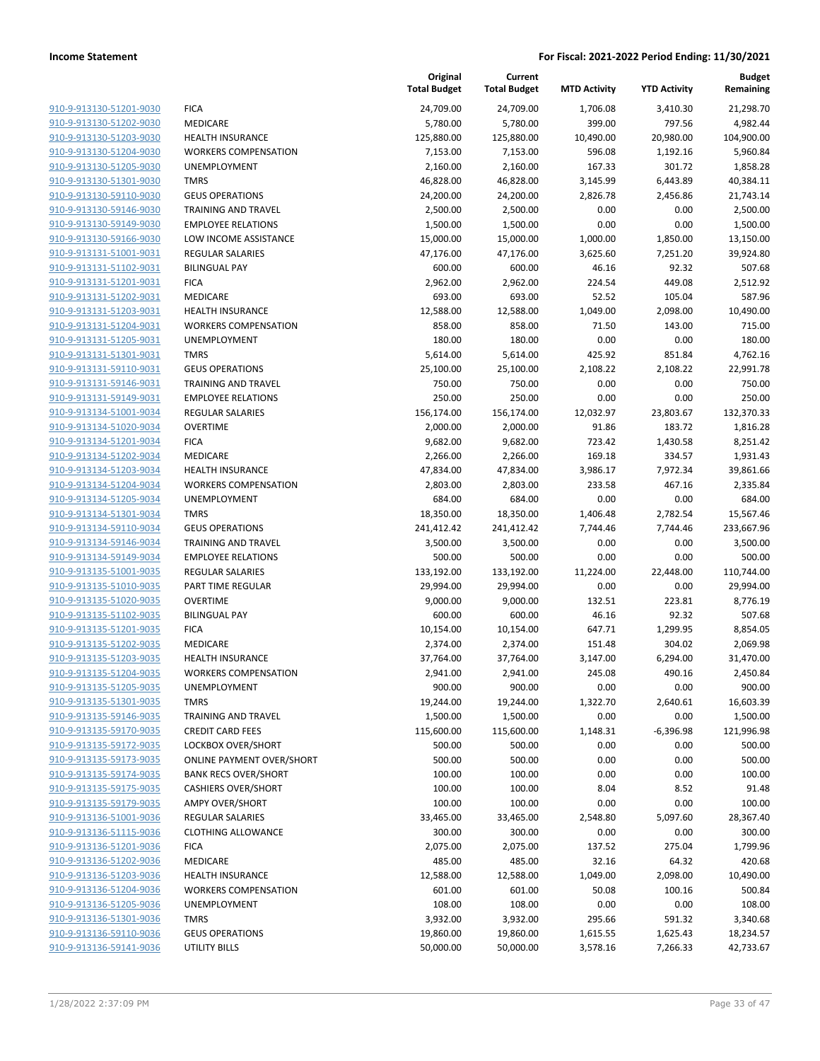| | | Original Total Budget | Current Total Budget | MTD Activity | YTD Activity | Budget Remaining |
|---|---|---|---|---|---|---|
| 910-9-913130-51201-9030 | FICA | 24,709.00 | 24,709.00 | 1,706.08 | 3,410.30 | 21,298.70 |
| 910-9-913130-51202-9030 | MEDICARE | 5,780.00 | 5,780.00 | 399.00 | 797.56 | 4,982.44 |
| 910-9-913130-51203-9030 | HEALTH INSURANCE | 125,880.00 | 125,880.00 | 10,490.00 | 20,980.00 | 104,900.00 |
| 910-9-913130-51204-9030 | WORKERS COMPENSATION | 7,153.00 | 7,153.00 | 596.08 | 1,192.16 | 5,960.84 |
| 910-9-913130-51205-9030 | UNEMPLOYMENT | 2,160.00 | 2,160.00 | 167.33 | 301.72 | 1,858.28 |
| 910-9-913130-51301-9030 | TMRS | 46,828.00 | 46,828.00 | 3,145.99 | 6,443.89 | 40,384.11 |
| 910-9-913130-59110-9030 | GEUS OPERATIONS | 24,200.00 | 24,200.00 | 2,826.78 | 2,456.86 | 21,743.14 |
| 910-9-913130-59146-9030 | TRAINING AND TRAVEL | 2,500.00 | 2,500.00 | 0.00 | 0.00 | 2,500.00 |
| 910-9-913130-59149-9030 | EMPLOYEE RELATIONS | 1,500.00 | 1,500.00 | 0.00 | 0.00 | 1,500.00 |
| 910-9-913130-59166-9030 | LOW INCOME ASSISTANCE | 15,000.00 | 15,000.00 | 1,000.00 | 1,850.00 | 13,150.00 |
| 910-9-913131-51001-9031 | REGULAR SALARIES | 47,176.00 | 47,176.00 | 3,625.60 | 7,251.20 | 39,924.80 |
| 910-9-913131-51102-9031 | BILINGUAL PAY | 600.00 | 600.00 | 46.16 | 92.32 | 507.68 |
| 910-9-913131-51201-9031 | FICA | 2,962.00 | 2,962.00 | 224.54 | 449.08 | 2,512.92 |
| 910-9-913131-51202-9031 | MEDICARE | 693.00 | 693.00 | 52.52 | 105.04 | 587.96 |
| 910-9-913131-51203-9031 | HEALTH INSURANCE | 12,588.00 | 12,588.00 | 1,049.00 | 2,098.00 | 10,490.00 |
| 910-9-913131-51204-9031 | WORKERS COMPENSATION | 858.00 | 858.00 | 71.50 | 143.00 | 715.00 |
| 910-9-913131-51205-9031 | UNEMPLOYMENT | 180.00 | 180.00 | 0.00 | 0.00 | 180.00 |
| 910-9-913131-51301-9031 | TMRS | 5,614.00 | 5,614.00 | 425.92 | 851.84 | 4,762.16 |
| 910-9-913131-59110-9031 | GEUS OPERATIONS | 25,100.00 | 25,100.00 | 2,108.22 | 2,108.22 | 22,991.78 |
| 910-9-913131-59146-9031 | TRAINING AND TRAVEL | 750.00 | 750.00 | 0.00 | 0.00 | 750.00 |
| 910-9-913131-59149-9031 | EMPLOYEE RELATIONS | 250.00 | 250.00 | 0.00 | 0.00 | 250.00 |
| 910-9-913134-51001-9034 | REGULAR SALARIES | 156,174.00 | 156,174.00 | 12,032.97 | 23,803.67 | 132,370.33 |
| 910-9-913134-51020-9034 | OVERTIME | 2,000.00 | 2,000.00 | 91.86 | 183.72 | 1,816.28 |
| 910-9-913134-51201-9034 | FICA | 9,682.00 | 9,682.00 | 723.42 | 1,430.58 | 8,251.42 |
| 910-9-913134-51202-9034 | MEDICARE | 2,266.00 | 2,266.00 | 169.18 | 334.57 | 1,931.43 |
| 910-9-913134-51203-9034 | HEALTH INSURANCE | 47,834.00 | 47,834.00 | 3,986.17 | 7,972.34 | 39,861.66 |
| 910-9-913134-51204-9034 | WORKERS COMPENSATION | 2,803.00 | 2,803.00 | 233.58 | 467.16 | 2,335.84 |
| 910-9-913134-51205-9034 | UNEMPLOYMENT | 684.00 | 684.00 | 0.00 | 0.00 | 684.00 |
| 910-9-913134-51301-9034 | TMRS | 18,350.00 | 18,350.00 | 1,406.48 | 2,782.54 | 15,567.46 |
| 910-9-913134-59110-9034 | GEUS OPERATIONS | 241,412.42 | 241,412.42 | 7,744.46 | 7,744.46 | 233,667.96 |
| 910-9-913134-59146-9034 | TRAINING AND TRAVEL | 3,500.00 | 3,500.00 | 0.00 | 0.00 | 3,500.00 |
| 910-9-913134-59149-9034 | EMPLOYEE RELATIONS | 500.00 | 500.00 | 0.00 | 0.00 | 500.00 |
| 910-9-913135-51001-9035 | REGULAR SALARIES | 133,192.00 | 133,192.00 | 11,224.00 | 22,448.00 | 110,744.00 |
| 910-9-913135-51010-9035 | PART TIME REGULAR | 29,994.00 | 29,994.00 | 0.00 | 0.00 | 29,994.00 |
| 910-9-913135-51020-9035 | OVERTIME | 9,000.00 | 9,000.00 | 132.51 | 223.81 | 8,776.19 |
| 910-9-913135-51102-9035 | BILINGUAL PAY | 600.00 | 600.00 | 46.16 | 92.32 | 507.68 |
| 910-9-913135-51201-9035 | FICA | 10,154.00 | 10,154.00 | 647.71 | 1,299.95 | 8,854.05 |
| 910-9-913135-51202-9035 | MEDICARE | 2,374.00 | 2,374.00 | 151.48 | 304.02 | 2,069.98 |
| 910-9-913135-51203-9035 | HEALTH INSURANCE | 37,764.00 | 37,764.00 | 3,147.00 | 6,294.00 | 31,470.00 |
| 910-9-913135-51204-9035 | WORKERS COMPENSATION | 2,941.00 | 2,941.00 | 245.08 | 490.16 | 2,450.84 |
| 910-9-913135-51205-9035 | UNEMPLOYMENT | 900.00 | 900.00 | 0.00 | 0.00 | 900.00 |
| 910-9-913135-51301-9035 | TMRS | 19,244.00 | 19,244.00 | 1,322.70 | 2,640.61 | 16,603.39 |
| 910-9-913135-59146-9035 | TRAINING AND TRAVEL | 1,500.00 | 1,500.00 | 0.00 | 0.00 | 1,500.00 |
| 910-9-913135-59170-9035 | CREDIT CARD FEES | 115,600.00 | 115,600.00 | 1,148.31 | -6,396.98 | 121,996.98 |
| 910-9-913135-59172-9035 | LOCKBOX OVER/SHORT | 500.00 | 500.00 | 0.00 | 0.00 | 500.00 |
| 910-9-913135-59173-9035 | ONLINE PAYMENT OVER/SHORT | 500.00 | 500.00 | 0.00 | 0.00 | 500.00 |
| 910-9-913135-59174-9035 | BANK RECS OVER/SHORT | 100.00 | 100.00 | 0.00 | 0.00 | 100.00 |
| 910-9-913135-59175-9035 | CASHIERS OVER/SHORT | 100.00 | 100.00 | 8.04 | 8.52 | 91.48 |
| 910-9-913135-59179-9035 | AMPY OVER/SHORT | 100.00 | 100.00 | 0.00 | 0.00 | 100.00 |
| 910-9-913136-51001-9036 | REGULAR SALARIES | 33,465.00 | 33,465.00 | 2,548.80 | 5,097.60 | 28,367.40 |
| 910-9-913136-51115-9036 | CLOTHING ALLOWANCE | 300.00 | 300.00 | 0.00 | 0.00 | 300.00 |
| 910-9-913136-51201-9036 | FICA | 2,075.00 | 2,075.00 | 137.52 | 275.04 | 1,799.96 |
| 910-9-913136-51202-9036 | MEDICARE | 485.00 | 485.00 | 32.16 | 64.32 | 420.68 |
| 910-9-913136-51203-9036 | HEALTH INSURANCE | 12,588.00 | 12,588.00 | 1,049.00 | 2,098.00 | 10,490.00 |
| 910-9-913136-51204-9036 | WORKERS COMPENSATION | 601.00 | 601.00 | 50.08 | 100.16 | 500.84 |
| 910-9-913136-51205-9036 | UNEMPLOYMENT | 108.00 | 108.00 | 0.00 | 0.00 | 108.00 |
| 910-9-913136-51301-9036 | TMRS | 3,932.00 | 3,932.00 | 295.66 | 591.32 | 3,340.68 |
| 910-9-913136-59110-9036 | GEUS OPERATIONS | 19,860.00 | 19,860.00 | 1,615.55 | 1,625.43 | 18,234.57 |
| 910-9-913136-59141-9036 | UTILITY BILLS | 50,000.00 | 50,000.00 | 3,578.16 | 7,266.33 | 42,733.67 |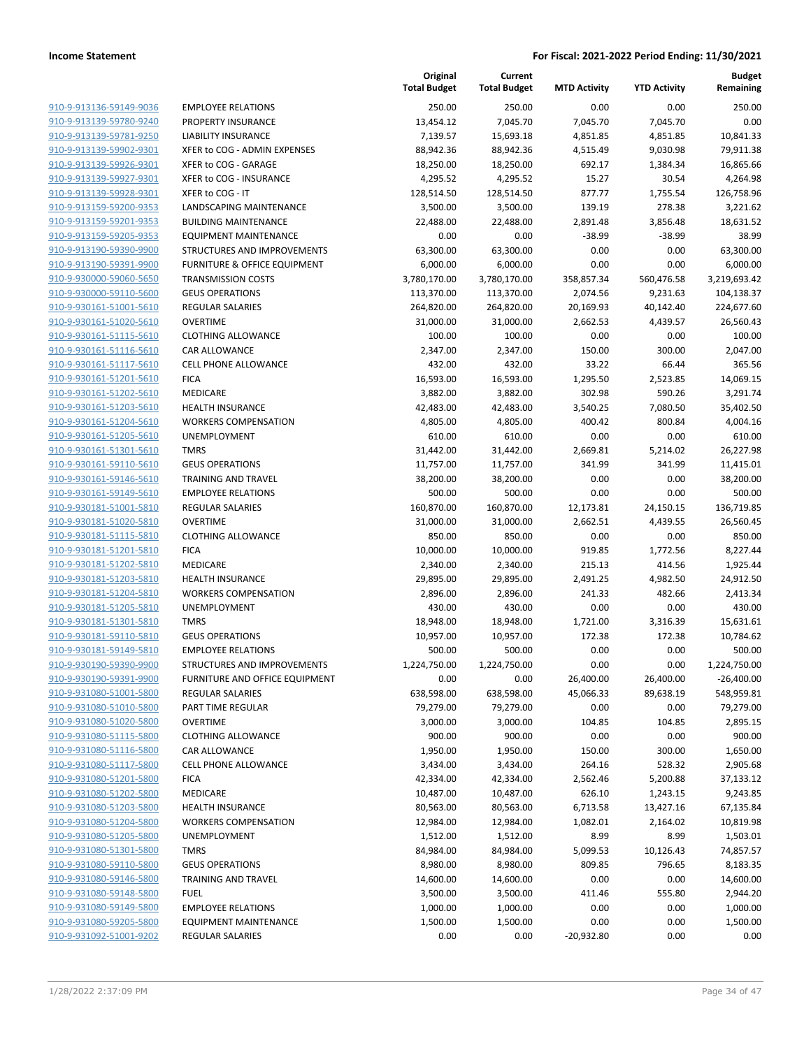**Income Statement** | **For Fiscal: 2021-2022 Period Ending: 11/30/2021**

| | | Original Total Budget | Current Total Budget | MTD Activity | YTD Activity | Budget Remaining |
|---|---|---|---|---|---|---|
| 910-9-913136-59149-9036 | EMPLOYEE RELATIONS | 250.00 | 250.00 | 0.00 | 0.00 | 250.00 |
| 910-9-913139-59780-9240 | PROPERTY INSURANCE | 13,454.12 | 7,045.70 | 7,045.70 | 7,045.70 | 0.00 |
| 910-9-913139-59781-9250 | LIABILITY INSURANCE | 7,139.57 | 15,693.18 | 4,851.85 | 4,851.85 | 10,841.33 |
| 910-9-913139-59902-9301 | XFER to COG - ADMIN EXPENSES | 88,942.36 | 88,942.36 | 4,515.49 | 9,030.98 | 79,911.38 |
| 910-9-913139-59926-9301 | XFER to COG - GARAGE | 18,250.00 | 18,250.00 | 692.17 | 1,384.34 | 16,865.66 |
| 910-9-913139-59927-9301 | XFER to COG - INSURANCE | 4,295.52 | 4,295.52 | 15.27 | 30.54 | 4,264.98 |
| 910-9-913139-59928-9301 | XFER to COG - IT | 128,514.50 | 128,514.50 | 877.77 | 1,755.54 | 126,758.96 |
| 910-9-913159-59200-9353 | LANDSCAPING MAINTENANCE | 3,500.00 | 3,500.00 | 139.19 | 278.38 | 3,221.62 |
| 910-9-913159-59201-9353 | BUILDING MAINTENANCE | 22,488.00 | 22,488.00 | 2,891.48 | 3,856.48 | 18,631.52 |
| 910-9-913159-59205-9353 | EQUIPMENT MAINTENANCE | 0.00 | 0.00 | -38.99 | -38.99 | 38.99 |
| 910-9-913190-59390-9900 | STRUCTURES AND IMPROVEMENTS | 63,300.00 | 63,300.00 | 0.00 | 0.00 | 63,300.00 |
| 910-9-913190-59391-9900 | FURNITURE & OFFICE EQUIPMENT | 6,000.00 | 6,000.00 | 0.00 | 0.00 | 6,000.00 |
| 910-9-930000-59060-5650 | TRANSMISSION COSTS | 3,780,170.00 | 3,780,170.00 | 358,857.34 | 560,476.58 | 3,219,693.42 |
| 910-9-930000-59110-5600 | GEUS OPERATIONS | 113,370.00 | 113,370.00 | 2,074.56 | 9,231.63 | 104,138.37 |
| 910-9-930161-51001-5610 | REGULAR SALARIES | 264,820.00 | 264,820.00 | 20,169.93 | 40,142.40 | 224,677.60 |
| 910-9-930161-51020-5610 | OVERTIME | 31,000.00 | 31,000.00 | 2,662.53 | 4,439.57 | 26,560.43 |
| 910-9-930161-51115-5610 | CLOTHING ALLOWANCE | 100.00 | 100.00 | 0.00 | 0.00 | 100.00 |
| 910-9-930161-51116-5610 | CAR ALLOWANCE | 2,347.00 | 2,347.00 | 150.00 | 300.00 | 2,047.00 |
| 910-9-930161-51117-5610 | CELL PHONE ALLOWANCE | 432.00 | 432.00 | 33.22 | 66.44 | 365.56 |
| 910-9-930161-51201-5610 | FICA | 16,593.00 | 16,593.00 | 1,295.50 | 2,523.85 | 14,069.15 |
| 910-9-930161-51202-5610 | MEDICARE | 3,882.00 | 3,882.00 | 302.98 | 590.26 | 3,291.74 |
| 910-9-930161-51203-5610 | HEALTH INSURANCE | 42,483.00 | 42,483.00 | 3,540.25 | 7,080.50 | 35,402.50 |
| 910-9-930161-51204-5610 | WORKERS COMPENSATION | 4,805.00 | 4,805.00 | 400.42 | 800.84 | 4,004.16 |
| 910-9-930161-51205-5610 | UNEMPLOYMENT | 610.00 | 610.00 | 0.00 | 0.00 | 610.00 |
| 910-9-930161-51301-5610 | TMRS | 31,442.00 | 31,442.00 | 2,669.81 | 5,214.02 | 26,227.98 |
| 910-9-930161-59110-5610 | GEUS OPERATIONS | 11,757.00 | 11,757.00 | 341.99 | 341.99 | 11,415.01 |
| 910-9-930161-59146-5610 | TRAINING AND TRAVEL | 38,200.00 | 38,200.00 | 0.00 | 0.00 | 38,200.00 |
| 910-9-930161-59149-5610 | EMPLOYEE RELATIONS | 500.00 | 500.00 | 0.00 | 0.00 | 500.00 |
| 910-9-930181-51001-5810 | REGULAR SALARIES | 160,870.00 | 160,870.00 | 12,173.81 | 24,150.15 | 136,719.85 |
| 910-9-930181-51020-5810 | OVERTIME | 31,000.00 | 31,000.00 | 2,662.51 | 4,439.55 | 26,560.45 |
| 910-9-930181-51115-5810 | CLOTHING ALLOWANCE | 850.00 | 850.00 | 0.00 | 0.00 | 850.00 |
| 910-9-930181-51201-5810 | FICA | 10,000.00 | 10,000.00 | 919.85 | 1,772.56 | 8,227.44 |
| 910-9-930181-51202-5810 | MEDICARE | 2,340.00 | 2,340.00 | 215.13 | 414.56 | 1,925.44 |
| 910-9-930181-51203-5810 | HEALTH INSURANCE | 29,895.00 | 29,895.00 | 2,491.25 | 4,982.50 | 24,912.50 |
| 910-9-930181-51204-5810 | WORKERS COMPENSATION | 2,896.00 | 2,896.00 | 241.33 | 482.66 | 2,413.34 |
| 910-9-930181-51205-5810 | UNEMPLOYMENT | 430.00 | 430.00 | 0.00 | 0.00 | 430.00 |
| 910-9-930181-51301-5810 | TMRS | 18,948.00 | 18,948.00 | 1,721.00 | 3,316.39 | 15,631.61 |
| 910-9-930181-59110-5810 | GEUS OPERATIONS | 10,957.00 | 10,957.00 | 172.38 | 172.38 | 10,784.62 |
| 910-9-930181-59149-5810 | EMPLOYEE RELATIONS | 500.00 | 500.00 | 0.00 | 0.00 | 500.00 |
| 910-9-930190-59390-9900 | STRUCTURES AND IMPROVEMENTS | 1,224,750.00 | 1,224,750.00 | 0.00 | 0.00 | 1,224,750.00 |
| 910-9-930190-59391-9900 | FURNITURE AND OFFICE EQUIPMENT | 0.00 | 0.00 | 26,400.00 | 26,400.00 | -26,400.00 |
| 910-9-931080-51001-5800 | REGULAR SALARIES | 638,598.00 | 638,598.00 | 45,066.33 | 89,638.19 | 548,959.81 |
| 910-9-931080-51010-5800 | PART TIME REGULAR | 79,279.00 | 79,279.00 | 0.00 | 0.00 | 79,279.00 |
| 910-9-931080-51020-5800 | OVERTIME | 3,000.00 | 3,000.00 | 104.85 | 104.85 | 2,895.15 |
| 910-9-931080-51115-5800 | CLOTHING ALLOWANCE | 900.00 | 900.00 | 0.00 | 0.00 | 900.00 |
| 910-9-931080-51116-5800 | CAR ALLOWANCE | 1,950.00 | 1,950.00 | 150.00 | 300.00 | 1,650.00 |
| 910-9-931080-51117-5800 | CELL PHONE ALLOWANCE | 3,434.00 | 3,434.00 | 264.16 | 528.32 | 2,905.68 |
| 910-9-931080-51201-5800 | FICA | 42,334.00 | 42,334.00 | 2,562.46 | 5,200.88 | 37,133.12 |
| 910-9-931080-51202-5800 | MEDICARE | 10,487.00 | 10,487.00 | 626.10 | 1,243.15 | 9,243.85 |
| 910-9-931080-51203-5800 | HEALTH INSURANCE | 80,563.00 | 80,563.00 | 6,713.58 | 13,427.16 | 67,135.84 |
| 910-9-931080-51204-5800 | WORKERS COMPENSATION | 12,984.00 | 12,984.00 | 1,082.01 | 2,164.02 | 10,819.98 |
| 910-9-931080-51205-5800 | UNEMPLOYMENT | 1,512.00 | 1,512.00 | 8.99 | 8.99 | 1,503.01 |
| 910-9-931080-51301-5800 | TMRS | 84,984.00 | 84,984.00 | 5,099.53 | 10,126.43 | 74,857.57 |
| 910-9-931080-59110-5800 | GEUS OPERATIONS | 8,980.00 | 8,980.00 | 809.85 | 796.65 | 8,183.35 |
| 910-9-931080-59146-5800 | TRAINING AND TRAVEL | 14,600.00 | 14,600.00 | 0.00 | 0.00 | 14,600.00 |
| 910-9-931080-59148-5800 | FUEL | 3,500.00 | 3,500.00 | 411.46 | 555.80 | 2,944.20 |
| 910-9-931080-59149-5800 | EMPLOYEE RELATIONS | 1,000.00 | 1,000.00 | 0.00 | 0.00 | 1,000.00 |
| 910-9-931080-59205-5800 | EQUIPMENT MAINTENANCE | 1,500.00 | 1,500.00 | 0.00 | 0.00 | 1,500.00 |
| 910-9-931092-51001-9202 | REGULAR SALARIES | 0.00 | 0.00 | -20,932.80 | 0.00 | 0.00 |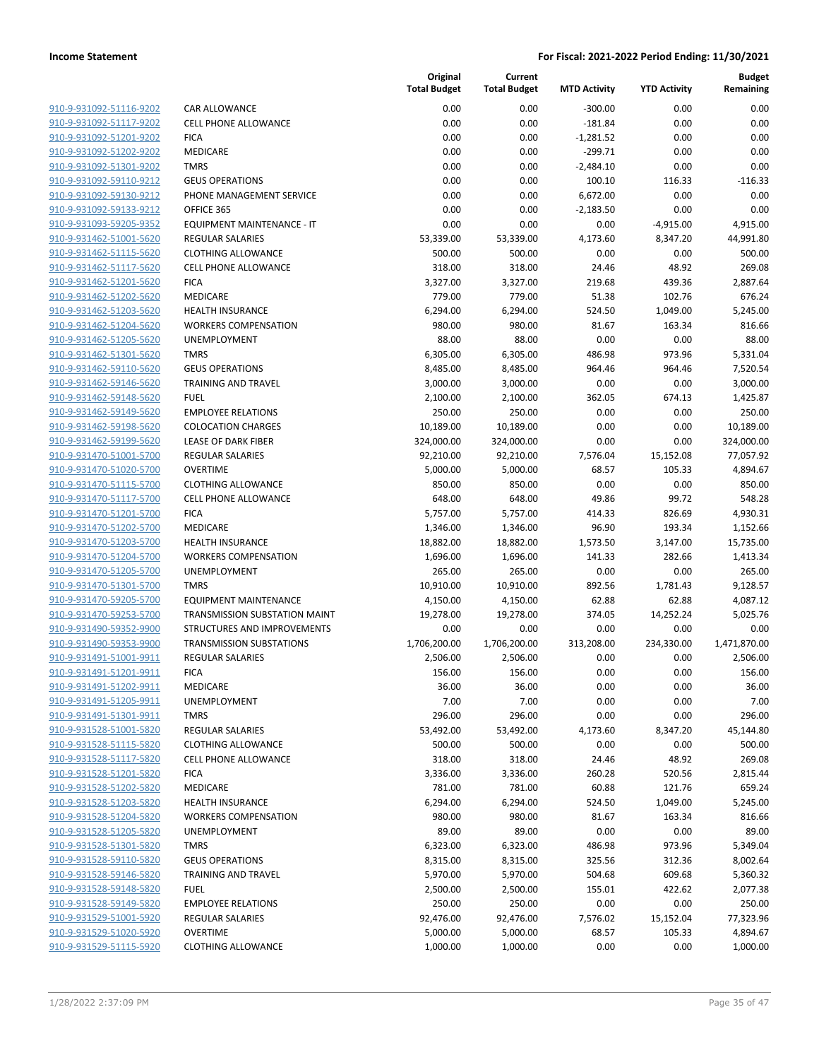| | | Original Total Budget | Current Total Budget | MTD Activity | YTD Activity | Budget Remaining |
|---|---|---|---|---|---|---|
| 910-9-931092-51116-9202 | CAR ALLOWANCE | 0.00 | 0.00 | -300.00 | 0.00 | 0.00 |
| 910-9-931092-51117-9202 | CELL PHONE ALLOWANCE | 0.00 | 0.00 | -181.84 | 0.00 | 0.00 |
| 910-9-931092-51201-9202 | FICA | 0.00 | 0.00 | -1,281.52 | 0.00 | 0.00 |
| 910-9-931092-51202-9202 | MEDICARE | 0.00 | 0.00 | -299.71 | 0.00 | 0.00 |
| 910-9-931092-51301-9202 | TMRS | 0.00 | 0.00 | -2,484.10 | 0.00 | 0.00 |
| 910-9-931092-59110-9212 | GEUS OPERATIONS | 0.00 | 0.00 | 100.10 | 116.33 | -116.33 |
| 910-9-931092-59130-9212 | PHONE MANAGEMENT SERVICE | 0.00 | 0.00 | 6,672.00 | 0.00 | 0.00 |
| 910-9-931092-59133-9212 | OFFICE 365 | 0.00 | 0.00 | -2,183.50 | 0.00 | 0.00 |
| 910-9-931093-59205-9352 | EQUIPMENT MAINTENANCE - IT | 0.00 | 0.00 | 0.00 | -4,915.00 | 4,915.00 |
| 910-9-931462-51001-5620 | REGULAR SALARIES | 53,339.00 | 53,339.00 | 4,173.60 | 8,347.20 | 44,991.80 |
| 910-9-931462-51115-5620 | CLOTHING ALLOWANCE | 500.00 | 500.00 | 0.00 | 0.00 | 500.00 |
| 910-9-931462-51117-5620 | CELL PHONE ALLOWANCE | 318.00 | 318.00 | 24.46 | 48.92 | 269.08 |
| 910-9-931462-51201-5620 | FICA | 3,327.00 | 3,327.00 | 219.68 | 439.36 | 2,887.64 |
| 910-9-931462-51202-5620 | MEDICARE | 779.00 | 779.00 | 51.38 | 102.76 | 676.24 |
| 910-9-931462-51203-5620 | HEALTH INSURANCE | 6,294.00 | 6,294.00 | 524.50 | 1,049.00 | 5,245.00 |
| 910-9-931462-51204-5620 | WORKERS COMPENSATION | 980.00 | 980.00 | 81.67 | 163.34 | 816.66 |
| 910-9-931462-51205-5620 | UNEMPLOYMENT | 88.00 | 88.00 | 0.00 | 0.00 | 88.00 |
| 910-9-931462-51301-5620 | TMRS | 6,305.00 | 6,305.00 | 486.98 | 973.96 | 5,331.04 |
| 910-9-931462-59110-5620 | GEUS OPERATIONS | 8,485.00 | 8,485.00 | 964.46 | 964.46 | 7,520.54 |
| 910-9-931462-59146-5620 | TRAINING AND TRAVEL | 3,000.00 | 3,000.00 | 0.00 | 0.00 | 3,000.00 |
| 910-9-931462-59148-5620 | FUEL | 2,100.00 | 2,100.00 | 362.05 | 674.13 | 1,425.87 |
| 910-9-931462-59149-5620 | EMPLOYEE RELATIONS | 250.00 | 250.00 | 0.00 | 0.00 | 250.00 |
| 910-9-931462-59198-5620 | COLOCATION CHARGES | 10,189.00 | 10,189.00 | 0.00 | 0.00 | 10,189.00 |
| 910-9-931462-59199-5620 | LEASE OF DARK FIBER | 324,000.00 | 324,000.00 | 0.00 | 0.00 | 324,000.00 |
| 910-9-931470-51001-5700 | REGULAR SALARIES | 92,210.00 | 92,210.00 | 7,576.04 | 15,152.08 | 77,057.92 |
| 910-9-931470-51020-5700 | OVERTIME | 5,000.00 | 5,000.00 | 68.57 | 105.33 | 4,894.67 |
| 910-9-931470-51115-5700 | CLOTHING ALLOWANCE | 850.00 | 850.00 | 0.00 | 0.00 | 850.00 |
| 910-9-931470-51117-5700 | CELL PHONE ALLOWANCE | 648.00 | 648.00 | 49.86 | 99.72 | 548.28 |
| 910-9-931470-51201-5700 | FICA | 5,757.00 | 5,757.00 | 414.33 | 826.69 | 4,930.31 |
| 910-9-931470-51202-5700 | MEDICARE | 1,346.00 | 1,346.00 | 96.90 | 193.34 | 1,152.66 |
| 910-9-931470-51203-5700 | HEALTH INSURANCE | 18,882.00 | 18,882.00 | 1,573.50 | 3,147.00 | 15,735.00 |
| 910-9-931470-51204-5700 | WORKERS COMPENSATION | 1,696.00 | 1,696.00 | 141.33 | 282.66 | 1,413.34 |
| 910-9-931470-51205-5700 | UNEMPLOYMENT | 265.00 | 265.00 | 0.00 | 0.00 | 265.00 |
| 910-9-931470-51301-5700 | TMRS | 10,910.00 | 10,910.00 | 892.56 | 1,781.43 | 9,128.57 |
| 910-9-931470-59205-5700 | EQUIPMENT MAINTENANCE | 4,150.00 | 4,150.00 | 62.88 | 62.88 | 4,087.12 |
| 910-9-931470-59253-5700 | TRANSMISSION SUBSTATION MAINT | 19,278.00 | 19,278.00 | 374.05 | 14,252.24 | 5,025.76 |
| 910-9-931490-59352-9900 | STRUCTURES AND IMPROVEMENTS | 0.00 | 0.00 | 0.00 | 0.00 | 0.00 |
| 910-9-931490-59353-9900 | TRANSMISSION SUBSTATIONS | 1,706,200.00 | 1,706,200.00 | 313,208.00 | 234,330.00 | 1,471,870.00 |
| 910-9-931491-51001-9911 | REGULAR SALARIES | 2,506.00 | 2,506.00 | 0.00 | 0.00 | 2,506.00 |
| 910-9-931491-51201-9911 | FICA | 156.00 | 156.00 | 0.00 | 0.00 | 156.00 |
| 910-9-931491-51202-9911 | MEDICARE | 36.00 | 36.00 | 0.00 | 0.00 | 36.00 |
| 910-9-931491-51205-9911 | UNEMPLOYMENT | 7.00 | 7.00 | 0.00 | 0.00 | 7.00 |
| 910-9-931491-51301-9911 | TMRS | 296.00 | 296.00 | 0.00 | 0.00 | 296.00 |
| 910-9-931528-51001-5820 | REGULAR SALARIES | 53,492.00 | 53,492.00 | 4,173.60 | 8,347.20 | 45,144.80 |
| 910-9-931528-51115-5820 | CLOTHING ALLOWANCE | 500.00 | 500.00 | 0.00 | 0.00 | 500.00 |
| 910-9-931528-51117-5820 | CELL PHONE ALLOWANCE | 318.00 | 318.00 | 24.46 | 48.92 | 269.08 |
| 910-9-931528-51201-5820 | FICA | 3,336.00 | 3,336.00 | 260.28 | 520.56 | 2,815.44 |
| 910-9-931528-51202-5820 | MEDICARE | 781.00 | 781.00 | 60.88 | 121.76 | 659.24 |
| 910-9-931528-51203-5820 | HEALTH INSURANCE | 6,294.00 | 6,294.00 | 524.50 | 1,049.00 | 5,245.00 |
| 910-9-931528-51204-5820 | WORKERS COMPENSATION | 980.00 | 980.00 | 81.67 | 163.34 | 816.66 |
| 910-9-931528-51205-5820 | UNEMPLOYMENT | 89.00 | 89.00 | 0.00 | 0.00 | 89.00 |
| 910-9-931528-51301-5820 | TMRS | 6,323.00 | 6,323.00 | 486.98 | 973.96 | 5,349.04 |
| 910-9-931528-59110-5820 | GEUS OPERATIONS | 8,315.00 | 8,315.00 | 325.56 | 312.36 | 8,002.64 |
| 910-9-931528-59146-5820 | TRAINING AND TRAVEL | 5,970.00 | 5,970.00 | 504.68 | 609.68 | 5,360.32 |
| 910-9-931528-59148-5820 | FUEL | 2,500.00 | 2,500.00 | 155.01 | 422.62 | 2,077.38 |
| 910-9-931528-59149-5820 | EMPLOYEE RELATIONS | 250.00 | 250.00 | 0.00 | 0.00 | 250.00 |
| 910-9-931529-51001-5920 | REGULAR SALARIES | 92,476.00 | 92,476.00 | 7,576.02 | 15,152.04 | 77,323.96 |
| 910-9-931529-51020-5920 | OVERTIME | 5,000.00 | 5,000.00 | 68.57 | 105.33 | 4,894.67 |
| 910-9-931529-51115-5920 | CLOTHING ALLOWANCE | 1,000.00 | 1,000.00 | 0.00 | 0.00 | 1,000.00 |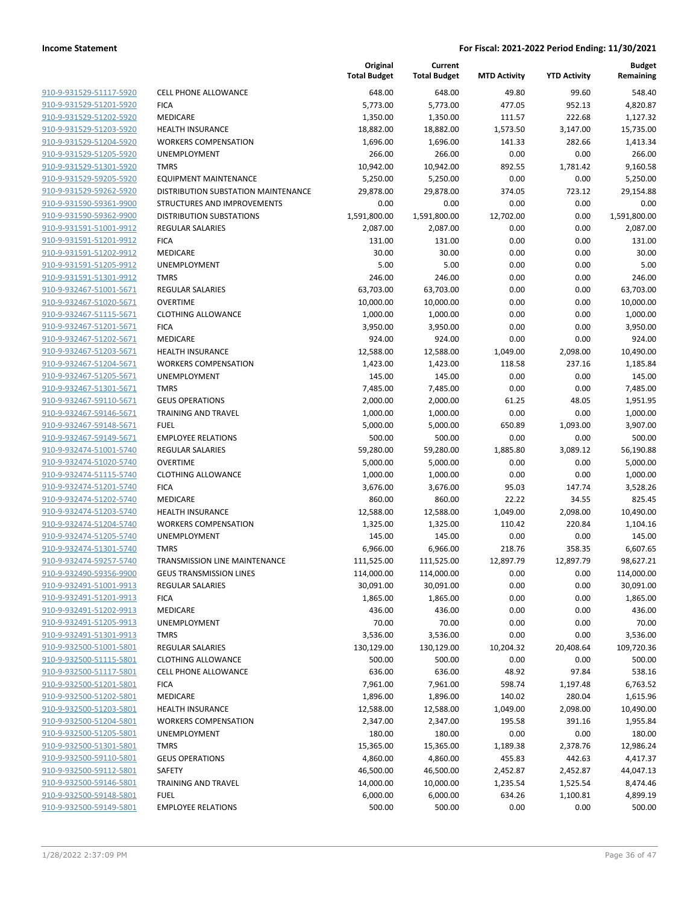| | | Original Total Budget | Current Total Budget | MTD Activity | YTD Activity | Budget Remaining |
|---|---|---|---|---|---|---|
| 910-9-931529-51117-5920 | CELL PHONE ALLOWANCE | 648.00 | 648.00 | 49.80 | 99.60 | 548.40 |
| 910-9-931529-51201-5920 | FICA | 5,773.00 | 5,773.00 | 477.05 | 952.13 | 4,820.87 |
| 910-9-931529-51202-5920 | MEDICARE | 1,350.00 | 1,350.00 | 111.57 | 222.68 | 1,127.32 |
| 910-9-931529-51203-5920 | HEALTH INSURANCE | 18,882.00 | 18,882.00 | 1,573.50 | 3,147.00 | 15,735.00 |
| 910-9-931529-51204-5920 | WORKERS COMPENSATION | 1,696.00 | 1,696.00 | 141.33 | 282.66 | 1,413.34 |
| 910-9-931529-51205-5920 | UNEMPLOYMENT | 266.00 | 266.00 | 0.00 | 0.00 | 266.00 |
| 910-9-931529-51301-5920 | TMRS | 10,942.00 | 10,942.00 | 892.55 | 1,781.42 | 9,160.58 |
| 910-9-931529-59205-5920 | EQUIPMENT MAINTENANCE | 5,250.00 | 5,250.00 | 0.00 | 0.00 | 5,250.00 |
| 910-9-931529-59262-5920 | DISTRIBUTION SUBSTATION MAINTENANCE | 29,878.00 | 29,878.00 | 374.05 | 723.12 | 29,154.88 |
| 910-9-931590-59361-9900 | STRUCTURES AND IMPROVEMENTS | 0.00 | 0.00 | 0.00 | 0.00 | 0.00 |
| 910-9-931590-59362-9900 | DISTRIBUTION SUBSTATIONS | 1,591,800.00 | 1,591,800.00 | 12,702.00 | 0.00 | 1,591,800.00 |
| 910-9-931591-51001-9912 | REGULAR SALARIES | 2,087.00 | 2,087.00 | 0.00 | 0.00 | 2,087.00 |
| 910-9-931591-51201-9912 | FICA | 131.00 | 131.00 | 0.00 | 0.00 | 131.00 |
| 910-9-931591-51202-9912 | MEDICARE | 30.00 | 30.00 | 0.00 | 0.00 | 30.00 |
| 910-9-931591-51205-9912 | UNEMPLOYMENT | 5.00 | 5.00 | 0.00 | 0.00 | 5.00 |
| 910-9-931591-51301-9912 | TMRS | 246.00 | 246.00 | 0.00 | 0.00 | 246.00 |
| 910-9-932467-51001-5671 | REGULAR SALARIES | 63,703.00 | 63,703.00 | 0.00 | 0.00 | 63,703.00 |
| 910-9-932467-51020-5671 | OVERTIME | 10,000.00 | 10,000.00 | 0.00 | 0.00 | 10,000.00 |
| 910-9-932467-51115-5671 | CLOTHING ALLOWANCE | 1,000.00 | 1,000.00 | 0.00 | 0.00 | 1,000.00 |
| 910-9-932467-51201-5671 | FICA | 3,950.00 | 3,950.00 | 0.00 | 0.00 | 3,950.00 |
| 910-9-932467-51202-5671 | MEDICARE | 924.00 | 924.00 | 0.00 | 0.00 | 924.00 |
| 910-9-932467-51203-5671 | HEALTH INSURANCE | 12,588.00 | 12,588.00 | 1,049.00 | 2,098.00 | 10,490.00 |
| 910-9-932467-51204-5671 | WORKERS COMPENSATION | 1,423.00 | 1,423.00 | 118.58 | 237.16 | 1,185.84 |
| 910-9-932467-51205-5671 | UNEMPLOYMENT | 145.00 | 145.00 | 0.00 | 0.00 | 145.00 |
| 910-9-932467-51301-5671 | TMRS | 7,485.00 | 7,485.00 | 0.00 | 0.00 | 7,485.00 |
| 910-9-932467-59110-5671 | GEUS OPERATIONS | 2,000.00 | 2,000.00 | 61.25 | 48.05 | 1,951.95 |
| 910-9-932467-59146-5671 | TRAINING AND TRAVEL | 1,000.00 | 1,000.00 | 0.00 | 0.00 | 1,000.00 |
| 910-9-932467-59148-5671 | FUEL | 5,000.00 | 5,000.00 | 650.89 | 1,093.00 | 3,907.00 |
| 910-9-932467-59149-5671 | EMPLOYEE RELATIONS | 500.00 | 500.00 | 0.00 | 0.00 | 500.00 |
| 910-9-932474-51001-5740 | REGULAR SALARIES | 59,280.00 | 59,280.00 | 1,885.80 | 3,089.12 | 56,190.88 |
| 910-9-932474-51020-5740 | OVERTIME | 5,000.00 | 5,000.00 | 0.00 | 0.00 | 5,000.00 |
| 910-9-932474-51115-5740 | CLOTHING ALLOWANCE | 1,000.00 | 1,000.00 | 0.00 | 0.00 | 1,000.00 |
| 910-9-932474-51201-5740 | FICA | 3,676.00 | 3,676.00 | 95.03 | 147.74 | 3,528.26 |
| 910-9-932474-51202-5740 | MEDICARE | 860.00 | 860.00 | 22.22 | 34.55 | 825.45 |
| 910-9-932474-51203-5740 | HEALTH INSURANCE | 12,588.00 | 12,588.00 | 1,049.00 | 2,098.00 | 10,490.00 |
| 910-9-932474-51204-5740 | WORKERS COMPENSATION | 1,325.00 | 1,325.00 | 110.42 | 220.84 | 1,104.16 |
| 910-9-932474-51205-5740 | UNEMPLOYMENT | 145.00 | 145.00 | 0.00 | 0.00 | 145.00 |
| 910-9-932474-51301-5740 | TMRS | 6,966.00 | 6,966.00 | 218.76 | 358.35 | 6,607.65 |
| 910-9-932474-59257-5740 | TRANSMISSION LINE MAINTENANCE | 111,525.00 | 111,525.00 | 12,897.79 | 12,897.79 | 98,627.21 |
| 910-9-932490-59356-9900 | GEUS TRANSMISSION LINES | 114,000.00 | 114,000.00 | 0.00 | 0.00 | 114,000.00 |
| 910-9-932491-51001-9913 | REGULAR SALARIES | 30,091.00 | 30,091.00 | 0.00 | 0.00 | 30,091.00 |
| 910-9-932491-51201-9913 | FICA | 1,865.00 | 1,865.00 | 0.00 | 0.00 | 1,865.00 |
| 910-9-932491-51202-9913 | MEDICARE | 436.00 | 436.00 | 0.00 | 0.00 | 436.00 |
| 910-9-932491-51205-9913 | UNEMPLOYMENT | 70.00 | 70.00 | 0.00 | 0.00 | 70.00 |
| 910-9-932491-51301-9913 | TMRS | 3,536.00 | 3,536.00 | 0.00 | 0.00 | 3,536.00 |
| 910-9-932500-51001-5801 | REGULAR SALARIES | 130,129.00 | 130,129.00 | 10,204.32 | 20,408.64 | 109,720.36 |
| 910-9-932500-51115-5801 | CLOTHING ALLOWANCE | 500.00 | 500.00 | 0.00 | 0.00 | 500.00 |
| 910-9-932500-51117-5801 | CELL PHONE ALLOWANCE | 636.00 | 636.00 | 48.92 | 97.84 | 538.16 |
| 910-9-932500-51201-5801 | FICA | 7,961.00 | 7,961.00 | 598.74 | 1,197.48 | 6,763.52 |
| 910-9-932500-51202-5801 | MEDICARE | 1,896.00 | 1,896.00 | 140.02 | 280.04 | 1,615.96 |
| 910-9-932500-51203-5801 | HEALTH INSURANCE | 12,588.00 | 12,588.00 | 1,049.00 | 2,098.00 | 10,490.00 |
| 910-9-932500-51204-5801 | WORKERS COMPENSATION | 2,347.00 | 2,347.00 | 195.58 | 391.16 | 1,955.84 |
| 910-9-932500-51205-5801 | UNEMPLOYMENT | 180.00 | 180.00 | 0.00 | 0.00 | 180.00 |
| 910-9-932500-51301-5801 | TMRS | 15,365.00 | 15,365.00 | 1,189.38 | 2,378.76 | 12,986.24 |
| 910-9-932500-59110-5801 | GEUS OPERATIONS | 4,860.00 | 4,860.00 | 455.83 | 442.63 | 4,417.37 |
| 910-9-932500-59112-5801 | SAFETY | 46,500.00 | 46,500.00 | 2,452.87 | 2,452.87 | 44,047.13 |
| 910-9-932500-59146-5801 | TRAINING AND TRAVEL | 14,000.00 | 10,000.00 | 1,235.54 | 1,525.54 | 8,474.46 |
| 910-9-932500-59148-5801 | FUEL | 6,000.00 | 6,000.00 | 634.26 | 1,100.81 | 4,899.19 |
| 910-9-932500-59149-5801 | EMPLOYEE RELATIONS | 500.00 | 500.00 | 0.00 | 0.00 | 500.00 |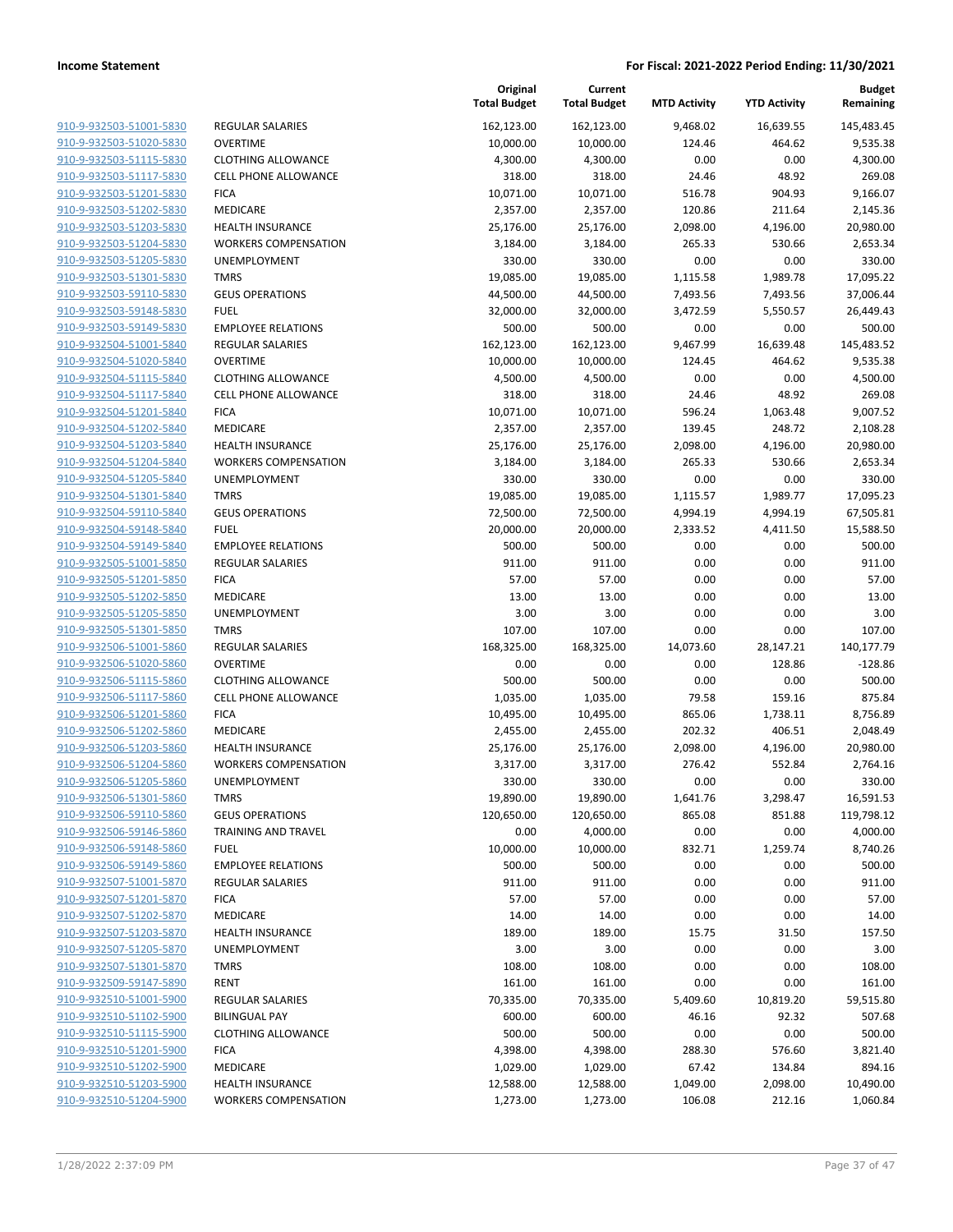**Income Statement** **For Fiscal: 2021-2022 Period Ending: 11/30/2021**

| | | Original Total Budget | Current Total Budget | MTD Activity | YTD Activity | Budget Remaining |
|---|---|---|---|---|---|---|
| 910-9-932503-51001-5830 | REGULAR SALARIES | 162,123.00 | 162,123.00 | 9,468.02 | 16,639.55 | 145,483.45 |
| 910-9-932503-51020-5830 | OVERTIME | 10,000.00 | 10,000.00 | 124.46 | 464.62 | 9,535.38 |
| 910-9-932503-51115-5830 | CLOTHING ALLOWANCE | 4,300.00 | 4,300.00 | 0.00 | 0.00 | 4,300.00 |
| 910-9-932503-51117-5830 | CELL PHONE ALLOWANCE | 318.00 | 318.00 | 24.46 | 48.92 | 269.08 |
| 910-9-932503-51201-5830 | FICA | 10,071.00 | 10,071.00 | 516.78 | 904.93 | 9,166.07 |
| 910-9-932503-51202-5830 | MEDICARE | 2,357.00 | 2,357.00 | 120.86 | 211.64 | 2,145.36 |
| 910-9-932503-51203-5830 | HEALTH INSURANCE | 25,176.00 | 25,176.00 | 2,098.00 | 4,196.00 | 20,980.00 |
| 910-9-932503-51204-5830 | WORKERS COMPENSATION | 3,184.00 | 3,184.00 | 265.33 | 530.66 | 2,653.34 |
| 910-9-932503-51205-5830 | UNEMPLOYMENT | 330.00 | 330.00 | 0.00 | 0.00 | 330.00 |
| 910-9-932503-51301-5830 | TMRS | 19,085.00 | 19,085.00 | 1,115.58 | 1,989.78 | 17,095.22 |
| 910-9-932503-59110-5830 | GEUS OPERATIONS | 44,500.00 | 44,500.00 | 7,493.56 | 7,493.56 | 37,006.44 |
| 910-9-932503-59148-5830 | FUEL | 32,000.00 | 32,000.00 | 3,472.59 | 5,550.57 | 26,449.43 |
| 910-9-932503-59149-5830 | EMPLOYEE RELATIONS | 500.00 | 500.00 | 0.00 | 0.00 | 500.00 |
| 910-9-932504-51001-5840 | REGULAR SALARIES | 162,123.00 | 162,123.00 | 9,467.99 | 16,639.48 | 145,483.52 |
| 910-9-932504-51020-5840 | OVERTIME | 10,000.00 | 10,000.00 | 124.45 | 464.62 | 9,535.38 |
| 910-9-932504-51115-5840 | CLOTHING ALLOWANCE | 4,500.00 | 4,500.00 | 0.00 | 0.00 | 4,500.00 |
| 910-9-932504-51117-5840 | CELL PHONE ALLOWANCE | 318.00 | 318.00 | 24.46 | 48.92 | 269.08 |
| 910-9-932504-51201-5840 | FICA | 10,071.00 | 10,071.00 | 596.24 | 1,063.48 | 9,007.52 |
| 910-9-932504-51202-5840 | MEDICARE | 2,357.00 | 2,357.00 | 139.45 | 248.72 | 2,108.28 |
| 910-9-932504-51203-5840 | HEALTH INSURANCE | 25,176.00 | 25,176.00 | 2,098.00 | 4,196.00 | 20,980.00 |
| 910-9-932504-51204-5840 | WORKERS COMPENSATION | 3,184.00 | 3,184.00 | 265.33 | 530.66 | 2,653.34 |
| 910-9-932504-51205-5840 | UNEMPLOYMENT | 330.00 | 330.00 | 0.00 | 0.00 | 330.00 |
| 910-9-932504-51301-5840 | TMRS | 19,085.00 | 19,085.00 | 1,115.57 | 1,989.77 | 17,095.23 |
| 910-9-932504-59110-5840 | GEUS OPERATIONS | 72,500.00 | 72,500.00 | 4,994.19 | 4,994.19 | 67,505.81 |
| 910-9-932504-59148-5840 | FUEL | 20,000.00 | 20,000.00 | 2,333.52 | 4,411.50 | 15,588.50 |
| 910-9-932504-59149-5840 | EMPLOYEE RELATIONS | 500.00 | 500.00 | 0.00 | 0.00 | 500.00 |
| 910-9-932505-51001-5850 | REGULAR SALARIES | 911.00 | 911.00 | 0.00 | 0.00 | 911.00 |
| 910-9-932505-51201-5850 | FICA | 57.00 | 57.00 | 0.00 | 0.00 | 57.00 |
| 910-9-932505-51202-5850 | MEDICARE | 13.00 | 13.00 | 0.00 | 0.00 | 13.00 |
| 910-9-932505-51205-5850 | UNEMPLOYMENT | 3.00 | 3.00 | 0.00 | 0.00 | 3.00 |
| 910-9-932505-51301-5850 | TMRS | 107.00 | 107.00 | 0.00 | 0.00 | 107.00 |
| 910-9-932506-51001-5860 | REGULAR SALARIES | 168,325.00 | 168,325.00 | 14,073.60 | 28,147.21 | 140,177.79 |
| 910-9-932506-51020-5860 | OVERTIME | 0.00 | 0.00 | 0.00 | 128.86 | -128.86 |
| 910-9-932506-51115-5860 | CLOTHING ALLOWANCE | 500.00 | 500.00 | 0.00 | 0.00 | 500.00 |
| 910-9-932506-51117-5860 | CELL PHONE ALLOWANCE | 1,035.00 | 1,035.00 | 79.58 | 159.16 | 875.84 |
| 910-9-932506-51201-5860 | FICA | 10,495.00 | 10,495.00 | 865.06 | 1,738.11 | 8,756.89 |
| 910-9-932506-51202-5860 | MEDICARE | 2,455.00 | 2,455.00 | 202.32 | 406.51 | 2,048.49 |
| 910-9-932506-51203-5860 | HEALTH INSURANCE | 25,176.00 | 25,176.00 | 2,098.00 | 4,196.00 | 20,980.00 |
| 910-9-932506-51204-5860 | WORKERS COMPENSATION | 3,317.00 | 3,317.00 | 276.42 | 552.84 | 2,764.16 |
| 910-9-932506-51205-5860 | UNEMPLOYMENT | 330.00 | 330.00 | 0.00 | 0.00 | 330.00 |
| 910-9-932506-51301-5860 | TMRS | 19,890.00 | 19,890.00 | 1,641.76 | 3,298.47 | 16,591.53 |
| 910-9-932506-59110-5860 | GEUS OPERATIONS | 120,650.00 | 120,650.00 | 865.08 | 851.88 | 119,798.12 |
| 910-9-932506-59146-5860 | TRAINING AND TRAVEL | 0.00 | 4,000.00 | 0.00 | 0.00 | 4,000.00 |
| 910-9-932506-59148-5860 | FUEL | 10,000.00 | 10,000.00 | 832.71 | 1,259.74 | 8,740.26 |
| 910-9-932506-59149-5860 | EMPLOYEE RELATIONS | 500.00 | 500.00 | 0.00 | 0.00 | 500.00 |
| 910-9-932507-51001-5870 | REGULAR SALARIES | 911.00 | 911.00 | 0.00 | 0.00 | 911.00 |
| 910-9-932507-51201-5870 | FICA | 57.00 | 57.00 | 0.00 | 0.00 | 57.00 |
| 910-9-932507-51202-5870 | MEDICARE | 14.00 | 14.00 | 0.00 | 0.00 | 14.00 |
| 910-9-932507-51203-5870 | HEALTH INSURANCE | 189.00 | 189.00 | 15.75 | 31.50 | 157.50 |
| 910-9-932507-51205-5870 | UNEMPLOYMENT | 3.00 | 3.00 | 0.00 | 0.00 | 3.00 |
| 910-9-932507-51301-5870 | TMRS | 108.00 | 108.00 | 0.00 | 0.00 | 108.00 |
| 910-9-932509-59147-5890 | RENT | 161.00 | 161.00 | 0.00 | 0.00 | 161.00 |
| 910-9-932510-51001-5900 | REGULAR SALARIES | 70,335.00 | 70,335.00 | 5,409.60 | 10,819.20 | 59,515.80 |
| 910-9-932510-51102-5900 | BILINGUAL PAY | 600.00 | 600.00 | 46.16 | 92.32 | 507.68 |
| 910-9-932510-51115-5900 | CLOTHING ALLOWANCE | 500.00 | 500.00 | 0.00 | 0.00 | 500.00 |
| 910-9-932510-51201-5900 | FICA | 4,398.00 | 4,398.00 | 288.30 | 576.60 | 3,821.40 |
| 910-9-932510-51202-5900 | MEDICARE | 1,029.00 | 1,029.00 | 67.42 | 134.84 | 894.16 |
| 910-9-932510-51203-5900 | HEALTH INSURANCE | 12,588.00 | 12,588.00 | 1,049.00 | 2,098.00 | 10,490.00 |
| 910-9-932510-51204-5900 | WORKERS COMPENSATION | 1,273.00 | 1,273.00 | 106.08 | 212.16 | 1,060.84 |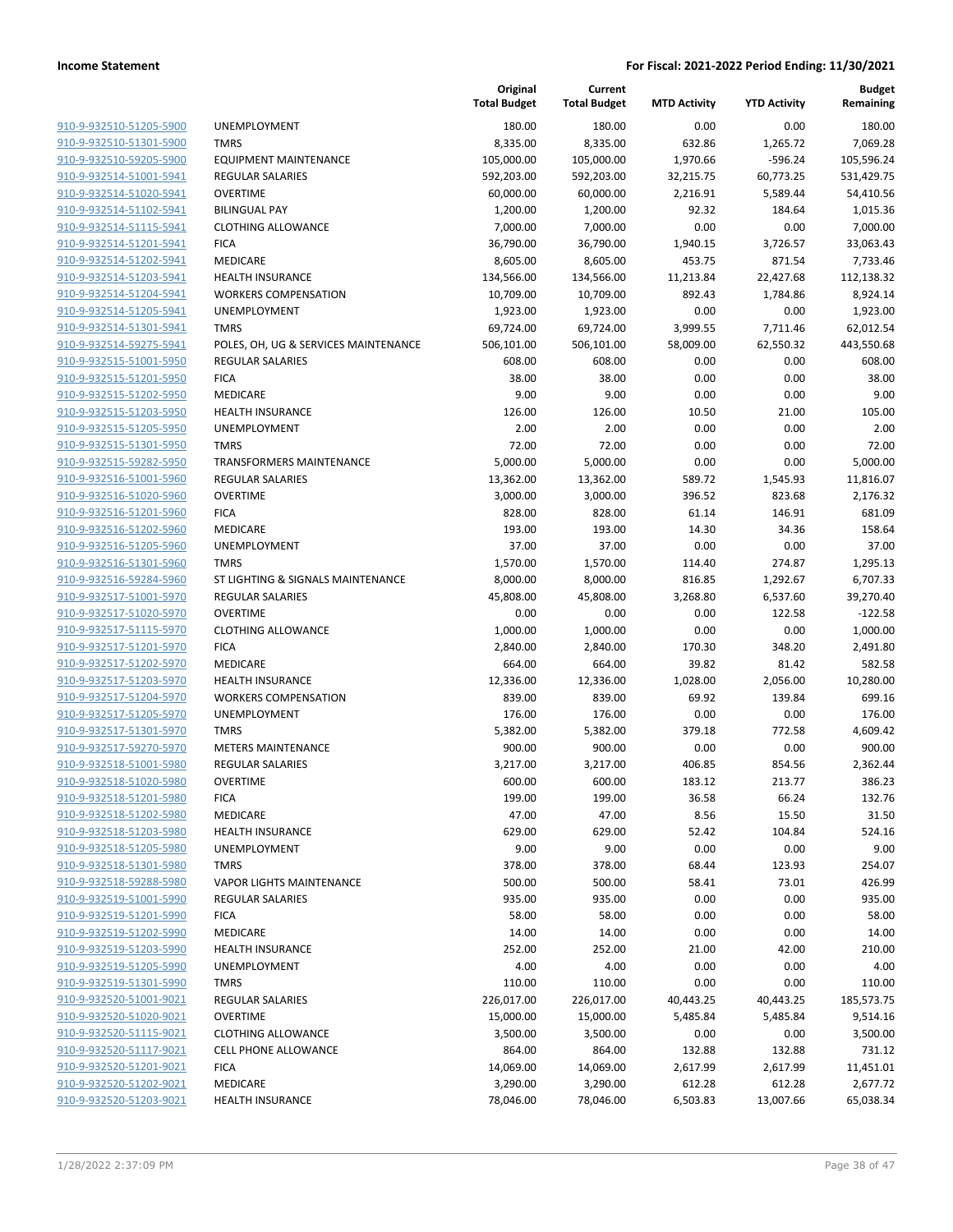| | | Original Total Budget | Current Total Budget | MTD Activity | YTD Activity | Budget Remaining |
|---|---|---|---|---|---|---|
| 910-9-932510-51205-5900 | UNEMPLOYMENT | 180.00 | 180.00 | 0.00 | 0.00 | 180.00 |
| 910-9-932510-51301-5900 | TMRS | 8,335.00 | 8,335.00 | 632.86 | 1,265.72 | 7,069.28 |
| 910-9-932510-59205-5900 | EQUIPMENT MAINTENANCE | 105,000.00 | 105,000.00 | 1,970.66 | -596.24 | 105,596.24 |
| 910-9-932514-51001-5941 | REGULAR SALARIES | 592,203.00 | 592,203.00 | 32,215.75 | 60,773.25 | 531,429.75 |
| 910-9-932514-51020-5941 | OVERTIME | 60,000.00 | 60,000.00 | 2,216.91 | 5,589.44 | 54,410.56 |
| 910-9-932514-51102-5941 | BILINGUAL PAY | 1,200.00 | 1,200.00 | 92.32 | 184.64 | 1,015.36 |
| 910-9-932514-51115-5941 | CLOTHING ALLOWANCE | 7,000.00 | 7,000.00 | 0.00 | 0.00 | 7,000.00 |
| 910-9-932514-51201-5941 | FICA | 36,790.00 | 36,790.00 | 1,940.15 | 3,726.57 | 33,063.43 |
| 910-9-932514-51202-5941 | MEDICARE | 8,605.00 | 8,605.00 | 453.75 | 871.54 | 7,733.46 |
| 910-9-932514-51203-5941 | HEALTH INSURANCE | 134,566.00 | 134,566.00 | 11,213.84 | 22,427.68 | 112,138.32 |
| 910-9-932514-51204-5941 | WORKERS COMPENSATION | 10,709.00 | 10,709.00 | 892.43 | 1,784.86 | 8,924.14 |
| 910-9-932514-51205-5941 | UNEMPLOYMENT | 1,923.00 | 1,923.00 | 0.00 | 0.00 | 1,923.00 |
| 910-9-932514-51301-5941 | TMRS | 69,724.00 | 69,724.00 | 3,999.55 | 7,711.46 | 62,012.54 |
| 910-9-932514-59275-5941 | POLES, OH, UG & SERVICES MAINTENANCE | 506,101.00 | 506,101.00 | 58,009.00 | 62,550.32 | 443,550.68 |
| 910-9-932515-51001-5950 | REGULAR SALARIES | 608.00 | 608.00 | 0.00 | 0.00 | 608.00 |
| 910-9-932515-51201-5950 | FICA | 38.00 | 38.00 | 0.00 | 0.00 | 38.00 |
| 910-9-932515-51202-5950 | MEDICARE | 9.00 | 9.00 | 0.00 | 0.00 | 9.00 |
| 910-9-932515-51203-5950 | HEALTH INSURANCE | 126.00 | 126.00 | 10.50 | 21.00 | 105.00 |
| 910-9-932515-51205-5950 | UNEMPLOYMENT | 2.00 | 2.00 | 0.00 | 0.00 | 2.00 |
| 910-9-932515-51301-5950 | TMRS | 72.00 | 72.00 | 0.00 | 0.00 | 72.00 |
| 910-9-932515-59282-5950 | TRANSFORMERS MAINTENANCE | 5,000.00 | 5,000.00 | 0.00 | 0.00 | 5,000.00 |
| 910-9-932516-51001-5960 | REGULAR SALARIES | 13,362.00 | 13,362.00 | 589.72 | 1,545.93 | 11,816.07 |
| 910-9-932516-51020-5960 | OVERTIME | 3,000.00 | 3,000.00 | 396.52 | 823.68 | 2,176.32 |
| 910-9-932516-51201-5960 | FICA | 828.00 | 828.00 | 61.14 | 146.91 | 681.09 |
| 910-9-932516-51202-5960 | MEDICARE | 193.00 | 193.00 | 14.30 | 34.36 | 158.64 |
| 910-9-932516-51205-5960 | UNEMPLOYMENT | 37.00 | 37.00 | 0.00 | 0.00 | 37.00 |
| 910-9-932516-51301-5960 | TMRS | 1,570.00 | 1,570.00 | 114.40 | 274.87 | 1,295.13 |
| 910-9-932516-59284-5960 | ST LIGHTING & SIGNALS MAINTENANCE | 8,000.00 | 8,000.00 | 816.85 | 1,292.67 | 6,707.33 |
| 910-9-932517-51001-5970 | REGULAR SALARIES | 45,808.00 | 45,808.00 | 3,268.80 | 6,537.60 | 39,270.40 |
| 910-9-932517-51020-5970 | OVERTIME | 0.00 | 0.00 | 0.00 | 122.58 | -122.58 |
| 910-9-932517-51115-5970 | CLOTHING ALLOWANCE | 1,000.00 | 1,000.00 | 0.00 | 0.00 | 1,000.00 |
| 910-9-932517-51201-5970 | FICA | 2,840.00 | 2,840.00 | 170.30 | 348.20 | 2,491.80 |
| 910-9-932517-51202-5970 | MEDICARE | 664.00 | 664.00 | 39.82 | 81.42 | 582.58 |
| 910-9-932517-51203-5970 | HEALTH INSURANCE | 12,336.00 | 12,336.00 | 1,028.00 | 2,056.00 | 10,280.00 |
| 910-9-932517-51204-5970 | WORKERS COMPENSATION | 839.00 | 839.00 | 69.92 | 139.84 | 699.16 |
| 910-9-932517-51205-5970 | UNEMPLOYMENT | 176.00 | 176.00 | 0.00 | 0.00 | 176.00 |
| 910-9-932517-51301-5970 | TMRS | 5,382.00 | 5,382.00 | 379.18 | 772.58 | 4,609.42 |
| 910-9-932517-59270-5970 | METERS MAINTENANCE | 900.00 | 900.00 | 0.00 | 0.00 | 900.00 |
| 910-9-932518-51001-5980 | REGULAR SALARIES | 3,217.00 | 3,217.00 | 406.85 | 854.56 | 2,362.44 |
| 910-9-932518-51020-5980 | OVERTIME | 600.00 | 600.00 | 183.12 | 213.77 | 386.23 |
| 910-9-932518-51201-5980 | FICA | 199.00 | 199.00 | 36.58 | 66.24 | 132.76 |
| 910-9-932518-51202-5980 | MEDICARE | 47.00 | 47.00 | 8.56 | 15.50 | 31.50 |
| 910-9-932518-51203-5980 | HEALTH INSURANCE | 629.00 | 629.00 | 52.42 | 104.84 | 524.16 |
| 910-9-932518-51205-5980 | UNEMPLOYMENT | 9.00 | 9.00 | 0.00 | 0.00 | 9.00 |
| 910-9-932518-51301-5980 | TMRS | 378.00 | 378.00 | 68.44 | 123.93 | 254.07 |
| 910-9-932518-59288-5980 | VAPOR LIGHTS MAINTENANCE | 500.00 | 500.00 | 58.41 | 73.01 | 426.99 |
| 910-9-932519-51001-5990 | REGULAR SALARIES | 935.00 | 935.00 | 0.00 | 0.00 | 935.00 |
| 910-9-932519-51201-5990 | FICA | 58.00 | 58.00 | 0.00 | 0.00 | 58.00 |
| 910-9-932519-51202-5990 | MEDICARE | 14.00 | 14.00 | 0.00 | 0.00 | 14.00 |
| 910-9-932519-51203-5990 | HEALTH INSURANCE | 252.00 | 252.00 | 21.00 | 42.00 | 210.00 |
| 910-9-932519-51205-5990 | UNEMPLOYMENT | 4.00 | 4.00 | 0.00 | 0.00 | 4.00 |
| 910-9-932519-51301-5990 | TMRS | 110.00 | 110.00 | 0.00 | 0.00 | 110.00 |
| 910-9-932520-51001-9021 | REGULAR SALARIES | 226,017.00 | 226,017.00 | 40,443.25 | 40,443.25 | 185,573.75 |
| 910-9-932520-51020-9021 | OVERTIME | 15,000.00 | 15,000.00 | 5,485.84 | 5,485.84 | 9,514.16 |
| 910-9-932520-51115-9021 | CLOTHING ALLOWANCE | 3,500.00 | 3,500.00 | 0.00 | 0.00 | 3,500.00 |
| 910-9-932520-51117-9021 | CELL PHONE ALLOWANCE | 864.00 | 864.00 | 132.88 | 132.88 | 731.12 |
| 910-9-932520-51201-9021 | FICA | 14,069.00 | 14,069.00 | 2,617.99 | 2,617.99 | 11,451.01 |
| 910-9-932520-51202-9021 | MEDICARE | 3,290.00 | 3,290.00 | 612.28 | 612.28 | 2,677.72 |
| 910-9-932520-51203-9021 | HEALTH INSURANCE | 78,046.00 | 78,046.00 | 6,503.83 | 13,007.66 | 65,038.34 |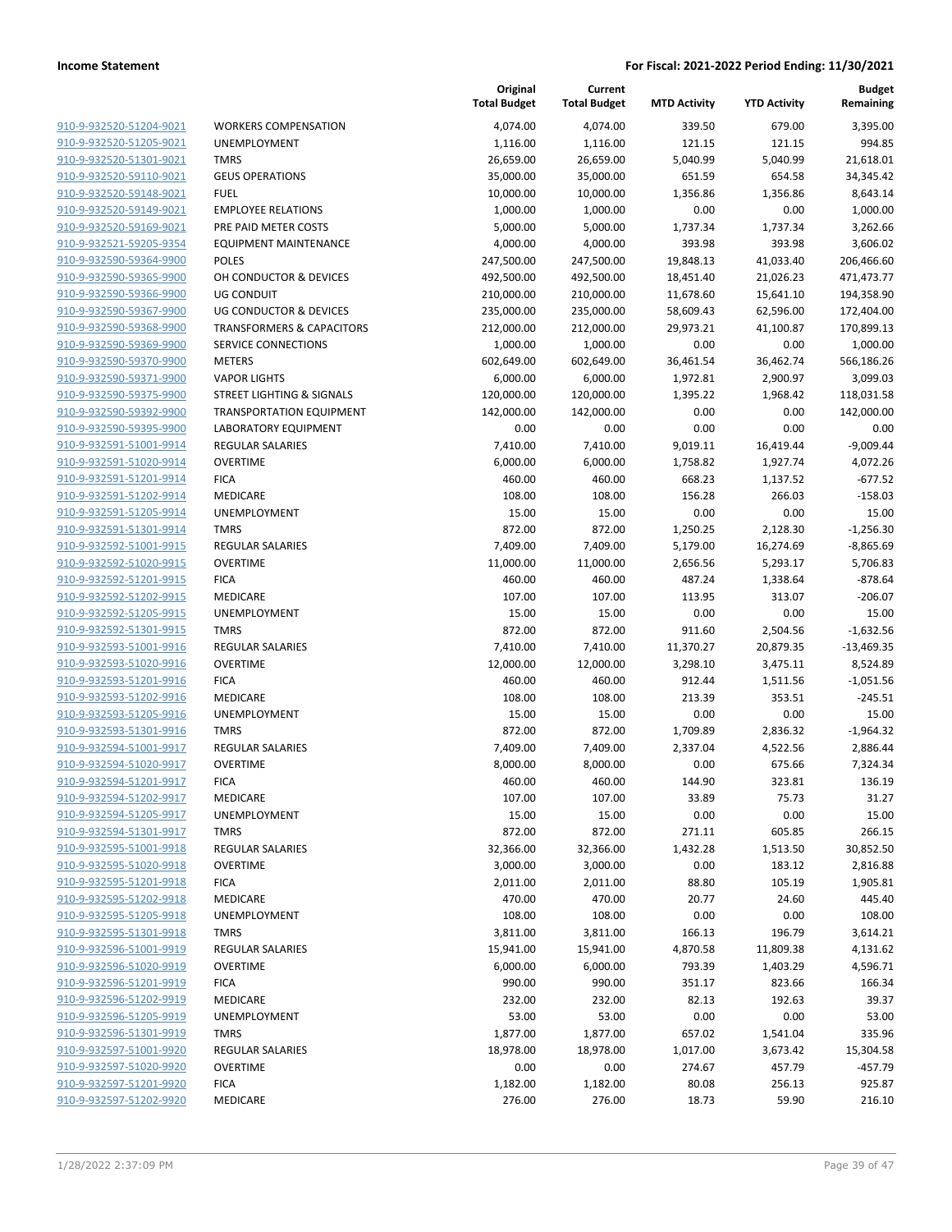**Income Statement** — For Fiscal: 2021-2022 Period Ending: 11/30/2021

| | | Original Total Budget | Current Total Budget | MTD Activity | YTD Activity | Budget Remaining |
|---|---|---|---|---|---|---|
| 910-9-932520-51204-9021 | WORKERS COMPENSATION | 4,074.00 | 4,074.00 | 339.50 | 679.00 | 3,395.00 |
| 910-9-932520-51205-9021 | UNEMPLOYMENT | 1,116.00 | 1,116.00 | 121.15 | 121.15 | 994.85 |
| 910-9-932520-51301-9021 | TMRS | 26,659.00 | 26,659.00 | 5,040.99 | 5,040.99 | 21,618.01 |
| 910-9-932520-59110-9021 | GEUS OPERATIONS | 35,000.00 | 35,000.00 | 651.59 | 654.58 | 34,345.42 |
| 910-9-932520-59148-9021 | FUEL | 10,000.00 | 10,000.00 | 1,356.86 | 1,356.86 | 8,643.14 |
| 910-9-932520-59149-9021 | EMPLOYEE RELATIONS | 1,000.00 | 1,000.00 | 0.00 | 0.00 | 1,000.00 |
| 910-9-932520-59169-9021 | PRE PAID METER COSTS | 5,000.00 | 5,000.00 | 1,737.34 | 1,737.34 | 3,262.66 |
| 910-9-932521-59205-9354 | EQUIPMENT MAINTENANCE | 4,000.00 | 4,000.00 | 393.98 | 393.98 | 3,606.02 |
| 910-9-932590-59364-9900 | POLES | 247,500.00 | 247,500.00 | 19,848.13 | 41,033.40 | 206,466.60 |
| 910-9-932590-59365-9900 | OH CONDUCTOR & DEVICES | 492,500.00 | 492,500.00 | 18,451.40 | 21,026.23 | 471,473.77 |
| 910-9-932590-59366-9900 | UG CONDUIT | 210,000.00 | 210,000.00 | 11,678.60 | 15,641.10 | 194,358.90 |
| 910-9-932590-59367-9900 | UG CONDUCTOR & DEVICES | 235,000.00 | 235,000.00 | 58,609.43 | 62,596.00 | 172,404.00 |
| 910-9-932590-59368-9900 | TRANSFORMERS & CAPACITORS | 212,000.00 | 212,000.00 | 29,973.21 | 41,100.87 | 170,899.13 |
| 910-9-932590-59369-9900 | SERVICE CONNECTIONS | 1,000.00 | 1,000.00 | 0.00 | 0.00 | 1,000.00 |
| 910-9-932590-59370-9900 | METERS | 602,649.00 | 602,649.00 | 36,461.54 | 36,462.74 | 566,186.26 |
| 910-9-932590-59371-9900 | VAPOR LIGHTS | 6,000.00 | 6,000.00 | 1,972.81 | 2,900.97 | 3,099.03 |
| 910-9-932590-59375-9900 | STREET LIGHTING & SIGNALS | 120,000.00 | 120,000.00 | 1,395.22 | 1,968.42 | 118,031.58 |
| 910-9-932590-59392-9900 | TRANSPORTATION EQUIPMENT | 142,000.00 | 142,000.00 | 0.00 | 0.00 | 142,000.00 |
| 910-9-932590-59395-9900 | LABORATORY EQUIPMENT | 0.00 | 0.00 | 0.00 | 0.00 | 0.00 |
| 910-9-932591-51001-9914 | REGULAR SALARIES | 7,410.00 | 7,410.00 | 9,019.11 | 16,419.44 | -9,009.44 |
| 910-9-932591-51020-9914 | OVERTIME | 6,000.00 | 6,000.00 | 1,758.82 | 1,927.74 | 4,072.26 |
| 910-9-932591-51201-9914 | FICA | 460.00 | 460.00 | 668.23 | 1,137.52 | -677.52 |
| 910-9-932591-51202-9914 | MEDICARE | 108.00 | 108.00 | 156.28 | 266.03 | -158.03 |
| 910-9-932591-51205-9914 | UNEMPLOYMENT | 15.00 | 15.00 | 0.00 | 0.00 | 15.00 |
| 910-9-932591-51301-9914 | TMRS | 872.00 | 872.00 | 1,250.25 | 2,128.30 | -1,256.30 |
| 910-9-932592-51001-9915 | REGULAR SALARIES | 7,409.00 | 7,409.00 | 5,179.00 | 16,274.69 | -8,865.69 |
| 910-9-932592-51020-9915 | OVERTIME | 11,000.00 | 11,000.00 | 2,656.56 | 5,293.17 | 5,706.83 |
| 910-9-932592-51201-9915 | FICA | 460.00 | 460.00 | 487.24 | 1,338.64 | -878.64 |
| 910-9-932592-51202-9915 | MEDICARE | 107.00 | 107.00 | 113.95 | 313.07 | -206.07 |
| 910-9-932592-51205-9915 | UNEMPLOYMENT | 15.00 | 15.00 | 0.00 | 0.00 | 15.00 |
| 910-9-932592-51301-9915 | TMRS | 872.00 | 872.00 | 911.60 | 2,504.56 | -1,632.56 |
| 910-9-932593-51001-9916 | REGULAR SALARIES | 7,410.00 | 7,410.00 | 11,370.27 | 20,879.35 | -13,469.35 |
| 910-9-932593-51020-9916 | OVERTIME | 12,000.00 | 12,000.00 | 3,298.10 | 3,475.11 | 8,524.89 |
| 910-9-932593-51201-9916 | FICA | 460.00 | 460.00 | 912.44 | 1,511.56 | -1,051.56 |
| 910-9-932593-51202-9916 | MEDICARE | 108.00 | 108.00 | 213.39 | 353.51 | -245.51 |
| 910-9-932593-51205-9916 | UNEMPLOYMENT | 15.00 | 15.00 | 0.00 | 0.00 | 15.00 |
| 910-9-932593-51301-9916 | TMRS | 872.00 | 872.00 | 1,709.89 | 2,836.32 | -1,964.32 |
| 910-9-932594-51001-9917 | REGULAR SALARIES | 7,409.00 | 7,409.00 | 2,337.04 | 4,522.56 | 2,886.44 |
| 910-9-932594-51020-9917 | OVERTIME | 8,000.00 | 8,000.00 | 0.00 | 675.66 | 7,324.34 |
| 910-9-932594-51201-9917 | FICA | 460.00 | 460.00 | 144.90 | 323.81 | 136.19 |
| 910-9-932594-51202-9917 | MEDICARE | 107.00 | 107.00 | 33.89 | 75.73 | 31.27 |
| 910-9-932594-51205-9917 | UNEMPLOYMENT | 15.00 | 15.00 | 0.00 | 0.00 | 15.00 |
| 910-9-932594-51301-9917 | TMRS | 872.00 | 872.00 | 271.11 | 605.85 | 266.15 |
| 910-9-932595-51001-9918 | REGULAR SALARIES | 32,366.00 | 32,366.00 | 1,432.28 | 1,513.50 | 30,852.50 |
| 910-9-932595-51020-9918 | OVERTIME | 3,000.00 | 3,000.00 | 0.00 | 183.12 | 2,816.88 |
| 910-9-932595-51201-9918 | FICA | 2,011.00 | 2,011.00 | 88.80 | 105.19 | 1,905.81 |
| 910-9-932595-51202-9918 | MEDICARE | 470.00 | 470.00 | 20.77 | 24.60 | 445.40 |
| 910-9-932595-51205-9918 | UNEMPLOYMENT | 108.00 | 108.00 | 0.00 | 0.00 | 108.00 |
| 910-9-932595-51301-9918 | TMRS | 3,811.00 | 3,811.00 | 166.13 | 196.79 | 3,614.21 |
| 910-9-932596-51001-9919 | REGULAR SALARIES | 15,941.00 | 15,941.00 | 4,870.58 | 11,809.38 | 4,131.62 |
| 910-9-932596-51020-9919 | OVERTIME | 6,000.00 | 6,000.00 | 793.39 | 1,403.29 | 4,596.71 |
| 910-9-932596-51201-9919 | FICA | 990.00 | 990.00 | 351.17 | 823.66 | 166.34 |
| 910-9-932596-51202-9919 | MEDICARE | 232.00 | 232.00 | 82.13 | 192.63 | 39.37 |
| 910-9-932596-51205-9919 | UNEMPLOYMENT | 53.00 | 53.00 | 0.00 | 0.00 | 53.00 |
| 910-9-932596-51301-9919 | TMRS | 1,877.00 | 1,877.00 | 657.02 | 1,541.04 | 335.96 |
| 910-9-932597-51001-9920 | REGULAR SALARIES | 18,978.00 | 18,978.00 | 1,017.00 | 3,673.42 | 15,304.58 |
| 910-9-932597-51020-9920 | OVERTIME | 0.00 | 0.00 | 274.67 | 457.79 | -457.79 |
| 910-9-932597-51201-9920 | FICA | 1,182.00 | 1,182.00 | 80.08 | 256.13 | 925.87 |
| 910-9-932597-51202-9920 | MEDICARE | 276.00 | 276.00 | 18.73 | 59.90 | 216.10 |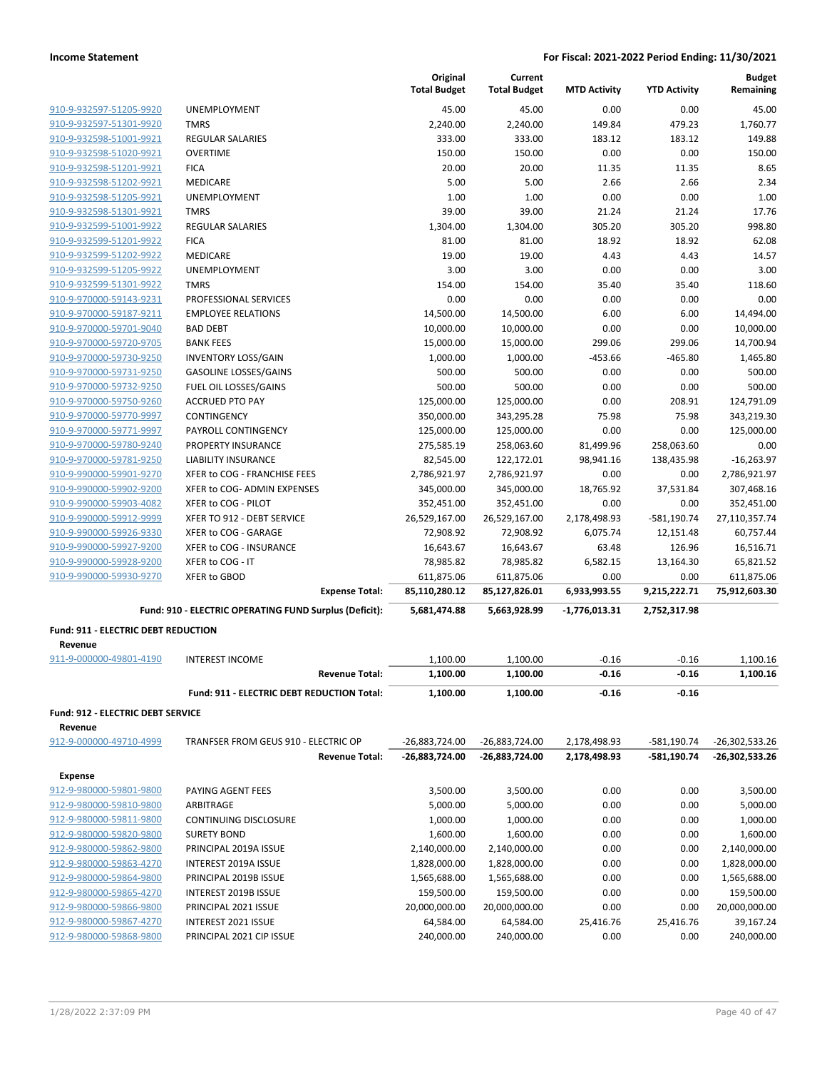**Income Statement** | **For Fiscal: 2021-2022 Period Ending: 11/30/2021**

| | | Original Total Budget | Current Total Budget | MTD Activity | YTD Activity | Budget Remaining |
|---|---|---|---|---|---|---|
| 910-9-932597-51205-9920 | UNEMPLOYMENT | 45.00 | 45.00 | 0.00 | 0.00 | 45.00 |
| 910-9-932597-51301-9920 | TMRS | 2,240.00 | 2,240.00 | 149.84 | 479.23 | 1,760.77 |
| 910-9-932598-51001-9921 | REGULAR SALARIES | 333.00 | 333.00 | 183.12 | 183.12 | 149.88 |
| 910-9-932598-51020-9921 | OVERTIME | 150.00 | 150.00 | 0.00 | 0.00 | 150.00 |
| 910-9-932598-51201-9921 | FICA | 20.00 | 20.00 | 11.35 | 11.35 | 8.65 |
| 910-9-932598-51202-9921 | MEDICARE | 5.00 | 5.00 | 2.66 | 2.66 | 2.34 |
| 910-9-932598-51205-9921 | UNEMPLOYMENT | 1.00 | 1.00 | 0.00 | 0.00 | 1.00 |
| 910-9-932598-51301-9921 | TMRS | 39.00 | 39.00 | 21.24 | 21.24 | 17.76 |
| 910-9-932599-51001-9922 | REGULAR SALARIES | 1,304.00 | 1,304.00 | 305.20 | 305.20 | 998.80 |
| 910-9-932599-51201-9922 | FICA | 81.00 | 81.00 | 18.92 | 18.92 | 62.08 |
| 910-9-932599-51202-9922 | MEDICARE | 19.00 | 19.00 | 4.43 | 4.43 | 14.57 |
| 910-9-932599-51205-9922 | UNEMPLOYMENT | 3.00 | 3.00 | 0.00 | 0.00 | 3.00 |
| 910-9-932599-51301-9922 | TMRS | 154.00 | 154.00 | 35.40 | 35.40 | 118.60 |
| 910-9-970000-59143-9231 | PROFESSIONAL SERVICES | 0.00 | 0.00 | 0.00 | 0.00 | 0.00 |
| 910-9-970000-59187-9211 | EMPLOYEE RELATIONS | 14,500.00 | 14,500.00 | 6.00 | 6.00 | 14,494.00 |
| 910-9-970000-59701-9040 | BAD DEBT | 10,000.00 | 10,000.00 | 0.00 | 0.00 | 10,000.00 |
| 910-9-970000-59720-9705 | BANK FEES | 15,000.00 | 15,000.00 | 299.06 | 299.06 | 14,700.94 |
| 910-9-970000-59730-9250 | INVENTORY LOSS/GAIN | 1,000.00 | 1,000.00 | -453.66 | -465.80 | 1,465.80 |
| 910-9-970000-59731-9250 | GASOLINE LOSSES/GAINS | 500.00 | 500.00 | 0.00 | 0.00 | 500.00 |
| 910-9-970000-59732-9250 | FUEL OIL LOSSES/GAINS | 500.00 | 500.00 | 0.00 | 0.00 | 500.00 |
| 910-9-970000-59750-9260 | ACCRUED PTO PAY | 125,000.00 | 125,000.00 | 0.00 | 208.91 | 124,791.09 |
| 910-9-970000-59770-9997 | CONTINGENCY | 350,000.00 | 343,295.28 | 75.98 | 75.98 | 343,219.30 |
| 910-9-970000-59771-9997 | PAYROLL CONTINGENCY | 125,000.00 | 125,000.00 | 0.00 | 0.00 | 125,000.00 |
| 910-9-970000-59780-9240 | PROPERTY INSURANCE | 275,585.19 | 258,063.60 | 81,499.96 | 258,063.60 | 0.00 |
| 910-9-970000-59781-9250 | LIABILITY INSURANCE | 82,545.00 | 122,172.01 | 98,941.16 | 138,435.98 | -16,263.97 |
| 910-9-990000-59901-9270 | XFER to COG - FRANCHISE FEES | 2,786,921.97 | 2,786,921.97 | 0.00 | 0.00 | 2,786,921.97 |
| 910-9-990000-59902-9200 | XFER to COG- ADMIN EXPENSES | 345,000.00 | 345,000.00 | 18,765.92 | 37,531.84 | 307,468.16 |
| 910-9-990000-59903-4082 | XFER to COG - PILOT | 352,451.00 | 352,451.00 | 0.00 | 0.00 | 352,451.00 |
| 910-9-990000-59912-9999 | XFER TO 912 - DEBT SERVICE | 26,529,167.00 | 26,529,167.00 | 2,178,498.93 | -581,190.74 | 27,110,357.74 |
| 910-9-990000-59926-9330 | XFER to COG - GARAGE | 72,908.92 | 72,908.92 | 6,075.74 | 12,151.48 | 60,757.44 |
| 910-9-990000-59927-9200 | XFER to COG - INSURANCE | 16,643.67 | 16,643.67 | 63.48 | 126.96 | 16,516.71 |
| 910-9-990000-59928-9200 | XFER to COG - IT | 78,985.82 | 78,985.82 | 6,582.15 | 13,164.30 | 65,821.52 |
| 910-9-990000-59930-9270 | XFER to GBOD | 611,875.06 | 611,875.06 | 0.00 | 0.00 | 611,875.06 |
| | **Expense Total:** | **85,110,280.12** | **85,127,826.01** | **6,933,993.55** | **9,215,222.71** | **75,912,603.30** |
| | **Fund: 910 - ELECTRIC OPERATING FUND Surplus (Deficit):** | **5,681,474.88** | **5,663,928.99** | **-1,776,013.31** | **2,752,317.98** | |

**Fund: 911 - ELECTRIC DEBT REDUCTION**

**Revenue**

| | | Original Total Budget | Current Total Budget | MTD Activity | YTD Activity | Budget Remaining |
|---|---|---|---|---|---|---|
| 911-9-000000-49801-4190 | INTEREST INCOME | 1,100.00 | 1,100.00 | -0.16 | -0.16 | 1,100.16 |
| | **Revenue Total:** | **1,100.00** | **1,100.00** | **-0.16** | **-0.16** | **1,100.16** |
| | **Fund: 911 - ELECTRIC DEBT REDUCTION Total:** | **1,100.00** | **1,100.00** | **-0.16** | **-0.16** | |

**Fund: 912 - ELECTRIC DEBT SERVICE**

**Revenue**

| | | Original Total Budget | Current Total Budget | MTD Activity | YTD Activity | Budget Remaining |
|---|---|---|---|---|---|---|
| 912-9-000000-49710-4999 | TRANFSER FROM GEUS 910 - ELECTRIC OP | -26,883,724.00 | -26,883,724.00 | 2,178,498.93 | -581,190.74 | -26,302,533.26 |
| | **Revenue Total:** | **-26,883,724.00** | **-26,883,724.00** | **2,178,498.93** | **-581,190.74** | **-26,302,533.26** |

**Expense**

| | | Original Total Budget | Current Total Budget | MTD Activity | YTD Activity | Budget Remaining |
|---|---|---|---|---|---|---|
| 912-9-980000-59801-9800 | PAYING AGENT FEES | 3,500.00 | 3,500.00 | 0.00 | 0.00 | 3,500.00 |
| 912-9-980000-59810-9800 | ARBITRAGE | 5,000.00 | 5,000.00 | 0.00 | 0.00 | 5,000.00 |
| 912-9-980000-59811-9800 | CONTINUING DISCLOSURE | 1,000.00 | 1,000.00 | 0.00 | 0.00 | 1,000.00 |
| 912-9-980000-59820-9800 | SURETY BOND | 1,600.00 | 1,600.00 | 0.00 | 0.00 | 1,600.00 |
| 912-9-980000-59862-9800 | PRINCIPAL 2019A ISSUE | 2,140,000.00 | 2,140,000.00 | 0.00 | 0.00 | 2,140,000.00 |
| 912-9-980000-59863-4270 | INTEREST 2019A ISSUE | 1,828,000.00 | 1,828,000.00 | 0.00 | 0.00 | 1,828,000.00 |
| 912-9-980000-59864-9800 | PRINCIPAL 2019B ISSUE | 1,565,688.00 | 1,565,688.00 | 0.00 | 0.00 | 1,565,688.00 |
| 912-9-980000-59865-4270 | INTEREST 2019B ISSUE | 159,500.00 | 159,500.00 | 0.00 | 0.00 | 159,500.00 |
| 912-9-980000-59866-9800 | PRINCIPAL 2021 ISSUE | 20,000,000.00 | 20,000,000.00 | 0.00 | 0.00 | 20,000,000.00 |
| 912-9-980000-59867-4270 | INTEREST 2021 ISSUE | 64,584.00 | 64,584.00 | 25,416.76 | 25,416.76 | 39,167.24 |
| 912-9-980000-59868-9800 | PRINCIPAL 2021 CIP ISSUE | 240,000.00 | 240,000.00 | 0.00 | 0.00 | 240,000.00 |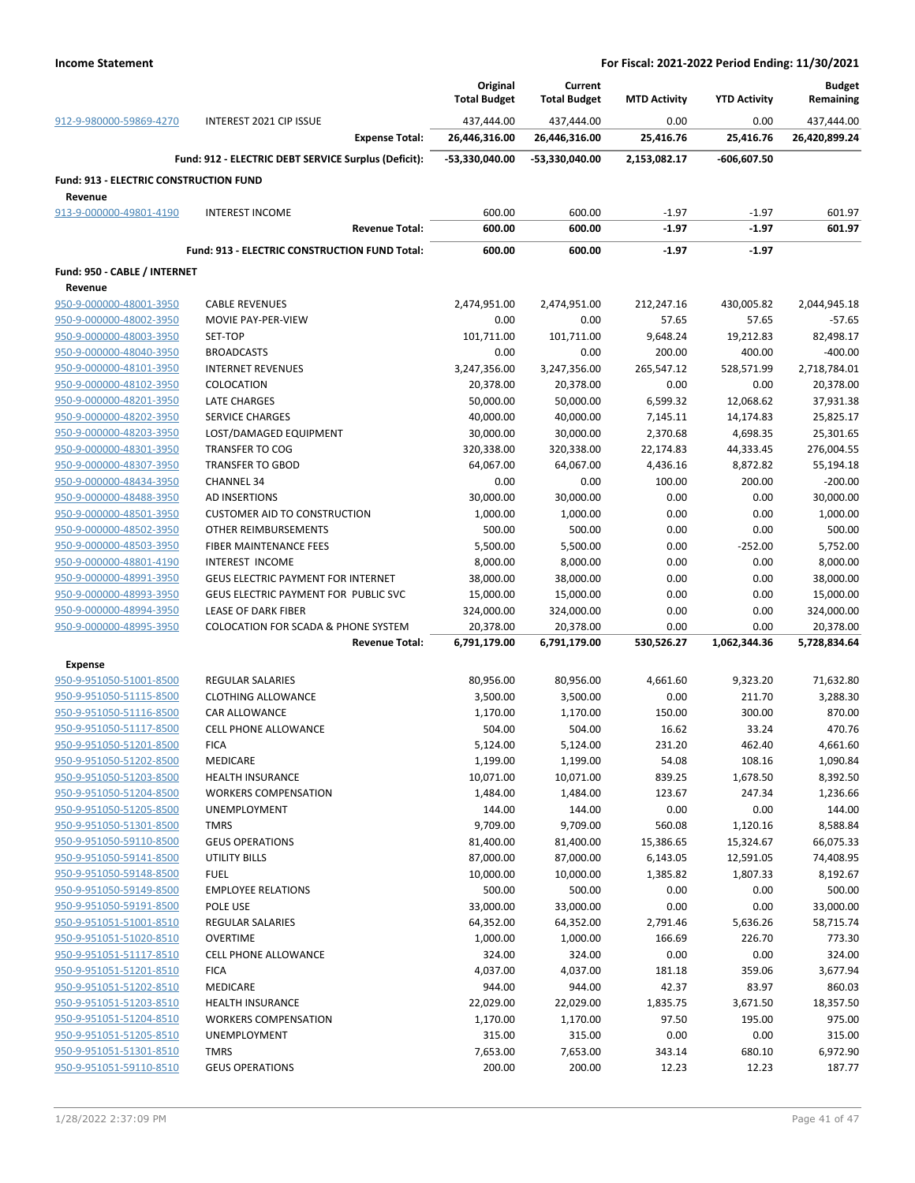| | | Original Total Budget | Current Total Budget | MTD Activity | YTD Activity | Budget Remaining |
|---|---|---|---|---|---|---|
| 912-9-980000-59869-4270 | INTEREST 2021 CIP ISSUE | 437,444.00 | 437,444.00 | 0.00 | 0.00 | 437,444.00 |
| | **Expense Total:** | **26,446,316.00** | **26,446,316.00** | **25,416.76** | **25,416.76** | **26,420,899.24** |
| | **Fund: 912 - ELECTRIC DEBT SERVICE Surplus (Deficit):** | **-53,330,040.00** | **-53,330,040.00** | **2,153,082.17** | **-606,607.50** | |
| **Fund: 913 - ELECTRIC CONSTRUCTION FUND** | | | | | | |
| **Revenue** | | | | | | |
| 913-9-000000-49801-4190 | INTEREST INCOME | 600.00 | 600.00 | -1.97 | -1.97 | 601.97 |
| | **Revenue Total:** | **600.00** | **600.00** | **-1.97** | **-1.97** | **601.97** |
| | **Fund: 913 - ELECTRIC CONSTRUCTION FUND Total:** | **600.00** | **600.00** | **-1.97** | **-1.97** | |
| **Fund: 950 - CABLE / INTERNET** | | | | | | |
| **Revenue** | | | | | | |
| 950-9-000000-48001-3950 | CABLE REVENUES | 2,474,951.00 | 2,474,951.00 | 212,247.16 | 430,005.82 | 2,044,945.18 |
| 950-9-000000-48002-3950 | MOVIE PAY-PER-VIEW | 0.00 | 0.00 | 57.65 | 57.65 | -57.65 |
| 950-9-000000-48003-3950 | SET-TOP | 101,711.00 | 101,711.00 | 9,648.24 | 19,212.83 | 82,498.17 |
| 950-9-000000-48040-3950 | BROADCASTS | 0.00 | 0.00 | 200.00 | 400.00 | -400.00 |
| 950-9-000000-48101-3950 | INTERNET REVENUES | 3,247,356.00 | 3,247,356.00 | 265,547.12 | 528,571.99 | 2,718,784.01 |
| 950-9-000000-48102-3950 | COLOCATION | 20,378.00 | 20,378.00 | 0.00 | 0.00 | 20,378.00 |
| 950-9-000000-48201-3950 | LATE CHARGES | 50,000.00 | 50,000.00 | 6,599.32 | 12,068.62 | 37,931.38 |
| 950-9-000000-48202-3950 | SERVICE CHARGES | 40,000.00 | 40,000.00 | 7,145.11 | 14,174.83 | 25,825.17 |
| 950-9-000000-48203-3950 | LOST/DAMAGED EQUIPMENT | 30,000.00 | 30,000.00 | 2,370.68 | 4,698.35 | 25,301.65 |
| 950-9-000000-48301-3950 | TRANSFER TO COG | 320,338.00 | 320,338.00 | 22,174.83 | 44,333.45 | 276,004.55 |
| 950-9-000000-48307-3950 | TRANSFER TO GBOD | 64,067.00 | 64,067.00 | 4,436.16 | 8,872.82 | 55,194.18 |
| 950-9-000000-48434-3950 | CHANNEL 34 | 0.00 | 0.00 | 100.00 | 200.00 | -200.00 |
| 950-9-000000-48488-3950 | AD INSERTIONS | 30,000.00 | 30,000.00 | 0.00 | 0.00 | 30,000.00 |
| 950-9-000000-48501-3950 | CUSTOMER AID TO CONSTRUCTION | 1,000.00 | 1,000.00 | 0.00 | 0.00 | 1,000.00 |
| 950-9-000000-48502-3950 | OTHER REIMBURSEMENTS | 500.00 | 500.00 | 0.00 | 0.00 | 500.00 |
| 950-9-000000-48503-3950 | FIBER MAINTENANCE FEES | 5,500.00 | 5,500.00 | 0.00 | -252.00 | 5,752.00 |
| 950-9-000000-48801-4190 | INTEREST INCOME | 8,000.00 | 8,000.00 | 0.00 | 0.00 | 8,000.00 |
| 950-9-000000-48991-3950 | GEUS ELECTRIC PAYMENT FOR INTERNET | 38,000.00 | 38,000.00 | 0.00 | 0.00 | 38,000.00 |
| 950-9-000000-48993-3950 | GEUS ELECTRIC PAYMENT FOR PUBLIC SVC | 15,000.00 | 15,000.00 | 0.00 | 0.00 | 15,000.00 |
| 950-9-000000-48994-3950 | LEASE OF DARK FIBER | 324,000.00 | 324,000.00 | 0.00 | 0.00 | 324,000.00 |
| 950-9-000000-48995-3950 | COLOCATION FOR SCADA & PHONE SYSTEM | 20,378.00 | 20,378.00 | 0.00 | 0.00 | 20,378.00 |
| | **Revenue Total:** | **6,791,179.00** | **6,791,179.00** | **530,526.27** | **1,062,344.36** | **5,728,834.64** |
| **Expense** | | | | | | |
| 950-9-951050-51001-8500 | REGULAR SALARIES | 80,956.00 | 80,956.00 | 4,661.60 | 9,323.20 | 71,632.80 |
| 950-9-951050-51115-8500 | CLOTHING ALLOWANCE | 3,500.00 | 3,500.00 | 0.00 | 211.70 | 3,288.30 |
| 950-9-951050-51116-8500 | CAR ALLOWANCE | 1,170.00 | 1,170.00 | 150.00 | 300.00 | 870.00 |
| 950-9-951050-51117-8500 | CELL PHONE ALLOWANCE | 504.00 | 504.00 | 16.62 | 33.24 | 470.76 |
| 950-9-951050-51201-8500 | FICA | 5,124.00 | 5,124.00 | 231.20 | 462.40 | 4,661.60 |
| 950-9-951050-51202-8500 | MEDICARE | 1,199.00 | 1,199.00 | 54.08 | 108.16 | 1,090.84 |
| 950-9-951050-51203-8500 | HEALTH INSURANCE | 10,071.00 | 10,071.00 | 839.25 | 1,678.50 | 8,392.50 |
| 950-9-951050-51204-8500 | WORKERS COMPENSATION | 1,484.00 | 1,484.00 | 123.67 | 247.34 | 1,236.66 |
| 950-9-951050-51205-8500 | UNEMPLOYMENT | 144.00 | 144.00 | 0.00 | 0.00 | 144.00 |
| 950-9-951050-51301-8500 | TMRS | 9,709.00 | 9,709.00 | 560.08 | 1,120.16 | 8,588.84 |
| 950-9-951050-59110-8500 | GEUS OPERATIONS | 81,400.00 | 81,400.00 | 15,386.65 | 15,324.67 | 66,075.33 |
| 950-9-951050-59141-8500 | UTILITY BILLS | 87,000.00 | 87,000.00 | 6,143.05 | 12,591.05 | 74,408.95 |
| 950-9-951050-59148-8500 | FUEL | 10,000.00 | 10,000.00 | 1,385.82 | 1,807.33 | 8,192.67 |
| 950-9-951050-59149-8500 | EMPLOYEE RELATIONS | 500.00 | 500.00 | 0.00 | 0.00 | 500.00 |
| 950-9-951050-59191-8500 | POLE USE | 33,000.00 | 33,000.00 | 0.00 | 0.00 | 33,000.00 |
| 950-9-951051-51001-8510 | REGULAR SALARIES | 64,352.00 | 64,352.00 | 2,791.46 | 5,636.26 | 58,715.74 |
| 950-9-951051-51020-8510 | OVERTIME | 1,000.00 | 1,000.00 | 166.69 | 226.70 | 773.30 |
| 950-9-951051-51117-8510 | CELL PHONE ALLOWANCE | 324.00 | 324.00 | 0.00 | 0.00 | 324.00 |
| 950-9-951051-51201-8510 | FICA | 4,037.00 | 4,037.00 | 181.18 | 359.06 | 3,677.94 |
| 950-9-951051-51202-8510 | MEDICARE | 944.00 | 944.00 | 42.37 | 83.97 | 860.03 |
| 950-9-951051-51203-8510 | HEALTH INSURANCE | 22,029.00 | 22,029.00 | 1,835.75 | 3,671.50 | 18,357.50 |
| 950-9-951051-51204-8510 | WORKERS COMPENSATION | 1,170.00 | 1,170.00 | 97.50 | 195.00 | 975.00 |
| 950-9-951051-51205-8510 | UNEMPLOYMENT | 315.00 | 315.00 | 0.00 | 0.00 | 315.00 |
| 950-9-951051-51301-8510 | TMRS | 7,653.00 | 7,653.00 | 343.14 | 680.10 | 6,972.90 |
| 950-9-951051-59110-8510 | GEUS OPERATIONS | 200.00 | 200.00 | 12.23 | 12.23 | 187.77 |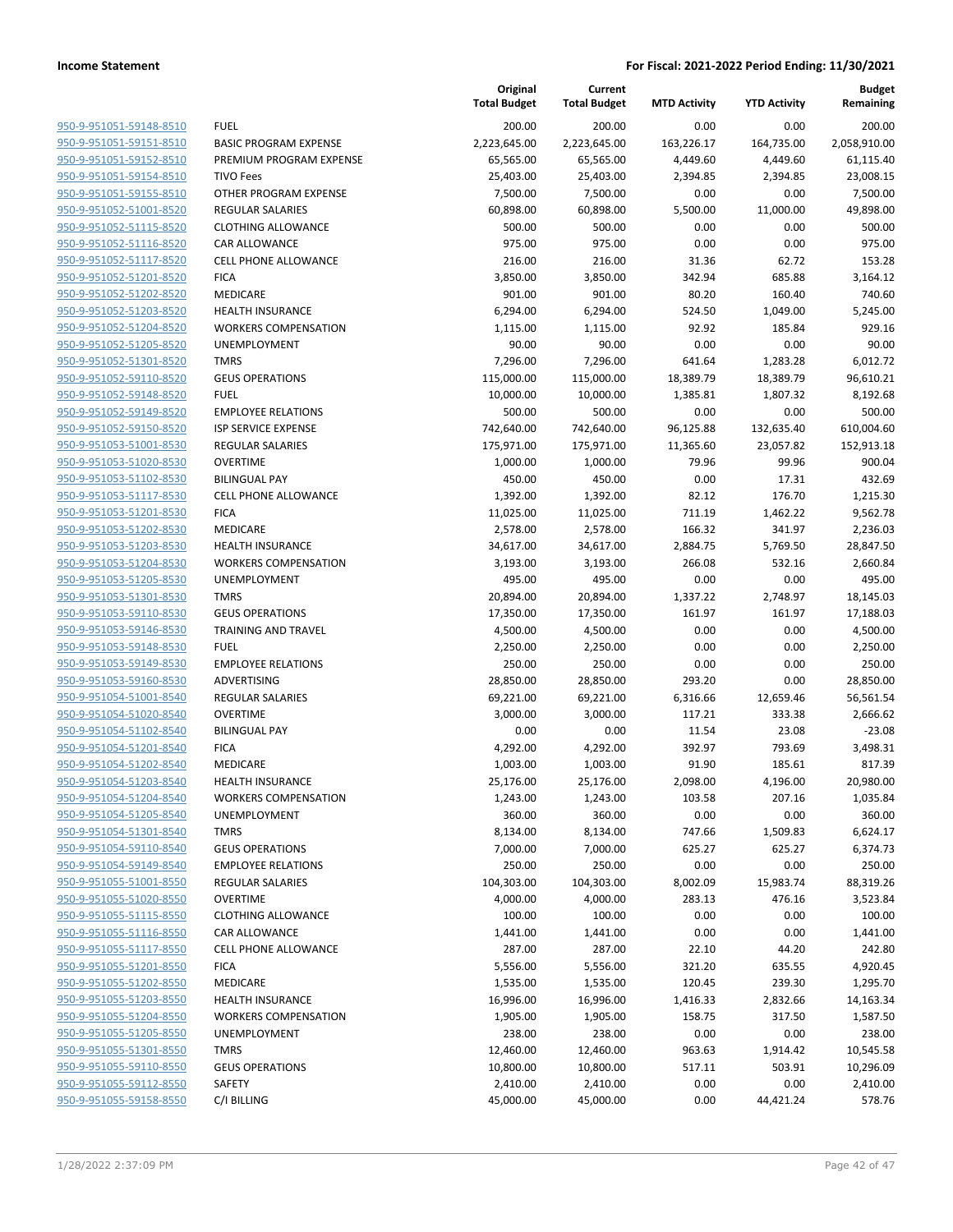**Income Statement**

**For Fiscal: 2021-2022 Period Ending: 11/30/2021**

| | | Original Total Budget | Current Total Budget | MTD Activity | YTD Activity | Budget Remaining |
|---|---|---|---|---|---|---|
| 950-9-951051-59148-8510 | FUEL | 200.00 | 200.00 | 0.00 | 0.00 | 200.00 |
| 950-9-951051-59151-8510 | BASIC PROGRAM EXPENSE | 2,223,645.00 | 2,223,645.00 | 163,226.17 | 164,735.00 | 2,058,910.00 |
| 950-9-951051-59152-8510 | PREMIUM PROGRAM EXPENSE | 65,565.00 | 65,565.00 | 4,449.60 | 4,449.60 | 61,115.40 |
| 950-9-951051-59154-8510 | TIVO Fees | 25,403.00 | 25,403.00 | 2,394.85 | 2,394.85 | 23,008.15 |
| 950-9-951051-59155-8510 | OTHER PROGRAM EXPENSE | 7,500.00 | 7,500.00 | 0.00 | 0.00 | 7,500.00 |
| 950-9-951052-51001-8520 | REGULAR SALARIES | 60,898.00 | 60,898.00 | 5,500.00 | 11,000.00 | 49,898.00 |
| 950-9-951052-51115-8520 | CLOTHING ALLOWANCE | 500.00 | 500.00 | 0.00 | 0.00 | 500.00 |
| 950-9-951052-51116-8520 | CAR ALLOWANCE | 975.00 | 975.00 | 0.00 | 0.00 | 975.00 |
| 950-9-951052-51117-8520 | CELL PHONE ALLOWANCE | 216.00 | 216.00 | 31.36 | 62.72 | 153.28 |
| 950-9-951052-51201-8520 | FICA | 3,850.00 | 3,850.00 | 342.94 | 685.88 | 3,164.12 |
| 950-9-951052-51202-8520 | MEDICARE | 901.00 | 901.00 | 80.20 | 160.40 | 740.60 |
| 950-9-951052-51203-8520 | HEALTH INSURANCE | 6,294.00 | 6,294.00 | 524.50 | 1,049.00 | 5,245.00 |
| 950-9-951052-51204-8520 | WORKERS COMPENSATION | 1,115.00 | 1,115.00 | 92.92 | 185.84 | 929.16 |
| 950-9-951052-51205-8520 | UNEMPLOYMENT | 90.00 | 90.00 | 0.00 | 0.00 | 90.00 |
| 950-9-951052-51301-8520 | TMRS | 7,296.00 | 7,296.00 | 641.64 | 1,283.28 | 6,012.72 |
| 950-9-951052-59110-8520 | GEUS OPERATIONS | 115,000.00 | 115,000.00 | 18,389.79 | 18,389.79 | 96,610.21 |
| 950-9-951052-59148-8520 | FUEL | 10,000.00 | 10,000.00 | 1,385.81 | 1,807.32 | 8,192.68 |
| 950-9-951052-59149-8520 | EMPLOYEE RELATIONS | 500.00 | 500.00 | 0.00 | 0.00 | 500.00 |
| 950-9-951052-59150-8520 | ISP SERVICE EXPENSE | 742,640.00 | 742,640.00 | 96,125.88 | 132,635.40 | 610,004.60 |
| 950-9-951053-51001-8530 | REGULAR SALARIES | 175,971.00 | 175,971.00 | 11,365.60 | 23,057.82 | 152,913.18 |
| 950-9-951053-51020-8530 | OVERTIME | 1,000.00 | 1,000.00 | 79.96 | 99.96 | 900.04 |
| 950-9-951053-51102-8530 | BILINGUAL PAY | 450.00 | 450.00 | 0.00 | 17.31 | 432.69 |
| 950-9-951053-51117-8530 | CELL PHONE ALLOWANCE | 1,392.00 | 1,392.00 | 82.12 | 176.70 | 1,215.30 |
| 950-9-951053-51201-8530 | FICA | 11,025.00 | 11,025.00 | 711.19 | 1,462.22 | 9,562.78 |
| 950-9-951053-51202-8530 | MEDICARE | 2,578.00 | 2,578.00 | 166.32 | 341.97 | 2,236.03 |
| 950-9-951053-51203-8530 | HEALTH INSURANCE | 34,617.00 | 34,617.00 | 2,884.75 | 5,769.50 | 28,847.50 |
| 950-9-951053-51204-8530 | WORKERS COMPENSATION | 3,193.00 | 3,193.00 | 266.08 | 532.16 | 2,660.84 |
| 950-9-951053-51205-8530 | UNEMPLOYMENT | 495.00 | 495.00 | 0.00 | 0.00 | 495.00 |
| 950-9-951053-51301-8530 | TMRS | 20,894.00 | 20,894.00 | 1,337.22 | 2,748.97 | 18,145.03 |
| 950-9-951053-59110-8530 | GEUS OPERATIONS | 17,350.00 | 17,350.00 | 161.97 | 161.97 | 17,188.03 |
| 950-9-951053-59146-8530 | TRAINING AND TRAVEL | 4,500.00 | 4,500.00 | 0.00 | 0.00 | 4,500.00 |
| 950-9-951053-59148-8530 | FUEL | 2,250.00 | 2,250.00 | 0.00 | 0.00 | 2,250.00 |
| 950-9-951053-59149-8530 | EMPLOYEE RELATIONS | 250.00 | 250.00 | 0.00 | 0.00 | 250.00 |
| 950-9-951053-59160-8530 | ADVERTISING | 28,850.00 | 28,850.00 | 293.20 | 0.00 | 28,850.00 |
| 950-9-951054-51001-8540 | REGULAR SALARIES | 69,221.00 | 69,221.00 | 6,316.66 | 12,659.46 | 56,561.54 |
| 950-9-951054-51020-8540 | OVERTIME | 3,000.00 | 3,000.00 | 117.21 | 333.38 | 2,666.62 |
| 950-9-951054-51102-8540 | BILINGUAL PAY | 0.00 | 0.00 | 11.54 | 23.08 | -23.08 |
| 950-9-951054-51201-8540 | FICA | 4,292.00 | 4,292.00 | 392.97 | 793.69 | 3,498.31 |
| 950-9-951054-51202-8540 | MEDICARE | 1,003.00 | 1,003.00 | 91.90 | 185.61 | 817.39 |
| 950-9-951054-51203-8540 | HEALTH INSURANCE | 25,176.00 | 25,176.00 | 2,098.00 | 4,196.00 | 20,980.00 |
| 950-9-951054-51204-8540 | WORKERS COMPENSATION | 1,243.00 | 1,243.00 | 103.58 | 207.16 | 1,035.84 |
| 950-9-951054-51205-8540 | UNEMPLOYMENT | 360.00 | 360.00 | 0.00 | 0.00 | 360.00 |
| 950-9-951054-51301-8540 | TMRS | 8,134.00 | 8,134.00 | 747.66 | 1,509.83 | 6,624.17 |
| 950-9-951054-59110-8540 | GEUS OPERATIONS | 7,000.00 | 7,000.00 | 625.27 | 625.27 | 6,374.73 |
| 950-9-951054-59149-8540 | EMPLOYEE RELATIONS | 250.00 | 250.00 | 0.00 | 0.00 | 250.00 |
| 950-9-951055-51001-8550 | REGULAR SALARIES | 104,303.00 | 104,303.00 | 8,002.09 | 15,983.74 | 88,319.26 |
| 950-9-951055-51020-8550 | OVERTIME | 4,000.00 | 4,000.00 | 283.13 | 476.16 | 3,523.84 |
| 950-9-951055-51115-8550 | CLOTHING ALLOWANCE | 100.00 | 100.00 | 0.00 | 0.00 | 100.00 |
| 950-9-951055-51116-8550 | CAR ALLOWANCE | 1,441.00 | 1,441.00 | 0.00 | 0.00 | 1,441.00 |
| 950-9-951055-51117-8550 | CELL PHONE ALLOWANCE | 287.00 | 287.00 | 22.10 | 44.20 | 242.80 |
| 950-9-951055-51201-8550 | FICA | 5,556.00 | 5,556.00 | 321.20 | 635.55 | 4,920.45 |
| 950-9-951055-51202-8550 | MEDICARE | 1,535.00 | 1,535.00 | 120.45 | 239.30 | 1,295.70 |
| 950-9-951055-51203-8550 | HEALTH INSURANCE | 16,996.00 | 16,996.00 | 1,416.33 | 2,832.66 | 14,163.34 |
| 950-9-951055-51204-8550 | WORKERS COMPENSATION | 1,905.00 | 1,905.00 | 158.75 | 317.50 | 1,587.50 |
| 950-9-951055-51205-8550 | UNEMPLOYMENT | 238.00 | 238.00 | 0.00 | 0.00 | 238.00 |
| 950-9-951055-51301-8550 | TMRS | 12,460.00 | 12,460.00 | 963.63 | 1,914.42 | 10,545.58 |
| 950-9-951055-59110-8550 | GEUS OPERATIONS | 10,800.00 | 10,800.00 | 517.11 | 503.91 | 10,296.09 |
| 950-9-951055-59112-8550 | SAFETY | 2,410.00 | 2,410.00 | 0.00 | 0.00 | 2,410.00 |
| 950-9-951055-59158-8550 | C/I BILLING | 45,000.00 | 45,000.00 | 0.00 | 44,421.24 | 578.76 |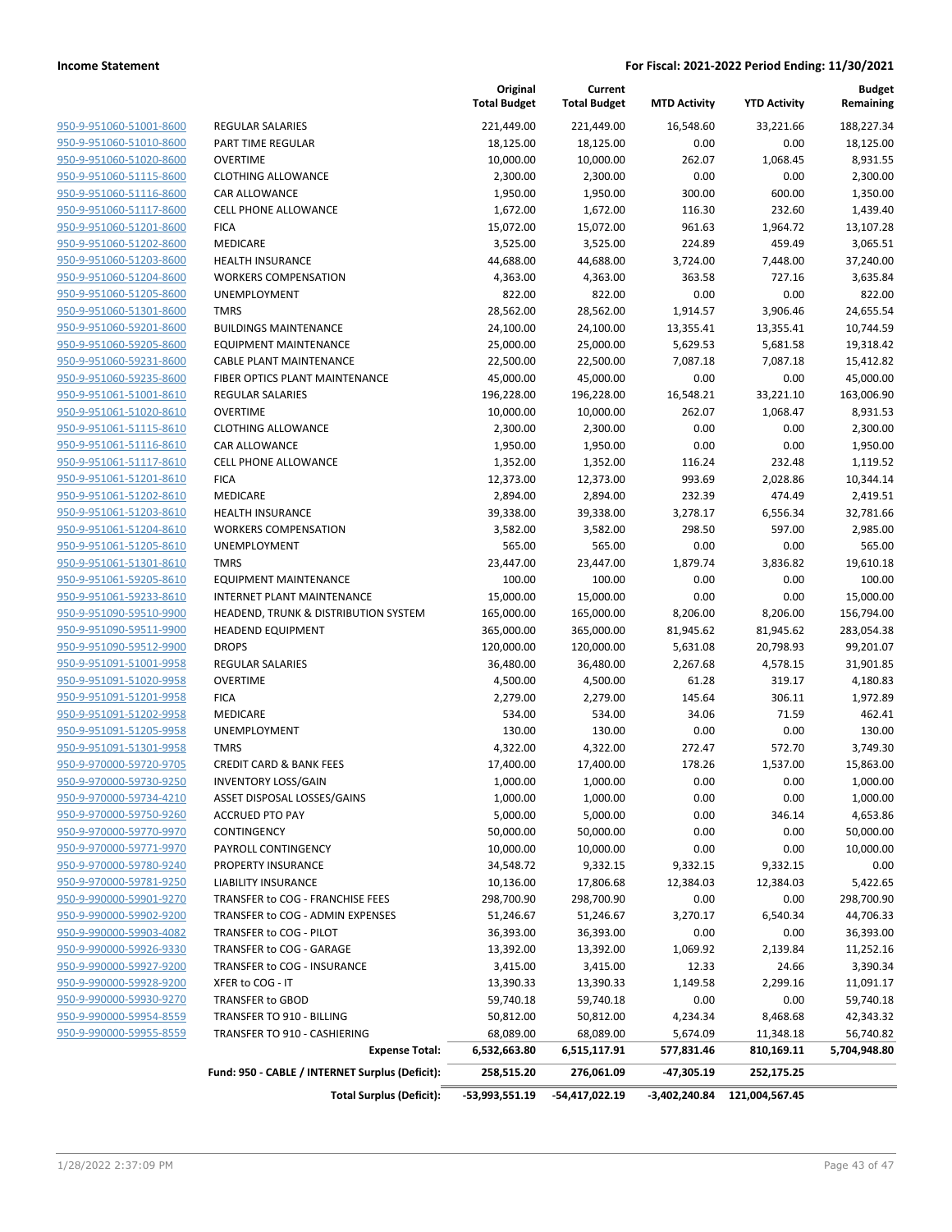**Income Statement** — For Fiscal: 2021-2022 Period Ending: 11/30/2021

| | | Original Total Budget | Current Total Budget | MTD Activity | YTD Activity | Budget Remaining |
|---|---|---|---|---|---|---|
| 950-9-951060-51001-8600 | REGULAR SALARIES | 221,449.00 | 221,449.00 | 16,548.60 | 33,221.66 | 188,227.34 |
| 950-9-951060-51010-8600 | PART TIME REGULAR | 18,125.00 | 18,125.00 | 0.00 | 0.00 | 18,125.00 |
| 950-9-951060-51020-8600 | OVERTIME | 10,000.00 | 10,000.00 | 262.07 | 1,068.45 | 8,931.55 |
| 950-9-951060-51115-8600 | CLOTHING ALLOWANCE | 2,300.00 | 2,300.00 | 0.00 | 0.00 | 2,300.00 |
| 950-9-951060-51116-8600 | CAR ALLOWANCE | 1,950.00 | 1,950.00 | 300.00 | 600.00 | 1,350.00 |
| 950-9-951060-51117-8600 | CELL PHONE ALLOWANCE | 1,672.00 | 1,672.00 | 116.30 | 232.60 | 1,439.40 |
| 950-9-951060-51201-8600 | FICA | 15,072.00 | 15,072.00 | 961.63 | 1,964.72 | 13,107.28 |
| 950-9-951060-51202-8600 | MEDICARE | 3,525.00 | 3,525.00 | 224.89 | 459.49 | 3,065.51 |
| 950-9-951060-51203-8600 | HEALTH INSURANCE | 44,688.00 | 44,688.00 | 3,724.00 | 7,448.00 | 37,240.00 |
| 950-9-951060-51204-8600 | WORKERS COMPENSATION | 4,363.00 | 4,363.00 | 363.58 | 727.16 | 3,635.84 |
| 950-9-951060-51205-8600 | UNEMPLOYMENT | 822.00 | 822.00 | 0.00 | 0.00 | 822.00 |
| 950-9-951060-51301-8600 | TMRS | 28,562.00 | 28,562.00 | 1,914.57 | 3,906.46 | 24,655.54 |
| 950-9-951060-59201-8600 | BUILDINGS MAINTENANCE | 24,100.00 | 24,100.00 | 13,355.41 | 13,355.41 | 10,744.59 |
| 950-9-951060-59205-8600 | EQUIPMENT MAINTENANCE | 25,000.00 | 25,000.00 | 5,629.53 | 5,681.58 | 19,318.42 |
| 950-9-951060-59231-8600 | CABLE PLANT MAINTENANCE | 22,500.00 | 22,500.00 | 7,087.18 | 7,087.18 | 15,412.82 |
| 950-9-951060-59235-8600 | FIBER OPTICS PLANT MAINTENANCE | 45,000.00 | 45,000.00 | 0.00 | 0.00 | 45,000.00 |
| 950-9-951061-51001-8610 | REGULAR SALARIES | 196,228.00 | 196,228.00 | 16,548.21 | 33,221.10 | 163,006.90 |
| 950-9-951061-51020-8610 | OVERTIME | 10,000.00 | 10,000.00 | 262.07 | 1,068.47 | 8,931.53 |
| 950-9-951061-51115-8610 | CLOTHING ALLOWANCE | 2,300.00 | 2,300.00 | 0.00 | 0.00 | 2,300.00 |
| 950-9-951061-51116-8610 | CAR ALLOWANCE | 1,950.00 | 1,950.00 | 0.00 | 0.00 | 1,950.00 |
| 950-9-951061-51117-8610 | CELL PHONE ALLOWANCE | 1,352.00 | 1,352.00 | 116.24 | 232.48 | 1,119.52 |
| 950-9-951061-51201-8610 | FICA | 12,373.00 | 12,373.00 | 993.69 | 2,028.86 | 10,344.14 |
| 950-9-951061-51202-8610 | MEDICARE | 2,894.00 | 2,894.00 | 232.39 | 474.49 | 2,419.51 |
| 950-9-951061-51203-8610 | HEALTH INSURANCE | 39,338.00 | 39,338.00 | 3,278.17 | 6,556.34 | 32,781.66 |
| 950-9-951061-51204-8610 | WORKERS COMPENSATION | 3,582.00 | 3,582.00 | 298.50 | 597.00 | 2,985.00 |
| 950-9-951061-51205-8610 | UNEMPLOYMENT | 565.00 | 565.00 | 0.00 | 0.00 | 565.00 |
| 950-9-951061-51301-8610 | TMRS | 23,447.00 | 23,447.00 | 1,879.74 | 3,836.82 | 19,610.18 |
| 950-9-951061-59205-8610 | EQUIPMENT MAINTENANCE | 100.00 | 100.00 | 0.00 | 0.00 | 100.00 |
| 950-9-951061-59233-8610 | INTERNET PLANT MAINTENANCE | 15,000.00 | 15,000.00 | 0.00 | 0.00 | 15,000.00 |
| 950-9-951090-59510-9900 | HEADEND, TRUNK & DISTRIBUTION SYSTEM | 165,000.00 | 165,000.00 | 8,206.00 | 8,206.00 | 156,794.00 |
| 950-9-951090-59511-9900 | HEADEND EQUIPMENT | 365,000.00 | 365,000.00 | 81,945.62 | 81,945.62 | 283,054.38 |
| 950-9-951090-59512-9900 | DROPS | 120,000.00 | 120,000.00 | 5,631.08 | 20,798.93 | 99,201.07 |
| 950-9-951091-51001-9958 | REGULAR SALARIES | 36,480.00 | 36,480.00 | 2,267.68 | 4,578.15 | 31,901.85 |
| 950-9-951091-51020-9958 | OVERTIME | 4,500.00 | 4,500.00 | 61.28 | 319.17 | 4,180.83 |
| 950-9-951091-51201-9958 | FICA | 2,279.00 | 2,279.00 | 145.64 | 306.11 | 1,972.89 |
| 950-9-951091-51202-9958 | MEDICARE | 534.00 | 534.00 | 34.06 | 71.59 | 462.41 |
| 950-9-951091-51205-9958 | UNEMPLOYMENT | 130.00 | 130.00 | 0.00 | 0.00 | 130.00 |
| 950-9-951091-51301-9958 | TMRS | 4,322.00 | 4,322.00 | 272.47 | 572.70 | 3,749.30 |
| 950-9-951091-59720-9705 | CREDIT CARD & BANK FEES | 17,400.00 | 17,400.00 | 178.26 | 1,537.00 | 15,863.00 |
| 950-9-970000-59730-9250 | INVENTORY LOSS/GAIN | 1,000.00 | 1,000.00 | 0.00 | 0.00 | 1,000.00 |
| 950-9-970000-59734-4210 | ASSET DISPOSAL LOSSES/GAINS | 1,000.00 | 1,000.00 | 0.00 | 0.00 | 1,000.00 |
| 950-9-970000-59750-9260 | ACCRUED PTO PAY | 5,000.00 | 5,000.00 | 0.00 | 346.14 | 4,653.86 |
| 950-9-970000-59770-9970 | CONTINGENCY | 50,000.00 | 50,000.00 | 0.00 | 0.00 | 50,000.00 |
| 950-9-970000-59771-9970 | PAYROLL CONTINGENCY | 10,000.00 | 10,000.00 | 0.00 | 0.00 | 10,000.00 |
| 950-9-970000-59780-9240 | PROPERTY INSURANCE | 34,548.72 | 9,332.15 | 9,332.15 | 9,332.15 | 0.00 |
| 950-9-970000-59781-9250 | LIABILITY INSURANCE | 10,136.00 | 17,806.68 | 12,384.03 | 12,384.03 | 5,422.65 |
| 950-9-990000-59901-9270 | TRANSFER to COG - FRANCHISE FEES | 298,700.90 | 298,700.90 | 0.00 | 0.00 | 298,700.90 |
| 950-9-990000-59902-9200 | TRANSFER to COG - ADMIN EXPENSES | 51,246.67 | 51,246.67 | 3,270.17 | 6,540.34 | 44,706.33 |
| 950-9-990000-59903-4082 | TRANSFER to COG - PILOT | 36,393.00 | 36,393.00 | 0.00 | 0.00 | 36,393.00 |
| 950-9-990000-59926-9330 | TRANSFER to COG - GARAGE | 13,392.00 | 13,392.00 | 1,069.92 | 2,139.84 | 11,252.16 |
| 950-9-990000-59927-9200 | TRANSFER to COG - INSURANCE | 3,415.00 | 3,415.00 | 12.33 | 24.66 | 3,390.34 |
| 950-9-990000-59928-9200 | XFER to COG - IT | 13,390.33 | 13,390.33 | 1,149.58 | 2,299.16 | 11,091.17 |
| 950-9-990000-59930-9270 | TRANSFER to GBOD | 59,740.18 | 59,740.18 | 0.00 | 0.00 | 59,740.18 |
| 950-9-990000-59954-8559 | TRANSFER TO 910 - BILLING | 50,812.00 | 50,812.00 | 4,234.34 | 8,468.68 | 42,343.32 |
| 950-9-990000-59955-8559 | TRANSFER TO 910 - CASHIERING | 68,089.00 | 68,089.00 | 5,674.09 | 11,348.18 | 56,740.82 |
| | **Expense Total:** | **6,532,663.80** | **6,515,117.91** | **577,831.46** | **810,169.11** | **5,704,948.80** |
| | **Fund: 950 - CABLE / INTERNET Surplus (Deficit):** | **258,515.20** | **276,061.09** | **-47,305.19** | **252,175.25** | |
| | **Total Surplus (Deficit):** | **-53,993,551.19** | **-54,417,022.19** | **-3,402,240.84** | **121,004,567.45** | |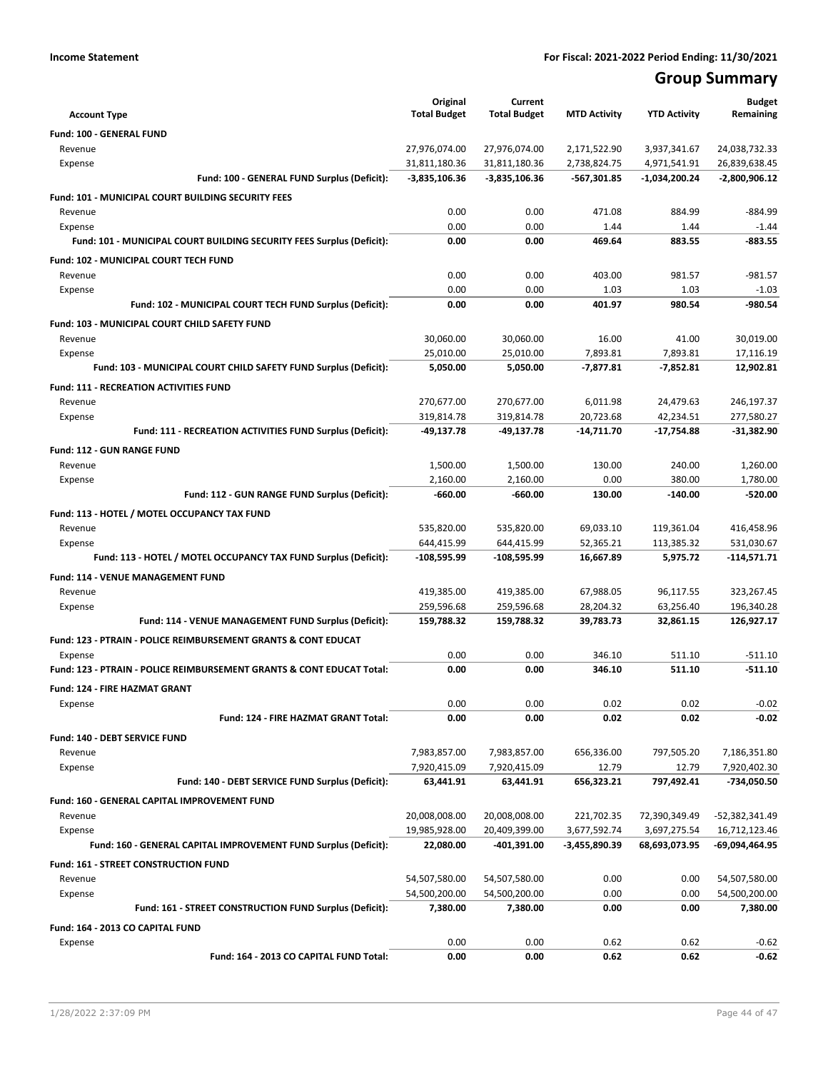**Income Statement** **For Fiscal: 2021-2022 Period Ending: 11/30/2021**

# Group Summary

| Account Type | Original Total Budget | Current Total Budget | MTD Activity | YTD Activity | Budget Remaining |
|---|---|---|---|---|---|
| **Fund: 100 - GENERAL FUND** | | | | | |
| Revenue | 27,976,074.00 | 27,976,074.00 | 2,171,522.90 | 3,937,341.67 | 24,038,732.33 |
| Expense | 31,811,180.36 | 31,811,180.36 | 2,738,824.75 | 4,971,541.91 | 26,839,638.45 |
| **Fund: 100 - GENERAL FUND Surplus (Deficit):** | **-3,835,106.36** | **-3,835,106.36** | **-567,301.85** | **-1,034,200.24** | **-2,800,906.12** |
| **Fund: 101 - MUNICIPAL COURT BUILDING SECURITY FEES** | | | | | |
| Revenue | 0.00 | 0.00 | 471.08 | 884.99 | -884.99 |
| Expense | 0.00 | 0.00 | 1.44 | 1.44 | -1.44 |
| **Fund: 101 - MUNICIPAL COURT BUILDING SECURITY FEES Surplus (Deficit):** | **0.00** | **0.00** | **469.64** | **883.55** | **-883.55** |
| **Fund: 102 - MUNICIPAL COURT TECH FUND** | | | | | |
| Revenue | 0.00 | 0.00 | 403.00 | 981.57 | -981.57 |
| Expense | 0.00 | 0.00 | 1.03 | 1.03 | -1.03 |
| **Fund: 102 - MUNICIPAL COURT TECH FUND Surplus (Deficit):** | **0.00** | **0.00** | **401.97** | **980.54** | **-980.54** |
| **Fund: 103 - MUNICIPAL COURT CHILD SAFETY FUND** | | | | | |
| Revenue | 30,060.00 | 30,060.00 | 16.00 | 41.00 | 30,019.00 |
| Expense | 25,010.00 | 25,010.00 | 7,893.81 | 7,893.81 | 17,116.19 |
| **Fund: 103 - MUNICIPAL COURT CHILD SAFETY FUND Surplus (Deficit):** | **5,050.00** | **5,050.00** | **-7,877.81** | **-7,852.81** | **12,902.81** |
| **Fund: 111 - RECREATION ACTIVITIES FUND** | | | | | |
| Revenue | 270,677.00 | 270,677.00 | 6,011.98 | 24,479.63 | 246,197.37 |
| Expense | 319,814.78 | 319,814.78 | 20,723.68 | 42,234.51 | 277,580.27 |
| **Fund: 111 - RECREATION ACTIVITIES FUND Surplus (Deficit):** | **-49,137.78** | **-49,137.78** | **-14,711.70** | **-17,754.88** | **-31,382.90** |
| **Fund: 112 - GUN RANGE FUND** | | | | | |
| Revenue | 1,500.00 | 1,500.00 | 130.00 | 240.00 | 1,260.00 |
| Expense | 2,160.00 | 2,160.00 | 0.00 | 380.00 | 1,780.00 |
| **Fund: 112 - GUN RANGE FUND Surplus (Deficit):** | **-660.00** | **-660.00** | **130.00** | **-140.00** | **-520.00** |
| **Fund: 113 - HOTEL / MOTEL OCCUPANCY TAX FUND** | | | | | |
| Revenue | 535,820.00 | 535,820.00 | 69,033.10 | 119,361.04 | 416,458.96 |
| Expense | 644,415.99 | 644,415.99 | 52,365.21 | 113,385.32 | 531,030.67 |
| **Fund: 113 - HOTEL / MOTEL OCCUPANCY TAX FUND Surplus (Deficit):** | **-108,595.99** | **-108,595.99** | **16,667.89** | **5,975.72** | **-114,571.71** |
| **Fund: 114 - VENUE MANAGEMENT FUND** | | | | | |
| Revenue | 419,385.00 | 419,385.00 | 67,988.05 | 96,117.55 | 323,267.45 |
| Expense | 259,596.68 | 259,596.68 | 28,204.32 | 63,256.40 | 196,340.28 |
| **Fund: 114 - VENUE MANAGEMENT FUND Surplus (Deficit):** | **159,788.32** | **159,788.32** | **39,783.73** | **32,861.15** | **126,927.17** |
| **Fund: 123 - PTRAIN - POLICE REIMBURSEMENT GRANTS & CONT EDUCAT** | | | | | |
| Expense | 0.00 | 0.00 | 346.10 | 511.10 | -511.10 |
| **Fund: 123 - PTRAIN - POLICE REIMBURSEMENT GRANTS & CONT EDUCAT Total:** | **0.00** | **0.00** | **346.10** | **511.10** | **-511.10** |
| **Fund: 124 - FIRE HAZMAT GRANT** | | | | | |
| Expense | 0.00 | 0.00 | 0.02 | 0.02 | -0.02 |
| **Fund: 124 - FIRE HAZMAT GRANT Total:** | **0.00** | **0.00** | **0.02** | **0.02** | **-0.02** |
| **Fund: 140 - DEBT SERVICE FUND** | | | | | |
| Revenue | 7,983,857.00 | 7,983,857.00 | 656,336.00 | 797,505.20 | 7,186,351.80 |
| Expense | 7,920,415.09 | 7,920,415.09 | 12.79 | 12.79 | 7,920,402.30 |
| **Fund: 140 - DEBT SERVICE FUND Surplus (Deficit):** | **63,441.91** | **63,441.91** | **656,323.21** | **797,492.41** | **-734,050.50** |
| **Fund: 160 - GENERAL CAPITAL IMPROVEMENT FUND** | | | | | |
| Revenue | 20,008,008.00 | 20,008,008.00 | 221,702.35 | 72,390,349.49 | -52,382,341.49 |
| Expense | 19,985,928.00 | 20,409,399.00 | 3,677,592.74 | 3,697,275.54 | 16,712,123.46 |
| **Fund: 160 - GENERAL CAPITAL IMPROVEMENT FUND Surplus (Deficit):** | **22,080.00** | **-401,391.00** | **-3,455,890.39** | **68,693,073.95** | **-69,094,464.95** |
| **Fund: 161 - STREET CONSTRUCTION FUND** | | | | | |
| Revenue | 54,507,580.00 | 54,507,580.00 | 0.00 | 0.00 | 54,507,580.00 |
| Expense | 54,500,200.00 | 54,500,200.00 | 0.00 | 0.00 | 54,500,200.00 |
| **Fund: 161 - STREET CONSTRUCTION FUND Surplus (Deficit):** | **7,380.00** | **7,380.00** | **0.00** | **0.00** | **7,380.00** |
| **Fund: 164 - 2013 CO CAPITAL FUND** | | | | | |
| Expense | 0.00 | 0.00 | 0.62 | 0.62 | -0.62 |
| **Fund: 164 - 2013 CO CAPITAL FUND Total:** | **0.00** | **0.00** | **0.62** | **0.62** | **-0.62** |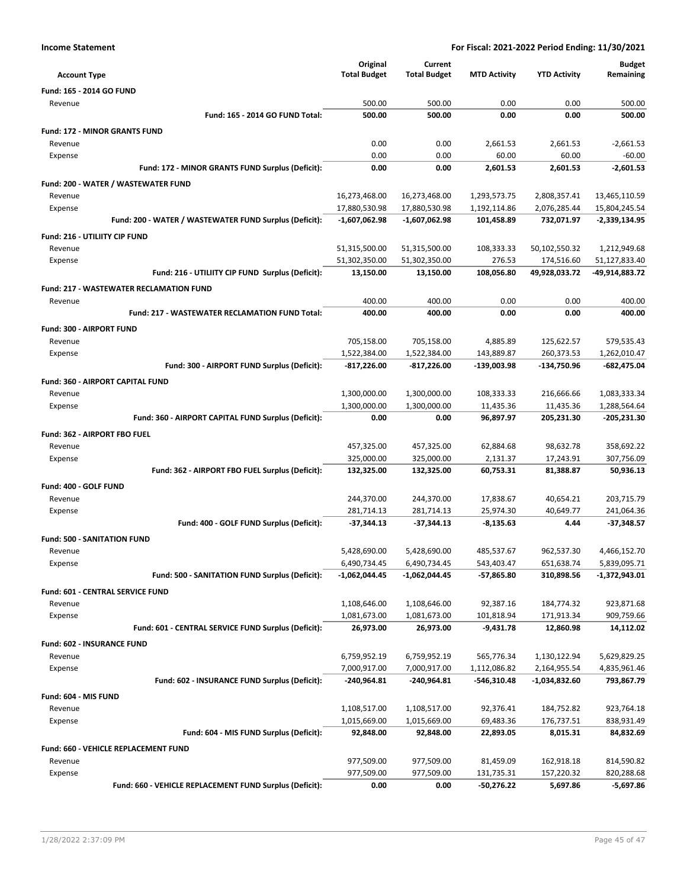**Income Statement** — For Fiscal: 2021-2022 Period Ending: 11/30/2021

| Account Type | Original Total Budget | Current Total Budget | MTD Activity | YTD Activity | Budget Remaining |
|---|---|---|---|---|---|
| **Fund: 165 - 2014 GO FUND** | | | | | |
| Revenue | 500.00 | 500.00 | 0.00 | 0.00 | 500.00 |
| **Fund: 165 - 2014 GO FUND Total:** | **500.00** | **500.00** | **0.00** | **0.00** | **500.00** |
| **Fund: 172 - MINOR GRANTS FUND** | | | | | |
| Revenue | 0.00 | 0.00 | 2,661.53 | 2,661.53 | -2,661.53 |
| Expense | 0.00 | 0.00 | 60.00 | 60.00 | -60.00 |
| **Fund: 172 - MINOR GRANTS FUND Surplus (Deficit):** | **0.00** | **0.00** | **2,601.53** | **2,601.53** | **-2,601.53** |
| **Fund: 200 - WATER / WASTEWATER FUND** | | | | | |
| Revenue | 16,273,468.00 | 16,273,468.00 | 1,293,573.75 | 2,808,357.41 | 13,465,110.59 |
| Expense | 17,880,530.98 | 17,880,530.98 | 1,192,114.86 | 2,076,285.44 | 15,804,245.54 |
| **Fund: 200 - WATER / WASTEWATER FUND Surplus (Deficit):** | **-1,607,062.98** | **-1,607,062.98** | **101,458.89** | **732,071.97** | **-2,339,134.95** |
| **Fund: 216 - UTILIITY CIP FUND** | | | | | |
| Revenue | 51,315,500.00 | 51,315,500.00 | 108,333.33 | 50,102,550.32 | 1,212,949.68 |
| Expense | 51,302,350.00 | 51,302,350.00 | 276.53 | 174,516.60 | 51,127,833.40 |
| **Fund: 216 - UTILIITY CIP FUND Surplus (Deficit):** | **13,150.00** | **13,150.00** | **108,056.80** | **49,928,033.72** | **-49,914,883.72** |
| **Fund: 217 - WASTEWATER RECLAMATION FUND** | | | | | |
| Revenue | 400.00 | 400.00 | 0.00 | 0.00 | 400.00 |
| **Fund: 217 - WASTEWATER RECLAMATION FUND Total:** | **400.00** | **400.00** | **0.00** | **0.00** | **400.00** |
| **Fund: 300 - AIRPORT FUND** | | | | | |
| Revenue | 705,158.00 | 705,158.00 | 4,885.89 | 125,622.57 | 579,535.43 |
| Expense | 1,522,384.00 | 1,522,384.00 | 143,889.87 | 260,373.53 | 1,262,010.47 |
| **Fund: 300 - AIRPORT FUND Surplus (Deficit):** | **-817,226.00** | **-817,226.00** | **-139,003.98** | **-134,750.96** | **-682,475.04** |
| **Fund: 360 - AIRPORT CAPITAL FUND** | | | | | |
| Revenue | 1,300,000.00 | 1,300,000.00 | 108,333.33 | 216,666.66 | 1,083,333.34 |
| Expense | 1,300,000.00 | 1,300,000.00 | 11,435.36 | 11,435.36 | 1,288,564.64 |
| **Fund: 360 - AIRPORT CAPITAL FUND Surplus (Deficit):** | **0.00** | **0.00** | **96,897.97** | **205,231.30** | **-205,231.30** |
| **Fund: 362 - AIRPORT FBO FUEL** | | | | | |
| Revenue | 457,325.00 | 457,325.00 | 62,884.68 | 98,632.78 | 358,692.22 |
| Expense | 325,000.00 | 325,000.00 | 2,131.37 | 17,243.91 | 307,756.09 |
| **Fund: 362 - AIRPORT FBO FUEL Surplus (Deficit):** | **132,325.00** | **132,325.00** | **60,753.31** | **81,388.87** | **50,936.13** |
| **Fund: 400 - GOLF FUND** | | | | | |
| Revenue | 244,370.00 | 244,370.00 | 17,838.67 | 40,654.21 | 203,715.79 |
| Expense | 281,714.13 | 281,714.13 | 25,974.30 | 40,649.77 | 241,064.36 |
| **Fund: 400 - GOLF FUND Surplus (Deficit):** | **-37,344.13** | **-37,344.13** | **-8,135.63** | **4.44** | **-37,348.57** |
| **Fund: 500 - SANITATION FUND** | | | | | |
| Revenue | 5,428,690.00 | 5,428,690.00 | 485,537.67 | 962,537.30 | 4,466,152.70 |
| Expense | 6,490,734.45 | 6,490,734.45 | 543,403.47 | 651,638.74 | 5,839,095.71 |
| **Fund: 500 - SANITATION FUND Surplus (Deficit):** | **-1,062,044.45** | **-1,062,044.45** | **-57,865.80** | **310,898.56** | **-1,372,943.01** |
| **Fund: 601 - CENTRAL SERVICE FUND** | | | | | |
| Revenue | 1,108,646.00 | 1,108,646.00 | 92,387.16 | 184,774.32 | 923,871.68 |
| Expense | 1,081,673.00 | 1,081,673.00 | 101,818.94 | 171,913.34 | 909,759.66 |
| **Fund: 601 - CENTRAL SERVICE FUND Surplus (Deficit):** | **26,973.00** | **26,973.00** | **-9,431.78** | **12,860.98** | **14,112.02** |
| **Fund: 602 - INSURANCE FUND** | | | | | |
| Revenue | 6,759,952.19 | 6,759,952.19 | 565,776.34 | 1,130,122.94 | 5,629,829.25 |
| Expense | 7,000,917.00 | 7,000,917.00 | 1,112,086.82 | 2,164,955.54 | 4,835,961.46 |
| **Fund: 602 - INSURANCE FUND Surplus (Deficit):** | **-240,964.81** | **-240,964.81** | **-546,310.48** | **-1,034,832.60** | **793,867.79** |
| **Fund: 604 - MIS FUND** | | | | | |
| Revenue | 1,108,517.00 | 1,108,517.00 | 92,376.41 | 184,752.82 | 923,764.18 |
| Expense | 1,015,669.00 | 1,015,669.00 | 69,483.36 | 176,737.51 | 838,931.49 |
| **Fund: 604 - MIS FUND Surplus (Deficit):** | **92,848.00** | **92,848.00** | **22,893.05** | **8,015.31** | **84,832.69** |
| **Fund: 660 - VEHICLE REPLACEMENT FUND** | | | | | |
| Revenue | 977,509.00 | 977,509.00 | 81,459.09 | 162,918.18 | 814,590.82 |
| Expense | 977,509.00 | 977,509.00 | 131,735.31 | 157,220.32 | 820,288.68 |
| **Fund: 660 - VEHICLE REPLACEMENT FUND Surplus (Deficit):** | **0.00** | **0.00** | **-50,276.22** | **5,697.86** | **-5,697.86** |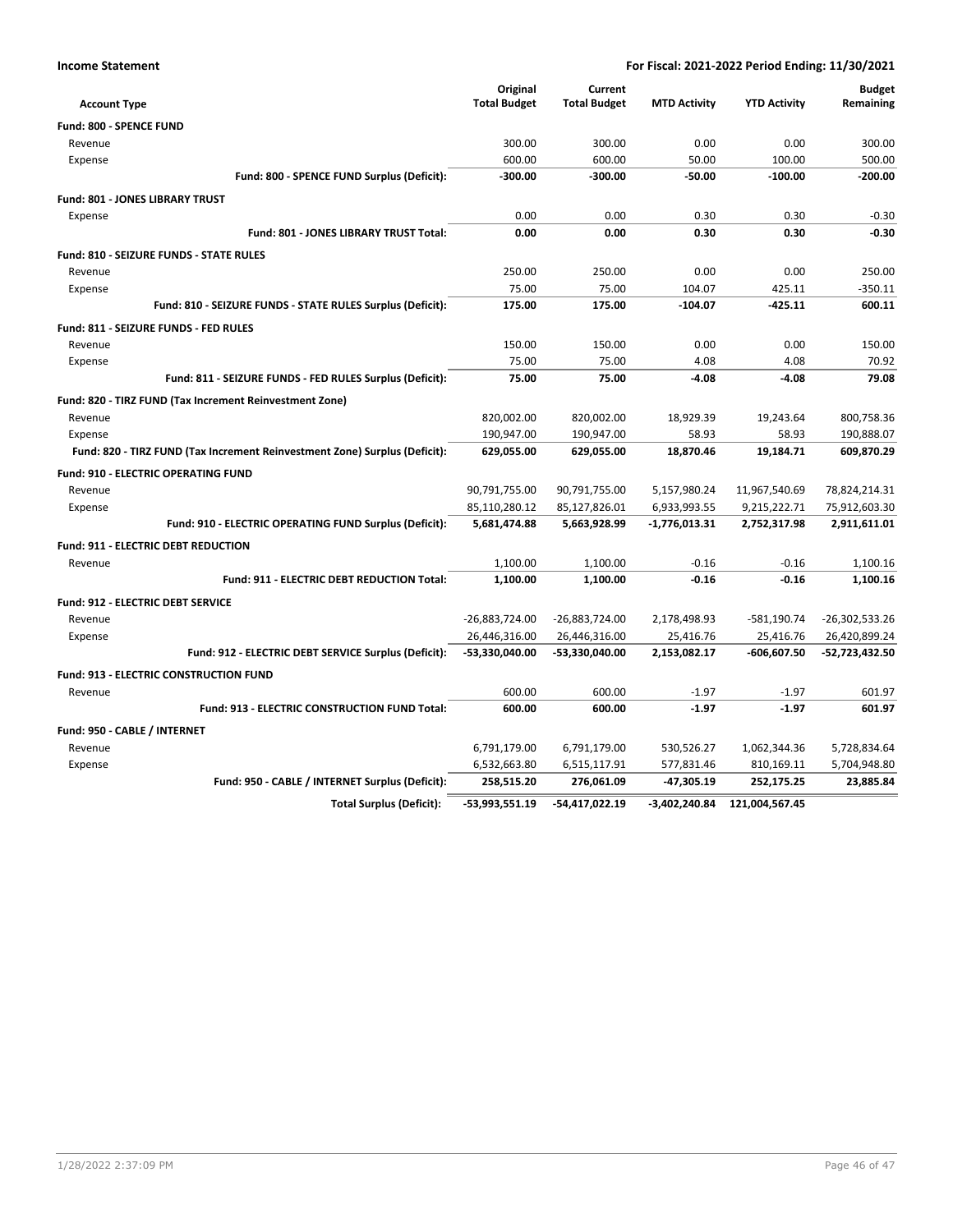**Income Statement** | **For Fiscal: 2021-2022 Period Ending: 11/30/2021**

| Account Type | Original Total Budget | Current Total Budget | MTD Activity | YTD Activity | Budget Remaining |
|---|---|---|---|---|---|
| **Fund: 800 - SPENCE FUND** | | | | | |
| Revenue | 300.00 | 300.00 | 0.00 | 0.00 | 300.00 |
| Expense | 600.00 | 600.00 | 50.00 | 100.00 | 500.00 |
| **Fund: 800 - SPENCE FUND Surplus (Deficit):** | **-300.00** | **-300.00** | **-50.00** | **-100.00** | **-200.00** |
| **Fund: 801 - JONES LIBRARY TRUST** | | | | | |
| Expense | 0.00 | 0.00 | 0.30 | 0.30 | -0.30 |
| **Fund: 801 - JONES LIBRARY TRUST Total:** | **0.00** | **0.00** | **0.30** | **0.30** | **-0.30** |
| **Fund: 810 - SEIZURE FUNDS - STATE RULES** | | | | | |
| Revenue | 250.00 | 250.00 | 0.00 | 0.00 | 250.00 |
| Expense | 75.00 | 75.00 | 104.07 | 425.11 | -350.11 |
| **Fund: 810 - SEIZURE FUNDS - STATE RULES Surplus (Deficit):** | **175.00** | **175.00** | **-104.07** | **-425.11** | **600.11** |
| **Fund: 811 - SEIZURE FUNDS - FED RULES** | | | | | |
| Revenue | 150.00 | 150.00 | 0.00 | 0.00 | 150.00 |
| Expense | 75.00 | 75.00 | 4.08 | 4.08 | 70.92 |
| **Fund: 811 - SEIZURE FUNDS - FED RULES Surplus (Deficit):** | **75.00** | **75.00** | **-4.08** | **-4.08** | **79.08** |
| **Fund: 820 - TIRZ FUND (Tax Increment Reinvestment Zone)** | | | | | |
| Revenue | 820,002.00 | 820,002.00 | 18,929.39 | 19,243.64 | 800,758.36 |
| Expense | 190,947.00 | 190,947.00 | 58.93 | 58.93 | 190,888.07 |
| **Fund: 820 - TIRZ FUND (Tax Increment Reinvestment Zone) Surplus (Deficit):** | **629,055.00** | **629,055.00** | **18,870.46** | **19,184.71** | **609,870.29** |
| **Fund: 910 - ELECTRIC OPERATING FUND** | | | | | |
| Revenue | 90,791,755.00 | 90,791,755.00 | 5,157,980.24 | 11,967,540.69 | 78,824,214.31 |
| Expense | 85,110,280.12 | 85,127,826.01 | 6,933,993.55 | 9,215,222.71 | 75,912,603.30 |
| **Fund: 910 - ELECTRIC OPERATING FUND Surplus (Deficit):** | **5,681,474.88** | **5,663,928.99** | **-1,776,013.31** | **2,752,317.98** | **2,911,611.01** |
| **Fund: 911 - ELECTRIC DEBT REDUCTION** | | | | | |
| Revenue | 1,100.00 | 1,100.00 | -0.16 | -0.16 | 1,100.16 |
| **Fund: 911 - ELECTRIC DEBT REDUCTION Total:** | **1,100.00** | **1,100.00** | **-0.16** | **-0.16** | **1,100.16** |
| **Fund: 912 - ELECTRIC DEBT SERVICE** | | | | | |
| Revenue | -26,883,724.00 | -26,883,724.00 | 2,178,498.93 | -581,190.74 | -26,302,533.26 |
| Expense | 26,446,316.00 | 26,446,316.00 | 25,416.76 | 25,416.76 | 26,420,899.24 |
| **Fund: 912 - ELECTRIC DEBT SERVICE Surplus (Deficit):** | **-53,330,040.00** | **-53,330,040.00** | **2,153,082.17** | **-606,607.50** | **-52,723,432.50** |
| **Fund: 913 - ELECTRIC CONSTRUCTION FUND** | | | | | |
| Revenue | 600.00 | 600.00 | -1.97 | -1.97 | 601.97 |
| **Fund: 913 - ELECTRIC CONSTRUCTION FUND Total:** | **600.00** | **600.00** | **-1.97** | **-1.97** | **601.97** |
| **Fund: 950 - CABLE / INTERNET** | | | | | |
| Revenue | 6,791,179.00 | 6,791,179.00 | 530,526.27 | 1,062,344.36 | 5,728,834.64 |
| Expense | 6,532,663.80 | 6,515,117.91 | 577,831.46 | 810,169.11 | 5,704,948.80 |
| **Fund: 950 - CABLE / INTERNET Surplus (Deficit):** | **258,515.20** | **276,061.09** | **-47,305.19** | **252,175.25** | **23,885.84** |
| **Total Surplus (Deficit):** | **-53,993,551.19** | **-54,417,022.19** | **-3,402,240.84** | **121,004,567.45** | |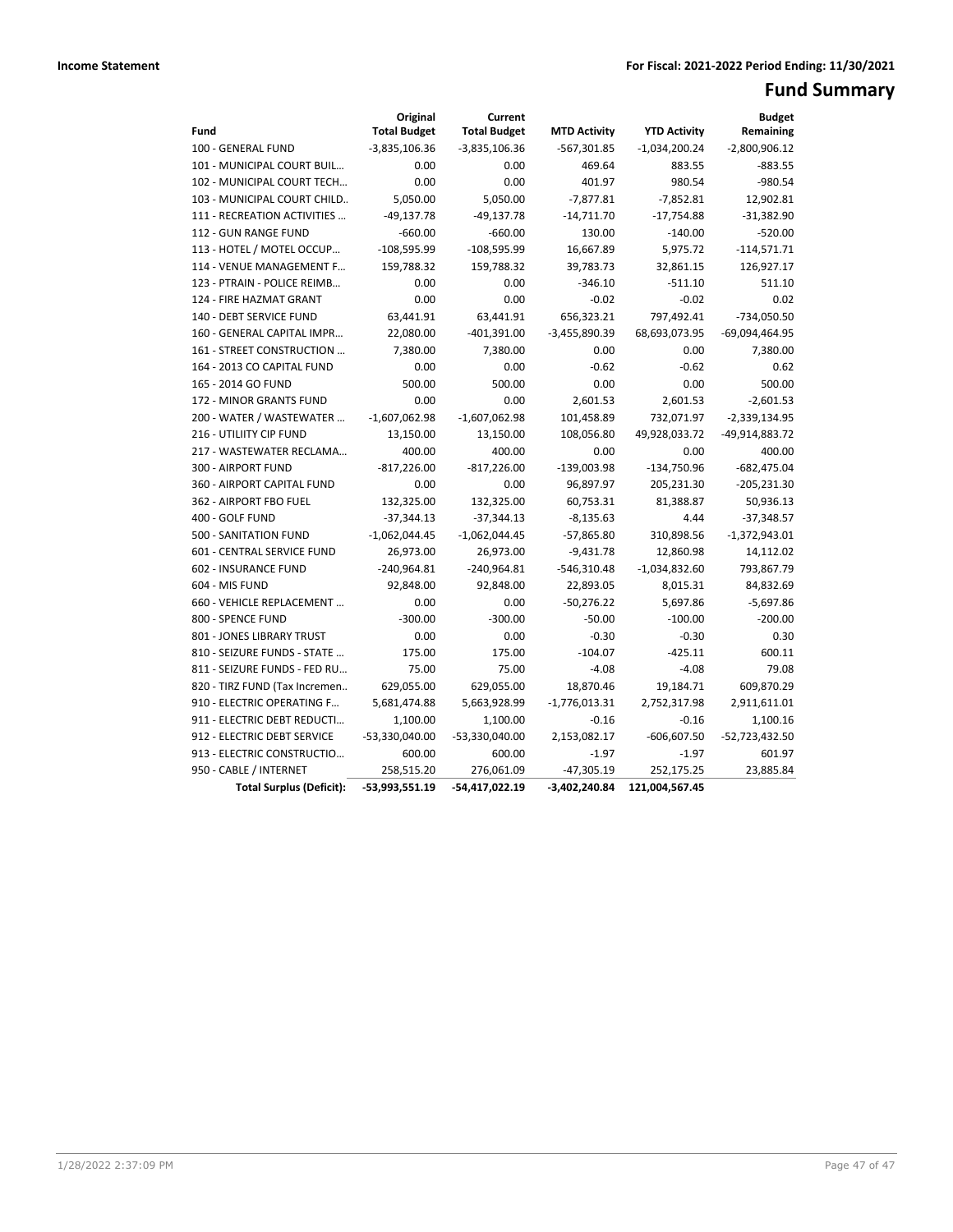**Income Statement** **For Fiscal: 2021-2022 Period Ending: 11/30/2021**

# Fund Summary

| Fund | Original Total Budget | Current Total Budget | MTD Activity | YTD Activity | Budget Remaining |
|---|---|---|---|---|---|
| 100 - GENERAL FUND | -3,835,106.36 | -3,835,106.36 | -567,301.85 | -1,034,200.24 | -2,800,906.12 |
| 101 - MUNICIPAL COURT BUIL… | 0.00 | 0.00 | 469.64 | 883.55 | -883.55 |
| 102 - MUNICIPAL COURT TECH… | 0.00 | 0.00 | 401.97 | 980.54 | -980.54 |
| 103 - MUNICIPAL COURT CHILD.. | 5,050.00 | 5,050.00 | -7,877.81 | -7,852.81 | 12,902.81 |
| 111 - RECREATION ACTIVITIES … | -49,137.78 | -49,137.78 | -14,711.70 | -17,754.88 | -31,382.90 |
| 112 - GUN RANGE FUND | -660.00 | -660.00 | 130.00 | -140.00 | -520.00 |
| 113 - HOTEL / MOTEL OCCUP… | -108,595.99 | -108,595.99 | 16,667.89 | 5,975.72 | -114,571.71 |
| 114 - VENUE MANAGEMENT F… | 159,788.32 | 159,788.32 | 39,783.73 | 32,861.15 | 126,927.17 |
| 123 - PTRAIN - POLICE REIMB… | 0.00 | 0.00 | -346.10 | -511.10 | 511.10 |
| 124 - FIRE HAZMAT GRANT | 0.00 | 0.00 | -0.02 | -0.02 | 0.02 |
| 140 - DEBT SERVICE FUND | 63,441.91 | 63,441.91 | 656,323.21 | 797,492.41 | -734,050.50 |
| 160 - GENERAL CAPITAL IMPR… | 22,080.00 | -401,391.00 | -3,455,890.39 | 68,693,073.95 | -69,094,464.95 |
| 161 - STREET CONSTRUCTION … | 7,380.00 | 7,380.00 | 0.00 | 0.00 | 7,380.00 |
| 164 - 2013 CO CAPITAL FUND | 0.00 | 0.00 | -0.62 | -0.62 | 0.62 |
| 165 - 2014 GO FUND | 500.00 | 500.00 | 0.00 | 0.00 | 500.00 |
| 172 - MINOR GRANTS FUND | 0.00 | 0.00 | 2,601.53 | 2,601.53 | -2,601.53 |
| 200 - WATER / WASTEWATER … | -1,607,062.98 | -1,607,062.98 | 101,458.89 | 732,071.97 | -2,339,134.95 |
| 216 - UTILIITY CIP FUND | 13,150.00 | 13,150.00 | 108,056.80 | 49,928,033.72 | -49,914,883.72 |
| 217 - WASTEWATER RECLAMA… | 400.00 | 400.00 | 0.00 | 0.00 | 400.00 |
| 300 - AIRPORT FUND | -817,226.00 | -817,226.00 | -139,003.98 | -134,750.96 | -682,475.04 |
| 360 - AIRPORT CAPITAL FUND | 0.00 | 0.00 | 96,897.97 | 205,231.30 | -205,231.30 |
| 362 - AIRPORT FBO FUEL | 132,325.00 | 132,325.00 | 60,753.31 | 81,388.87 | 50,936.13 |
| 400 - GOLF FUND | -37,344.13 | -37,344.13 | -8,135.63 | 4.44 | -37,348.57 |
| 500 - SANITATION FUND | -1,062,044.45 | -1,062,044.45 | -57,865.80 | 310,898.56 | -1,372,943.01 |
| 601 - CENTRAL SERVICE FUND | 26,973.00 | 26,973.00 | -9,431.78 | 12,860.98 | 14,112.02 |
| 602 - INSURANCE FUND | -240,964.81 | -240,964.81 | -546,310.48 | -1,034,832.60 | 793,867.79 |
| 604 - MIS FUND | 92,848.00 | 92,848.00 | 22,893.05 | 8,015.31 | 84,832.69 |
| 660 - VEHICLE REPLACEMENT … | 0.00 | 0.00 | -50,276.22 | 5,697.86 | -5,697.86 |
| 800 - SPENCE FUND | -300.00 | -300.00 | -50.00 | -100.00 | -200.00 |
| 801 - JONES LIBRARY TRUST | 0.00 | 0.00 | -0.30 | -0.30 | 0.30 |
| 810 - SEIZURE FUNDS - STATE … | 175.00 | 175.00 | -104.07 | -425.11 | 600.11 |
| 811 - SEIZURE FUNDS - FED RU… | 75.00 | 75.00 | -4.08 | -4.08 | 79.08 |
| 820 - TIRZ FUND (Tax Incremen.. | 629,055.00 | 629,055.00 | 18,870.46 | 19,184.71 | 609,870.29 |
| 910 - ELECTRIC OPERATING F… | 5,681,474.88 | 5,663,928.99 | -1,776,013.31 | 2,752,317.98 | 2,911,611.01 |
| 911 - ELECTRIC DEBT REDUCTI… | 1,100.00 | 1,100.00 | -0.16 | -0.16 | 1,100.16 |
| 912 - ELECTRIC DEBT SERVICE | -53,330,040.00 | -53,330,040.00 | 2,153,082.17 | -606,607.50 | -52,723,432.50 |
| 913 - ELECTRIC CONSTRUCTIO… | 600.00 | 600.00 | -1.97 | -1.97 | 601.97 |
| 950 - CABLE / INTERNET | 258,515.20 | 276,061.09 | -47,305.19 | 252,175.25 | 23,885.84 |
| **Total Surplus (Deficit):** | **-53,993,551.19** | **-54,417,022.19** | **-3,402,240.84** | **121,004,567.45** | |